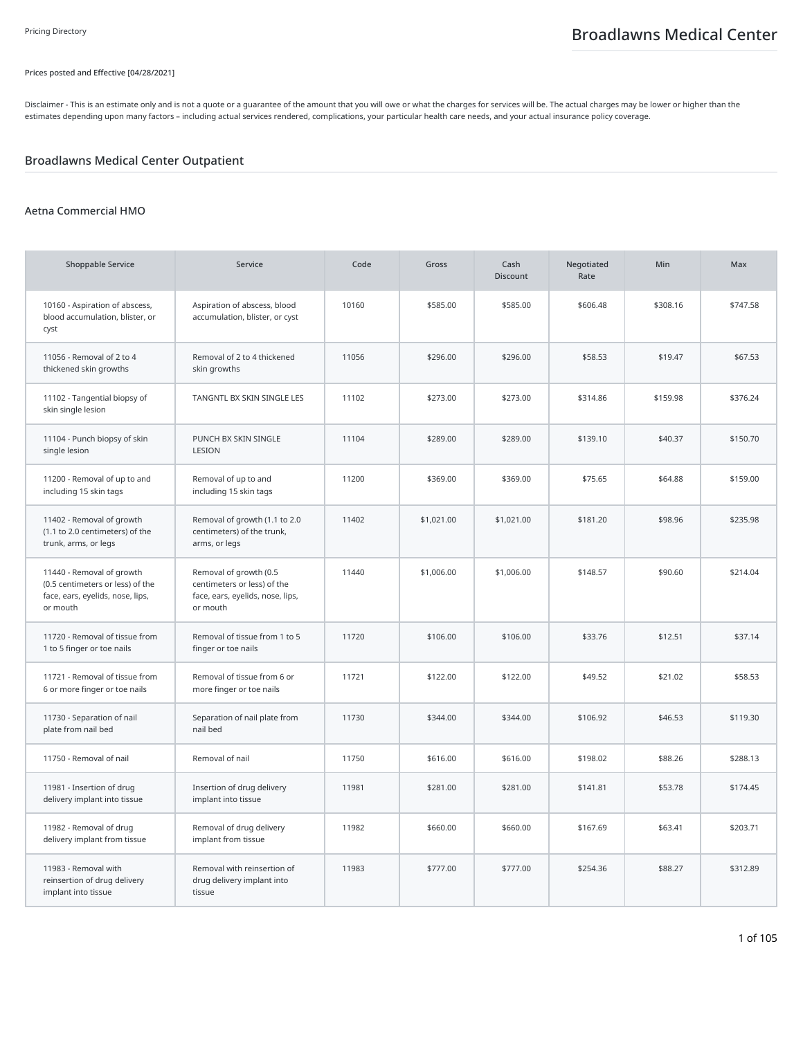Pricing Directory

# Broadlawns Medical Center

Prices posted and Effective [04/28/2021]

Disclaimer - This is an estimate only and is not a quote or a guarantee of the amount that you will owe or what the charges for services will be. The actual charges may be lower or higher than the estimates depending upon many factors – including actual services rendered, complications, your particular health care needs, and your actual insurance policy coverage.

## Broadlawns Medical Center Outpatient

### Aetna Commercial HMO

| Shoppable Service | Service | Code | Gross | Cash Discount | Negotiated Rate | Min | Max |
|---|---|---|---|---|---|---|---|
| 10160 - Aspiration of abscess, blood accumulation, blister, or cyst | Aspiration of abscess, blood accumulation, blister, or cyst | 10160 | $585.00 | $585.00 | $606.48 | $308.16 | $747.58 |
| 11056 - Removal of 2 to 4 thickened skin growths | Removal of 2 to 4 thickened skin growths | 11056 | $296.00 | $296.00 | $58.53 | $19.47 | $67.53 |
| 11102 - Tangential biopsy of skin single lesion | TANGNTL BX SKIN SINGLE LES | 11102 | $273.00 | $273.00 | $314.86 | $159.98 | $376.24 |
| 11104 - Punch biopsy of skin single lesion | PUNCH BX SKIN SINGLE LESION | 11104 | $289.00 | $289.00 | $139.10 | $40.37 | $150.70 |
| 11200 - Removal of up to and including 15 skin tags | Removal of up to and including 15 skin tags | 11200 | $369.00 | $369.00 | $75.65 | $64.88 | $159.00 |
| 11402 - Removal of growth (1.1 to 2.0 centimeters) of the trunk, arms, or legs | Removal of growth (1.1 to 2.0 centimeters) of the trunk, arms, or legs | 11402 | $1,021.00 | $1,021.00 | $181.20 | $98.96 | $235.98 |
| 11440 - Removal of growth (0.5 centimeters or less) of the face, ears, eyelids, nose, lips, or mouth | Removal of growth (0.5 centimeters or less) of the face, ears, eyelids, nose, lips, or mouth | 11440 | $1,006.00 | $1,006.00 | $148.57 | $90.60 | $214.04 |
| 11720 - Removal of tissue from 1 to 5 finger or toe nails | Removal of tissue from 1 to 5 finger or toe nails | 11720 | $106.00 | $106.00 | $33.76 | $12.51 | $37.14 |
| 11721 - Removal of tissue from 6 or more finger or toe nails | Removal of tissue from 6 or more finger or toe nails | 11721 | $122.00 | $122.00 | $49.52 | $21.02 | $58.53 |
| 11730 - Separation of nail plate from nail bed | Separation of nail plate from nail bed | 11730 | $344.00 | $344.00 | $106.92 | $46.53 | $119.30 |
| 11750 - Removal of nail | Removal of nail | 11750 | $616.00 | $616.00 | $198.02 | $88.26 | $288.13 |
| 11981 - Insertion of drug delivery implant into tissue | Insertion of drug delivery implant into tissue | 11981 | $281.00 | $281.00 | $141.81 | $53.78 | $174.45 |
| 11982 - Removal of drug delivery implant from tissue | Removal of drug delivery implant from tissue | 11982 | $660.00 | $660.00 | $167.69 | $63.41 | $203.71 |
| 11983 - Removal with reinsertion of drug delivery implant into tissue | Removal with reinsertion of drug delivery implant into tissue | 11983 | $777.00 | $777.00 | $254.36 | $88.27 | $312.89 |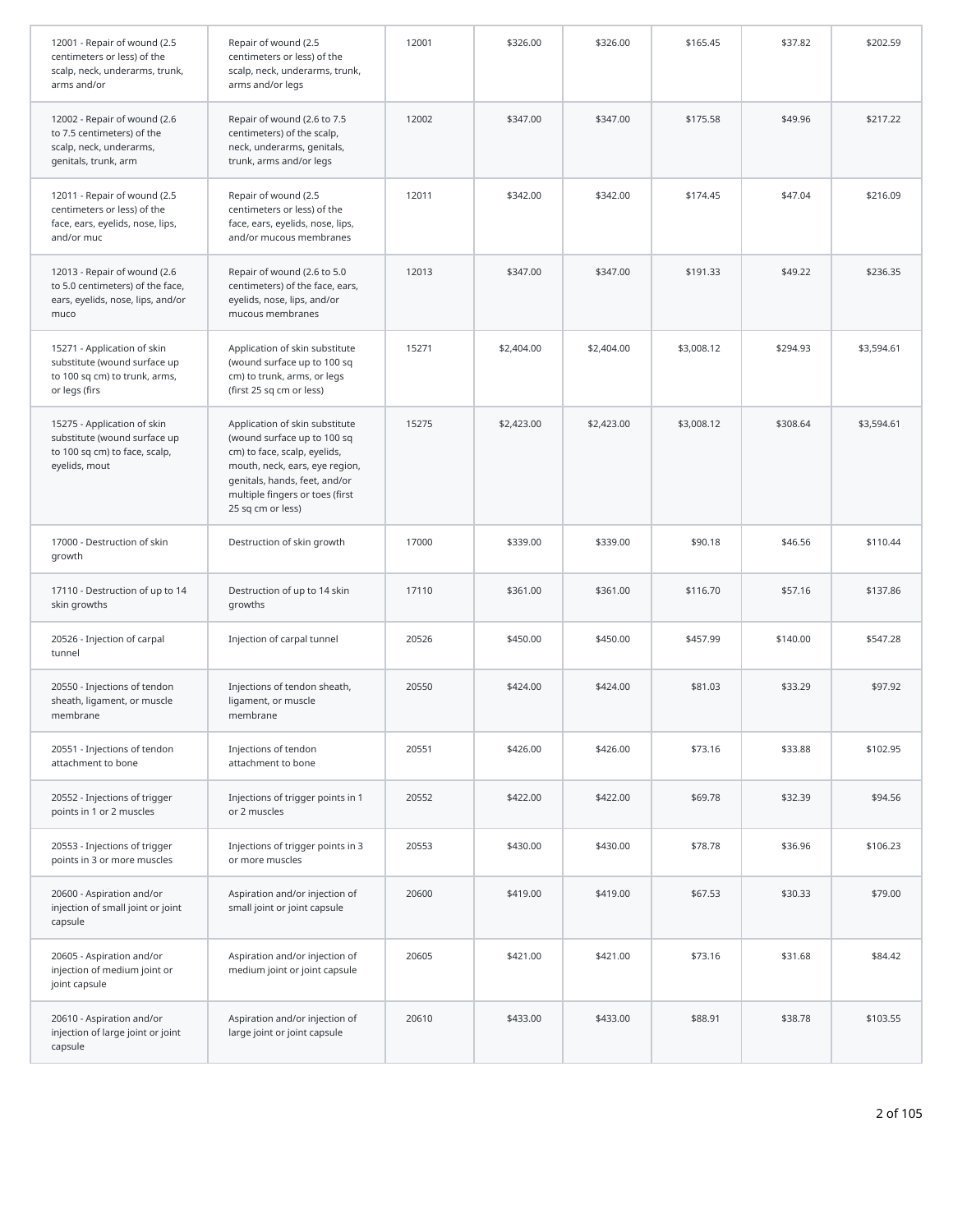| | | | | | | | |
|---|---|---|---|---|---|---|---|
| 12001 - Repair of wound (2.5 centimeters or less) of the scalp, neck, underarms, trunk, arms and/or | Repair of wound (2.5 centimeters or less) of the scalp, neck, underarms, trunk, arms and/or legs | 12001 | $326.00 | $326.00 | $165.45 | $37.82 | $202.59 |
| 12002 - Repair of wound (2.6 to 7.5 centimeters) of the scalp, neck, underarms, genitals, trunk, arm | Repair of wound (2.6 to 7.5 centimeters) of the scalp, neck, underarms, genitals, trunk, arms and/or legs | 12002 | $347.00 | $347.00 | $175.58 | $49.96 | $217.22 |
| 12011 - Repair of wound (2.5 centimeters or less) of the face, ears, eyelids, nose, lips, and/or muc | Repair of wound (2.5 centimeters or less) of the face, ears, eyelids, nose, lips, and/or mucous membranes | 12011 | $342.00 | $342.00 | $174.45 | $47.04 | $216.09 |
| 12013 - Repair of wound (2.6 to 5.0 centimeters) of the face, ears, eyelids, nose, lips, and/or muco | Repair of wound (2.6 to 5.0 centimeters) of the face, ears, eyelids, nose, lips, and/or mucous membranes | 12013 | $347.00 | $347.00 | $191.33 | $49.22 | $236.35 |
| 15271 - Application of skin substitute (wound surface up to 100 sq cm) to trunk, arms, or legs (firs | Application of skin substitute (wound surface up to 100 sq cm) to trunk, arms, or legs (first 25 sq cm or less) | 15271 | $2,404.00 | $2,404.00 | $3,008.12 | $294.93 | $3,594.61 |
| 15275 - Application of skin substitute (wound surface up to 100 sq cm) to face, scalp, eyelids, mout | Application of skin substitute (wound surface up to 100 sq cm) to face, scalp, eyelids, mouth, neck, ears, eye region, genitals, hands, feet, and/or multiple fingers or toes (first 25 sq cm or less) | 15275 | $2,423.00 | $2,423.00 | $3,008.12 | $308.64 | $3,594.61 |
| 17000 - Destruction of skin growth | Destruction of skin growth | 17000 | $339.00 | $339.00 | $90.18 | $46.56 | $110.44 |
| 17110 - Destruction of up to 14 skin growths | Destruction of up to 14 skin growths | 17110 | $361.00 | $361.00 | $116.70 | $57.16 | $137.86 |
| 20526 - Injection of carpal tunnel | Injection of carpal tunnel | 20526 | $450.00 | $450.00 | $457.99 | $140.00 | $547.28 |
| 20550 - Injections of tendon sheath, ligament, or muscle membrane | Injections of tendon sheath, ligament, or muscle membrane | 20550 | $424.00 | $424.00 | $81.03 | $33.29 | $97.92 |
| 20551 - Injections of tendon attachment to bone | Injections of tendon attachment to bone | 20551 | $426.00 | $426.00 | $73.16 | $33.88 | $102.95 |
| 20552 - Injections of trigger points in 1 or 2 muscles | Injections of trigger points in 1 or 2 muscles | 20552 | $422.00 | $422.00 | $69.78 | $32.39 | $94.56 |
| 20553 - Injections of trigger points in 3 or more muscles | Injections of trigger points in 3 or more muscles | 20553 | $430.00 | $430.00 | $78.78 | $36.96 | $106.23 |
| 20600 - Aspiration and/or injection of small joint or joint capsule | Aspiration and/or injection of small joint or joint capsule | 20600 | $419.00 | $419.00 | $67.53 | $30.33 | $79.00 |
| 20605 - Aspiration and/or injection of medium joint or joint capsule | Aspiration and/or injection of medium joint or joint capsule | 20605 | $421.00 | $421.00 | $73.16 | $31.68 | $84.42 |
| 20610 - Aspiration and/or injection of large joint or joint capsule | Aspiration and/or injection of large joint or joint capsule | 20610 | $433.00 | $433.00 | $88.91 | $38.78 | $103.55 |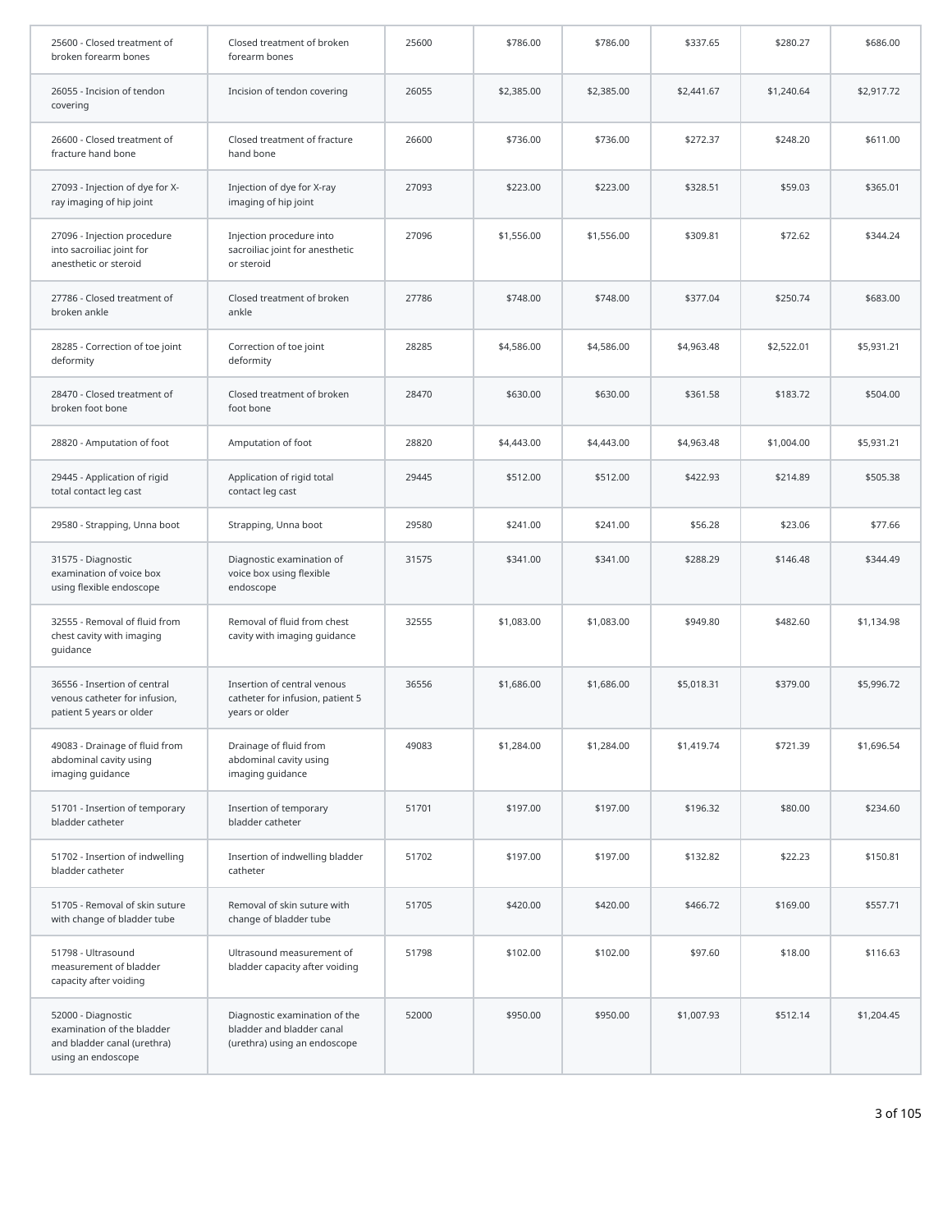| | | | | | | | |
|---|---|---|---|---|---|---|---|
| 25600 - Closed treatment of broken forearm bones | Closed treatment of broken forearm bones | 25600 | $786.00 | $786.00 | $337.65 | $280.27 | $686.00 |
| 26055 - Incision of tendon covering | Incision of tendon covering | 26055 | $2,385.00 | $2,385.00 | $2,441.67 | $1,240.64 | $2,917.72 |
| 26600 - Closed treatment of fracture hand bone | Closed treatment of fracture hand bone | 26600 | $736.00 | $736.00 | $272.37 | $248.20 | $611.00 |
| 27093 - Injection of dye for X-ray imaging of hip joint | Injection of dye for X-ray imaging of hip joint | 27093 | $223.00 | $223.00 | $328.51 | $59.03 | $365.01 |
| 27096 - Injection procedure into sacroiliac joint for anesthetic or steroid | Injection procedure into sacroiliac joint for anesthetic or steroid | 27096 | $1,556.00 | $1,556.00 | $309.81 | $72.62 | $344.24 |
| 27786 - Closed treatment of broken ankle | Closed treatment of broken ankle | 27786 | $748.00 | $748.00 | $377.04 | $250.74 | $683.00 |
| 28285 - Correction of toe joint deformity | Correction of toe joint deformity | 28285 | $4,586.00 | $4,586.00 | $4,963.48 | $2,522.01 | $5,931.21 |
| 28470 - Closed treatment of broken foot bone | Closed treatment of broken foot bone | 28470 | $630.00 | $630.00 | $361.58 | $183.72 | $504.00 |
| 28820 - Amputation of foot | Amputation of foot | 28820 | $4,443.00 | $4,443.00 | $4,963.48 | $1,004.00 | $5,931.21 |
| 29445 - Application of rigid total contact leg cast | Application of rigid total contact leg cast | 29445 | $512.00 | $512.00 | $422.93 | $214.89 | $505.38 |
| 29580 - Strapping, Unna boot | Strapping, Unna boot | 29580 | $241.00 | $241.00 | $56.28 | $23.06 | $77.66 |
| 31575 - Diagnostic examination of voice box using flexible endoscope | Diagnostic examination of voice box using flexible endoscope | 31575 | $341.00 | $341.00 | $288.29 | $146.48 | $344.49 |
| 32555 - Removal of fluid from chest cavity with imaging guidance | Removal of fluid from chest cavity with imaging guidance | 32555 | $1,083.00 | $1,083.00 | $949.80 | $482.60 | $1,134.98 |
| 36556 - Insertion of central venous catheter for infusion, patient 5 years or older | Insertion of central venous catheter for infusion, patient 5 years or older | 36556 | $1,686.00 | $1,686.00 | $5,018.31 | $379.00 | $5,996.72 |
| 49083 - Drainage of fluid from abdominal cavity using imaging guidance | Drainage of fluid from abdominal cavity using imaging guidance | 49083 | $1,284.00 | $1,284.00 | $1,419.74 | $721.39 | $1,696.54 |
| 51701 - Insertion of temporary bladder catheter | Insertion of temporary bladder catheter | 51701 | $197.00 | $197.00 | $196.32 | $80.00 | $234.60 |
| 51702 - Insertion of indwelling bladder catheter | Insertion of indwelling bladder catheter | 51702 | $197.00 | $197.00 | $132.82 | $22.23 | $150.81 |
| 51705 - Removal of skin suture with change of bladder tube | Removal of skin suture with change of bladder tube | 51705 | $420.00 | $420.00 | $466.72 | $169.00 | $557.71 |
| 51798 - Ultrasound measurement of bladder capacity after voiding | Ultrasound measurement of bladder capacity after voiding | 51798 | $102.00 | $102.00 | $97.60 | $18.00 | $116.63 |
| 52000 - Diagnostic examination of the bladder and bladder canal (urethra) using an endoscope | Diagnostic examination of the bladder and bladder canal (urethra) using an endoscope | 52000 | $950.00 | $950.00 | $1,007.93 | $512.14 | $1,204.45 |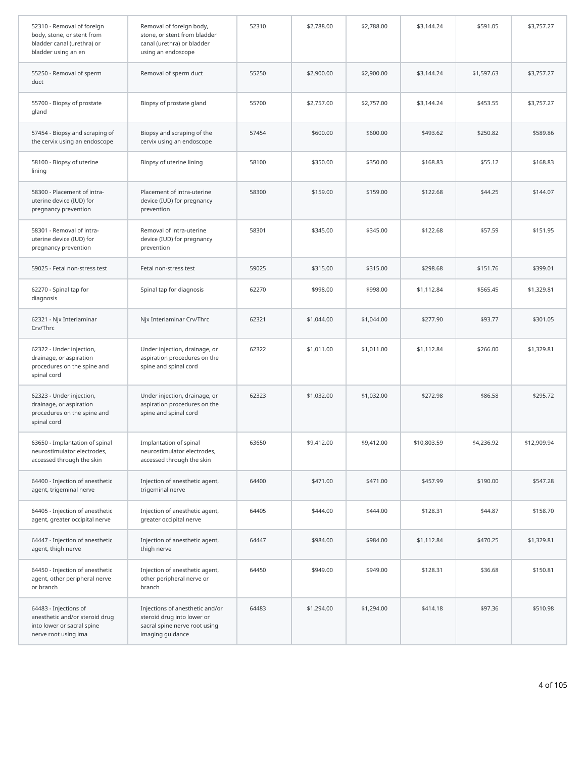| | | | | | | | |
|---|---|---|---|---|---|---|---|
| 52310 - Removal of foreign body, stone, or stent from bladder canal (urethra) or bladder using an en | Removal of foreign body, stone, or stent from bladder canal (urethra) or bladder using an endoscope | 52310 | $2,788.00 | $2,788.00 | $3,144.24 | $591.05 | $3,757.27 |
| 55250 - Removal of sperm duct | Removal of sperm duct | 55250 | $2,900.00 | $2,900.00 | $3,144.24 | $1,597.63 | $3,757.27 |
| 55700 - Biopsy of prostate gland | Biopsy of prostate gland | 55700 | $2,757.00 | $2,757.00 | $3,144.24 | $453.55 | $3,757.27 |
| 57454 - Biopsy and scraping of the cervix using an endoscope | Biopsy and scraping of the cervix using an endoscope | 57454 | $600.00 | $600.00 | $493.62 | $250.82 | $589.86 |
| 58100 - Biopsy of uterine lining | Biopsy of uterine lining | 58100 | $350.00 | $350.00 | $168.83 | $55.12 | $168.83 |
| 58300 - Placement of intra-uterine device (IUD) for pregnancy prevention | Placement of intra-uterine device (IUD) for pregnancy prevention | 58300 | $159.00 | $159.00 | $122.68 | $44.25 | $144.07 |
| 58301 - Removal of intra-uterine device (IUD) for pregnancy prevention | Removal of intra-uterine device (IUD) for pregnancy prevention | 58301 | $345.00 | $345.00 | $122.68 | $57.59 | $151.95 |
| 59025 - Fetal non-stress test | Fetal non-stress test | 59025 | $315.00 | $315.00 | $298.68 | $151.76 | $399.01 |
| 62270 - Spinal tap for diagnosis | Spinal tap for diagnosis | 62270 | $998.00 | $998.00 | $1,112.84 | $565.45 | $1,329.81 |
| 62321 - Njx Interlaminar Crv/Thrc | Njx Interlaminar Crv/Thrc | 62321 | $1,044.00 | $1,044.00 | $277.90 | $93.77 | $301.05 |
| 62322 - Under injection, drainage, or aspiration procedures on the spine and spinal cord | Under injection, drainage, or aspiration procedures on the spine and spinal cord | 62322 | $1,011.00 | $1,011.00 | $1,112.84 | $266.00 | $1,329.81 |
| 62323 - Under injection, drainage, or aspiration procedures on the spine and spinal cord | Under injection, drainage, or aspiration procedures on the spine and spinal cord | 62323 | $1,032.00 | $1,032.00 | $272.98 | $86.58 | $295.72 |
| 63650 - Implantation of spinal neurostimulator electrodes, accessed through the skin | Implantation of spinal neurostimulator electrodes, accessed through the skin | 63650 | $9,412.00 | $9,412.00 | $10,803.59 | $4,236.92 | $12,909.94 |
| 64400 - Injection of anesthetic agent, trigeminal nerve | Injection of anesthetic agent, trigeminal nerve | 64400 | $471.00 | $471.00 | $457.99 | $190.00 | $547.28 |
| 64405 - Injection of anesthetic agent, greater occipital nerve | Injection of anesthetic agent, greater occipital nerve | 64405 | $444.00 | $444.00 | $128.31 | $44.87 | $158.70 |
| 64447 - Injection of anesthetic agent, thigh nerve | Injection of anesthetic agent, thigh nerve | 64447 | $984.00 | $984.00 | $1,112.84 | $470.25 | $1,329.81 |
| 64450 - Injection of anesthetic agent, other peripheral nerve or branch | Injection of anesthetic agent, other peripheral nerve or branch | 64450 | $949.00 | $949.00 | $128.31 | $36.68 | $150.81 |
| 64483 - Injections of anesthetic and/or steroid drug into lower or sacral spine nerve root using ima | Injections of anesthetic and/or steroid drug into lower or sacral spine nerve root using imaging guidance | 64483 | $1,294.00 | $1,294.00 | $414.18 | $97.36 | $510.98 |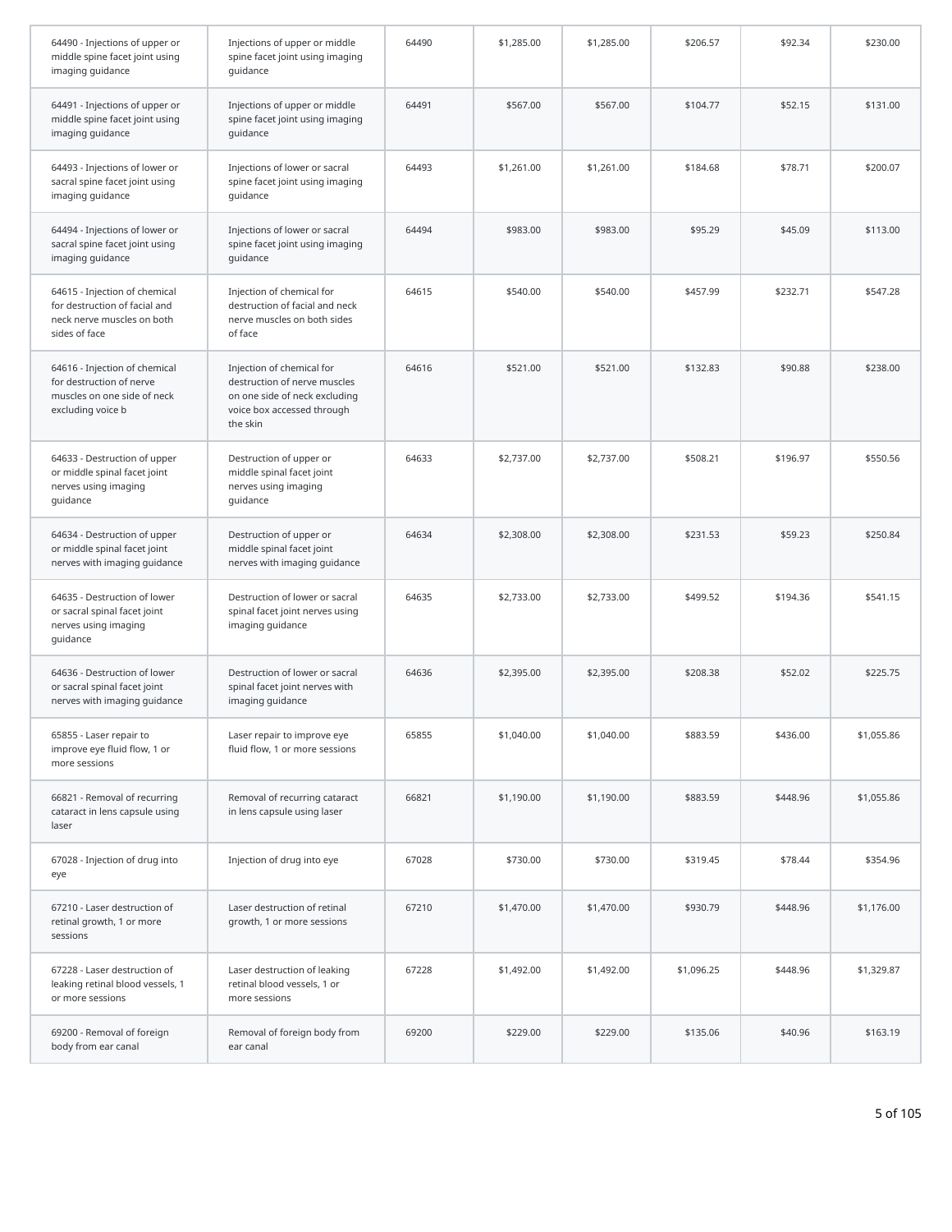| | | | | | | | |
|---|---|---|---|---|---|---|---|
| 64490 - Injections of upper or middle spine facet joint using imaging guidance | Injections of upper or middle spine facet joint using imaging guidance | 64490 | $1,285.00 | $1,285.00 | $206.57 | $92.34 | $230.00 |
| 64491 - Injections of upper or middle spine facet joint using imaging guidance | Injections of upper or middle spine facet joint using imaging guidance | 64491 | $567.00 | $567.00 | $104.77 | $52.15 | $131.00 |
| 64493 - Injections of lower or sacral spine facet joint using imaging guidance | Injections of lower or sacral spine facet joint using imaging guidance | 64493 | $1,261.00 | $1,261.00 | $184.68 | $78.71 | $200.07 |
| 64494 - Injections of lower or sacral spine facet joint using imaging guidance | Injections of lower or sacral spine facet joint using imaging guidance | 64494 | $983.00 | $983.00 | $95.29 | $45.09 | $113.00 |
| 64615 - Injection of chemical for destruction of facial and neck nerve muscles on both sides of face | Injection of chemical for destruction of facial and neck nerve muscles on both sides of face | 64615 | $540.00 | $540.00 | $457.99 | $232.71 | $547.28 |
| 64616 - Injection of chemical for destruction of nerve muscles on one side of neck excluding voice b | Injection of chemical for destruction of nerve muscles on one side of neck excluding voice box accessed through the skin | 64616 | $521.00 | $521.00 | $132.83 | $90.88 | $238.00 |
| 64633 - Destruction of upper or middle spinal facet joint nerves using imaging guidance | Destruction of upper or middle spinal facet joint nerves using imaging guidance | 64633 | $2,737.00 | $2,737.00 | $508.21 | $196.97 | $550.56 |
| 64634 - Destruction of upper or middle spinal facet joint nerves with imaging guidance | Destruction of upper or middle spinal facet joint nerves with imaging guidance | 64634 | $2,308.00 | $2,308.00 | $231.53 | $59.23 | $250.84 |
| 64635 - Destruction of lower or sacral spinal facet joint nerves using imaging guidance | Destruction of lower or sacral spinal facet joint nerves using imaging guidance | 64635 | $2,733.00 | $2,733.00 | $499.52 | $194.36 | $541.15 |
| 64636 - Destruction of lower or sacral spinal facet joint nerves with imaging guidance | Destruction of lower or sacral spinal facet joint nerves with imaging guidance | 64636 | $2,395.00 | $2,395.00 | $208.38 | $52.02 | $225.75 |
| 65855 - Laser repair to improve eye fluid flow, 1 or more sessions | Laser repair to improve eye fluid flow, 1 or more sessions | 65855 | $1,040.00 | $1,040.00 | $883.59 | $436.00 | $1,055.86 |
| 66821 - Removal of recurring cataract in lens capsule using laser | Removal of recurring cataract in lens capsule using laser | 66821 | $1,190.00 | $1,190.00 | $883.59 | $448.96 | $1,055.86 |
| 67028 - Injection of drug into eye | Injection of drug into eye | 67028 | $730.00 | $730.00 | $319.45 | $78.44 | $354.96 |
| 67210 - Laser destruction of retinal growth, 1 or more sessions | Laser destruction of retinal growth, 1 or more sessions | 67210 | $1,470.00 | $1,470.00 | $930.79 | $448.96 | $1,176.00 |
| 67228 - Laser destruction of leaking retinal blood vessels, 1 or more sessions | Laser destruction of leaking retinal blood vessels, 1 or more sessions | 67228 | $1,492.00 | $1,492.00 | $1,096.25 | $448.96 | $1,329.87 |
| 69200 - Removal of foreign body from ear canal | Removal of foreign body from ear canal | 69200 | $229.00 | $229.00 | $135.06 | $40.96 | $163.19 |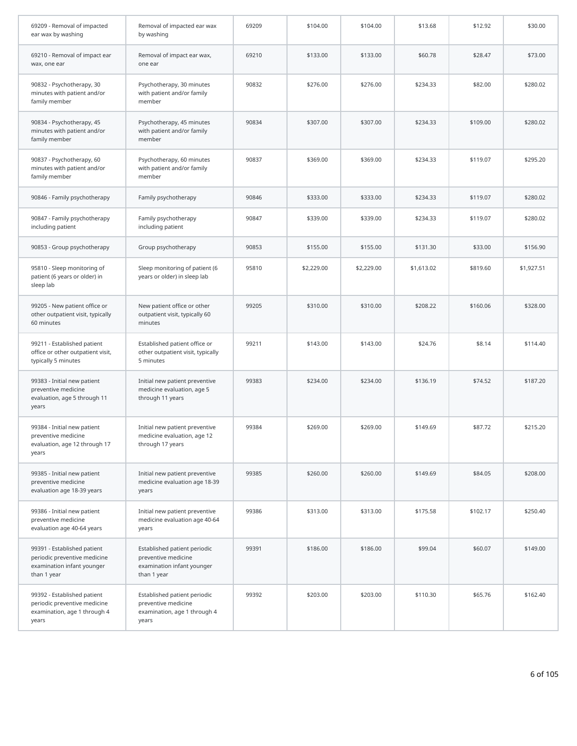| | | | | | | | |
|---|---|---|---|---|---|---|---|
| 69209 - Removal of impacted ear wax by washing | Removal of impacted ear wax by washing | 69209 | $104.00 | $104.00 | $13.68 | $12.92 | $30.00 |
| 69210 - Removal of impact ear wax, one ear | Removal of impact ear wax, one ear | 69210 | $133.00 | $133.00 | $60.78 | $28.47 | $73.00 |
| 90832 - Psychotherapy, 30 minutes with patient and/or family member | Psychotherapy, 30 minutes with patient and/or family member | 90832 | $276.00 | $276.00 | $234.33 | $82.00 | $280.02 |
| 90834 - Psychotherapy, 45 minutes with patient and/or family member | Psychotherapy, 45 minutes with patient and/or family member | 90834 | $307.00 | $307.00 | $234.33 | $109.00 | $280.02 |
| 90837 - Psychotherapy, 60 minutes with patient and/or family member | Psychotherapy, 60 minutes with patient and/or family member | 90837 | $369.00 | $369.00 | $234.33 | $119.07 | $295.20 |
| 90846 - Family psychotherapy | Family psychotherapy | 90846 | $333.00 | $333.00 | $234.33 | $119.07 | $280.02 |
| 90847 - Family psychotherapy including patient | Family psychotherapy including patient | 90847 | $339.00 | $339.00 | $234.33 | $119.07 | $280.02 |
| 90853 - Group psychotherapy | Group psychotherapy | 90853 | $155.00 | $155.00 | $131.30 | $33.00 | $156.90 |
| 95810 - Sleep monitoring of patient (6 years or older) in sleep lab | Sleep monitoring of patient (6 years or older) in sleep lab | 95810 | $2,229.00 | $2,229.00 | $1,613.02 | $819.60 | $1,927.51 |
| 99205 - New patient office or other outpatient visit, typically 60 minutes | New patient office or other outpatient visit, typically 60 minutes | 99205 | $310.00 | $310.00 | $208.22 | $160.06 | $328.00 |
| 99211 - Established patient office or other outpatient visit, typically 5 minutes | Established patient office or other outpatient visit, typically 5 minutes | 99211 | $143.00 | $143.00 | $24.76 | $8.14 | $114.40 |
| 99383 - Initial new patient preventive medicine evaluation, age 5 through 11 years | Initial new patient preventive medicine evaluation, age 5 through 11 years | 99383 | $234.00 | $234.00 | $136.19 | $74.52 | $187.20 |
| 99384 - Initial new patient preventive medicine evaluation, age 12 through 17 years | Initial new patient preventive medicine evaluation, age 12 through 17 years | 99384 | $269.00 | $269.00 | $149.69 | $87.72 | $215.20 |
| 99385 - Initial new patient preventive medicine evaluation age 18-39 years | Initial new patient preventive medicine evaluation age 18-39 years | 99385 | $260.00 | $260.00 | $149.69 | $84.05 | $208.00 |
| 99386 - Initial new patient preventive medicine evaluation age 40-64 years | Initial new patient preventive medicine evaluation age 40-64 years | 99386 | $313.00 | $313.00 | $175.58 | $102.17 | $250.40 |
| 99391 - Established patient periodic preventive medicine examination infant younger than 1 year | Established patient periodic preventive medicine examination infant younger than 1 year | 99391 | $186.00 | $186.00 | $99.04 | $60.07 | $149.00 |
| 99392 - Established patient periodic preventive medicine examination, age 1 through 4 years | Established patient periodic preventive medicine examination, age 1 through 4 years | 99392 | $203.00 | $203.00 | $110.30 | $65.76 | $162.40 |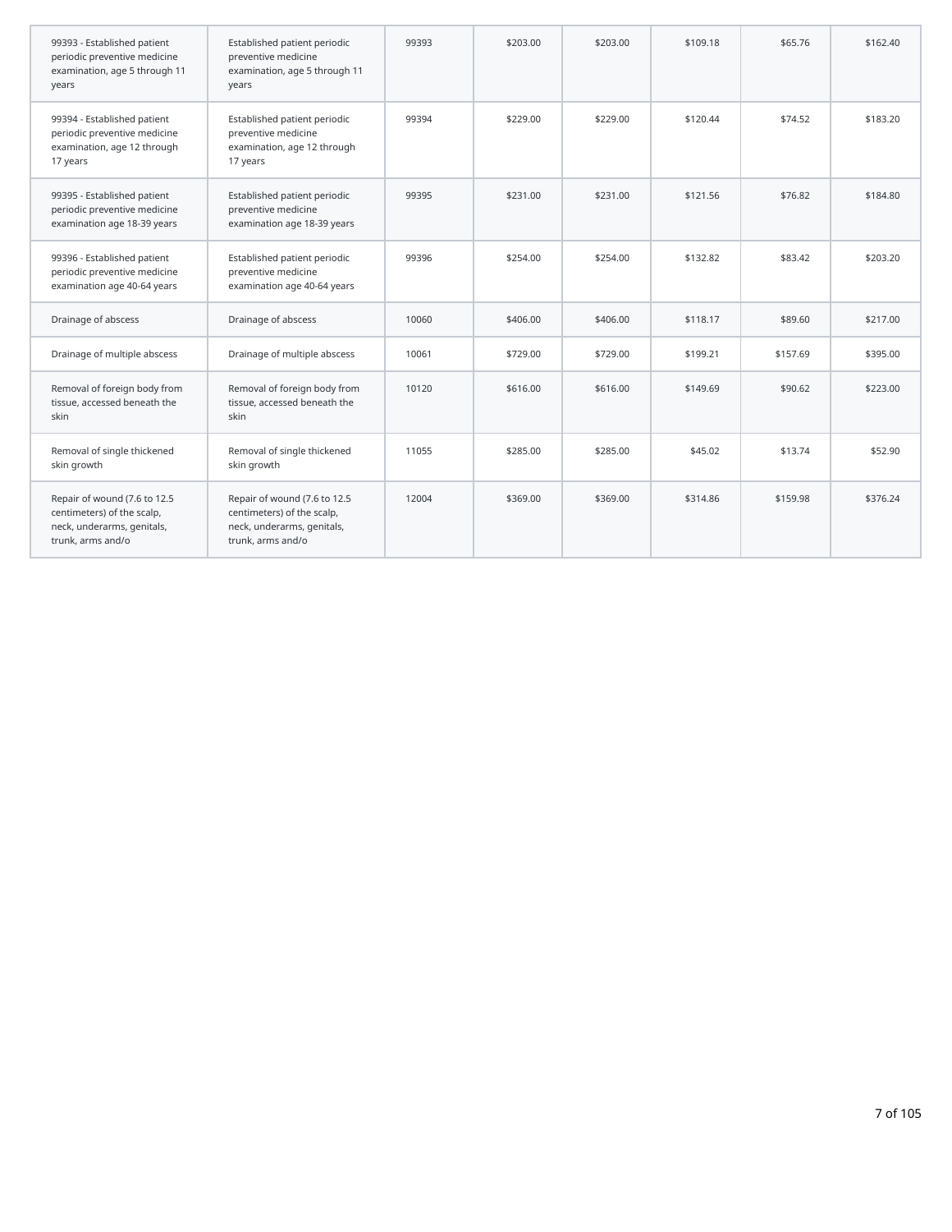| | | | | | | | |
|---|---|---|---|---|---|---|---|
| 99393 - Established patient periodic preventive medicine examination, age 5 through 11 years | Established patient periodic preventive medicine examination, age 5 through 11 years | 99393 | $203.00 | $203.00 | $109.18 | $65.76 | $162.40 |
| 99394 - Established patient periodic preventive medicine examination, age 12 through 17 years | Established patient periodic preventive medicine examination, age 12 through 17 years | 99394 | $229.00 | $229.00 | $120.44 | $74.52 | $183.20 |
| 99395 - Established patient periodic preventive medicine examination age 18-39 years | Established patient periodic preventive medicine examination age 18-39 years | 99395 | $231.00 | $231.00 | $121.56 | $76.82 | $184.80 |
| 99396 - Established patient periodic preventive medicine examination age 40-64 years | Established patient periodic preventive medicine examination age 40-64 years | 99396 | $254.00 | $254.00 | $132.82 | $83.42 | $203.20 |
| Drainage of abscess | Drainage of abscess | 10060 | $406.00 | $406.00 | $118.17 | $89.60 | $217.00 |
| Drainage of multiple abscess | Drainage of multiple abscess | 10061 | $729.00 | $729.00 | $199.21 | $157.69 | $395.00 |
| Removal of foreign body from tissue, accessed beneath the skin | Removal of foreign body from tissue, accessed beneath the skin | 10120 | $616.00 | $616.00 | $149.69 | $90.62 | $223.00 |
| Removal of single thickened skin growth | Removal of single thickened skin growth | 11055 | $285.00 | $285.00 | $45.02 | $13.74 | $52.90 |
| Repair of wound (7.6 to 12.5 centimeters) of the scalp, neck, underarms, genitals, trunk, arms and/o | Repair of wound (7.6 to 12.5 centimeters) of the scalp, neck, underarms, genitals, trunk, arms and/o | 12004 | $369.00 | $369.00 | $314.86 | $159.98 | $376.24 |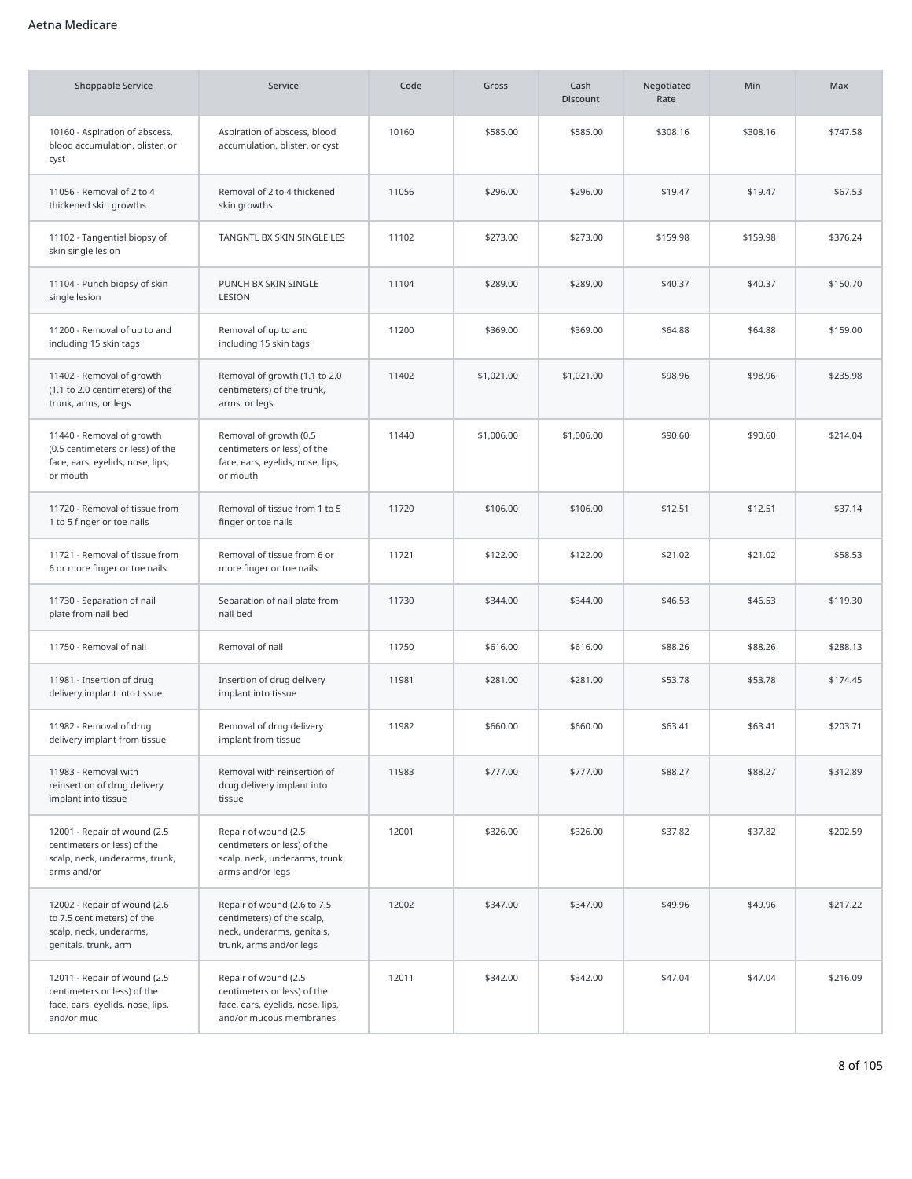Aetna Medicare

| Shoppable Service | Service | Code | Gross | Cash Discount | Negotiated Rate | Min | Max |
| --- | --- | --- | --- | --- | --- | --- | --- |
| 10160 - Aspiration of abscess, blood accumulation, blister, or cyst | Aspiration of abscess, blood accumulation, blister, or cyst | 10160 | $585.00 | $585.00 | $308.16 | $308.16 | $747.58 |
| 11056 - Removal of 2 to 4 thickened skin growths | Removal of 2 to 4 thickened skin growths | 11056 | $296.00 | $296.00 | $19.47 | $19.47 | $67.53 |
| 11102 - Tangential biopsy of skin single lesion | TANGNTL BX SKIN SINGLE LES | 11102 | $273.00 | $273.00 | $159.98 | $159.98 | $376.24 |
| 11104 - Punch biopsy of skin single lesion | PUNCH BX SKIN SINGLE LESION | 11104 | $289.00 | $289.00 | $40.37 | $40.37 | $150.70 |
| 11200 - Removal of up to and including 15 skin tags | Removal of up to and including 15 skin tags | 11200 | $369.00 | $369.00 | $64.88 | $64.88 | $159.00 |
| 11402 - Removal of growth (1.1 to 2.0 centimeters) of the trunk, arms, or legs | Removal of growth (1.1 to 2.0 centimeters) of the trunk, arms, or legs | 11402 | $1,021.00 | $1,021.00 | $98.96 | $98.96 | $235.98 |
| 11440 - Removal of growth (0.5 centimeters or less) of the face, ears, eyelids, nose, lips, or mouth | Removal of growth (0.5 centimeters or less) of the face, ears, eyelids, nose, lips, or mouth | 11440 | $1,006.00 | $1,006.00 | $90.60 | $90.60 | $214.04 |
| 11720 - Removal of tissue from 1 to 5 finger or toe nails | Removal of tissue from 1 to 5 finger or toe nails | 11720 | $106.00 | $106.00 | $12.51 | $12.51 | $37.14 |
| 11721 - Removal of tissue from 6 or more finger or toe nails | Removal of tissue from 6 or more finger or toe nails | 11721 | $122.00 | $122.00 | $21.02 | $21.02 | $58.53 |
| 11730 - Separation of nail plate from nail bed | Separation of nail plate from nail bed | 11730 | $344.00 | $344.00 | $46.53 | $46.53 | $119.30 |
| 11750 - Removal of nail | Removal of nail | 11750 | $616.00 | $616.00 | $88.26 | $88.26 | $288.13 |
| 11981 - Insertion of drug delivery implant into tissue | Insertion of drug delivery implant into tissue | 11981 | $281.00 | $281.00 | $53.78 | $53.78 | $174.45 |
| 11982 - Removal of drug delivery implant from tissue | Removal of drug delivery implant from tissue | 11982 | $660.00 | $660.00 | $63.41 | $63.41 | $203.71 |
| 11983 - Removal with reinsertion of drug delivery implant into tissue | Removal with reinsertion of drug delivery implant into tissue | 11983 | $777.00 | $777.00 | $88.27 | $88.27 | $312.89 |
| 12001 - Repair of wound (2.5 centimeters or less) of the scalp, neck, underarms, trunk, arms and/or | Repair of wound (2.5 centimeters or less) of the scalp, neck, underarms, trunk, arms and/or legs | 12001 | $326.00 | $326.00 | $37.82 | $37.82 | $202.59 |
| 12002 - Repair of wound (2.6 to 7.5 centimeters) of the scalp, neck, underarms, genitals, trunk, arm | Repair of wound (2.6 to 7.5 centimeters) of the scalp, neck, underarms, genitals, trunk, arms and/or legs | 12002 | $347.00 | $347.00 | $49.96 | $49.96 | $217.22 |
| 12011 - Repair of wound (2.5 centimeters or less) of the face, ears, eyelids, nose, lips, and/or muc | Repair of wound (2.5 centimeters or less) of the face, ears, eyelids, nose, lips, and/or mucous membranes | 12011 | $342.00 | $342.00 | $47.04 | $47.04 | $216.09 |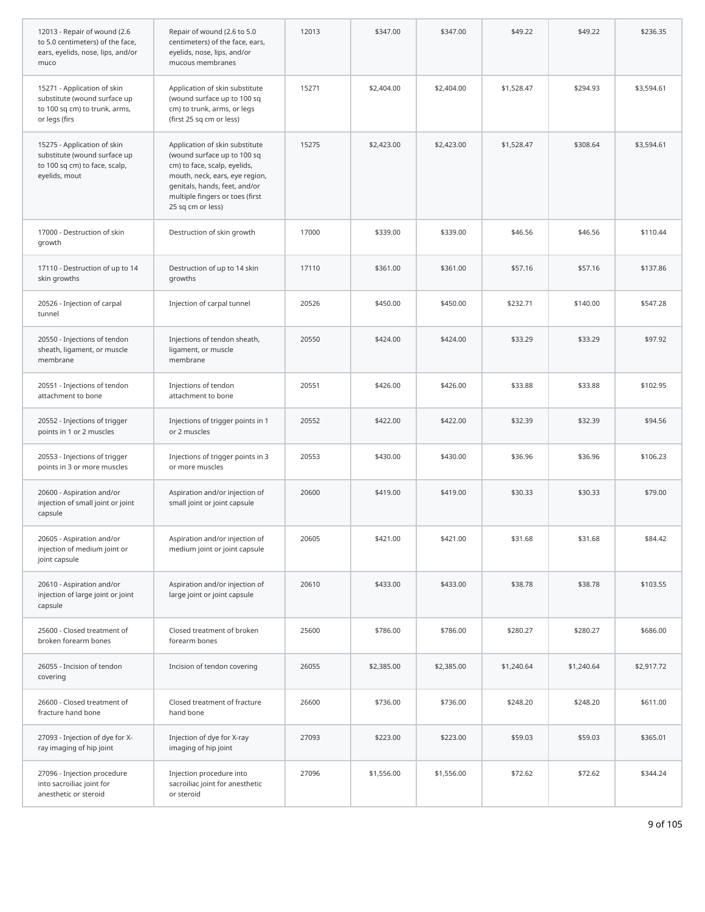| | | | | | | | |
|---|---|---|---|---|---|---|---|
| 12013 - Repair of wound (2.6 to 5.0 centimeters) of the face, ears, eyelids, nose, lips, and/or muco | Repair of wound (2.6 to 5.0 centimeters) of the face, ears, eyelids, nose, lips, and/or mucous membranes | 12013 | $347.00 | $347.00 | $49.22 | $49.22 | $236.35 |
| 15271 - Application of skin substitute (wound surface up to 100 sq cm) to trunk, arms, or legs (firs | Application of skin substitute (wound surface up to 100 sq cm) to trunk, arms, or legs (first 25 sq cm or less) | 15271 | $2,404.00 | $2,404.00 | $1,528.47 | $294.93 | $3,594.61 |
| 15275 - Application of skin substitute (wound surface up to 100 sq cm) to face, scalp, eyelids, mout | Application of skin substitute (wound surface up to 100 sq cm) to face, scalp, eyelids, mouth, neck, ears, eye region, genitals, hands, feet, and/or multiple fingers or toes (first 25 sq cm or less) | 15275 | $2,423.00 | $2,423.00 | $1,528.47 | $308.64 | $3,594.61 |
| 17000 - Destruction of skin growth | Destruction of skin growth | 17000 | $339.00 | $339.00 | $46.56 | $46.56 | $110.44 |
| 17110 - Destruction of up to 14 skin growths | Destruction of up to 14 skin growths | 17110 | $361.00 | $361.00 | $57.16 | $57.16 | $137.86 |
| 20526 - Injection of carpal tunnel | Injection of carpal tunnel | 20526 | $450.00 | $450.00 | $232.71 | $140.00 | $547.28 |
| 20550 - Injections of tendon sheath, ligament, or muscle membrane | Injections of tendon sheath, ligament, or muscle membrane | 20550 | $424.00 | $424.00 | $33.29 | $33.29 | $97.92 |
| 20551 - Injections of tendon attachment to bone | Injections of tendon attachment to bone | 20551 | $426.00 | $426.00 | $33.88 | $33.88 | $102.95 |
| 20552 - Injections of trigger points in 1 or 2 muscles | Injections of trigger points in 1 or 2 muscles | 20552 | $422.00 | $422.00 | $32.39 | $32.39 | $94.56 |
| 20553 - Injections of trigger points in 3 or more muscles | Injections of trigger points in 3 or more muscles | 20553 | $430.00 | $430.00 | $36.96 | $36.96 | $106.23 |
| 20600 - Aspiration and/or injection of small joint or joint capsule | Aspiration and/or injection of small joint or joint capsule | 20600 | $419.00 | $419.00 | $30.33 | $30.33 | $79.00 |
| 20605 - Aspiration and/or injection of medium joint or joint capsule | Aspiration and/or injection of medium joint or joint capsule | 20605 | $421.00 | $421.00 | $31.68 | $31.68 | $84.42 |
| 20610 - Aspiration and/or injection of large joint or joint capsule | Aspiration and/or injection of large joint or joint capsule | 20610 | $433.00 | $433.00 | $38.78 | $38.78 | $103.55 |
| 25600 - Closed treatment of broken forearm bones | Closed treatment of broken forearm bones | 25600 | $786.00 | $786.00 | $280.27 | $280.27 | $686.00 |
| 26055 - Incision of tendon covering | Incision of tendon covering | 26055 | $2,385.00 | $2,385.00 | $1,240.64 | $1,240.64 | $2,917.72 |
| 26600 - Closed treatment of fracture hand bone | Closed treatment of fracture hand bone | 26600 | $736.00 | $736.00 | $248.20 | $248.20 | $611.00 |
| 27093 - Injection of dye for X-ray imaging of hip joint | Injection of dye for X-ray imaging of hip joint | 27093 | $223.00 | $223.00 | $59.03 | $59.03 | $365.01 |
| 27096 - Injection procedure into sacroiliac joint for anesthetic or steroid | Injection procedure into sacroiliac joint for anesthetic or steroid | 27096 | $1,556.00 | $1,556.00 | $72.62 | $72.62 | $344.24 |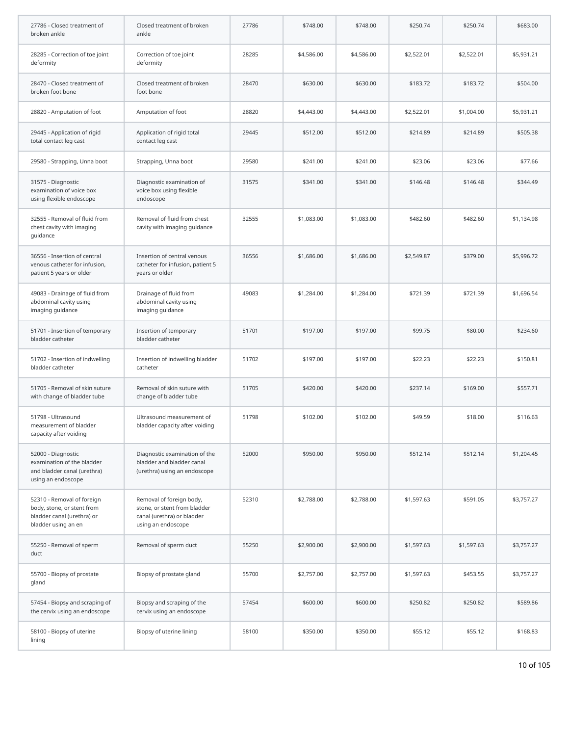| | | | | | | | |
|---|---|---|---|---|---|---|---|
| 27786 - Closed treatment of broken ankle | Closed treatment of broken ankle | 27786 | $748.00 | $748.00 | $250.74 | $250.74 | $683.00 |
| 28285 - Correction of toe joint deformity | Correction of toe joint deformity | 28285 | $4,586.00 | $4,586.00 | $2,522.01 | $2,522.01 | $5,931.21 |
| 28470 - Closed treatment of broken foot bone | Closed treatment of broken foot bone | 28470 | $630.00 | $630.00 | $183.72 | $183.72 | $504.00 |
| 28820 - Amputation of foot | Amputation of foot | 28820 | $4,443.00 | $4,443.00 | $2,522.01 | $1,004.00 | $5,931.21 |
| 29445 - Application of rigid total contact leg cast | Application of rigid total contact leg cast | 29445 | $512.00 | $512.00 | $214.89 | $214.89 | $505.38 |
| 29580 - Strapping, Unna boot | Strapping, Unna boot | 29580 | $241.00 | $241.00 | $23.06 | $23.06 | $77.66 |
| 31575 - Diagnostic examination of voice box using flexible endoscope | Diagnostic examination of voice box using flexible endoscope | 31575 | $341.00 | $341.00 | $146.48 | $146.48 | $344.49 |
| 32555 - Removal of fluid from chest cavity with imaging guidance | Removal of fluid from chest cavity with imaging guidance | 32555 | $1,083.00 | $1,083.00 | $482.60 | $482.60 | $1,134.98 |
| 36556 - Insertion of central venous catheter for infusion, patient 5 years or older | Insertion of central venous catheter for infusion, patient 5 years or older | 36556 | $1,686.00 | $1,686.00 | $2,549.87 | $379.00 | $5,996.72 |
| 49083 - Drainage of fluid from abdominal cavity using imaging guidance | Drainage of fluid from abdominal cavity using imaging guidance | 49083 | $1,284.00 | $1,284.00 | $721.39 | $721.39 | $1,696.54 |
| 51701 - Insertion of temporary bladder catheter | Insertion of temporary bladder catheter | 51701 | $197.00 | $197.00 | $99.75 | $80.00 | $234.60 |
| 51702 - Insertion of indwelling bladder catheter | Insertion of indwelling bladder catheter | 51702 | $197.00 | $197.00 | $22.23 | $22.23 | $150.81 |
| 51705 - Removal of skin suture with change of bladder tube | Removal of skin suture with change of bladder tube | 51705 | $420.00 | $420.00 | $237.14 | $169.00 | $557.71 |
| 51798 - Ultrasound measurement of bladder capacity after voiding | Ultrasound measurement of bladder capacity after voiding | 51798 | $102.00 | $102.00 | $49.59 | $18.00 | $116.63 |
| 52000 - Diagnostic examination of the bladder and bladder canal (urethra) using an endoscope | Diagnostic examination of the bladder and bladder canal (urethra) using an endoscope | 52000 | $950.00 | $950.00 | $512.14 | $512.14 | $1,204.45 |
| 52310 - Removal of foreign body, stone, or stent from bladder canal (urethra) or bladder using an en | Removal of foreign body, stone, or stent from bladder canal (urethra) or bladder using an endoscope | 52310 | $2,788.00 | $2,788.00 | $1,597.63 | $591.05 | $3,757.27 |
| 55250 - Removal of sperm duct | Removal of sperm duct | 55250 | $2,900.00 | $2,900.00 | $1,597.63 | $1,597.63 | $3,757.27 |
| 55700 - Biopsy of prostate gland | Biopsy of prostate gland | 55700 | $2,757.00 | $2,757.00 | $1,597.63 | $453.55 | $3,757.27 |
| 57454 - Biopsy and scraping of the cervix using an endoscope | Biopsy and scraping of the cervix using an endoscope | 57454 | $600.00 | $600.00 | $250.82 | $250.82 | $589.86 |
| 58100 - Biopsy of uterine lining | Biopsy of uterine lining | 58100 | $350.00 | $350.00 | $55.12 | $55.12 | $168.83 |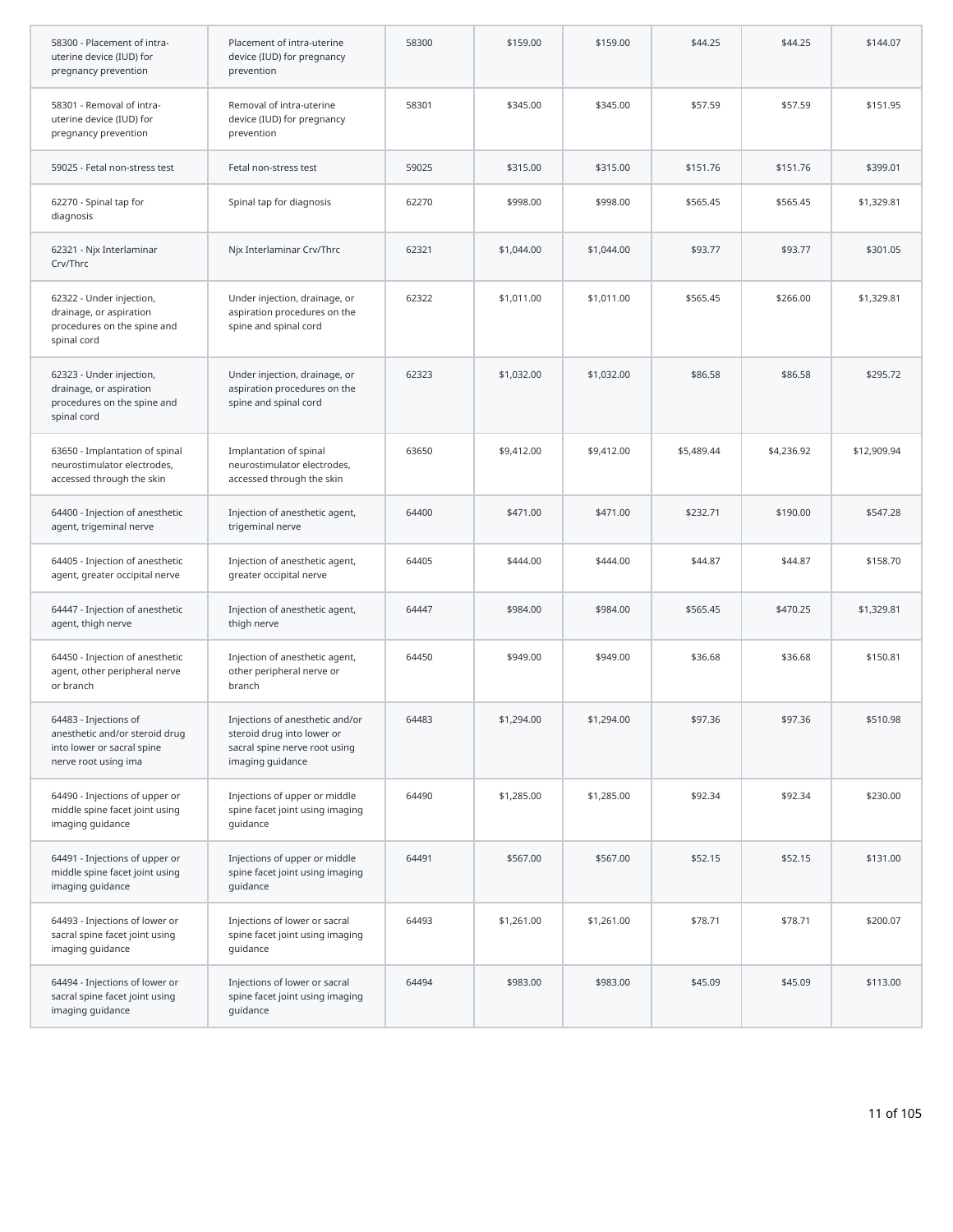| | | | | | | | |
|---|---|---|---|---|---|---|---|
| 58300 - Placement of intra-uterine device (IUD) for pregnancy prevention | Placement of intra-uterine device (IUD) for pregnancy prevention | 58300 | $159.00 | $159.00 | $44.25 | $44.25 | $144.07 |
| 58301 - Removal of intra-uterine device (IUD) for pregnancy prevention | Removal of intra-uterine device (IUD) for pregnancy prevention | 58301 | $345.00 | $345.00 | $57.59 | $57.59 | $151.95 |
| 59025 - Fetal non-stress test | Fetal non-stress test | 59025 | $315.00 | $315.00 | $151.76 | $151.76 | $399.01 |
| 62270 - Spinal tap for diagnosis | Spinal tap for diagnosis | 62270 | $998.00 | $998.00 | $565.45 | $565.45 | $1,329.81 |
| 62321 - Njx Interlaminar Crv/Thrc | Njx Interlaminar Crv/Thrc | 62321 | $1,044.00 | $1,044.00 | $93.77 | $93.77 | $301.05 |
| 62322 - Under injection, drainage, or aspiration procedures on the spine and spinal cord | Under injection, drainage, or aspiration procedures on the spine and spinal cord | 62322 | $1,011.00 | $1,011.00 | $565.45 | $266.00 | $1,329.81 |
| 62323 - Under injection, drainage, or aspiration procedures on the spine and spinal cord | Under injection, drainage, or aspiration procedures on the spine and spinal cord | 62323 | $1,032.00 | $1,032.00 | $86.58 | $86.58 | $295.72 |
| 63650 - Implantation of spinal neurostimulator electrodes, accessed through the skin | Implantation of spinal neurostimulator electrodes, accessed through the skin | 63650 | $9,412.00 | $9,412.00 | $5,489.44 | $4,236.92 | $12,909.94 |
| 64400 - Injection of anesthetic agent, trigeminal nerve | Injection of anesthetic agent, trigeminal nerve | 64400 | $471.00 | $471.00 | $232.71 | $190.00 | $547.28 |
| 64405 - Injection of anesthetic agent, greater occipital nerve | Injection of anesthetic agent, greater occipital nerve | 64405 | $444.00 | $444.00 | $44.87 | $44.87 | $158.70 |
| 64447 - Injection of anesthetic agent, thigh nerve | Injection of anesthetic agent, thigh nerve | 64447 | $984.00 | $984.00 | $565.45 | $470.25 | $1,329.81 |
| 64450 - Injection of anesthetic agent, other peripheral nerve or branch | Injection of anesthetic agent, other peripheral nerve or branch | 64450 | $949.00 | $949.00 | $36.68 | $36.68 | $150.81 |
| 64483 - Injections of anesthetic and/or steroid drug into lower or sacral spine nerve root using ima | Injections of anesthetic and/or steroid drug into lower or sacral spine nerve root using imaging guidance | 64483 | $1,294.00 | $1,294.00 | $97.36 | $97.36 | $510.98 |
| 64490 - Injections of upper or middle spine facet joint using imaging guidance | Injections of upper or middle spine facet joint using imaging guidance | 64490 | $1,285.00 | $1,285.00 | $92.34 | $92.34 | $230.00 |
| 64491 - Injections of upper or middle spine facet joint using imaging guidance | Injections of upper or middle spine facet joint using imaging guidance | 64491 | $567.00 | $567.00 | $52.15 | $52.15 | $131.00 |
| 64493 - Injections of lower or sacral spine facet joint using imaging guidance | Injections of lower or sacral spine facet joint using imaging guidance | 64493 | $1,261.00 | $1,261.00 | $78.71 | $78.71 | $200.07 |
| 64494 - Injections of lower or sacral spine facet joint using imaging guidance | Injections of lower or sacral spine facet joint using imaging guidance | 64494 | $983.00 | $983.00 | $45.09 | $45.09 | $113.00 |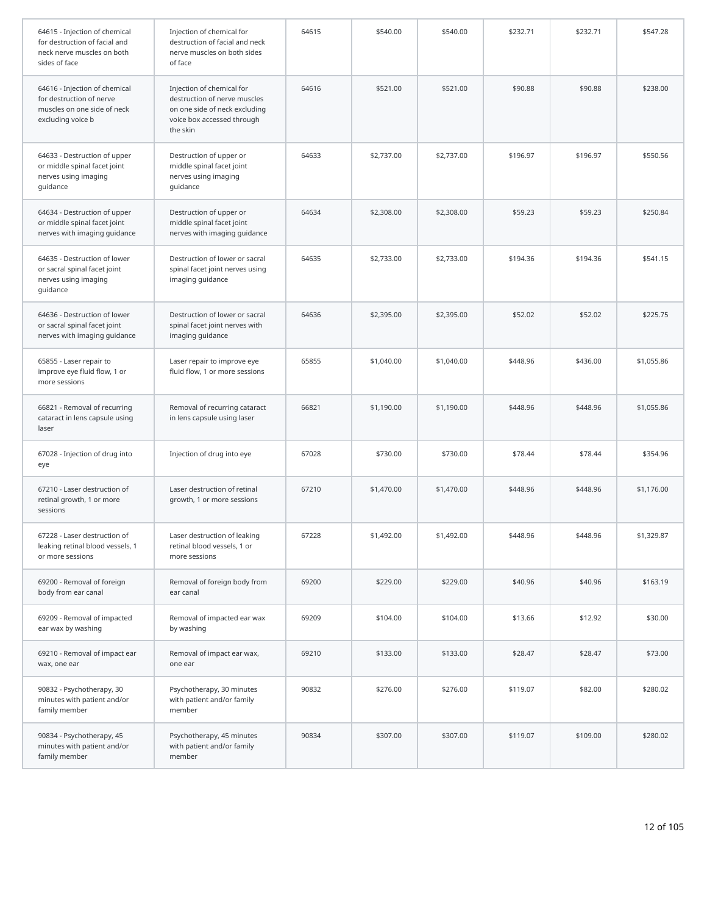| | | | | | | | |
|---|---|---|---|---|---|---|---|
| 64615 - Injection of chemical for destruction of facial and neck nerve muscles on both sides of face | Injection of chemical for destruction of facial and neck nerve muscles on both sides of face | 64615 | $540.00 | $540.00 | $232.71 | $232.71 | $547.28 |
| 64616 - Injection of chemical for destruction of nerve muscles on one side of neck excluding voice b | Injection of chemical for destruction of nerve muscles on one side of neck excluding voice box accessed through the skin | 64616 | $521.00 | $521.00 | $90.88 | $90.88 | $238.00 |
| 64633 - Destruction of upper or middle spinal facet joint nerves using imaging guidance | Destruction of upper or middle spinal facet joint nerves using imaging guidance | 64633 | $2,737.00 | $2,737.00 | $196.97 | $196.97 | $550.56 |
| 64634 - Destruction of upper or middle spinal facet joint nerves with imaging guidance | Destruction of upper or middle spinal facet joint nerves with imaging guidance | 64634 | $2,308.00 | $2,308.00 | $59.23 | $59.23 | $250.84 |
| 64635 - Destruction of lower or sacral spinal facet joint nerves using imaging guidance | Destruction of lower or sacral spinal facet joint nerves using imaging guidance | 64635 | $2,733.00 | $2,733.00 | $194.36 | $194.36 | $541.15 |
| 64636 - Destruction of lower or sacral spinal facet joint nerves with imaging guidance | Destruction of lower or sacral spinal facet joint nerves with imaging guidance | 64636 | $2,395.00 | $2,395.00 | $52.02 | $52.02 | $225.75 |
| 65855 - Laser repair to improve eye fluid flow, 1 or more sessions | Laser repair to improve eye fluid flow, 1 or more sessions | 65855 | $1,040.00 | $1,040.00 | $448.96 | $436.00 | $1,055.86 |
| 66821 - Removal of recurring cataract in lens capsule using laser | Removal of recurring cataract in lens capsule using laser | 66821 | $1,190.00 | $1,190.00 | $448.96 | $448.96 | $1,055.86 |
| 67028 - Injection of drug into eye | Injection of drug into eye | 67028 | $730.00 | $730.00 | $78.44 | $78.44 | $354.96 |
| 67210 - Laser destruction of retinal growth, 1 or more sessions | Laser destruction of retinal growth, 1 or more sessions | 67210 | $1,470.00 | $1,470.00 | $448.96 | $448.96 | $1,176.00 |
| 67228 - Laser destruction of leaking retinal blood vessels, 1 or more sessions | Laser destruction of leaking retinal blood vessels, 1 or more sessions | 67228 | $1,492.00 | $1,492.00 | $448.96 | $448.96 | $1,329.87 |
| 69200 - Removal of foreign body from ear canal | Removal of foreign body from ear canal | 69200 | $229.00 | $229.00 | $40.96 | $40.96 | $163.19 |
| 69209 - Removal of impacted ear wax by washing | Removal of impacted ear wax by washing | 69209 | $104.00 | $104.00 | $13.66 | $12.92 | $30.00 |
| 69210 - Removal of impact ear wax, one ear | Removal of impact ear wax, one ear | 69210 | $133.00 | $133.00 | $28.47 | $28.47 | $73.00 |
| 90832 - Psychotherapy, 30 minutes with patient and/or family member | Psychotherapy, 30 minutes with patient and/or family member | 90832 | $276.00 | $276.00 | $119.07 | $82.00 | $280.02 |
| 90834 - Psychotherapy, 45 minutes with patient and/or family member | Psychotherapy, 45 minutes with patient and/or family member | 90834 | $307.00 | $307.00 | $119.07 | $109.00 | $280.02 |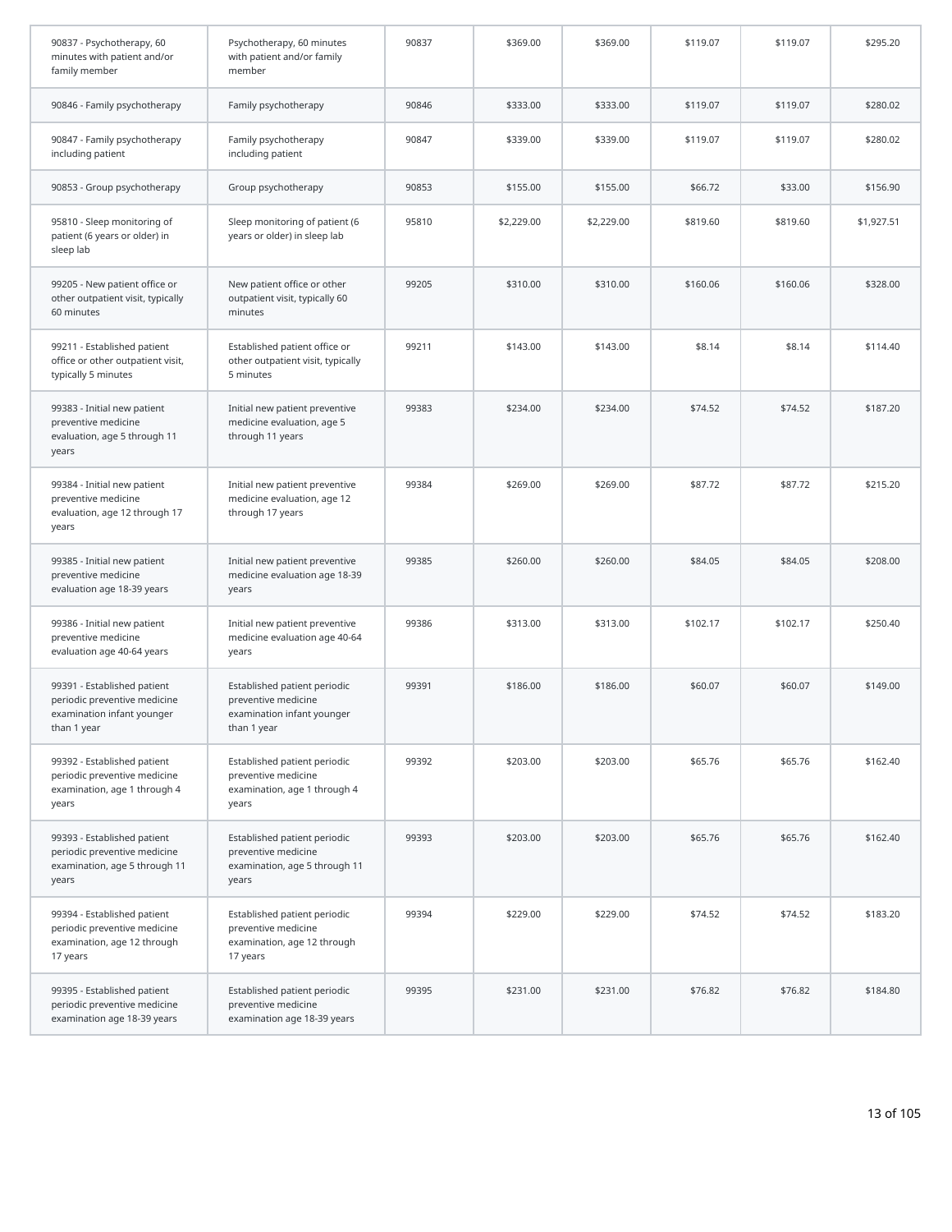| | | | | | | | |
|---|---|---|---|---|---|---|---|
| 90837 - Psychotherapy, 60 minutes with patient and/or family member | Psychotherapy, 60 minutes with patient and/or family member | 90837 | $369.00 | $369.00 | $119.07 | $119.07 | $295.20 |
| 90846 - Family psychotherapy | Family psychotherapy | 90846 | $333.00 | $333.00 | $119.07 | $119.07 | $280.02 |
| 90847 - Family psychotherapy including patient | Family psychotherapy including patient | 90847 | $339.00 | $339.00 | $119.07 | $119.07 | $280.02 |
| 90853 - Group psychotherapy | Group psychotherapy | 90853 | $155.00 | $155.00 | $66.72 | $33.00 | $156.90 |
| 95810 - Sleep monitoring of patient (6 years or older) in sleep lab | Sleep monitoring of patient (6 years or older) in sleep lab | 95810 | $2,229.00 | $2,229.00 | $819.60 | $819.60 | $1,927.51 |
| 99205 - New patient office or other outpatient visit, typically 60 minutes | New patient office or other outpatient visit, typically 60 minutes | 99205 | $310.00 | $310.00 | $160.06 | $160.06 | $328.00 |
| 99211 - Established patient office or other outpatient visit, typically 5 minutes | Established patient office or other outpatient visit, typically 5 minutes | 99211 | $143.00 | $143.00 | $8.14 | $8.14 | $114.40 |
| 99383 - Initial new patient preventive medicine evaluation, age 5 through 11 years | Initial new patient preventive medicine evaluation, age 5 through 11 years | 99383 | $234.00 | $234.00 | $74.52 | $74.52 | $187.20 |
| 99384 - Initial new patient preventive medicine evaluation, age 12 through 17 years | Initial new patient preventive medicine evaluation, age 12 through 17 years | 99384 | $269.00 | $269.00 | $87.72 | $87.72 | $215.20 |
| 99385 - Initial new patient preventive medicine evaluation age 18-39 years | Initial new patient preventive medicine evaluation age 18-39 years | 99385 | $260.00 | $260.00 | $84.05 | $84.05 | $208.00 |
| 99386 - Initial new patient preventive medicine evaluation age 40-64 years | Initial new patient preventive medicine evaluation age 40-64 years | 99386 | $313.00 | $313.00 | $102.17 | $102.17 | $250.40 |
| 99391 - Established patient periodic preventive medicine examination infant younger than 1 year | Established patient periodic preventive medicine examination infant younger than 1 year | 99391 | $186.00 | $186.00 | $60.07 | $60.07 | $149.00 |
| 99392 - Established patient periodic preventive medicine examination, age 1 through 4 years | Established patient periodic preventive medicine examination, age 1 through 4 years | 99392 | $203.00 | $203.00 | $65.76 | $65.76 | $162.40 |
| 99393 - Established patient periodic preventive medicine examination, age 5 through 11 years | Established patient periodic preventive medicine examination, age 5 through 11 years | 99393 | $203.00 | $203.00 | $65.76 | $65.76 | $162.40 |
| 99394 - Established patient periodic preventive medicine examination, age 12 through 17 years | Established patient periodic preventive medicine examination, age 12 through 17 years | 99394 | $229.00 | $229.00 | $74.52 | $74.52 | $183.20 |
| 99395 - Established patient periodic preventive medicine examination age 18-39 years | Established patient periodic preventive medicine examination age 18-39 years | 99395 | $231.00 | $231.00 | $76.82 | $76.82 | $184.80 |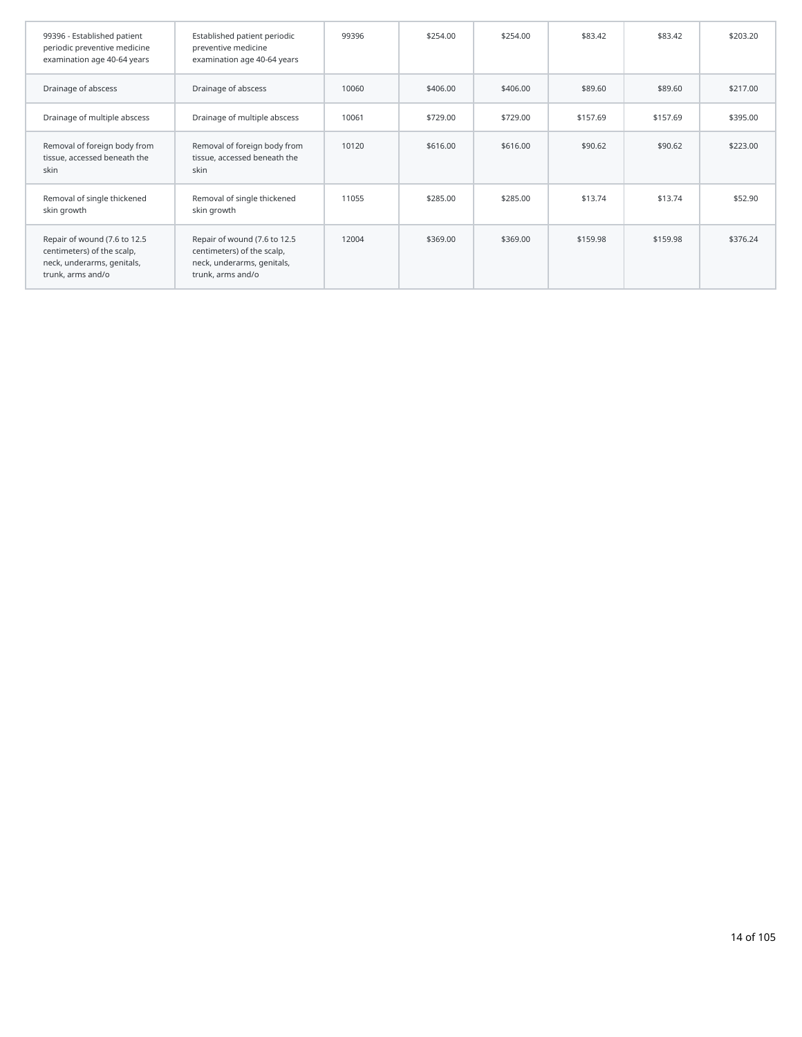| | | | | | | | |
|---|---|---|---|---|---|---|---|
| 99396 - Established patient periodic preventive medicine examination age 40-64 years | Established patient periodic preventive medicine examination age 40-64 years | 99396 | $254.00 | $254.00 | $83.42 | $83.42 | $203.20 |
| Drainage of abscess | Drainage of abscess | 10060 | $406.00 | $406.00 | $89.60 | $89.60 | $217.00 |
| Drainage of multiple abscess | Drainage of multiple abscess | 10061 | $729.00 | $729.00 | $157.69 | $157.69 | $395.00 |
| Removal of foreign body from tissue, accessed beneath the skin | Removal of foreign body from tissue, accessed beneath the skin | 10120 | $616.00 | $616.00 | $90.62 | $90.62 | $223.00 |
| Removal of single thickened skin growth | Removal of single thickened skin growth | 11055 | $285.00 | $285.00 | $13.74 | $13.74 | $52.90 |
| Repair of wound (7.6 to 12.5 centimeters) of the scalp, neck, underarms, genitals, trunk, arms and/o | Repair of wound (7.6 to 12.5 centimeters) of the scalp, neck, underarms, genitals, trunk, arms and/o | 12004 | $369.00 | $369.00 | $159.98 | $159.98 | $376.24 |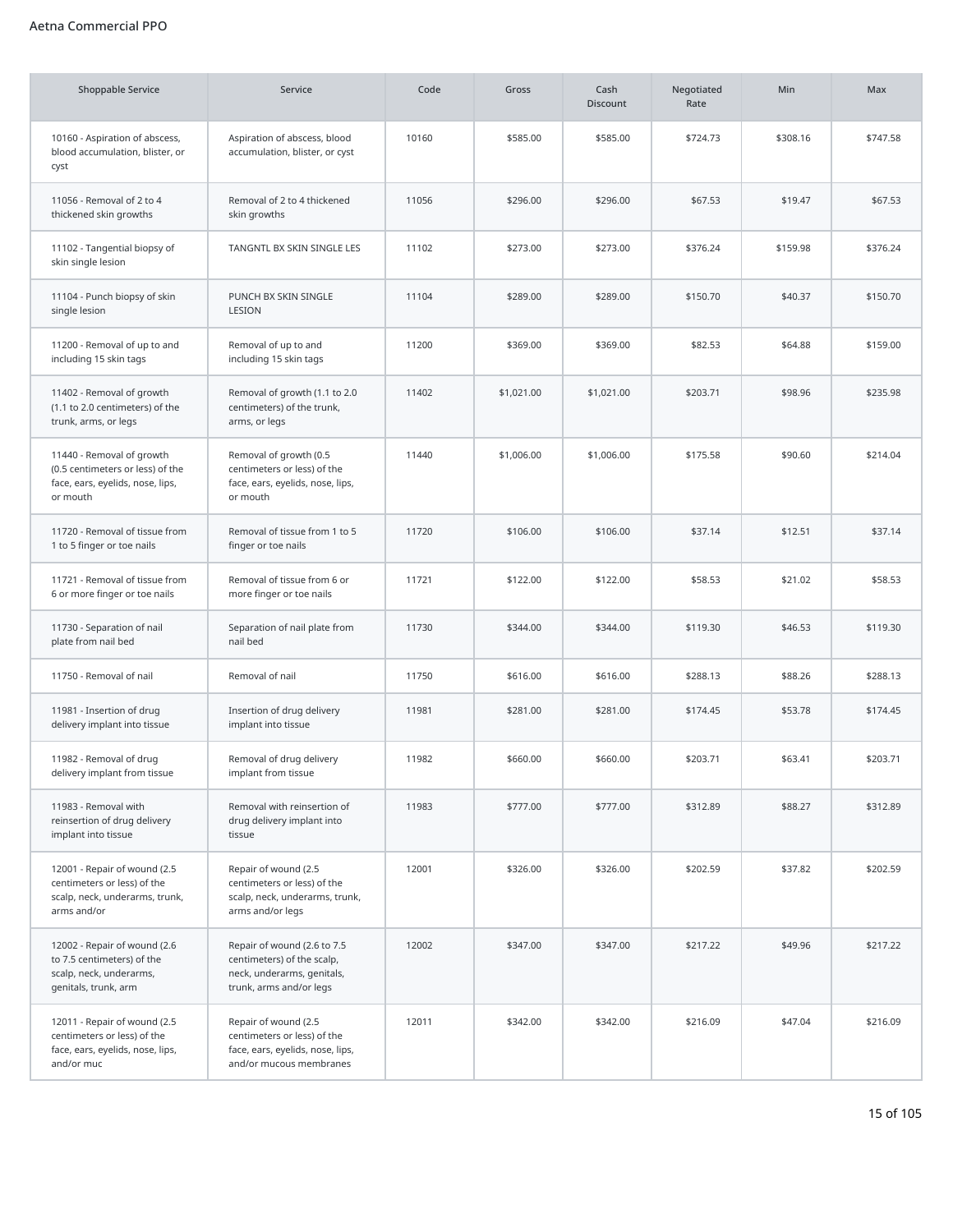Aetna Commercial PPO

| Shoppable Service | Service | Code | Gross | Cash Discount | Negotiated Rate | Min | Max |
|---|---|---|---|---|---|---|---|
| 10160 - Aspiration of abscess, blood accumulation, blister, or cyst | Aspiration of abscess, blood accumulation, blister, or cyst | 10160 | $585.00 | $585.00 | $724.73 | $308.16 | $747.58 |
| 11056 - Removal of 2 to 4 thickened skin growths | Removal of 2 to 4 thickened skin growths | 11056 | $296.00 | $296.00 | $67.53 | $19.47 | $67.53 |
| 11102 - Tangential biopsy of skin single lesion | TANGNTL BX SKIN SINGLE LES | 11102 | $273.00 | $273.00 | $376.24 | $159.98 | $376.24 |
| 11104 - Punch biopsy of skin single lesion | PUNCH BX SKIN SINGLE LESION | 11104 | $289.00 | $289.00 | $150.70 | $40.37 | $150.70 |
| 11200 - Removal of up to and including 15 skin tags | Removal of up to and including 15 skin tags | 11200 | $369.00 | $369.00 | $82.53 | $64.88 | $159.00 |
| 11402 - Removal of growth (1.1 to 2.0 centimeters) of the trunk, arms, or legs | Removal of growth (1.1 to 2.0 centimeters) of the trunk, arms, or legs | 11402 | $1,021.00 | $1,021.00 | $203.71 | $98.96 | $235.98 |
| 11440 - Removal of growth (0.5 centimeters or less) of the face, ears, eyelids, nose, lips, or mouth | Removal of growth (0.5 centimeters or less) of the face, ears, eyelids, nose, lips, or mouth | 11440 | $1,006.00 | $1,006.00 | $175.58 | $90.60 | $214.04 |
| 11720 - Removal of tissue from 1 to 5 finger or toe nails | Removal of tissue from 1 to 5 finger or toe nails | 11720 | $106.00 | $106.00 | $37.14 | $12.51 | $37.14 |
| 11721 - Removal of tissue from 6 or more finger or toe nails | Removal of tissue from 6 or more finger or toe nails | 11721 | $122.00 | $122.00 | $58.53 | $21.02 | $58.53 |
| 11730 - Separation of nail plate from nail bed | Separation of nail plate from nail bed | 11730 | $344.00 | $344.00 | $119.30 | $46.53 | $119.30 |
| 11750 - Removal of nail | Removal of nail | 11750 | $616.00 | $616.00 | $288.13 | $88.26 | $288.13 |
| 11981 - Insertion of drug delivery implant into tissue | Insertion of drug delivery implant into tissue | 11981 | $281.00 | $281.00 | $174.45 | $53.78 | $174.45 |
| 11982 - Removal of drug delivery implant from tissue | Removal of drug delivery implant from tissue | 11982 | $660.00 | $660.00 | $203.71 | $63.41 | $203.71 |
| 11983 - Removal with reinsertion of drug delivery implant into tissue | Removal with reinsertion of drug delivery implant into tissue | 11983 | $777.00 | $777.00 | $312.89 | $88.27 | $312.89 |
| 12001 - Repair of wound (2.5 centimeters or less) of the scalp, neck, underarms, trunk, arms and/or | Repair of wound (2.5 centimeters or less) of the scalp, neck, underarms, trunk, arms and/or legs | 12001 | $326.00 | $326.00 | $202.59 | $37.82 | $202.59 |
| 12002 - Repair of wound (2.6 to 7.5 centimeters) of the scalp, neck, underarms, genitals, trunk, arm | Repair of wound (2.6 to 7.5 centimeters) of the scalp, neck, underarms, genitals, trunk, arms and/or legs | 12002 | $347.00 | $347.00 | $217.22 | $49.96 | $217.22 |
| 12011 - Repair of wound (2.5 centimeters or less) of the face, ears, eyelids, nose, lips, and/or muc | Repair of wound (2.5 centimeters or less) of the face, ears, eyelids, nose, lips, and/or mucous membranes | 12011 | $342.00 | $342.00 | $216.09 | $47.04 | $216.09 |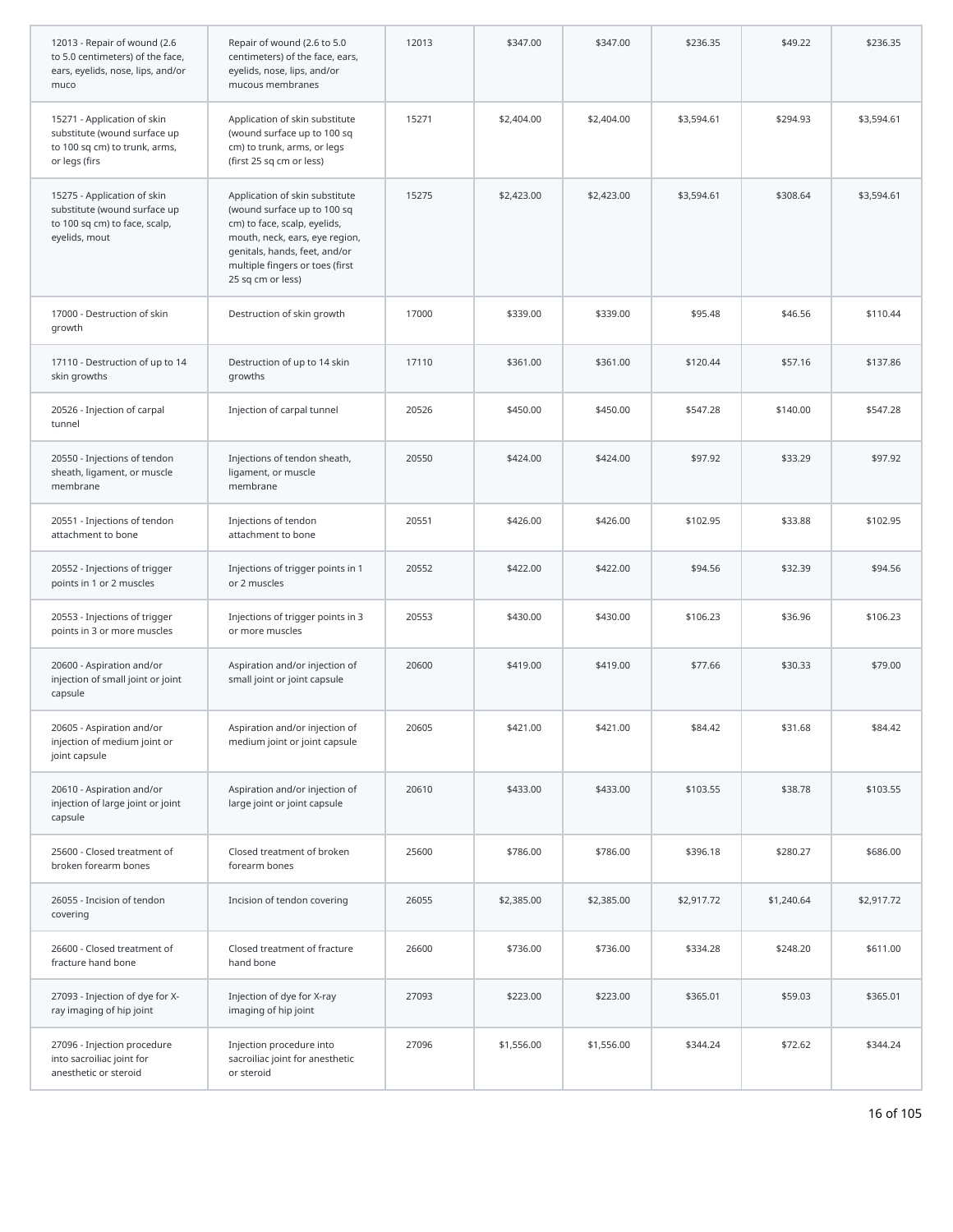| | | | | | | | |
|---|---|---|---|---|---|---|---|
| 12013 - Repair of wound (2.6 to 5.0 centimeters) of the face, ears, eyelids, nose, lips, and/or muco | Repair of wound (2.6 to 5.0 centimeters) of the face, ears, eyelids, nose, lips, and/or mucous membranes | 12013 | $347.00 | $347.00 | $236.35 | $49.22 | $236.35 |
| 15271 - Application of skin substitute (wound surface up to 100 sq cm) to trunk, arms, or legs (firs | Application of skin substitute (wound surface up to 100 sq cm) to trunk, arms, or legs (first 25 sq cm or less) | 15271 | $2,404.00 | $2,404.00 | $3,594.61 | $294.93 | $3,594.61 |
| 15275 - Application of skin substitute (wound surface up to 100 sq cm) to face, scalp, eyelids, mout | Application of skin substitute (wound surface up to 100 sq cm) to face, scalp, eyelids, mouth, neck, ears, eye region, genitals, hands, feet, and/or multiple fingers or toes (first 25 sq cm or less) | 15275 | $2,423.00 | $2,423.00 | $3,594.61 | $308.64 | $3,594.61 |
| 17000 - Destruction of skin growth | Destruction of skin growth | 17000 | $339.00 | $339.00 | $95.48 | $46.56 | $110.44 |
| 17110 - Destruction of up to 14 skin growths | Destruction of up to 14 skin growths | 17110 | $361.00 | $361.00 | $120.44 | $57.16 | $137.86 |
| 20526 - Injection of carpal tunnel | Injection of carpal tunnel | 20526 | $450.00 | $450.00 | $547.28 | $140.00 | $547.28 |
| 20550 - Injections of tendon sheath, ligament, or muscle membrane | Injections of tendon sheath, ligament, or muscle membrane | 20550 | $424.00 | $424.00 | $97.92 | $33.29 | $97.92 |
| 20551 - Injections of tendon attachment to bone | Injections of tendon attachment to bone | 20551 | $426.00 | $426.00 | $102.95 | $33.88 | $102.95 |
| 20552 - Injections of trigger points in 1 or 2 muscles | Injections of trigger points in 1 or 2 muscles | 20552 | $422.00 | $422.00 | $94.56 | $32.39 | $94.56 |
| 20553 - Injections of trigger points in 3 or more muscles | Injections of trigger points in 3 or more muscles | 20553 | $430.00 | $430.00 | $106.23 | $36.96 | $106.23 |
| 20600 - Aspiration and/or injection of small joint or joint capsule | Aspiration and/or injection of small joint or joint capsule | 20600 | $419.00 | $419.00 | $77.66 | $30.33 | $79.00 |
| 20605 - Aspiration and/or injection of medium joint or joint capsule | Aspiration and/or injection of medium joint or joint capsule | 20605 | $421.00 | $421.00 | $84.42 | $31.68 | $84.42 |
| 20610 - Aspiration and/or injection of large joint or joint capsule | Aspiration and/or injection of large joint or joint capsule | 20610 | $433.00 | $433.00 | $103.55 | $38.78 | $103.55 |
| 25600 - Closed treatment of broken forearm bones | Closed treatment of broken forearm bones | 25600 | $786.00 | $786.00 | $396.18 | $280.27 | $686.00 |
| 26055 - Incision of tendon covering | Incision of tendon covering | 26055 | $2,385.00 | $2,385.00 | $2,917.72 | $1,240.64 | $2,917.72 |
| 26600 - Closed treatment of fracture hand bone | Closed treatment of fracture hand bone | 26600 | $736.00 | $736.00 | $334.28 | $248.20 | $611.00 |
| 27093 - Injection of dye for X-ray imaging of hip joint | Injection of dye for X-ray imaging of hip joint | 27093 | $223.00 | $223.00 | $365.01 | $59.03 | $365.01 |
| 27096 - Injection procedure into sacroiliac joint for anesthetic or steroid | Injection procedure into sacroiliac joint for anesthetic or steroid | 27096 | $1,556.00 | $1,556.00 | $344.24 | $72.62 | $344.24 |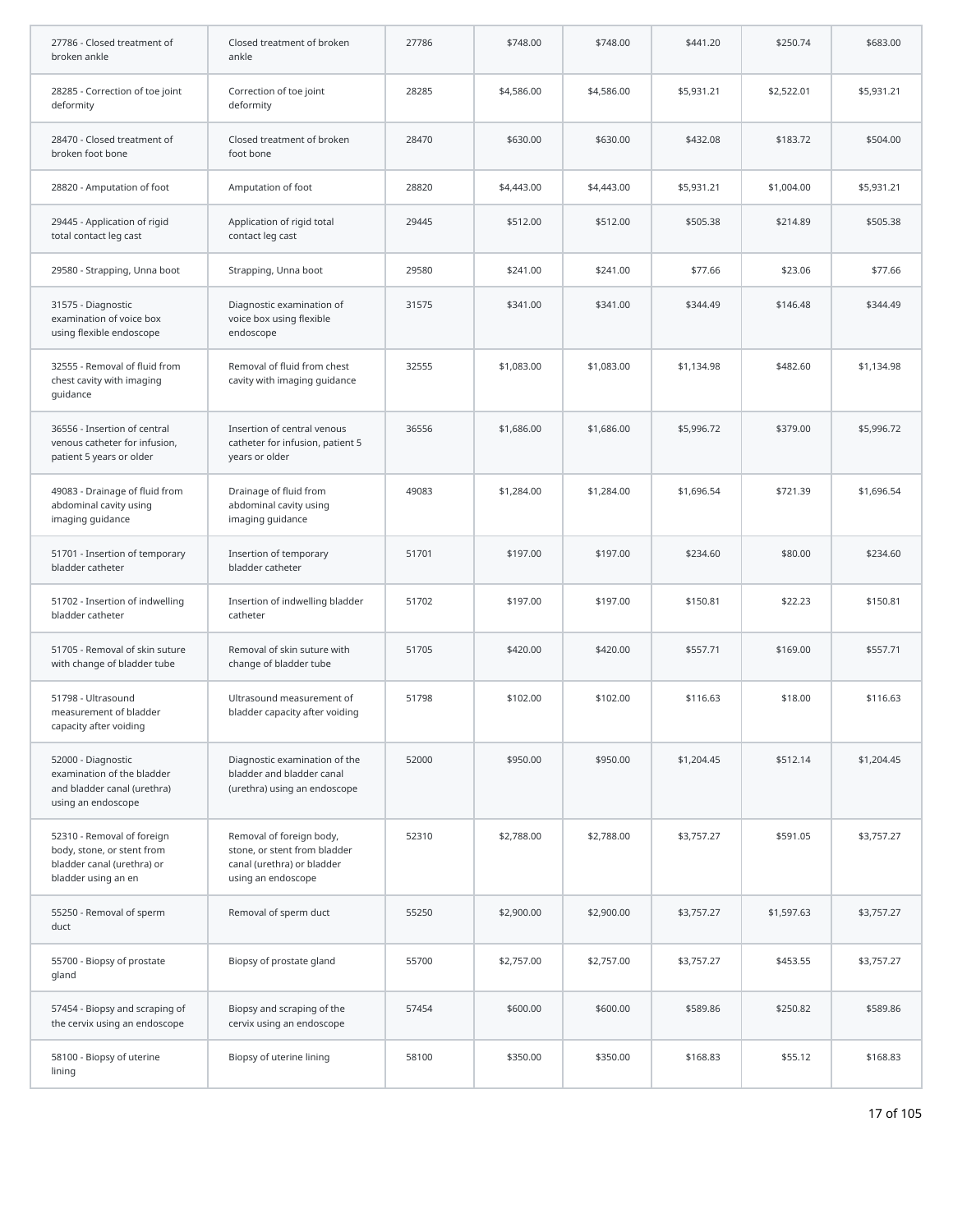| | | | | | | | |
|---|---|---|---|---|---|---|---|
| 27786 - Closed treatment of broken ankle | Closed treatment of broken ankle | 27786 | $748.00 | $748.00 | $441.20 | $250.74 | $683.00 |
| 28285 - Correction of toe joint deformity | Correction of toe joint deformity | 28285 | $4,586.00 | $4,586.00 | $5,931.21 | $2,522.01 | $5,931.21 |
| 28470 - Closed treatment of broken foot bone | Closed treatment of broken foot bone | 28470 | $630.00 | $630.00 | $432.08 | $183.72 | $504.00 |
| 28820 - Amputation of foot | Amputation of foot | 28820 | $4,443.00 | $4,443.00 | $5,931.21 | $1,004.00 | $5,931.21 |
| 29445 - Application of rigid total contact leg cast | Application of rigid total contact leg cast | 29445 | $512.00 | $512.00 | $505.38 | $214.89 | $505.38 |
| 29580 - Strapping, Unna boot | Strapping, Unna boot | 29580 | $241.00 | $241.00 | $77.66 | $23.06 | $77.66 |
| 31575 - Diagnostic examination of voice box using flexible endoscope | Diagnostic examination of voice box using flexible endoscope | 31575 | $341.00 | $341.00 | $344.49 | $146.48 | $344.49 |
| 32555 - Removal of fluid from chest cavity with imaging guidance | Removal of fluid from chest cavity with imaging guidance | 32555 | $1,083.00 | $1,083.00 | $1,134.98 | $482.60 | $1,134.98 |
| 36556 - Insertion of central venous catheter for infusion, patient 5 years or older | Insertion of central venous catheter for infusion, patient 5 years or older | 36556 | $1,686.00 | $1,686.00 | $5,996.72 | $379.00 | $5,996.72 |
| 49083 - Drainage of fluid from abdominal cavity using imaging guidance | Drainage of fluid from abdominal cavity using imaging guidance | 49083 | $1,284.00 | $1,284.00 | $1,696.54 | $721.39 | $1,696.54 |
| 51701 - Insertion of temporary bladder catheter | Insertion of temporary bladder catheter | 51701 | $197.00 | $197.00 | $234.60 | $80.00 | $234.60 |
| 51702 - Insertion of indwelling bladder catheter | Insertion of indwelling bladder catheter | 51702 | $197.00 | $197.00 | $150.81 | $22.23 | $150.81 |
| 51705 - Removal of skin suture with change of bladder tube | Removal of skin suture with change of bladder tube | 51705 | $420.00 | $420.00 | $557.71 | $169.00 | $557.71 |
| 51798 - Ultrasound measurement of bladder capacity after voiding | Ultrasound measurement of bladder capacity after voiding | 51798 | $102.00 | $102.00 | $116.63 | $18.00 | $116.63 |
| 52000 - Diagnostic examination of the bladder and bladder canal (urethra) using an endoscope | Diagnostic examination of the bladder and bladder canal (urethra) using an endoscope | 52000 | $950.00 | $950.00 | $1,204.45 | $512.14 | $1,204.45 |
| 52310 - Removal of foreign body, stone, or stent from bladder canal (urethra) or bladder using an en | Removal of foreign body, stone, or stent from bladder canal (urethra) or bladder using an endoscope | 52310 | $2,788.00 | $2,788.00 | $3,757.27 | $591.05 | $3,757.27 |
| 55250 - Removal of sperm duct | Removal of sperm duct | 55250 | $2,900.00 | $2,900.00 | $3,757.27 | $1,597.63 | $3,757.27 |
| 55700 - Biopsy of prostate gland | Biopsy of prostate gland | 55700 | $2,757.00 | $2,757.00 | $3,757.27 | $453.55 | $3,757.27 |
| 57454 - Biopsy and scraping of the cervix using an endoscope | Biopsy and scraping of the cervix using an endoscope | 57454 | $600.00 | $600.00 | $589.86 | $250.82 | $589.86 |
| 58100 - Biopsy of uterine lining | Biopsy of uterine lining | 58100 | $350.00 | $350.00 | $168.83 | $55.12 | $168.83 |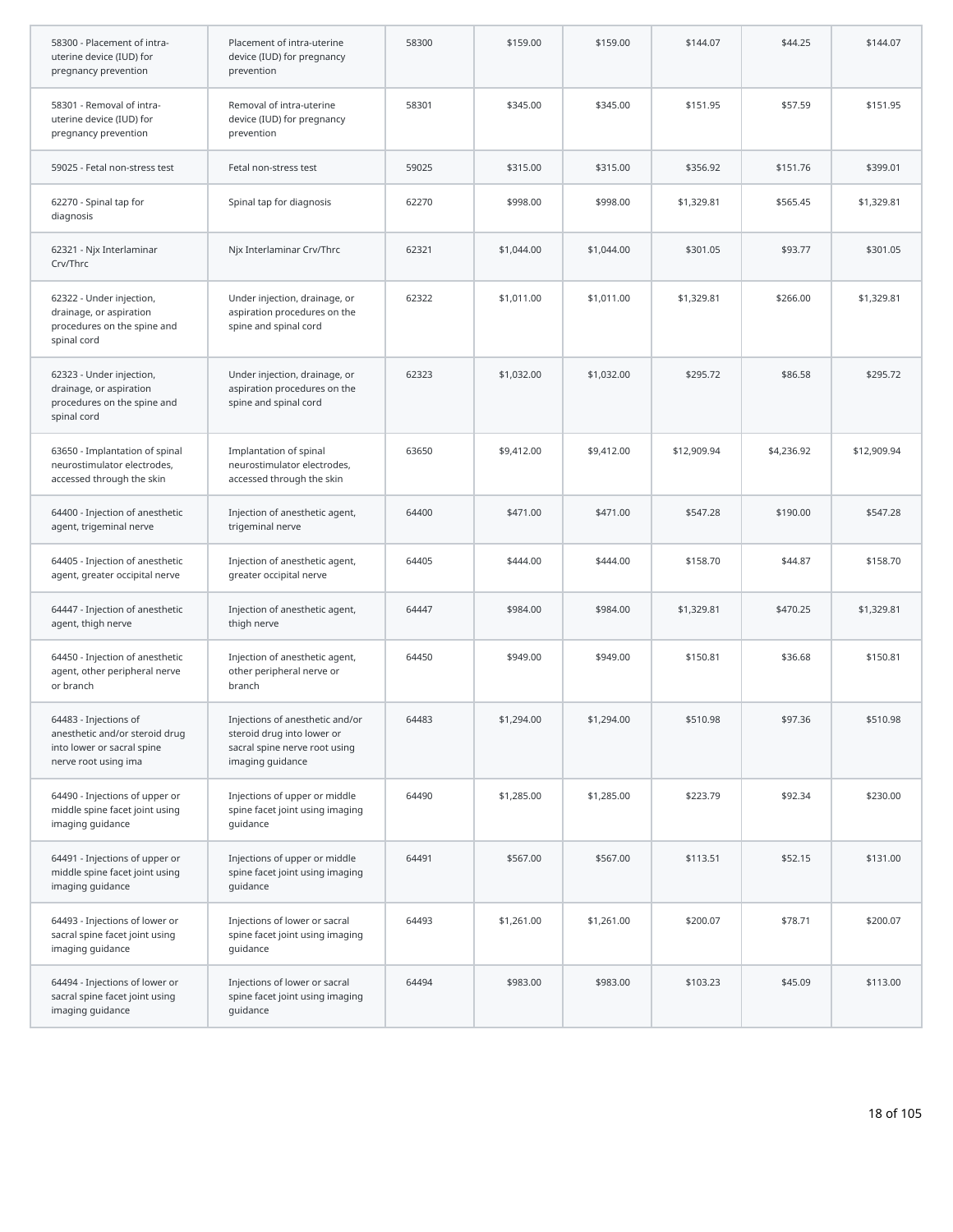| 58300 - Placement of intra-uterine device (IUD) for pregnancy prevention | Placement of intra-uterine device (IUD) for pregnancy prevention | 58300 | $159.00 | $159.00 | $144.07 | $44.25 | $144.07 |
|---|---|---|---|---|---|---|---|
| 58301 - Removal of intra-uterine device (IUD) for pregnancy prevention | Removal of intra-uterine device (IUD) for pregnancy prevention | 58301 | $345.00 | $345.00 | $151.95 | $57.59 | $151.95 |
| 59025 - Fetal non-stress test | Fetal non-stress test | 59025 | $315.00 | $315.00 | $356.92 | $151.76 | $399.01 |
| 62270 - Spinal tap for diagnosis | Spinal tap for diagnosis | 62270 | $998.00 | $998.00 | $1,329.81 | $565.45 | $1,329.81 |
| 62321 - Njx Interlaminar Crv/Thrc | Njx Interlaminar Crv/Thrc | 62321 | $1,044.00 | $1,044.00 | $301.05 | $93.77 | $301.05 |
| 62322 - Under injection, drainage, or aspiration procedures on the spine and spinal cord | Under injection, drainage, or aspiration procedures on the spine and spinal cord | 62322 | $1,011.00 | $1,011.00 | $1,329.81 | $266.00 | $1,329.81 |
| 62323 - Under injection, drainage, or aspiration procedures on the spine and spinal cord | Under injection, drainage, or aspiration procedures on the spine and spinal cord | 62323 | $1,032.00 | $1,032.00 | $295.72 | $86.58 | $295.72 |
| 63650 - Implantation of spinal neurostimulator electrodes, accessed through the skin | Implantation of spinal neurostimulator electrodes, accessed through the skin | 63650 | $9,412.00 | $9,412.00 | $12,909.94 | $4,236.92 | $12,909.94 |
| 64400 - Injection of anesthetic agent, trigeminal nerve | Injection of anesthetic agent, trigeminal nerve | 64400 | $471.00 | $471.00 | $547.28 | $190.00 | $547.28 |
| 64405 - Injection of anesthetic agent, greater occipital nerve | Injection of anesthetic agent, greater occipital nerve | 64405 | $444.00 | $444.00 | $158.70 | $44.87 | $158.70 |
| 64447 - Injection of anesthetic agent, thigh nerve | Injection of anesthetic agent, thigh nerve | 64447 | $984.00 | $984.00 | $1,329.81 | $470.25 | $1,329.81 |
| 64450 - Injection of anesthetic agent, other peripheral nerve or branch | Injection of anesthetic agent, other peripheral nerve or branch | 64450 | $949.00 | $949.00 | $150.81 | $36.68 | $150.81 |
| 64483 - Injections of anesthetic and/or steroid drug into lower or sacral spine nerve root using ima | Injections of anesthetic and/or steroid drug into lower or sacral spine nerve root using imaging guidance | 64483 | $1,294.00 | $1,294.00 | $510.98 | $97.36 | $510.98 |
| 64490 - Injections of upper or middle spine facet joint using imaging guidance | Injections of upper or middle spine facet joint using imaging guidance | 64490 | $1,285.00 | $1,285.00 | $223.79 | $92.34 | $230.00 |
| 64491 - Injections of upper or middle spine facet joint using imaging guidance | Injections of upper or middle spine facet joint using imaging guidance | 64491 | $567.00 | $567.00 | $113.51 | $52.15 | $131.00 |
| 64493 - Injections of lower or sacral spine facet joint using imaging guidance | Injections of lower or sacral spine facet joint using imaging guidance | 64493 | $1,261.00 | $1,261.00 | $200.07 | $78.71 | $200.07 |
| 64494 - Injections of lower or sacral spine facet joint using imaging guidance | Injections of lower or sacral spine facet joint using imaging guidance | 64494 | $983.00 | $983.00 | $103.23 | $45.09 | $113.00 |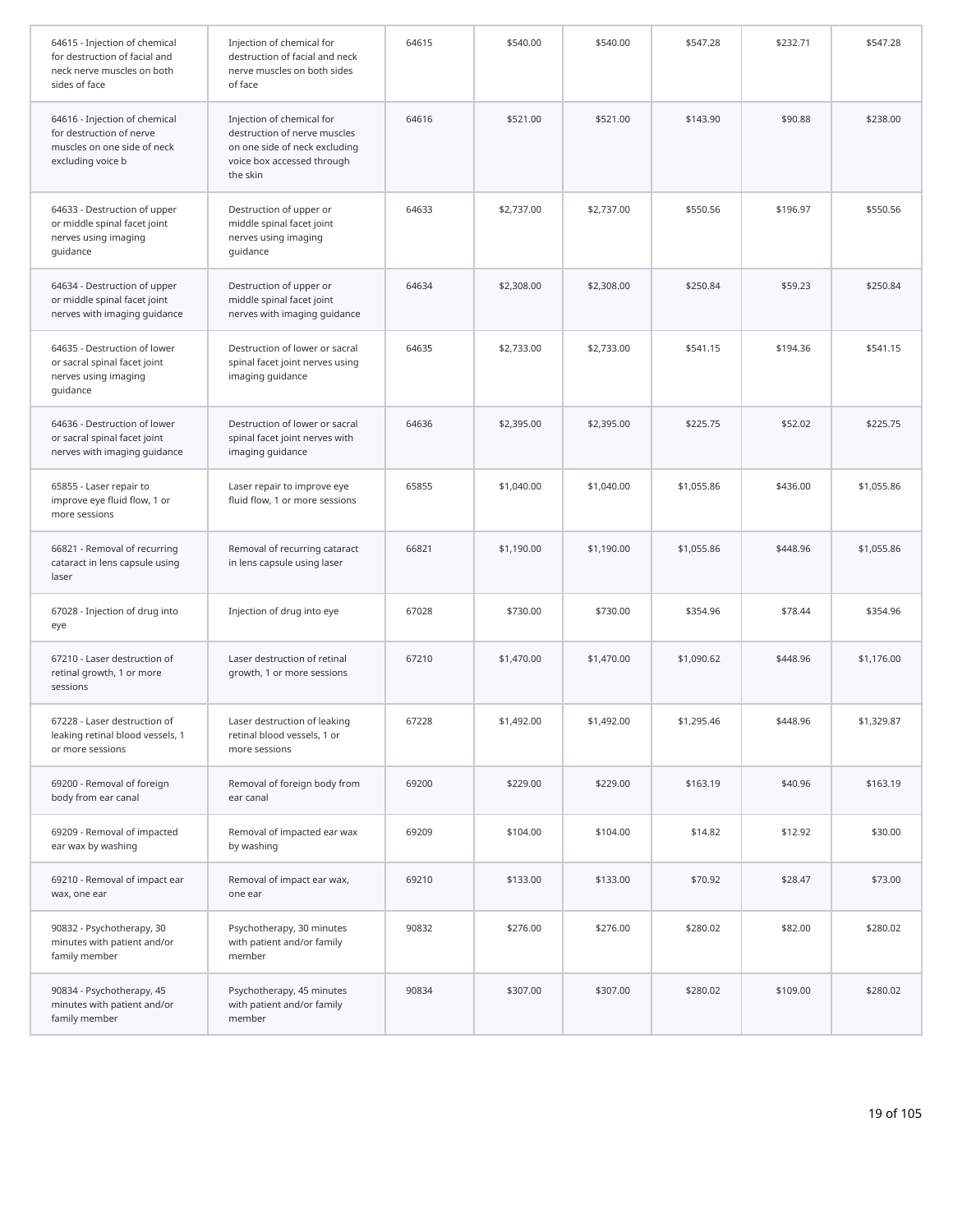| | | | | | | | |
|---|---|---|---|---|---|---|---|
| 64615 - Injection of chemical for destruction of facial and neck nerve muscles on both sides of face | Injection of chemical for destruction of facial and neck nerve muscles on both sides of face | 64615 | $540.00 | $540.00 | $547.28 | $232.71 | $547.28 |
| 64616 - Injection of chemical for destruction of nerve muscles on one side of neck excluding voice b | Injection of chemical for destruction of nerve muscles on one side of neck excluding voice box accessed through the skin | 64616 | $521.00 | $521.00 | $143.90 | $90.88 | $238.00 |
| 64633 - Destruction of upper or middle spinal facet joint nerves using imaging guidance | Destruction of upper or middle spinal facet joint nerves using imaging guidance | 64633 | $2,737.00 | $2,737.00 | $550.56 | $196.97 | $550.56 |
| 64634 - Destruction of upper or middle spinal facet joint nerves with imaging guidance | Destruction of upper or middle spinal facet joint nerves with imaging guidance | 64634 | $2,308.00 | $2,308.00 | $250.84 | $59.23 | $250.84 |
| 64635 - Destruction of lower or sacral spinal facet joint nerves using imaging guidance | Destruction of lower or sacral spinal facet joint nerves using imaging guidance | 64635 | $2,733.00 | $2,733.00 | $541.15 | $194.36 | $541.15 |
| 64636 - Destruction of lower or sacral spinal facet joint nerves with imaging guidance | Destruction of lower or sacral spinal facet joint nerves with imaging guidance | 64636 | $2,395.00 | $2,395.00 | $225.75 | $52.02 | $225.75 |
| 65855 - Laser repair to improve eye fluid flow, 1 or more sessions | Laser repair to improve eye fluid flow, 1 or more sessions | 65855 | $1,040.00 | $1,040.00 | $1,055.86 | $436.00 | $1,055.86 |
| 66821 - Removal of recurring cataract in lens capsule using laser | Removal of recurring cataract in lens capsule using laser | 66821 | $1,190.00 | $1,190.00 | $1,055.86 | $448.96 | $1,055.86 |
| 67028 - Injection of drug into eye | Injection of drug into eye | 67028 | $730.00 | $730.00 | $354.96 | $78.44 | $354.96 |
| 67210 - Laser destruction of retinal growth, 1 or more sessions | Laser destruction of retinal growth, 1 or more sessions | 67210 | $1,470.00 | $1,470.00 | $1,090.62 | $448.96 | $1,176.00 |
| 67228 - Laser destruction of leaking retinal blood vessels, 1 or more sessions | Laser destruction of leaking retinal blood vessels, 1 or more sessions | 67228 | $1,492.00 | $1,492.00 | $1,295.46 | $448.96 | $1,329.87 |
| 69200 - Removal of foreign body from ear canal | Removal of foreign body from ear canal | 69200 | $229.00 | $229.00 | $163.19 | $40.96 | $163.19 |
| 69209 - Removal of impacted ear wax by washing | Removal of impacted ear wax by washing | 69209 | $104.00 | $104.00 | $14.82 | $12.92 | $30.00 |
| 69210 - Removal of impact ear wax, one ear | Removal of impact ear wax, one ear | 69210 | $133.00 | $133.00 | $70.92 | $28.47 | $73.00 |
| 90832 - Psychotherapy, 30 minutes with patient and/or family member | Psychotherapy, 30 minutes with patient and/or family member | 90832 | $276.00 | $276.00 | $280.02 | $82.00 | $280.02 |
| 90834 - Psychotherapy, 45 minutes with patient and/or family member | Psychotherapy, 45 minutes with patient and/or family member | 90834 | $307.00 | $307.00 | $280.02 | $109.00 | $280.02 |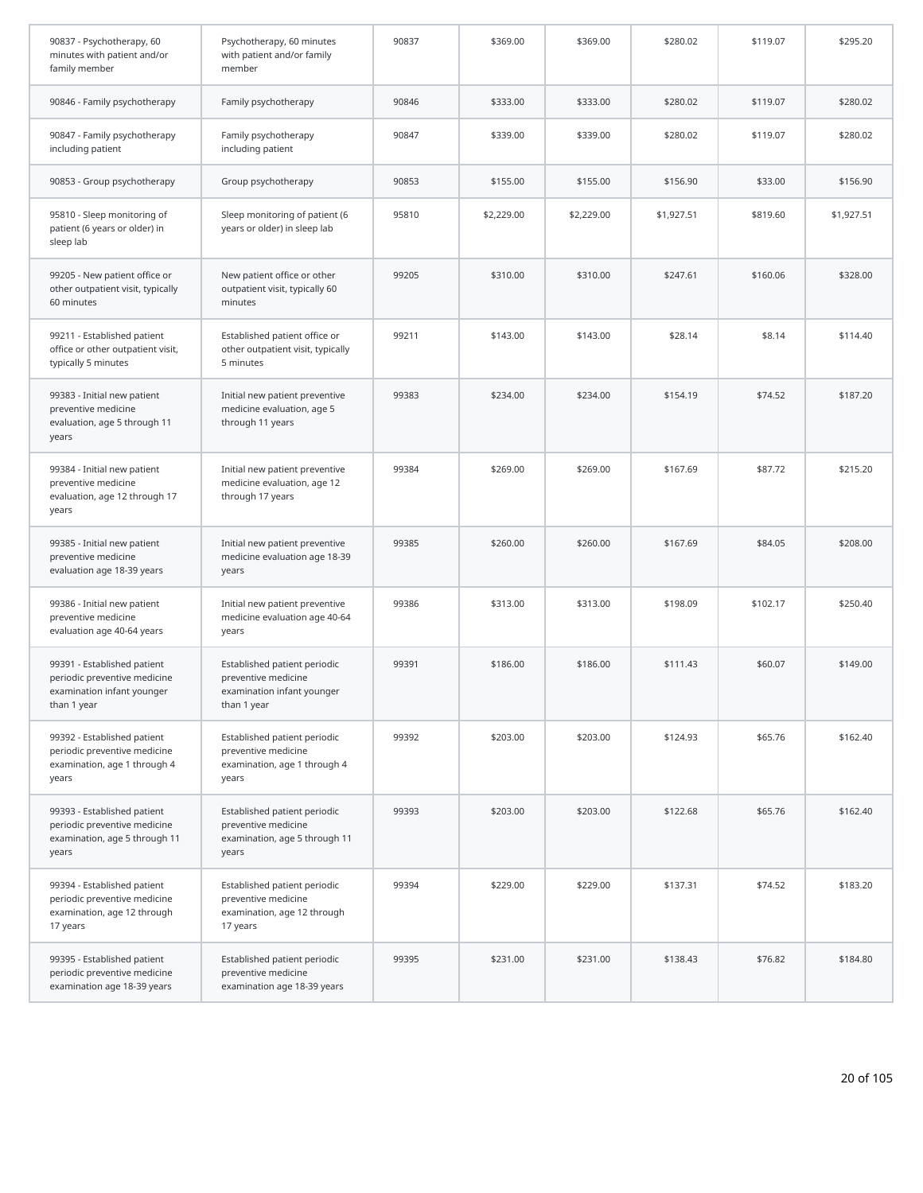| | | | | | | | |
|---|---|---|---|---|---|---|---|
| 90837 - Psychotherapy, 60 minutes with patient and/or family member | Psychotherapy, 60 minutes with patient and/or family member | 90837 | $369.00 | $369.00 | $280.02 | $119.07 | $295.20 |
| 90846 - Family psychotherapy | Family psychotherapy | 90846 | $333.00 | $333.00 | $280.02 | $119.07 | $280.02 |
| 90847 - Family psychotherapy including patient | Family psychotherapy including patient | 90847 | $339.00 | $339.00 | $280.02 | $119.07 | $280.02 |
| 90853 - Group psychotherapy | Group psychotherapy | 90853 | $155.00 | $155.00 | $156.90 | $33.00 | $156.90 |
| 95810 - Sleep monitoring of patient (6 years or older) in sleep lab | Sleep monitoring of patient (6 years or older) in sleep lab | 95810 | $2,229.00 | $2,229.00 | $1,927.51 | $819.60 | $1,927.51 |
| 99205 - New patient office or other outpatient visit, typically 60 minutes | New patient office or other outpatient visit, typically 60 minutes | 99205 | $310.00 | $310.00 | $247.61 | $160.06 | $328.00 |
| 99211 - Established patient office or other outpatient visit, typically 5 minutes | Established patient office or other outpatient visit, typically 5 minutes | 99211 | $143.00 | $143.00 | $28.14 | $8.14 | $114.40 |
| 99383 - Initial new patient preventive medicine evaluation, age 5 through 11 years | Initial new patient preventive medicine evaluation, age 5 through 11 years | 99383 | $234.00 | $234.00 | $154.19 | $74.52 | $187.20 |
| 99384 - Initial new patient preventive medicine evaluation, age 12 through 17 years | Initial new patient preventive medicine evaluation, age 12 through 17 years | 99384 | $269.00 | $269.00 | $167.69 | $87.72 | $215.20 |
| 99385 - Initial new patient preventive medicine evaluation age 18-39 years | Initial new patient preventive medicine evaluation age 18-39 years | 99385 | $260.00 | $260.00 | $167.69 | $84.05 | $208.00 |
| 99386 - Initial new patient preventive medicine evaluation age 40-64 years | Initial new patient preventive medicine evaluation age 40-64 years | 99386 | $313.00 | $313.00 | $198.09 | $102.17 | $250.40 |
| 99391 - Established patient periodic preventive medicine examination infant younger than 1 year | Established patient periodic preventive medicine examination infant younger than 1 year | 99391 | $186.00 | $186.00 | $111.43 | $60.07 | $149.00 |
| 99392 - Established patient periodic preventive medicine examination, age 1 through 4 years | Established patient periodic preventive medicine examination, age 1 through 4 years | 99392 | $203.00 | $203.00 | $124.93 | $65.76 | $162.40 |
| 99393 - Established patient periodic preventive medicine examination, age 5 through 11 years | Established patient periodic preventive medicine examination, age 5 through 11 years | 99393 | $203.00 | $203.00 | $122.68 | $65.76 | $162.40 |
| 99394 - Established patient periodic preventive medicine examination, age 12 through 17 years | Established patient periodic preventive medicine examination, age 12 through 17 years | 99394 | $229.00 | $229.00 | $137.31 | $74.52 | $183.20 |
| 99395 - Established patient periodic preventive medicine examination age 18-39 years | Established patient periodic preventive medicine examination age 18-39 years | 99395 | $231.00 | $231.00 | $138.43 | $76.82 | $184.80 |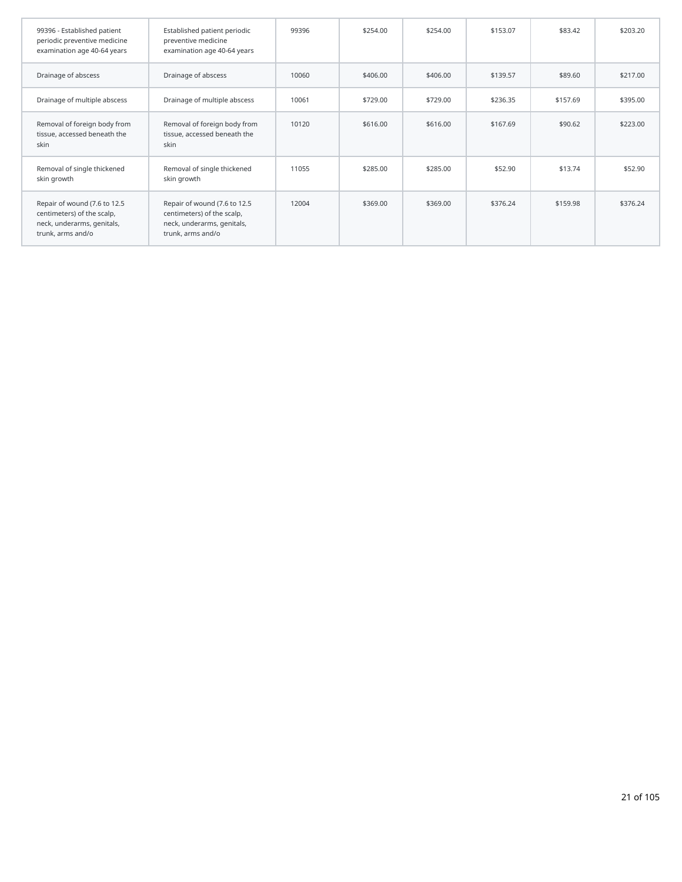| | | | | | | | |
|---|---|---|---|---|---|---|---|
| 99396 - Established patient periodic preventive medicine examination age 40-64 years | Established patient periodic preventive medicine examination age 40-64 years | 99396 | $254.00 | $254.00 | $153.07 | $83.42 | $203.20 |
| Drainage of abscess | Drainage of abscess | 10060 | $406.00 | $406.00 | $139.57 | $89.60 | $217.00 |
| Drainage of multiple abscess | Drainage of multiple abscess | 10061 | $729.00 | $729.00 | $236.35 | $157.69 | $395.00 |
| Removal of foreign body from tissue, accessed beneath the skin | Removal of foreign body from tissue, accessed beneath the skin | 10120 | $616.00 | $616.00 | $167.69 | $90.62 | $223.00 |
| Removal of single thickened skin growth | Removal of single thickened skin growth | 11055 | $285.00 | $285.00 | $52.90 | $13.74 | $52.90 |
| Repair of wound (7.6 to 12.5 centimeters) of the scalp, neck, underarms, genitals, trunk, arms and/o | Repair of wound (7.6 to 12.5 centimeters) of the scalp, neck, underarms, genitals, trunk, arms and/o | 12004 | $369.00 | $369.00 | $376.24 | $159.98 | $376.24 |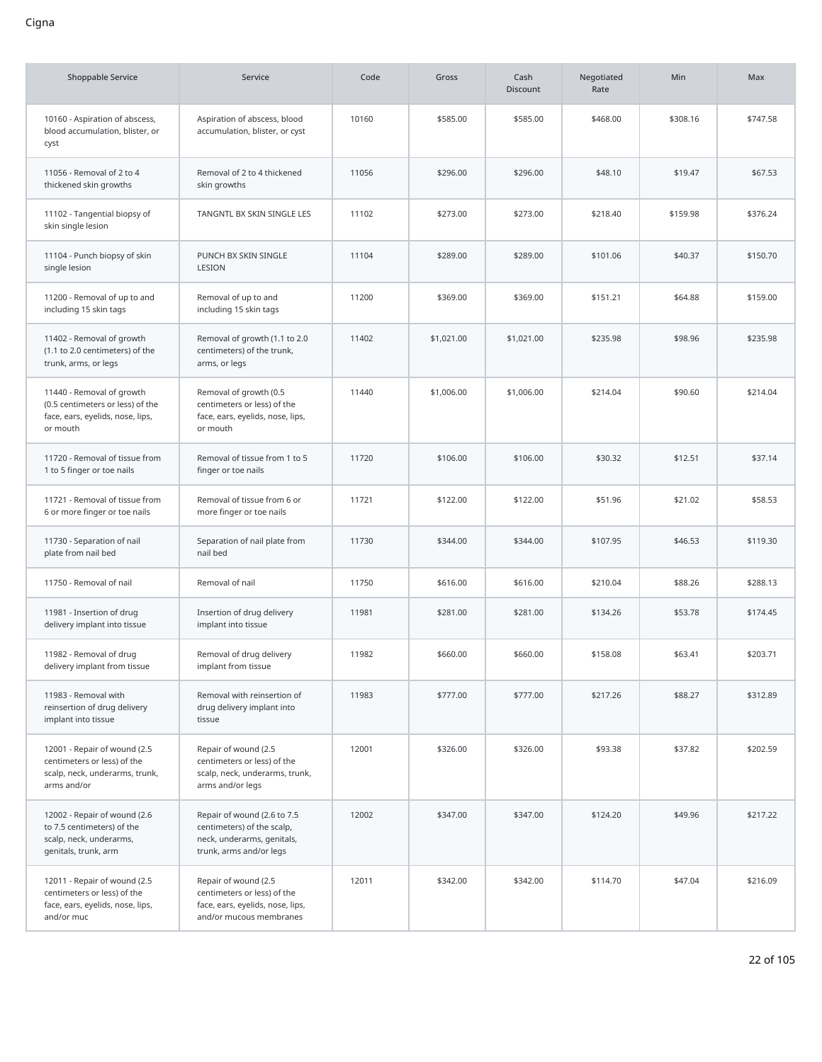Cigna

| Shoppable Service | Service | Code | Gross | Cash Discount | Negotiated Rate | Min | Max |
|---|---|---|---|---|---|---|---|
| 10160 - Aspiration of abscess, blood accumulation, blister, or cyst | Aspiration of abscess, blood accumulation, blister, or cyst | 10160 | $585.00 | $585.00 | $468.00 | $308.16 | $747.58 |
| 11056 - Removal of 2 to 4 thickened skin growths | Removal of 2 to 4 thickened skin growths | 11056 | $296.00 | $296.00 | $48.10 | $19.47 | $67.53 |
| 11102 - Tangential biopsy of skin single lesion | TANGNTL BX SKIN SINGLE LES | 11102 | $273.00 | $273.00 | $218.40 | $159.98 | $376.24 |
| 11104 - Punch biopsy of skin single lesion | PUNCH BX SKIN SINGLE LESION | 11104 | $289.00 | $289.00 | $101.06 | $40.37 | $150.70 |
| 11200 - Removal of up to and including 15 skin tags | Removal of up to and including 15 skin tags | 11200 | $369.00 | $369.00 | $151.21 | $64.88 | $159.00 |
| 11402 - Removal of growth (1.1 to 2.0 centimeters) of the trunk, arms, or legs | Removal of growth (1.1 to 2.0 centimeters) of the trunk, arms, or legs | 11402 | $1,021.00 | $1,021.00 | $235.98 | $98.96 | $235.98 |
| 11440 - Removal of growth (0.5 centimeters or less) of the face, ears, eyelids, nose, lips, or mouth | Removal of growth (0.5 centimeters or less) of the face, ears, eyelids, nose, lips, or mouth | 11440 | $1,006.00 | $1,006.00 | $214.04 | $90.60 | $214.04 |
| 11720 - Removal of tissue from 1 to 5 finger or toe nails | Removal of tissue from 1 to 5 finger or toe nails | 11720 | $106.00 | $106.00 | $30.32 | $12.51 | $37.14 |
| 11721 - Removal of tissue from 6 or more finger or toe nails | Removal of tissue from 6 or more finger or toe nails | 11721 | $122.00 | $122.00 | $51.96 | $21.02 | $58.53 |
| 11730 - Separation of nail plate from nail bed | Separation of nail plate from nail bed | 11730 | $344.00 | $344.00 | $107.95 | $46.53 | $119.30 |
| 11750 - Removal of nail | Removal of nail | 11750 | $616.00 | $616.00 | $210.04 | $88.26 | $288.13 |
| 11981 - Insertion of drug delivery implant into tissue | Insertion of drug delivery implant into tissue | 11981 | $281.00 | $281.00 | $134.26 | $53.78 | $174.45 |
| 11982 - Removal of drug delivery implant from tissue | Removal of drug delivery implant from tissue | 11982 | $660.00 | $660.00 | $158.08 | $63.41 | $203.71 |
| 11983 - Removal with reinsertion of drug delivery implant into tissue | Removal with reinsertion of drug delivery implant into tissue | 11983 | $777.00 | $777.00 | $217.26 | $88.27 | $312.89 |
| 12001 - Repair of wound (2.5 centimeters or less) of the scalp, neck, underarms, trunk, arms and/or | Repair of wound (2.5 centimeters or less) of the scalp, neck, underarms, trunk, arms and/or legs | 12001 | $326.00 | $326.00 | $93.38 | $37.82 | $202.59 |
| 12002 - Repair of wound (2.6 to 7.5 centimeters) of the scalp, neck, underarms, genitals, trunk, arm | Repair of wound (2.6 to 7.5 centimeters) of the scalp, neck, underarms, genitals, trunk, arms and/or legs | 12002 | $347.00 | $347.00 | $124.20 | $49.96 | $217.22 |
| 12011 - Repair of wound (2.5 centimeters or less) of the face, ears, eyelids, nose, lips, and/or muc | Repair of wound (2.5 centimeters or less) of the face, ears, eyelids, nose, lips, and/or mucous membranes | 12011 | $342.00 | $342.00 | $114.70 | $47.04 | $216.09 |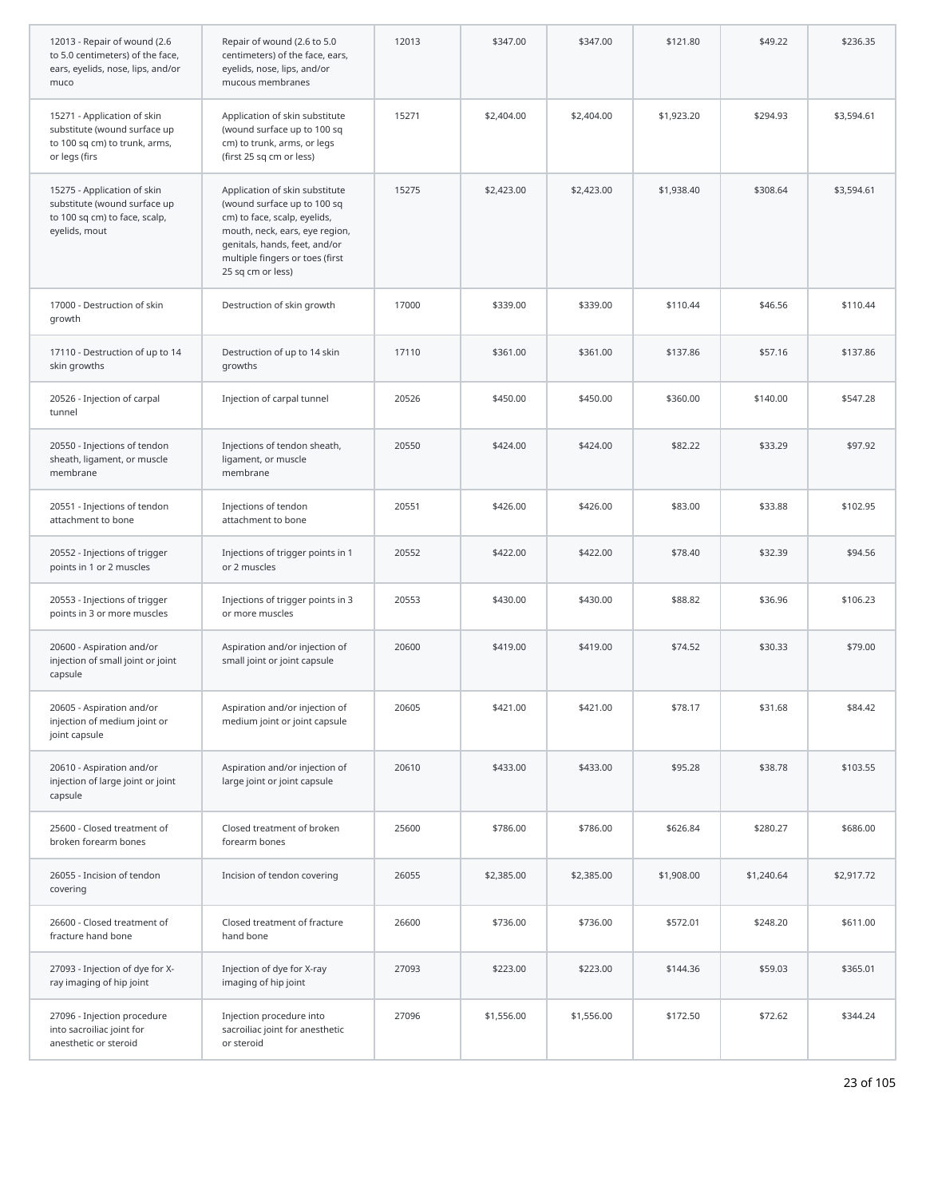| | | | | | | | |
|---|---|---|---|---|---|---|---|
| 12013 - Repair of wound (2.6 to 5.0 centimeters) of the face, ears, eyelids, nose, lips, and/or muco | Repair of wound (2.6 to 5.0 centimeters) of the face, ears, eyelids, nose, lips, and/or mucous membranes | 12013 | $347.00 | $347.00 | $121.80 | $49.22 | $236.35 |
| 15271 - Application of skin substitute (wound surface up to 100 sq cm) to trunk, arms, or legs (firs | Application of skin substitute (wound surface up to 100 sq cm) to trunk, arms, or legs (first 25 sq cm or less) | 15271 | $2,404.00 | $2,404.00 | $1,923.20 | $294.93 | $3,594.61 |
| 15275 - Application of skin substitute (wound surface up to 100 sq cm) to face, scalp, eyelids, mout | Application of skin substitute (wound surface up to 100 sq cm) to face, scalp, eyelids, mouth, neck, ears, eye region, genitals, hands, feet, and/or multiple fingers or toes (first 25 sq cm or less) | 15275 | $2,423.00 | $2,423.00 | $1,938.40 | $308.64 | $3,594.61 |
| 17000 - Destruction of skin growth | Destruction of skin growth | 17000 | $339.00 | $339.00 | $110.44 | $46.56 | $110.44 |
| 17110 - Destruction of up to 14 skin growths | Destruction of up to 14 skin growths | 17110 | $361.00 | $361.00 | $137.86 | $57.16 | $137.86 |
| 20526 - Injection of carpal tunnel | Injection of carpal tunnel | 20526 | $450.00 | $450.00 | $360.00 | $140.00 | $547.28 |
| 20550 - Injections of tendon sheath, ligament, or muscle membrane | Injections of tendon sheath, ligament, or muscle membrane | 20550 | $424.00 | $424.00 | $82.22 | $33.29 | $97.92 |
| 20551 - Injections of tendon attachment to bone | Injections of tendon attachment to bone | 20551 | $426.00 | $426.00 | $83.00 | $33.88 | $102.95 |
| 20552 - Injections of trigger points in 1 or 2 muscles | Injections of trigger points in 1 or 2 muscles | 20552 | $422.00 | $422.00 | $78.40 | $32.39 | $94.56 |
| 20553 - Injections of trigger points in 3 or more muscles | Injections of trigger points in 3 or more muscles | 20553 | $430.00 | $430.00 | $88.82 | $36.96 | $106.23 |
| 20600 - Aspiration and/or injection of small joint or joint capsule | Aspiration and/or injection of small joint or joint capsule | 20600 | $419.00 | $419.00 | $74.52 | $30.33 | $79.00 |
| 20605 - Aspiration and/or injection of medium joint or joint capsule | Aspiration and/or injection of medium joint or joint capsule | 20605 | $421.00 | $421.00 | $78.17 | $31.68 | $84.42 |
| 20610 - Aspiration and/or injection of large joint or joint capsule | Aspiration and/or injection of large joint or joint capsule | 20610 | $433.00 | $433.00 | $95.28 | $38.78 | $103.55 |
| 25600 - Closed treatment of broken forearm bones | Closed treatment of broken forearm bones | 25600 | $786.00 | $786.00 | $626.84 | $280.27 | $686.00 |
| 26055 - Incision of tendon covering | Incision of tendon covering | 26055 | $2,385.00 | $2,385.00 | $1,908.00 | $1,240.64 | $2,917.72 |
| 26600 - Closed treatment of fracture hand bone | Closed treatment of fracture hand bone | 26600 | $736.00 | $736.00 | $572.01 | $248.20 | $611.00 |
| 27093 - Injection of dye for X-ray imaging of hip joint | Injection of dye for X-ray imaging of hip joint | 27093 | $223.00 | $223.00 | $144.36 | $59.03 | $365.01 |
| 27096 - Injection procedure into sacroiliac joint for anesthetic or steroid | Injection procedure into sacroiliac joint for anesthetic or steroid | 27096 | $1,556.00 | $1,556.00 | $172.50 | $72.62 | $344.24 |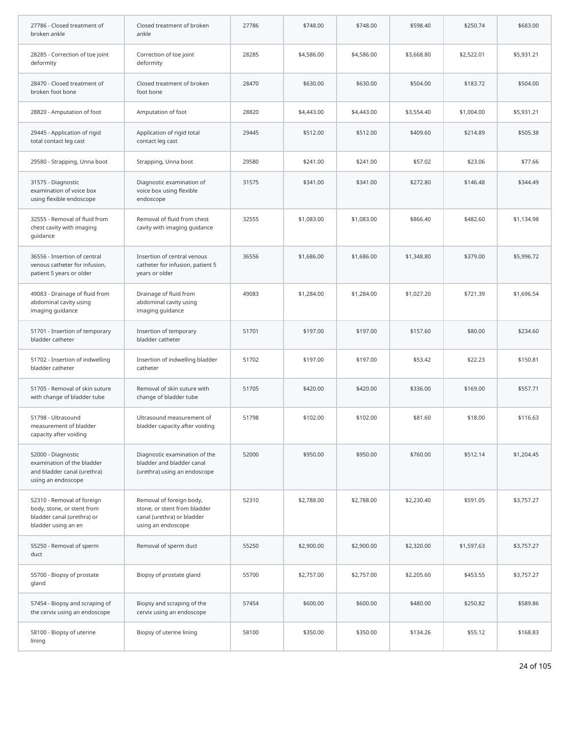| | | | | | | | |
|---|---|---|---|---|---|---|---|
| 27786 - Closed treatment of broken ankle | Closed treatment of broken ankle | 27786 | $748.00 | $748.00 | $598.40 | $250.74 | $683.00 |
| 28285 - Correction of toe joint deformity | Correction of toe joint deformity | 28285 | $4,586.00 | $4,586.00 | $3,668.80 | $2,522.01 | $5,931.21 |
| 28470 - Closed treatment of broken foot bone | Closed treatment of broken foot bone | 28470 | $630.00 | $630.00 | $504.00 | $183.72 | $504.00 |
| 28820 - Amputation of foot | Amputation of foot | 28820 | $4,443.00 | $4,443.00 | $3,554.40 | $1,004.00 | $5,931.21 |
| 29445 - Application of rigid total contact leg cast | Application of rigid total contact leg cast | 29445 | $512.00 | $512.00 | $409.60 | $214.89 | $505.38 |
| 29580 - Strapping, Unna boot | Strapping, Unna boot | 29580 | $241.00 | $241.00 | $57.02 | $23.06 | $77.66 |
| 31575 - Diagnostic examination of voice box using flexible endoscope | Diagnostic examination of voice box using flexible endoscope | 31575 | $341.00 | $341.00 | $272.80 | $146.48 | $344.49 |
| 32555 - Removal of fluid from chest cavity with imaging guidance | Removal of fluid from chest cavity with imaging guidance | 32555 | $1,083.00 | $1,083.00 | $866.40 | $482.60 | $1,134.98 |
| 36556 - Insertion of central venous catheter for infusion, patient 5 years or older | Insertion of central venous catheter for infusion, patient 5 years or older | 36556 | $1,686.00 | $1,686.00 | $1,348.80 | $379.00 | $5,996.72 |
| 49083 - Drainage of fluid from abdominal cavity using imaging guidance | Drainage of fluid from abdominal cavity using imaging guidance | 49083 | $1,284.00 | $1,284.00 | $1,027.20 | $721.39 | $1,696.54 |
| 51701 - Insertion of temporary bladder catheter | Insertion of temporary bladder catheter | 51701 | $197.00 | $197.00 | $157.60 | $80.00 | $234.60 |
| 51702 - Insertion of indwelling bladder catheter | Insertion of indwelling bladder catheter | 51702 | $197.00 | $197.00 | $53.42 | $22.23 | $150.81 |
| 51705 - Removal of skin suture with change of bladder tube | Removal of skin suture with change of bladder tube | 51705 | $420.00 | $420.00 | $336.00 | $169.00 | $557.71 |
| 51798 - Ultrasound measurement of bladder capacity after voiding | Ultrasound measurement of bladder capacity after voiding | 51798 | $102.00 | $102.00 | $81.60 | $18.00 | $116.63 |
| 52000 - Diagnostic examination of the bladder and bladder canal (urethra) using an endoscope | Diagnostic examination of the bladder and bladder canal (urethra) using an endoscope | 52000 | $950.00 | $950.00 | $760.00 | $512.14 | $1,204.45 |
| 52310 - Removal of foreign body, stone, or stent from bladder canal (urethra) or bladder using an en | Removal of foreign body, stone, or stent from bladder canal (urethra) or bladder using an endoscope | 52310 | $2,788.00 | $2,788.00 | $2,230.40 | $591.05 | $3,757.27 |
| 55250 - Removal of sperm duct | Removal of sperm duct | 55250 | $2,900.00 | $2,900.00 | $2,320.00 | $1,597.63 | $3,757.27 |
| 55700 - Biopsy of prostate gland | Biopsy of prostate gland | 55700 | $2,757.00 | $2,757.00 | $2,205.60 | $453.55 | $3,757.27 |
| 57454 - Biopsy and scraping of the cervix using an endoscope | Biopsy and scraping of the cervix using an endoscope | 57454 | $600.00 | $600.00 | $480.00 | $250.82 | $589.86 |
| 58100 - Biopsy of uterine lining | Biopsy of uterine lining | 58100 | $350.00 | $350.00 | $134.26 | $55.12 | $168.83 |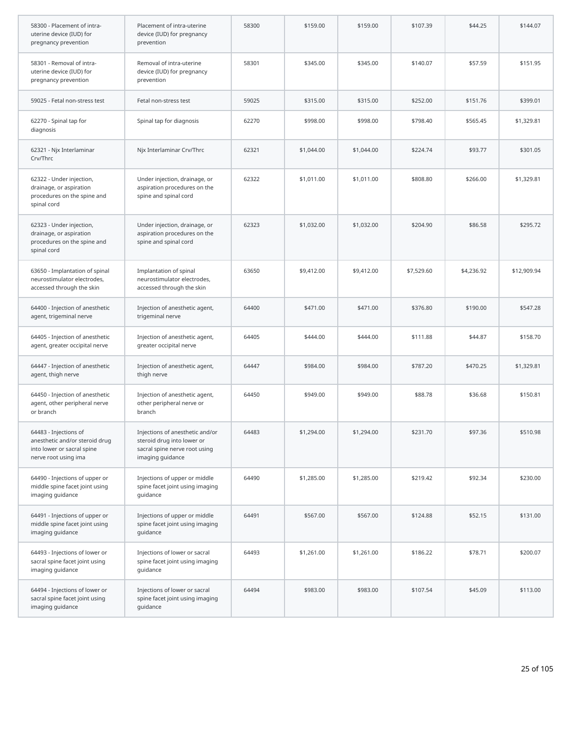| | | | | | | | |
|---|---|---|---|---|---|---|---|
| 58300 - Placement of intra-uterine device (IUD) for pregnancy prevention | Placement of intra-uterine device (IUD) for pregnancy prevention | 58300 | $159.00 | $159.00 | $107.39 | $44.25 | $144.07 |
| 58301 - Removal of intra-uterine device (IUD) for pregnancy prevention | Removal of intra-uterine device (IUD) for pregnancy prevention | 58301 | $345.00 | $345.00 | $140.07 | $57.59 | $151.95 |
| 59025 - Fetal non-stress test | Fetal non-stress test | 59025 | $315.00 | $315.00 | $252.00 | $151.76 | $399.01 |
| 62270 - Spinal tap for diagnosis | Spinal tap for diagnosis | 62270 | $998.00 | $998.00 | $798.40 | $565.45 | $1,329.81 |
| 62321 - Njx Interlaminar Crv/Thrc | Njx Interlaminar Crv/Thrc | 62321 | $1,044.00 | $1,044.00 | $224.74 | $93.77 | $301.05 |
| 62322 - Under injection, drainage, or aspiration procedures on the spine and spinal cord | Under injection, drainage, or aspiration procedures on the spine and spinal cord | 62322 | $1,011.00 | $1,011.00 | $808.80 | $266.00 | $1,329.81 |
| 62323 - Under injection, drainage, or aspiration procedures on the spine and spinal cord | Under injection, drainage, or aspiration procedures on the spine and spinal cord | 62323 | $1,032.00 | $1,032.00 | $204.90 | $86.58 | $295.72 |
| 63650 - Implantation of spinal neurostimulator electrodes, accessed through the skin | Implantation of spinal neurostimulator electrodes, accessed through the skin | 63650 | $9,412.00 | $9,412.00 | $7,529.60 | $4,236.92 | $12,909.94 |
| 64400 - Injection of anesthetic agent, trigeminal nerve | Injection of anesthetic agent, trigeminal nerve | 64400 | $471.00 | $471.00 | $376.80 | $190.00 | $547.28 |
| 64405 - Injection of anesthetic agent, greater occipital nerve | Injection of anesthetic agent, greater occipital nerve | 64405 | $444.00 | $444.00 | $111.88 | $44.87 | $158.70 |
| 64447 - Injection of anesthetic agent, thigh nerve | Injection of anesthetic agent, thigh nerve | 64447 | $984.00 | $984.00 | $787.20 | $470.25 | $1,329.81 |
| 64450 - Injection of anesthetic agent, other peripheral nerve or branch | Injection of anesthetic agent, other peripheral nerve or branch | 64450 | $949.00 | $949.00 | $88.78 | $36.68 | $150.81 |
| 64483 - Injections of anesthetic and/or steroid drug into lower or sacral spine nerve root using ima | Injections of anesthetic and/or steroid drug into lower or sacral spine nerve root using imaging guidance | 64483 | $1,294.00 | $1,294.00 | $231.70 | $97.36 | $510.98 |
| 64490 - Injections of upper or middle spine facet joint using imaging guidance | Injections of upper or middle spine facet joint using imaging guidance | 64490 | $1,285.00 | $1,285.00 | $219.42 | $92.34 | $230.00 |
| 64491 - Injections of upper or middle spine facet joint using imaging guidance | Injections of upper or middle spine facet joint using imaging guidance | 64491 | $567.00 | $567.00 | $124.88 | $52.15 | $131.00 |
| 64493 - Injections of lower or sacral spine facet joint using imaging guidance | Injections of lower or sacral spine facet joint using imaging guidance | 64493 | $1,261.00 | $1,261.00 | $186.22 | $78.71 | $200.07 |
| 64494 - Injections of lower or sacral spine facet joint using imaging guidance | Injections of lower or sacral spine facet joint using imaging guidance | 64494 | $983.00 | $983.00 | $107.54 | $45.09 | $113.00 |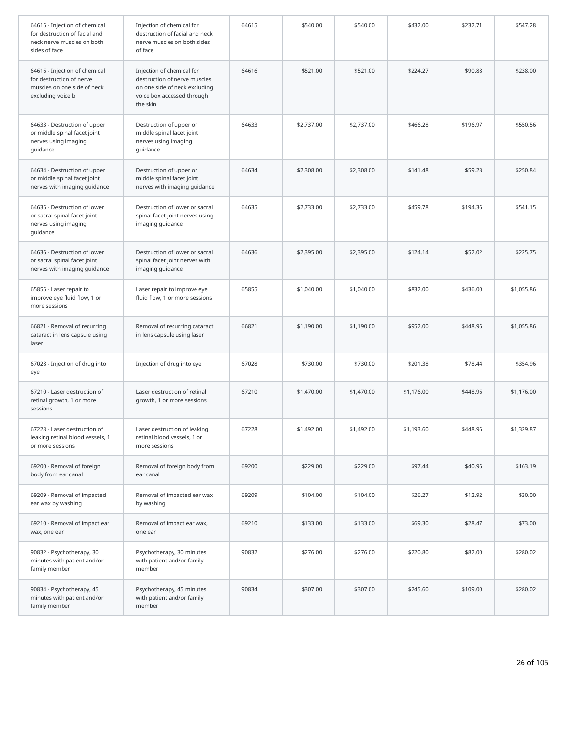| | | | | | | | |
|---|---|---|---|---|---|---|---|
| 64615 - Injection of chemical for destruction of facial and neck nerve muscles on both sides of face | Injection of chemical for destruction of facial and neck nerve muscles on both sides of face | 64615 | $540.00 | $540.00 | $432.00 | $232.71 | $547.28 |
| 64616 - Injection of chemical for destruction of nerve muscles on one side of neck excluding voice b | Injection of chemical for destruction of nerve muscles on one side of neck excluding voice box accessed through the skin | 64616 | $521.00 | $521.00 | $224.27 | $90.88 | $238.00 |
| 64633 - Destruction of upper or middle spinal facet joint nerves using imaging guidance | Destruction of upper or middle spinal facet joint nerves using imaging guidance | 64633 | $2,737.00 | $2,737.00 | $466.28 | $196.97 | $550.56 |
| 64634 - Destruction of upper or middle spinal facet joint nerves with imaging guidance | Destruction of upper or middle spinal facet joint nerves with imaging guidance | 64634 | $2,308.00 | $2,308.00 | $141.48 | $59.23 | $250.84 |
| 64635 - Destruction of lower or sacral spinal facet joint nerves using imaging guidance | Destruction of lower or sacral spinal facet joint nerves using imaging guidance | 64635 | $2,733.00 | $2,733.00 | $459.78 | $194.36 | $541.15 |
| 64636 - Destruction of lower or sacral spinal facet joint nerves with imaging guidance | Destruction of lower or sacral spinal facet joint nerves with imaging guidance | 64636 | $2,395.00 | $2,395.00 | $124.14 | $52.02 | $225.75 |
| 65855 - Laser repair to improve eye fluid flow, 1 or more sessions | Laser repair to improve eye fluid flow, 1 or more sessions | 65855 | $1,040.00 | $1,040.00 | $832.00 | $436.00 | $1,055.86 |
| 66821 - Removal of recurring cataract in lens capsule using laser | Removal of recurring cataract in lens capsule using laser | 66821 | $1,190.00 | $1,190.00 | $952.00 | $448.96 | $1,055.86 |
| 67028 - Injection of drug into eye | Injection of drug into eye | 67028 | $730.00 | $730.00 | $201.38 | $78.44 | $354.96 |
| 67210 - Laser destruction of retinal growth, 1 or more sessions | Laser destruction of retinal growth, 1 or more sessions | 67210 | $1,470.00 | $1,470.00 | $1,176.00 | $448.96 | $1,176.00 |
| 67228 - Laser destruction of leaking retinal blood vessels, 1 or more sessions | Laser destruction of leaking retinal blood vessels, 1 or more sessions | 67228 | $1,492.00 | $1,492.00 | $1,193.60 | $448.96 | $1,329.87 |
| 69200 - Removal of foreign body from ear canal | Removal of foreign body from ear canal | 69200 | $229.00 | $229.00 | $97.44 | $40.96 | $163.19 |
| 69209 - Removal of impacted ear wax by washing | Removal of impacted ear wax by washing | 69209 | $104.00 | $104.00 | $26.27 | $12.92 | $30.00 |
| 69210 - Removal of impact ear wax, one ear | Removal of impact ear wax, one ear | 69210 | $133.00 | $133.00 | $69.30 | $28.47 | $73.00 |
| 90832 - Psychotherapy, 30 minutes with patient and/or family member | Psychotherapy, 30 minutes with patient and/or family member | 90832 | $276.00 | $276.00 | $220.80 | $82.00 | $280.02 |
| 90834 - Psychotherapy, 45 minutes with patient and/or family member | Psychotherapy, 45 minutes with patient and/or family member | 90834 | $307.00 | $307.00 | $245.60 | $109.00 | $280.02 |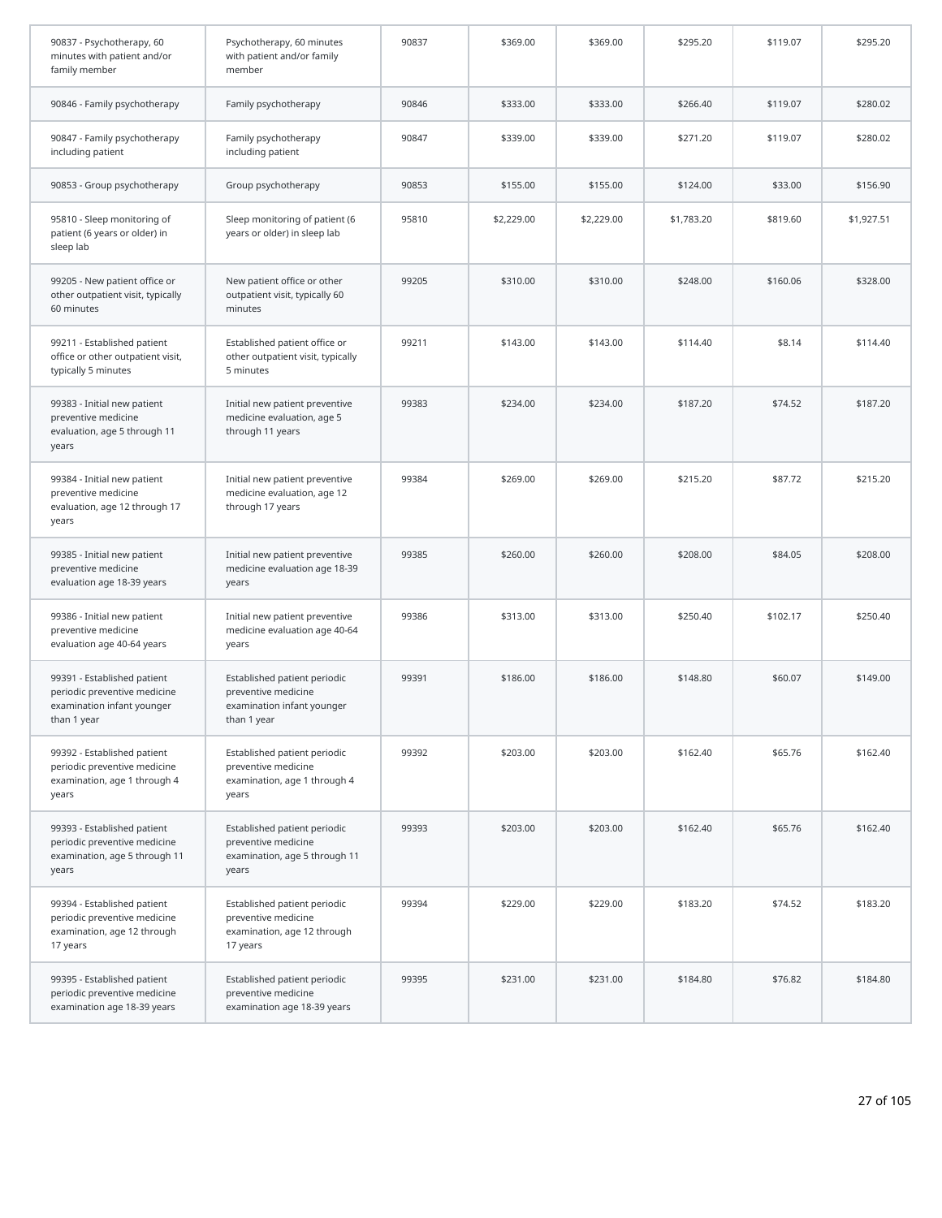| | | | | | | | |
|---|---|---|---|---|---|---|---|
| 90837 - Psychotherapy, 60 minutes with patient and/or family member | Psychotherapy, 60 minutes with patient and/or family member | 90837 | $369.00 | $369.00 | $295.20 | $119.07 | $295.20 |
| 90846 - Family psychotherapy | Family psychotherapy | 90846 | $333.00 | $333.00 | $266.40 | $119.07 | $280.02 |
| 90847 - Family psychotherapy including patient | Family psychotherapy including patient | 90847 | $339.00 | $339.00 | $271.20 | $119.07 | $280.02 |
| 90853 - Group psychotherapy | Group psychotherapy | 90853 | $155.00 | $155.00 | $124.00 | $33.00 | $156.90 |
| 95810 - Sleep monitoring of patient (6 years or older) in sleep lab | Sleep monitoring of patient (6 years or older) in sleep lab | 95810 | $2,229.00 | $2,229.00 | $1,783.20 | $819.60 | $1,927.51 |
| 99205 - New patient office or other outpatient visit, typically 60 minutes | New patient office or other outpatient visit, typically 60 minutes | 99205 | $310.00 | $310.00 | $248.00 | $160.06 | $328.00 |
| 99211 - Established patient office or other outpatient visit, typically 5 minutes | Established patient office or other outpatient visit, typically 5 minutes | 99211 | $143.00 | $143.00 | $114.40 | $8.14 | $114.40 |
| 99383 - Initial new patient preventive medicine evaluation, age 5 through 11 years | Initial new patient preventive medicine evaluation, age 5 through 11 years | 99383 | $234.00 | $234.00 | $187.20 | $74.52 | $187.20 |
| 99384 - Initial new patient preventive medicine evaluation, age 12 through 17 years | Initial new patient preventive medicine evaluation, age 12 through 17 years | 99384 | $269.00 | $269.00 | $215.20 | $87.72 | $215.20 |
| 99385 - Initial new patient preventive medicine evaluation age 18-39 years | Initial new patient preventive medicine evaluation age 18-39 years | 99385 | $260.00 | $260.00 | $208.00 | $84.05 | $208.00 |
| 99386 - Initial new patient preventive medicine evaluation age 40-64 years | Initial new patient preventive medicine evaluation age 40-64 years | 99386 | $313.00 | $313.00 | $250.40 | $102.17 | $250.40 |
| 99391 - Established patient periodic preventive medicine examination infant younger than 1 year | Established patient periodic preventive medicine examination infant younger than 1 year | 99391 | $186.00 | $186.00 | $148.80 | $60.07 | $149.00 |
| 99392 - Established patient periodic preventive medicine examination, age 1 through 4 years | Established patient periodic preventive medicine examination, age 1 through 4 years | 99392 | $203.00 | $203.00 | $162.40 | $65.76 | $162.40 |
| 99393 - Established patient periodic preventive medicine examination, age 5 through 11 years | Established patient periodic preventive medicine examination, age 5 through 11 years | 99393 | $203.00 | $203.00 | $162.40 | $65.76 | $162.40 |
| 99394 - Established patient periodic preventive medicine examination, age 12 through 17 years | Established patient periodic preventive medicine examination, age 12 through 17 years | 99394 | $229.00 | $229.00 | $183.20 | $74.52 | $183.20 |
| 99395 - Established patient periodic preventive medicine examination age 18-39 years | Established patient periodic preventive medicine examination age 18-39 years | 99395 | $231.00 | $231.00 | $184.80 | $76.82 | $184.80 |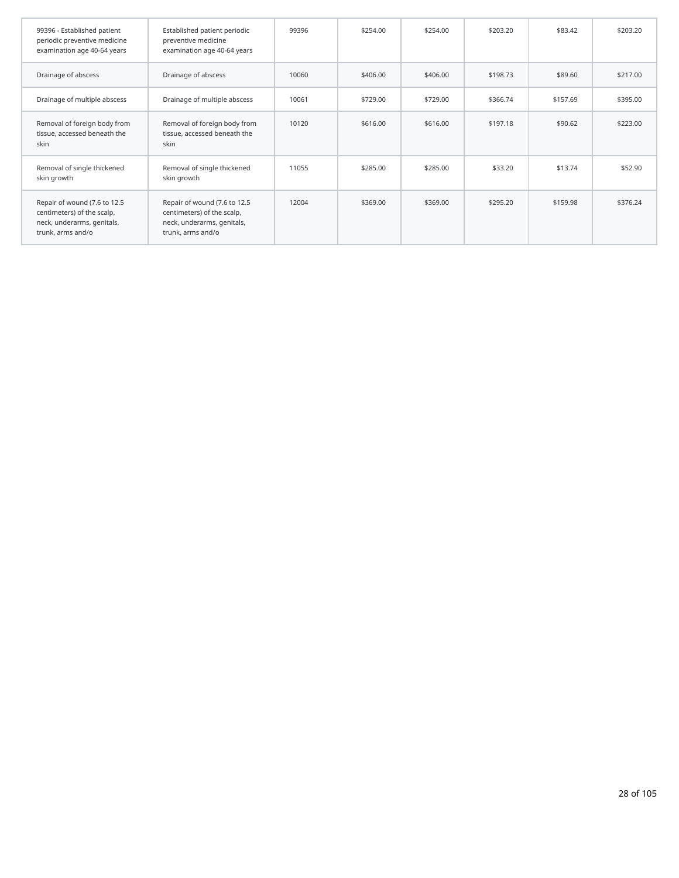| | | | | | | | |
|---|---|---|---|---|---|---|---|
| 99396 - Established patient periodic preventive medicine examination age 40-64 years | Established patient periodic preventive medicine examination age 40-64 years | 99396 | $254.00 | $254.00 | $203.20 | $83.42 | $203.20 |
| Drainage of abscess | Drainage of abscess | 10060 | $406.00 | $406.00 | $198.73 | $89.60 | $217.00 |
| Drainage of multiple abscess | Drainage of multiple abscess | 10061 | $729.00 | $729.00 | $366.74 | $157.69 | $395.00 |
| Removal of foreign body from tissue, accessed beneath the skin | Removal of foreign body from tissue, accessed beneath the skin | 10120 | $616.00 | $616.00 | $197.18 | $90.62 | $223.00 |
| Removal of single thickened skin growth | Removal of single thickened skin growth | 11055 | $285.00 | $285.00 | $33.20 | $13.74 | $52.90 |
| Repair of wound (7.6 to 12.5 centimeters) of the scalp, neck, underarms, genitals, trunk, arms and/o | Repair of wound (7.6 to 12.5 centimeters) of the scalp, neck, underarms, genitals, trunk, arms and/o | 12004 | $369.00 | $369.00 | $295.20 | $159.98 | $376.24 |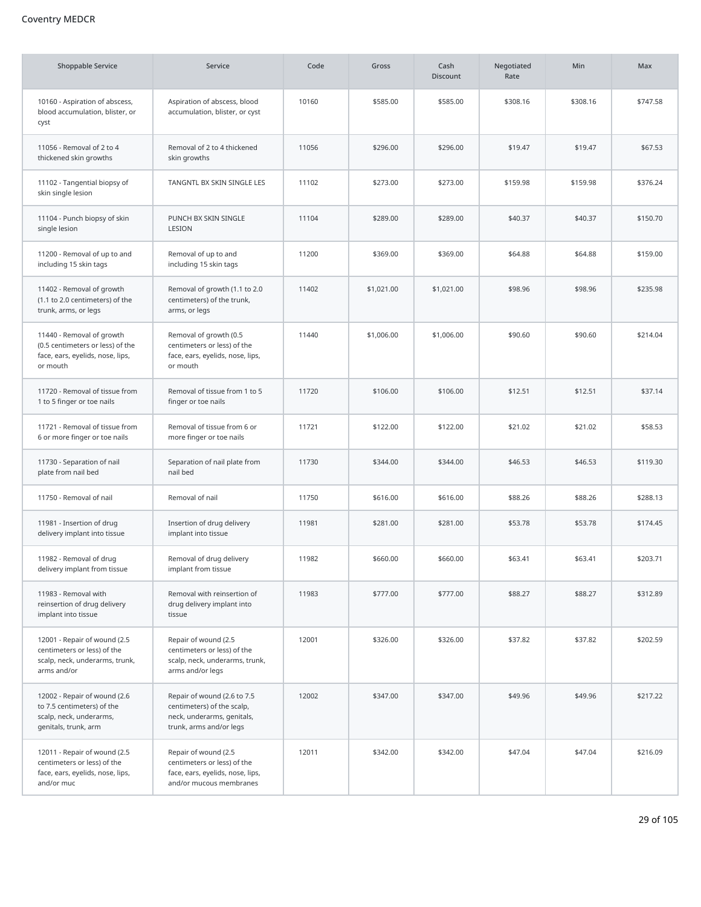Coventry MEDCR

| Shoppable Service | Service | Code | Gross | Cash Discount | Negotiated Rate | Min | Max |
|---|---|---|---|---|---|---|---|
| 10160 - Aspiration of abscess, blood accumulation, blister, or cyst | Aspiration of abscess, blood accumulation, blister, or cyst | 10160 | $585.00 | $585.00 | $308.16 | $308.16 | $747.58 |
| 11056 - Removal of 2 to 4 thickened skin growths | Removal of 2 to 4 thickened skin growths | 11056 | $296.00 | $296.00 | $19.47 | $19.47 | $67.53 |
| 11102 - Tangential biopsy of skin single lesion | TANGNTL BX SKIN SINGLE LES | 11102 | $273.00 | $273.00 | $159.98 | $159.98 | $376.24 |
| 11104 - Punch biopsy of skin single lesion | PUNCH BX SKIN SINGLE LESION | 11104 | $289.00 | $289.00 | $40.37 | $40.37 | $150.70 |
| 11200 - Removal of up to and including 15 skin tags | Removal of up to and including 15 skin tags | 11200 | $369.00 | $369.00 | $64.88 | $64.88 | $159.00 |
| 11402 - Removal of growth (1.1 to 2.0 centimeters) of the trunk, arms, or legs | Removal of growth (1.1 to 2.0 centimeters) of the trunk, arms, or legs | 11402 | $1,021.00 | $1,021.00 | $98.96 | $98.96 | $235.98 |
| 11440 - Removal of growth (0.5 centimeters or less) of the face, ears, eyelids, nose, lips, or mouth | Removal of growth (0.5 centimeters or less) of the face, ears, eyelids, nose, lips, or mouth | 11440 | $1,006.00 | $1,006.00 | $90.60 | $90.60 | $214.04 |
| 11720 - Removal of tissue from 1 to 5 finger or toe nails | Removal of tissue from 1 to 5 finger or toe nails | 11720 | $106.00 | $106.00 | $12.51 | $12.51 | $37.14 |
| 11721 - Removal of tissue from 6 or more finger or toe nails | Removal of tissue from 6 or more finger or toe nails | 11721 | $122.00 | $122.00 | $21.02 | $21.02 | $58.53 |
| 11730 - Separation of nail plate from nail bed | Separation of nail plate from nail bed | 11730 | $344.00 | $344.00 | $46.53 | $46.53 | $119.30 |
| 11750 - Removal of nail | Removal of nail | 11750 | $616.00 | $616.00 | $88.26 | $88.26 | $288.13 |
| 11981 - Insertion of drug delivery implant into tissue | Insertion of drug delivery implant into tissue | 11981 | $281.00 | $281.00 | $53.78 | $53.78 | $174.45 |
| 11982 - Removal of drug delivery implant from tissue | Removal of drug delivery implant from tissue | 11982 | $660.00 | $660.00 | $63.41 | $63.41 | $203.71 |
| 11983 - Removal with reinsertion of drug delivery implant into tissue | Removal with reinsertion of drug delivery implant into tissue | 11983 | $777.00 | $777.00 | $88.27 | $88.27 | $312.89 |
| 12001 - Repair of wound (2.5 centimeters or less) of the scalp, neck, underarms, trunk, arms and/or | Repair of wound (2.5 centimeters or less) of the scalp, neck, underarms, trunk, arms and/or legs | 12001 | $326.00 | $326.00 | $37.82 | $37.82 | $202.59 |
| 12002 - Repair of wound (2.6 to 7.5 centimeters) of the scalp, neck, underarms, genitals, trunk, arm | Repair of wound (2.6 to 7.5 centimeters) of the scalp, neck, underarms, genitals, trunk, arms and/or legs | 12002 | $347.00 | $347.00 | $49.96 | $49.96 | $217.22 |
| 12011 - Repair of wound (2.5 centimeters or less) of the face, ears, eyelids, nose, lips, and/or muc | Repair of wound (2.5 centimeters or less) of the face, ears, eyelids, nose, lips, and/or mucous membranes | 12011 | $342.00 | $342.00 | $47.04 | $47.04 | $216.09 |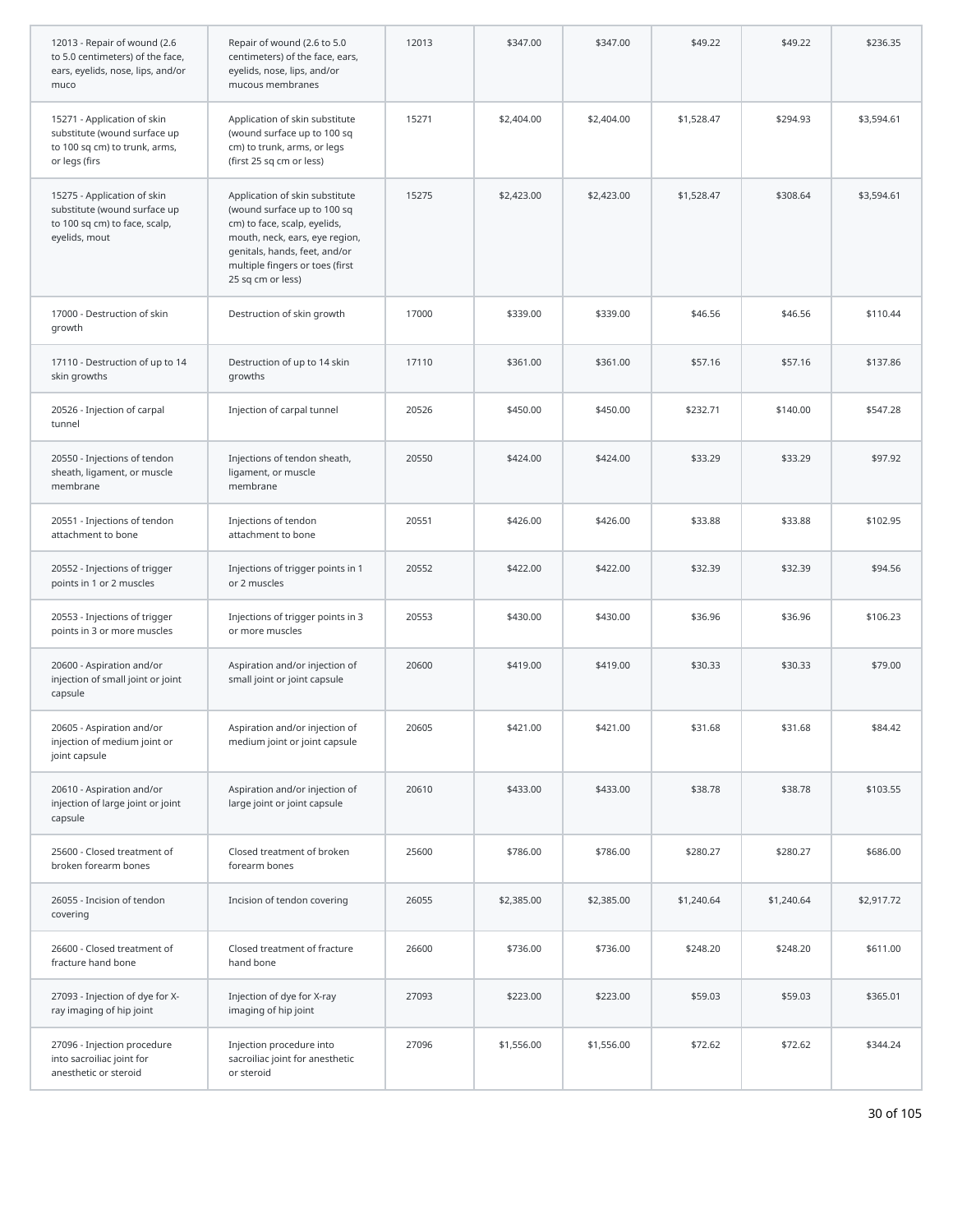| 12013 - Repair of wound (2.6 to 5.0 centimeters) of the face, ears, eyelids, nose, lips, and/or muco | Repair of wound (2.6 to 5.0 centimeters) of the face, ears, eyelids, nose, lips, and/or mucous membranes | 12013 | $347.00 | $347.00 | $49.22 | $49.22 | $236.35 |
|---|---|---|---|---|---|---|---|
| 15271 - Application of skin substitute (wound surface up to 100 sq cm) to trunk, arms, or legs (firs | Application of skin substitute (wound surface up to 100 sq cm) to trunk, arms, or legs (first 25 sq cm or less) | 15271 | $2,404.00 | $2,404.00 | $1,528.47 | $294.93 | $3,594.61 |
| 15275 - Application of skin substitute (wound surface up to 100 sq cm) to face, scalp, eyelids, mout | Application of skin substitute (wound surface up to 100 sq cm) to face, scalp, eyelids, mouth, neck, ears, eye region, genitals, hands, feet, and/or multiple fingers or toes (first 25 sq cm or less) | 15275 | $2,423.00 | $2,423.00 | $1,528.47 | $308.64 | $3,594.61 |
| 17000 - Destruction of skin growth | Destruction of skin growth | 17000 | $339.00 | $339.00 | $46.56 | $46.56 | $110.44 |
| 17110 - Destruction of up to 14 skin growths | Destruction of up to 14 skin growths | 17110 | $361.00 | $361.00 | $57.16 | $57.16 | $137.86 |
| 20526 - Injection of carpal tunnel | Injection of carpal tunnel | 20526 | $450.00 | $450.00 | $232.71 | $140.00 | $547.28 |
| 20550 - Injections of tendon sheath, ligament, or muscle membrane | Injections of tendon sheath, ligament, or muscle membrane | 20550 | $424.00 | $424.00 | $33.29 | $33.29 | $97.92 |
| 20551 - Injections of tendon attachment to bone | Injections of tendon attachment to bone | 20551 | $426.00 | $426.00 | $33.88 | $33.88 | $102.95 |
| 20552 - Injections of trigger points in 1 or 2 muscles | Injections of trigger points in 1 or 2 muscles | 20552 | $422.00 | $422.00 | $32.39 | $32.39 | $94.56 |
| 20553 - Injections of trigger points in 3 or more muscles | Injections of trigger points in 3 or more muscles | 20553 | $430.00 | $430.00 | $36.96 | $36.96 | $106.23 |
| 20600 - Aspiration and/or injection of small joint or joint capsule | Aspiration and/or injection of small joint or joint capsule | 20600 | $419.00 | $419.00 | $30.33 | $30.33 | $79.00 |
| 20605 - Aspiration and/or injection of medium joint or joint capsule | Aspiration and/or injection of medium joint or joint capsule | 20605 | $421.00 | $421.00 | $31.68 | $31.68 | $84.42 |
| 20610 - Aspiration and/or injection of large joint or joint capsule | Aspiration and/or injection of large joint or joint capsule | 20610 | $433.00 | $433.00 | $38.78 | $38.78 | $103.55 |
| 25600 - Closed treatment of broken forearm bones | Closed treatment of broken forearm bones | 25600 | $786.00 | $786.00 | $280.27 | $280.27 | $686.00 |
| 26055 - Incision of tendon covering | Incision of tendon covering | 26055 | $2,385.00 | $2,385.00 | $1,240.64 | $1,240.64 | $2,917.72 |
| 26600 - Closed treatment of fracture hand bone | Closed treatment of fracture hand bone | 26600 | $736.00 | $736.00 | $248.20 | $248.20 | $611.00 |
| 27093 - Injection of dye for X-ray imaging of hip joint | Injection of dye for X-ray imaging of hip joint | 27093 | $223.00 | $223.00 | $59.03 | $59.03 | $365.01 |
| 27096 - Injection procedure into sacroiliac joint for anesthetic or steroid | Injection procedure into sacroiliac joint for anesthetic or steroid | 27096 | $1,556.00 | $1,556.00 | $72.62 | $72.62 | $344.24 |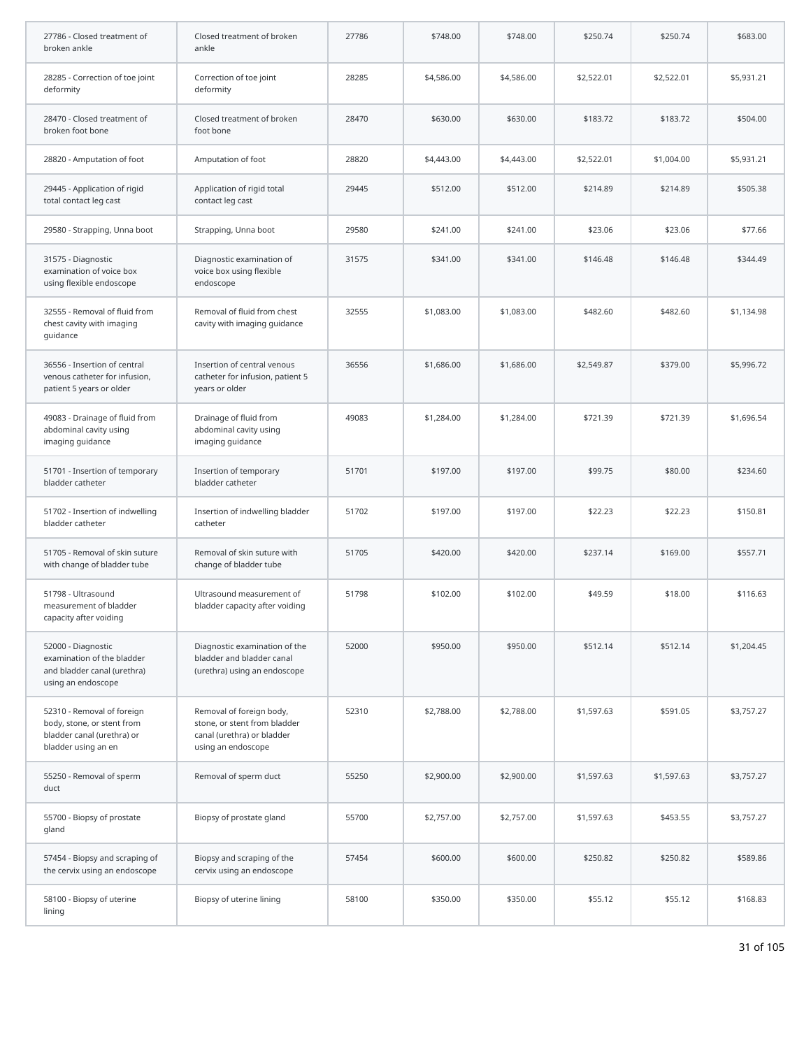| | | | | | | | |
|---|---|---|---|---|---|---|---|
| 27786 - Closed treatment of broken ankle | Closed treatment of broken ankle | 27786 | $748.00 | $748.00 | $250.74 | $250.74 | $683.00 |
| 28285 - Correction of toe joint deformity | Correction of toe joint deformity | 28285 | $4,586.00 | $4,586.00 | $2,522.01 | $2,522.01 | $5,931.21 |
| 28470 - Closed treatment of broken foot bone | Closed treatment of broken foot bone | 28470 | $630.00 | $630.00 | $183.72 | $183.72 | $504.00 |
| 28820 - Amputation of foot | Amputation of foot | 28820 | $4,443.00 | $4,443.00 | $2,522.01 | $1,004.00 | $5,931.21 |
| 29445 - Application of rigid total contact leg cast | Application of rigid total contact leg cast | 29445 | $512.00 | $512.00 | $214.89 | $214.89 | $505.38 |
| 29580 - Strapping, Unna boot | Strapping, Unna boot | 29580 | $241.00 | $241.00 | $23.06 | $23.06 | $77.66 |
| 31575 - Diagnostic examination of voice box using flexible endoscope | Diagnostic examination of voice box using flexible endoscope | 31575 | $341.00 | $341.00 | $146.48 | $146.48 | $344.49 |
| 32555 - Removal of fluid from chest cavity with imaging guidance | Removal of fluid from chest cavity with imaging guidance | 32555 | $1,083.00 | $1,083.00 | $482.60 | $482.60 | $1,134.98 |
| 36556 - Insertion of central venous catheter for infusion, patient 5 years or older | Insertion of central venous catheter for infusion, patient 5 years or older | 36556 | $1,686.00 | $1,686.00 | $2,549.87 | $379.00 | $5,996.72 |
| 49083 - Drainage of fluid from abdominal cavity using imaging guidance | Drainage of fluid from abdominal cavity using imaging guidance | 49083 | $1,284.00 | $1,284.00 | $721.39 | $721.39 | $1,696.54 |
| 51701 - Insertion of temporary bladder catheter | Insertion of temporary bladder catheter | 51701 | $197.00 | $197.00 | $99.75 | $80.00 | $234.60 |
| 51702 - Insertion of indwelling bladder catheter | Insertion of indwelling bladder catheter | 51702 | $197.00 | $197.00 | $22.23 | $22.23 | $150.81 |
| 51705 - Removal of skin suture with change of bladder tube | Removal of skin suture with change of bladder tube | 51705 | $420.00 | $420.00 | $237.14 | $169.00 | $557.71 |
| 51798 - Ultrasound measurement of bladder capacity after voiding | Ultrasound measurement of bladder capacity after voiding | 51798 | $102.00 | $102.00 | $49.59 | $18.00 | $116.63 |
| 52000 - Diagnostic examination of the bladder and bladder canal (urethra) using an endoscope | Diagnostic examination of the bladder and bladder canal (urethra) using an endoscope | 52000 | $950.00 | $950.00 | $512.14 | $512.14 | $1,204.45 |
| 52310 - Removal of foreign body, stone, or stent from bladder canal (urethra) or bladder using an en | Removal of foreign body, stone, or stent from bladder canal (urethra) or bladder using an endoscope | 52310 | $2,788.00 | $2,788.00 | $1,597.63 | $591.05 | $3,757.27 |
| 55250 - Removal of sperm duct | Removal of sperm duct | 55250 | $2,900.00 | $2,900.00 | $1,597.63 | $1,597.63 | $3,757.27 |
| 55700 - Biopsy of prostate gland | Biopsy of prostate gland | 55700 | $2,757.00 | $2,757.00 | $1,597.63 | $453.55 | $3,757.27 |
| 57454 - Biopsy and scraping of the cervix using an endoscope | Biopsy and scraping of the cervix using an endoscope | 57454 | $600.00 | $600.00 | $250.82 | $250.82 | $589.86 |
| 58100 - Biopsy of uterine lining | Biopsy of uterine lining | 58100 | $350.00 | $350.00 | $55.12 | $55.12 | $168.83 |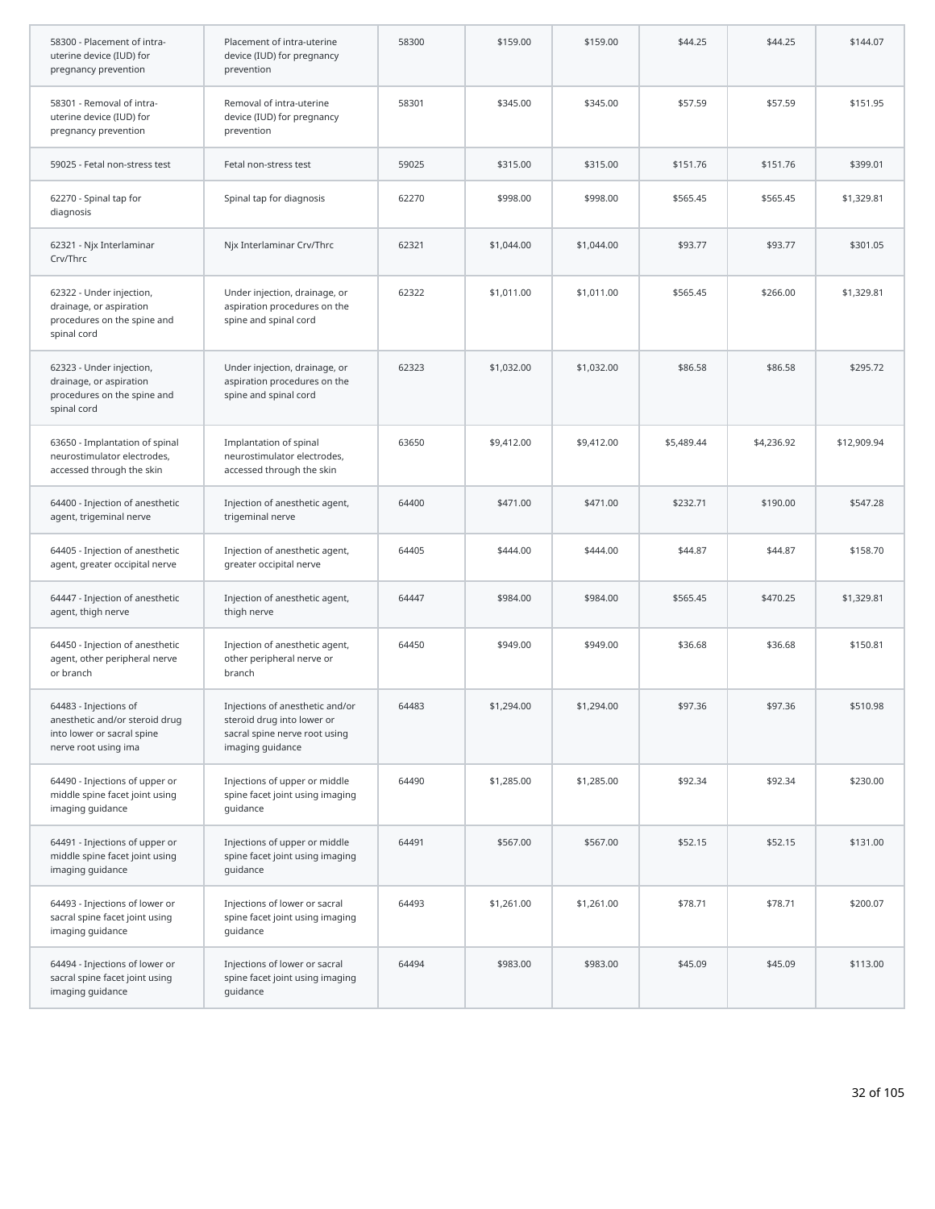| | | | | | | | |
|---|---|---|---|---|---|---|---|
| 58300 - Placement of intra-uterine device (IUD) for pregnancy prevention | Placement of intra-uterine device (IUD) for pregnancy prevention | 58300 | $159.00 | $159.00 | $44.25 | $44.25 | $144.07 |
| 58301 - Removal of intra-uterine device (IUD) for pregnancy prevention | Removal of intra-uterine device (IUD) for pregnancy prevention | 58301 | $345.00 | $345.00 | $57.59 | $57.59 | $151.95 |
| 59025 - Fetal non-stress test | Fetal non-stress test | 59025 | $315.00 | $315.00 | $151.76 | $151.76 | $399.01 |
| 62270 - Spinal tap for diagnosis | Spinal tap for diagnosis | 62270 | $998.00 | $998.00 | $565.45 | $565.45 | $1,329.81 |
| 62321 - Njx Interlaminar Crv/Thrc | Njx Interlaminar Crv/Thrc | 62321 | $1,044.00 | $1,044.00 | $93.77 | $93.77 | $301.05 |
| 62322 - Under injection, drainage, or aspiration procedures on the spine and spinal cord | Under injection, drainage, or aspiration procedures on the spine and spinal cord | 62322 | $1,011.00 | $1,011.00 | $565.45 | $266.00 | $1,329.81 |
| 62323 - Under injection, drainage, or aspiration procedures on the spine and spinal cord | Under injection, drainage, or aspiration procedures on the spine and spinal cord | 62323 | $1,032.00 | $1,032.00 | $86.58 | $86.58 | $295.72 |
| 63650 - Implantation of spinal neurostimulator electrodes, accessed through the skin | Implantation of spinal neurostimulator electrodes, accessed through the skin | 63650 | $9,412.00 | $9,412.00 | $5,489.44 | $4,236.92 | $12,909.94 |
| 64400 - Injection of anesthetic agent, trigeminal nerve | Injection of anesthetic agent, trigeminal nerve | 64400 | $471.00 | $471.00 | $232.71 | $190.00 | $547.28 |
| 64405 - Injection of anesthetic agent, greater occipital nerve | Injection of anesthetic agent, greater occipital nerve | 64405 | $444.00 | $444.00 | $44.87 | $44.87 | $158.70 |
| 64447 - Injection of anesthetic agent, thigh nerve | Injection of anesthetic agent, thigh nerve | 64447 | $984.00 | $984.00 | $565.45 | $470.25 | $1,329.81 |
| 64450 - Injection of anesthetic agent, other peripheral nerve or branch | Injection of anesthetic agent, other peripheral nerve or branch | 64450 | $949.00 | $949.00 | $36.68 | $36.68 | $150.81 |
| 64483 - Injections of anesthetic and/or steroid drug into lower or sacral spine nerve root using ima | Injections of anesthetic and/or steroid drug into lower or sacral spine nerve root using imaging guidance | 64483 | $1,294.00 | $1,294.00 | $97.36 | $97.36 | $510.98 |
| 64490 - Injections of upper or middle spine facet joint using imaging guidance | Injections of upper or middle spine facet joint using imaging guidance | 64490 | $1,285.00 | $1,285.00 | $92.34 | $92.34 | $230.00 |
| 64491 - Injections of upper or middle spine facet joint using imaging guidance | Injections of upper or middle spine facet joint using imaging guidance | 64491 | $567.00 | $567.00 | $52.15 | $52.15 | $131.00 |
| 64493 - Injections of lower or sacral spine facet joint using imaging guidance | Injections of lower or sacral spine facet joint using imaging guidance | 64493 | $1,261.00 | $1,261.00 | $78.71 | $78.71 | $200.07 |
| 64494 - Injections of lower or sacral spine facet joint using imaging guidance | Injections of lower or sacral spine facet joint using imaging guidance | 64494 | $983.00 | $983.00 | $45.09 | $45.09 | $113.00 |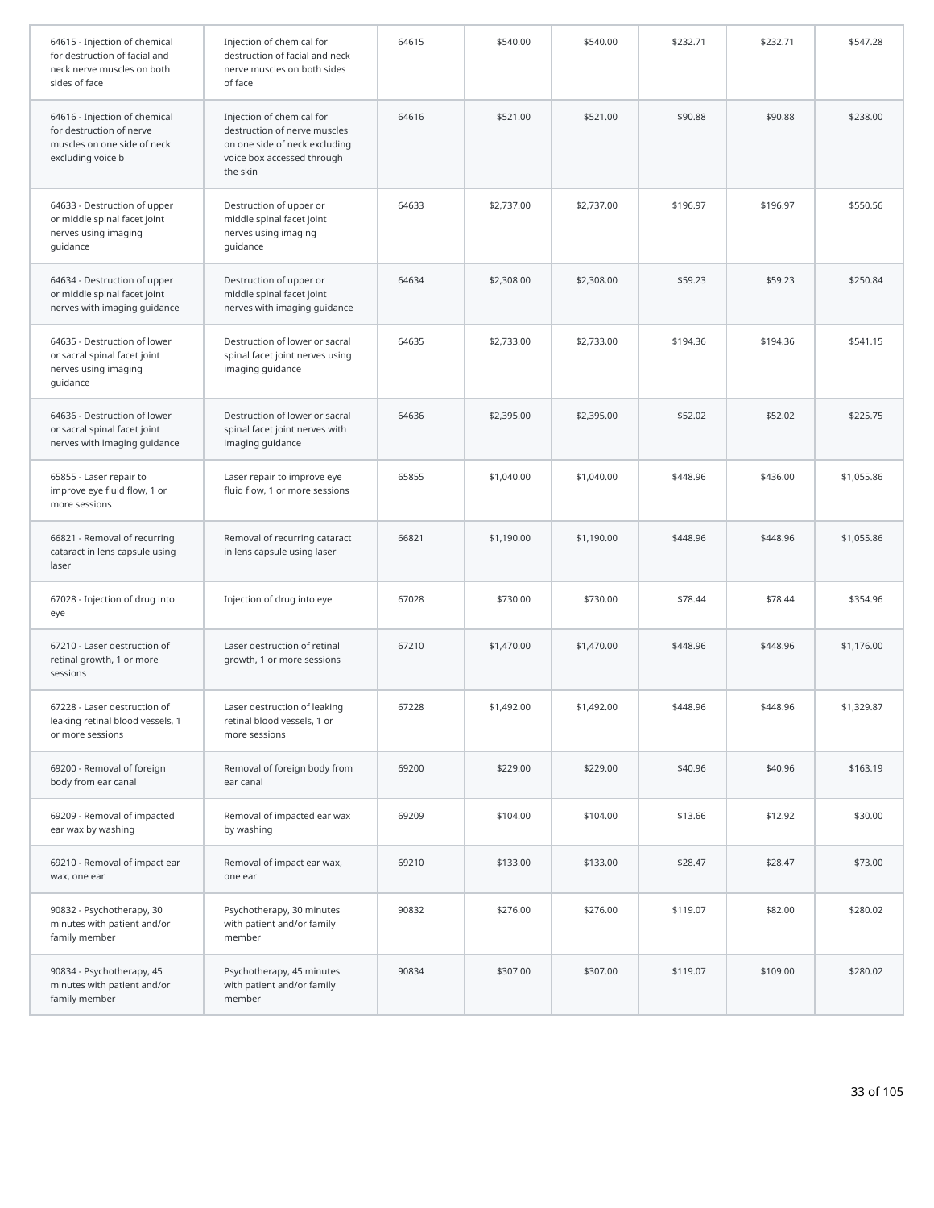| | | | | | | | |
|---|---|---|---|---|---|---|---|
| 64615 - Injection of chemical for destruction of facial and neck nerve muscles on both sides of face | Injection of chemical for destruction of facial and neck nerve muscles on both sides of face | 64615 | $540.00 | $540.00 | $232.71 | $232.71 | $547.28 |
| 64616 - Injection of chemical for destruction of nerve muscles on one side of neck excluding voice b | Injection of chemical for destruction of nerve muscles on one side of neck excluding voice box accessed through the skin | 64616 | $521.00 | $521.00 | $90.88 | $90.88 | $238.00 |
| 64633 - Destruction of upper or middle spinal facet joint nerves using imaging guidance | Destruction of upper or middle spinal facet joint nerves using imaging guidance | 64633 | $2,737.00 | $2,737.00 | $196.97 | $196.97 | $550.56 |
| 64634 - Destruction of upper or middle spinal facet joint nerves with imaging guidance | Destruction of upper or middle spinal facet joint nerves with imaging guidance | 64634 | $2,308.00 | $2,308.00 | $59.23 | $59.23 | $250.84 |
| 64635 - Destruction of lower or sacral spinal facet joint nerves using imaging guidance | Destruction of lower or sacral spinal facet joint nerves using imaging guidance | 64635 | $2,733.00 | $2,733.00 | $194.36 | $194.36 | $541.15 |
| 64636 - Destruction of lower or sacral spinal facet joint nerves with imaging guidance | Destruction of lower or sacral spinal facet joint nerves with imaging guidance | 64636 | $2,395.00 | $2,395.00 | $52.02 | $52.02 | $225.75 |
| 65855 - Laser repair to improve eye fluid flow, 1 or more sessions | Laser repair to improve eye fluid flow, 1 or more sessions | 65855 | $1,040.00 | $1,040.00 | $448.96 | $436.00 | $1,055.86 |
| 66821 - Removal of recurring cataract in lens capsule using laser | Removal of recurring cataract in lens capsule using laser | 66821 | $1,190.00 | $1,190.00 | $448.96 | $448.96 | $1,055.86 |
| 67028 - Injection of drug into eye | Injection of drug into eye | 67028 | $730.00 | $730.00 | $78.44 | $78.44 | $354.96 |
| 67210 - Laser destruction of retinal growth, 1 or more sessions | Laser destruction of retinal growth, 1 or more sessions | 67210 | $1,470.00 | $1,470.00 | $448.96 | $448.96 | $1,176.00 |
| 67228 - Laser destruction of leaking retinal blood vessels, 1 or more sessions | Laser destruction of leaking retinal blood vessels, 1 or more sessions | 67228 | $1,492.00 | $1,492.00 | $448.96 | $448.96 | $1,329.87 |
| 69200 - Removal of foreign body from ear canal | Removal of foreign body from ear canal | 69200 | $229.00 | $229.00 | $40.96 | $40.96 | $163.19 |
| 69209 - Removal of impacted ear wax by washing | Removal of impacted ear wax by washing | 69209 | $104.00 | $104.00 | $13.66 | $12.92 | $30.00 |
| 69210 - Removal of impact ear wax, one ear | Removal of impact ear wax, one ear | 69210 | $133.00 | $133.00 | $28.47 | $28.47 | $73.00 |
| 90832 - Psychotherapy, 30 minutes with patient and/or family member | Psychotherapy, 30 minutes with patient and/or family member | 90832 | $276.00 | $276.00 | $119.07 | $82.00 | $280.02 |
| 90834 - Psychotherapy, 45 minutes with patient and/or family member | Psychotherapy, 45 minutes with patient and/or family member | 90834 | $307.00 | $307.00 | $119.07 | $109.00 | $280.02 |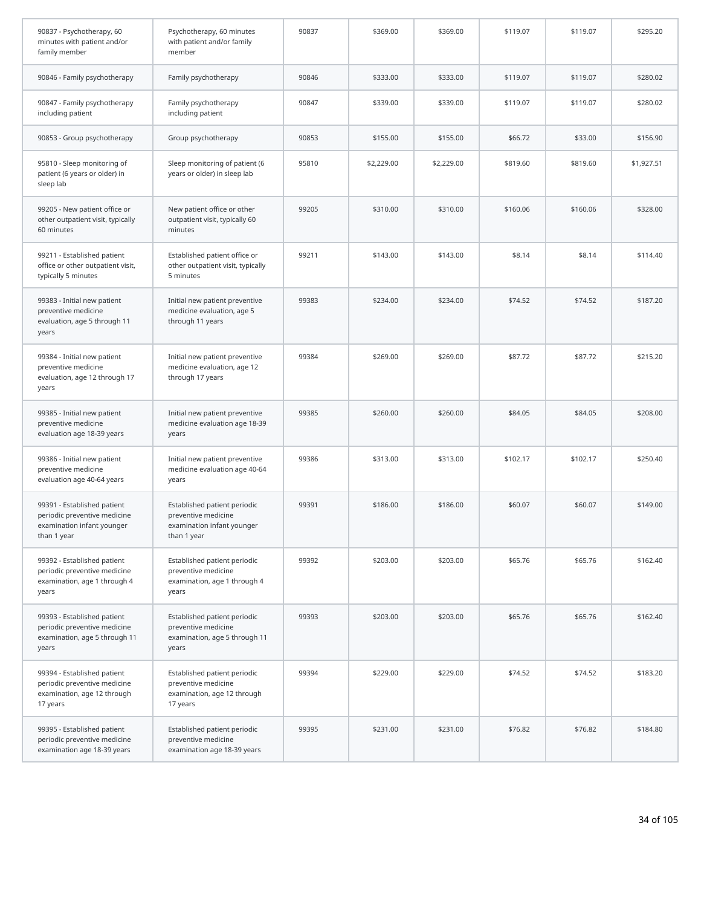| | | | | | | | |
|---|---|---|---|---|---|---|---|
| 90837 - Psychotherapy, 60 minutes with patient and/or family member | Psychotherapy, 60 minutes with patient and/or family member | 90837 | $369.00 | $369.00 | $119.07 | $119.07 | $295.20 |
| 90846 - Family psychotherapy | Family psychotherapy | 90846 | $333.00 | $333.00 | $119.07 | $119.07 | $280.02 |
| 90847 - Family psychotherapy including patient | Family psychotherapy including patient | 90847 | $339.00 | $339.00 | $119.07 | $119.07 | $280.02 |
| 90853 - Group psychotherapy | Group psychotherapy | 90853 | $155.00 | $155.00 | $66.72 | $33.00 | $156.90 |
| 95810 - Sleep monitoring of patient (6 years or older) in sleep lab | Sleep monitoring of patient (6 years or older) in sleep lab | 95810 | $2,229.00 | $2,229.00 | $819.60 | $819.60 | $1,927.51 |
| 99205 - New patient office or other outpatient visit, typically 60 minutes | New patient office or other outpatient visit, typically 60 minutes | 99205 | $310.00 | $310.00 | $160.06 | $160.06 | $328.00 |
| 99211 - Established patient office or other outpatient visit, typically 5 minutes | Established patient office or other outpatient visit, typically 5 minutes | 99211 | $143.00 | $143.00 | $8.14 | $8.14 | $114.40 |
| 99383 - Initial new patient preventive medicine evaluation, age 5 through 11 years | Initial new patient preventive medicine evaluation, age 5 through 11 years | 99383 | $234.00 | $234.00 | $74.52 | $74.52 | $187.20 |
| 99384 - Initial new patient preventive medicine evaluation, age 12 through 17 years | Initial new patient preventive medicine evaluation, age 12 through 17 years | 99384 | $269.00 | $269.00 | $87.72 | $87.72 | $215.20 |
| 99385 - Initial new patient preventive medicine evaluation age 18-39 years | Initial new patient preventive medicine evaluation age 18-39 years | 99385 | $260.00 | $260.00 | $84.05 | $84.05 | $208.00 |
| 99386 - Initial new patient preventive medicine evaluation age 40-64 years | Initial new patient preventive medicine evaluation age 40-64 years | 99386 | $313.00 | $313.00 | $102.17 | $102.17 | $250.40 |
| 99391 - Established patient periodic preventive medicine examination infant younger than 1 year | Established patient periodic preventive medicine examination infant younger than 1 year | 99391 | $186.00 | $186.00 | $60.07 | $60.07 | $149.00 |
| 99392 - Established patient periodic preventive medicine examination, age 1 through 4 years | Established patient periodic preventive medicine examination, age 1 through 4 years | 99392 | $203.00 | $203.00 | $65.76 | $65.76 | $162.40 |
| 99393 - Established patient periodic preventive medicine examination, age 5 through 11 years | Established patient periodic preventive medicine examination, age 5 through 11 years | 99393 | $203.00 | $203.00 | $65.76 | $65.76 | $162.40 |
| 99394 - Established patient periodic preventive medicine examination, age 12 through 17 years | Established patient periodic preventive medicine examination, age 12 through 17 years | 99394 | $229.00 | $229.00 | $74.52 | $74.52 | $183.20 |
| 99395 - Established patient periodic preventive medicine examination age 18-39 years | Established patient periodic preventive medicine examination age 18-39 years | 99395 | $231.00 | $231.00 | $76.82 | $76.82 | $184.80 |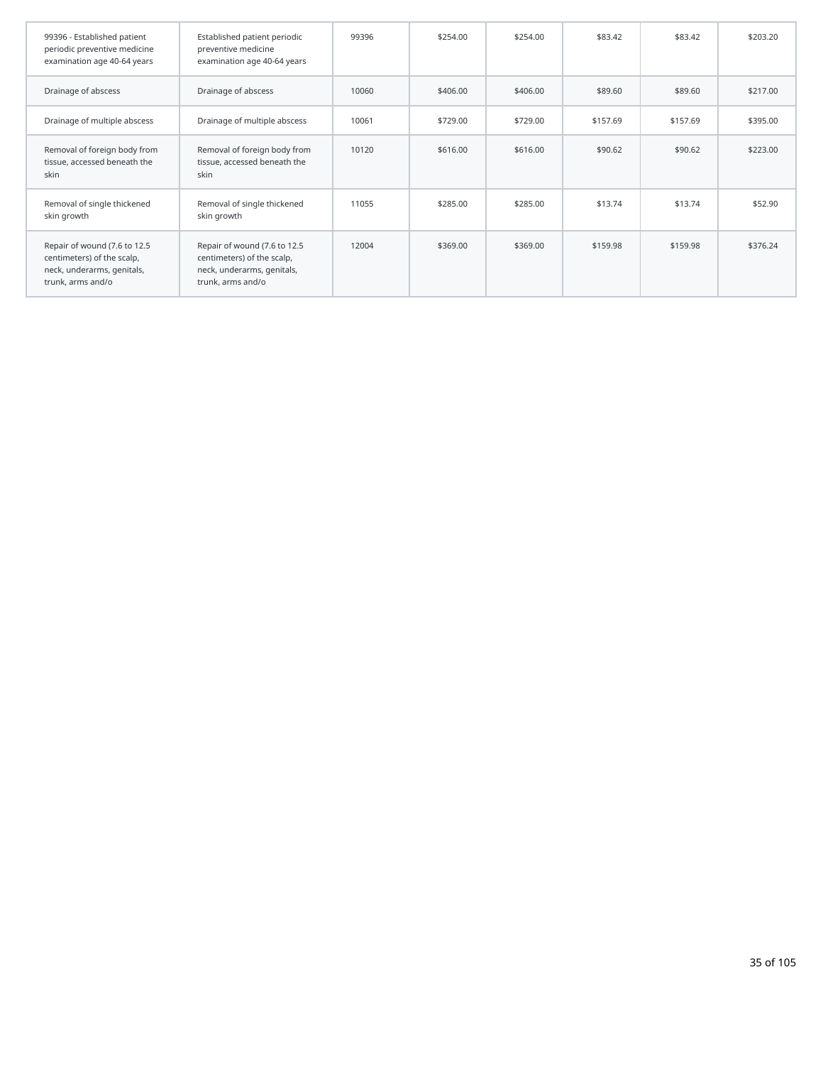| | | | | | | | |
|---|---|---|---|---|---|---|---|
| 99396 - Established patient periodic preventive medicine examination age 40-64 years | Established patient periodic preventive medicine examination age 40-64 years | 99396 | $254.00 | $254.00 | $83.42 | $83.42 | $203.20 |
| Drainage of abscess | Drainage of abscess | 10060 | $406.00 | $406.00 | $89.60 | $89.60 | $217.00 |
| Drainage of multiple abscess | Drainage of multiple abscess | 10061 | $729.00 | $729.00 | $157.69 | $157.69 | $395.00 |
| Removal of foreign body from tissue, accessed beneath the skin | Removal of foreign body from tissue, accessed beneath the skin | 10120 | $616.00 | $616.00 | $90.62 | $90.62 | $223.00 |
| Removal of single thickened skin growth | Removal of single thickened skin growth | 11055 | $285.00 | $285.00 | $13.74 | $13.74 | $52.90 |
| Repair of wound (7.6 to 12.5 centimeters) of the scalp, neck, underarms, genitals, trunk, arms and/o | Repair of wound (7.6 to 12.5 centimeters) of the scalp, neck, underarms, genitals, trunk, arms and/o | 12004 | $369.00 | $369.00 | $159.98 | $159.98 | $376.24 |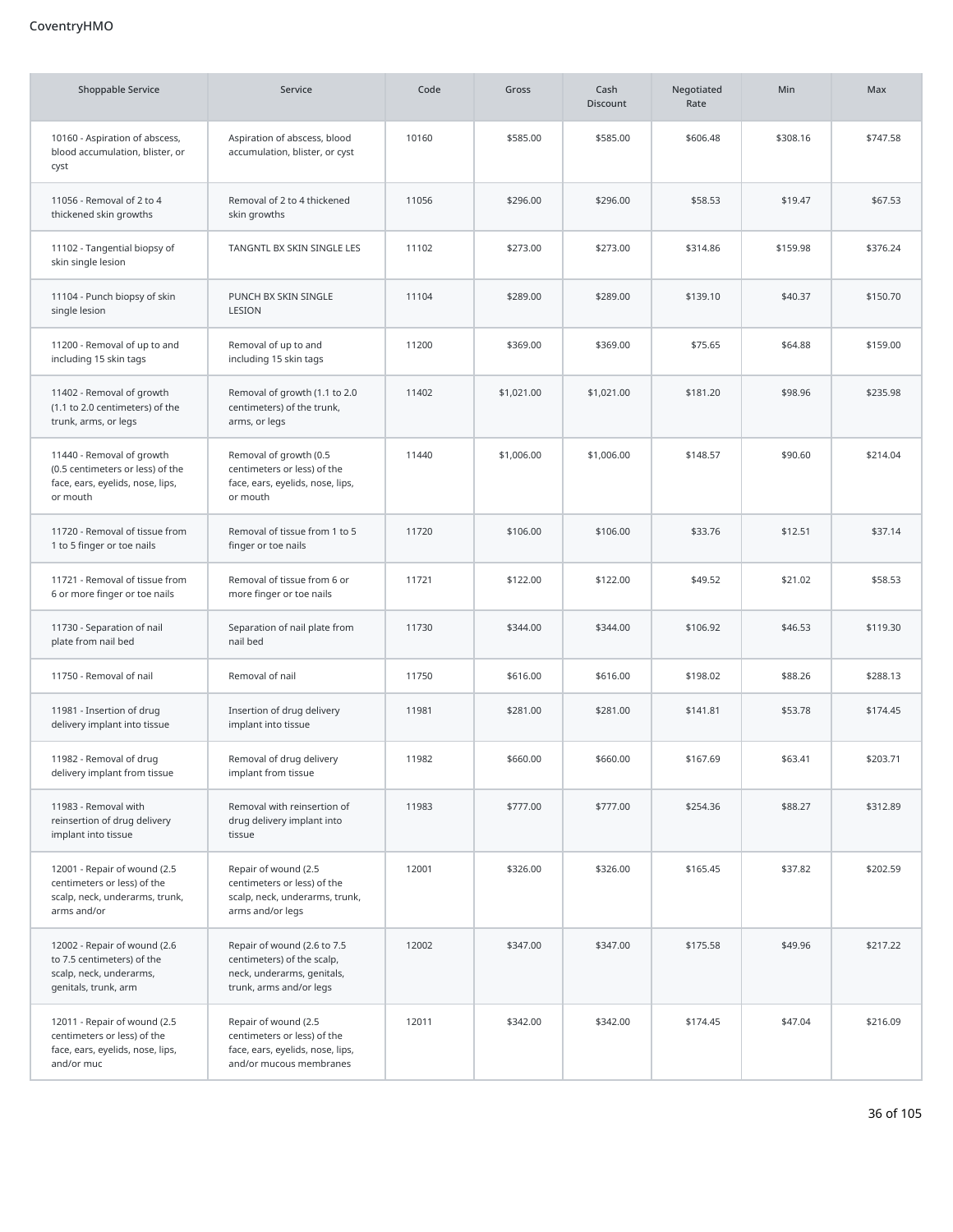| Shoppable Service | Service | Code | Gross | Cash Discount | Negotiated Rate | Min | Max |
|---|---|---|---|---|---|---|---|
| 10160 - Aspiration of abscess, blood accumulation, blister, or cyst | Aspiration of abscess, blood accumulation, blister, or cyst | 10160 | $585.00 | $585.00 | $606.48 | $308.16 | $747.58 |
| 11056 - Removal of 2 to 4 thickened skin growths | Removal of 2 to 4 thickened skin growths | 11056 | $296.00 | $296.00 | $58.53 | $19.47 | $67.53 |
| 11102 - Tangential biopsy of skin single lesion | TANGNTL BX SKIN SINGLE LES | 11102 | $273.00 | $273.00 | $314.86 | $159.98 | $376.24 |
| 11104 - Punch biopsy of skin single lesion | PUNCH BX SKIN SINGLE LESION | 11104 | $289.00 | $289.00 | $139.10 | $40.37 | $150.70 |
| 11200 - Removal of up to and including 15 skin tags | Removal of up to and including 15 skin tags | 11200 | $369.00 | $369.00 | $75.65 | $64.88 | $159.00 |
| 11402 - Removal of growth (1.1 to 2.0 centimeters) of the trunk, arms, or legs | Removal of growth (1.1 to 2.0 centimeters) of the trunk, arms, or legs | 11402 | $1,021.00 | $1,021.00 | $181.20 | $98.96 | $235.98 |
| 11440 - Removal of growth (0.5 centimeters or less) of the face, ears, eyelids, nose, lips, or mouth | Removal of growth (0.5 centimeters or less) of the face, ears, eyelids, nose, lips, or mouth | 11440 | $1,006.00 | $1,006.00 | $148.57 | $90.60 | $214.04 |
| 11720 - Removal of tissue from 1 to 5 finger or toe nails | Removal of tissue from 1 to 5 finger or toe nails | 11720 | $106.00 | $106.00 | $33.76 | $12.51 | $37.14 |
| 11721 - Removal of tissue from 6 or more finger or toe nails | Removal of tissue from 6 or more finger or toe nails | 11721 | $122.00 | $122.00 | $49.52 | $21.02 | $58.53 |
| 11730 - Separation of nail plate from nail bed | Separation of nail plate from nail bed | 11730 | $344.00 | $344.00 | $106.92 | $46.53 | $119.30 |
| 11750 - Removal of nail | Removal of nail | 11750 | $616.00 | $616.00 | $198.02 | $88.26 | $288.13 |
| 11981 - Insertion of drug delivery implant into tissue | Insertion of drug delivery implant into tissue | 11981 | $281.00 | $281.00 | $141.81 | $53.78 | $174.45 |
| 11982 - Removal of drug delivery implant from tissue | Removal of drug delivery implant from tissue | 11982 | $660.00 | $660.00 | $167.69 | $63.41 | $203.71 |
| 11983 - Removal with reinsertion of drug delivery implant into tissue | Removal with reinsertion of drug delivery implant into tissue | 11983 | $777.00 | $777.00 | $254.36 | $88.27 | $312.89 |
| 12001 - Repair of wound (2.5 centimeters or less) of the scalp, neck, underarms, trunk, arms and/or | Repair of wound (2.5 centimeters or less) of the scalp, neck, underarms, trunk, arms and/or legs | 12001 | $326.00 | $326.00 | $165.45 | $37.82 | $202.59 |
| 12002 - Repair of wound (2.6 to 7.5 centimeters) of the scalp, neck, underarms, genitals, trunk, arm | Repair of wound (2.6 to 7.5 centimeters) of the scalp, neck, underarms, genitals, trunk, arms and/or legs | 12002 | $347.00 | $347.00 | $175.58 | $49.96 | $217.22 |
| 12011 - Repair of wound (2.5 centimeters or less) of the face, ears, eyelids, nose, lips, and/or muc | Repair of wound (2.5 centimeters or less) of the face, ears, eyelids, nose, lips, and/or mucous membranes | 12011 | $342.00 | $342.00 | $174.45 | $47.04 | $216.09 |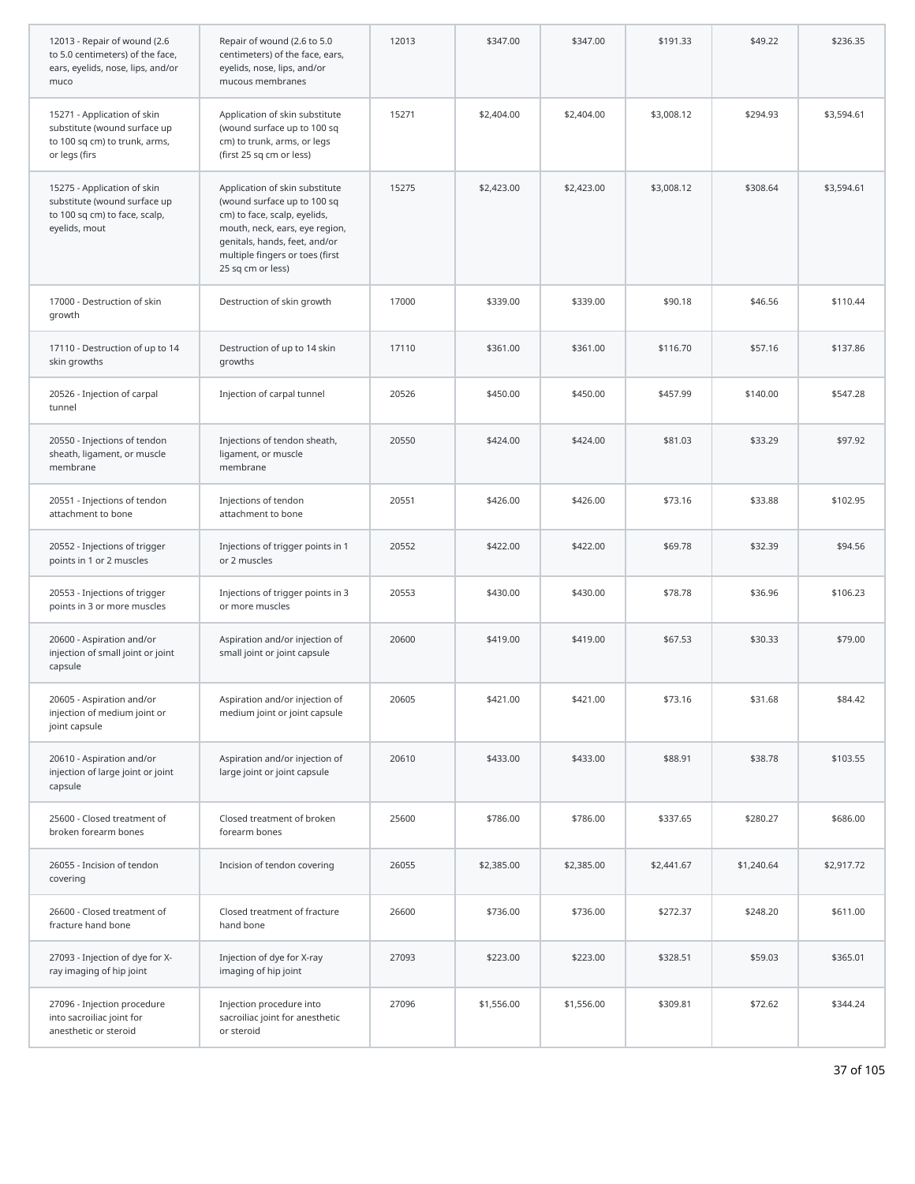| | | | | | | | |
|---|---|---|---|---|---|---|---|
| 12013 - Repair of wound (2.6 to 5.0 centimeters) of the face, ears, eyelids, nose, lips, and/or muco | Repair of wound (2.6 to 5.0 centimeters) of the face, ears, eyelids, nose, lips, and/or mucous membranes | 12013 | $347.00 | $347.00 | $191.33 | $49.22 | $236.35 |
| 15271 - Application of skin substitute (wound surface up to 100 sq cm) to trunk, arms, or legs (firs | Application of skin substitute (wound surface up to 100 sq cm) to trunk, arms, or legs (first 25 sq cm or less) | 15271 | $2,404.00 | $2,404.00 | $3,008.12 | $294.93 | $3,594.61 |
| 15275 - Application of skin substitute (wound surface up to 100 sq cm) to face, scalp, eyelids, mout | Application of skin substitute (wound surface up to 100 sq cm) to face, scalp, eyelids, mouth, neck, ears, eye region, genitals, hands, feet, and/or multiple fingers or toes (first 25 sq cm or less) | 15275 | $2,423.00 | $2,423.00 | $3,008.12 | $308.64 | $3,594.61 |
| 17000 - Destruction of skin growth | Destruction of skin growth | 17000 | $339.00 | $339.00 | $90.18 | $46.56 | $110.44 |
| 17110 - Destruction of up to 14 skin growths | Destruction of up to 14 skin growths | 17110 | $361.00 | $361.00 | $116.70 | $57.16 | $137.86 |
| 20526 - Injection of carpal tunnel | Injection of carpal tunnel | 20526 | $450.00 | $450.00 | $457.99 | $140.00 | $547.28 |
| 20550 - Injections of tendon sheath, ligament, or muscle membrane | Injections of tendon sheath, ligament, or muscle membrane | 20550 | $424.00 | $424.00 | $81.03 | $33.29 | $97.92 |
| 20551 - Injections of tendon attachment to bone | Injections of tendon attachment to bone | 20551 | $426.00 | $426.00 | $73.16 | $33.88 | $102.95 |
| 20552 - Injections of trigger points in 1 or 2 muscles | Injections of trigger points in 1 or 2 muscles | 20552 | $422.00 | $422.00 | $69.78 | $32.39 | $94.56 |
| 20553 - Injections of trigger points in 3 or more muscles | Injections of trigger points in 3 or more muscles | 20553 | $430.00 | $430.00 | $78.78 | $36.96 | $106.23 |
| 20600 - Aspiration and/or injection of small joint or joint capsule | Aspiration and/or injection of small joint or joint capsule | 20600 | $419.00 | $419.00 | $67.53 | $30.33 | $79.00 |
| 20605 - Aspiration and/or injection of medium joint or joint capsule | Aspiration and/or injection of medium joint or joint capsule | 20605 | $421.00 | $421.00 | $73.16 | $31.68 | $84.42 |
| 20610 - Aspiration and/or injection of large joint or joint capsule | Aspiration and/or injection of large joint or joint capsule | 20610 | $433.00 | $433.00 | $88.91 | $38.78 | $103.55 |
| 25600 - Closed treatment of broken forearm bones | Closed treatment of broken forearm bones | 25600 | $786.00 | $786.00 | $337.65 | $280.27 | $686.00 |
| 26055 - Incision of tendon covering | Incision of tendon covering | 26055 | $2,385.00 | $2,385.00 | $2,441.67 | $1,240.64 | $2,917.72 |
| 26600 - Closed treatment of fracture hand bone | Closed treatment of fracture hand bone | 26600 | $736.00 | $736.00 | $272.37 | $248.20 | $611.00 |
| 27093 - Injection of dye for X-ray imaging of hip joint | Injection of dye for X-ray imaging of hip joint | 27093 | $223.00 | $223.00 | $328.51 | $59.03 | $365.01 |
| 27096 - Injection procedure into sacroiliac joint for anesthetic or steroid | Injection procedure into sacroiliac joint for anesthetic or steroid | 27096 | $1,556.00 | $1,556.00 | $309.81 | $72.62 | $344.24 |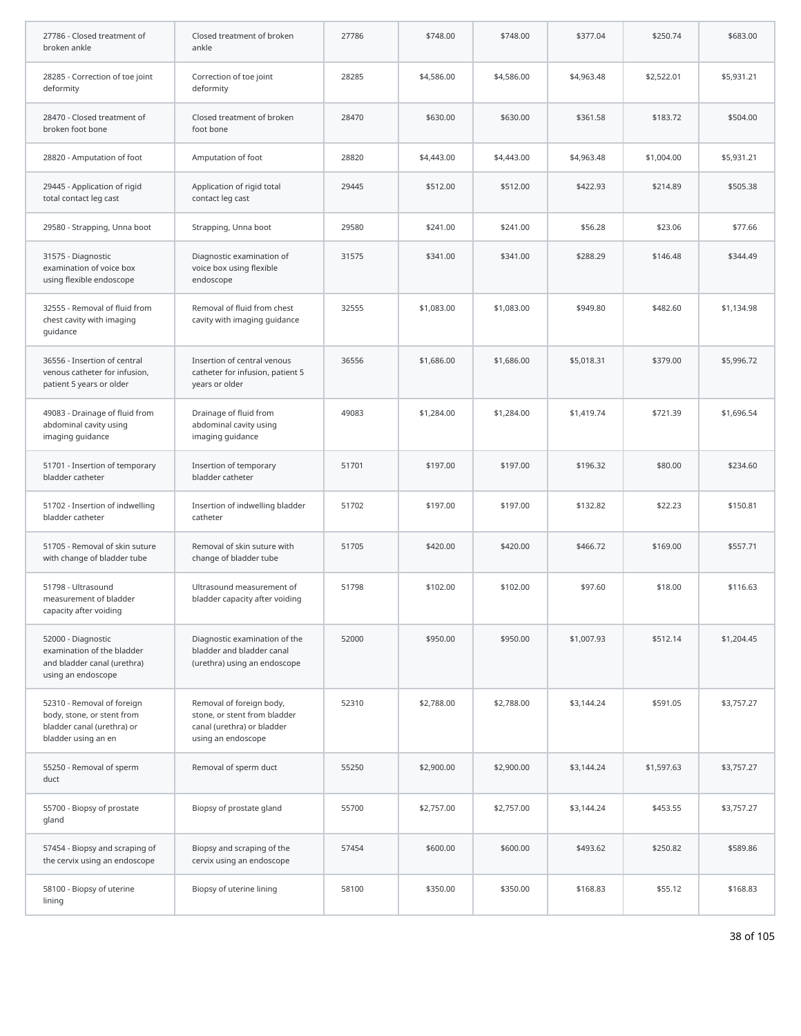| | | | | | | | |
|---|---|---|---|---|---|---|---|
| 27786 - Closed treatment of broken ankle | Closed treatment of broken ankle | 27786 | $748.00 | $748.00 | $377.04 | $250.74 | $683.00 |
| 28285 - Correction of toe joint deformity | Correction of toe joint deformity | 28285 | $4,586.00 | $4,586.00 | $4,963.48 | $2,522.01 | $5,931.21 |
| 28470 - Closed treatment of broken foot bone | Closed treatment of broken foot bone | 28470 | $630.00 | $630.00 | $361.58 | $183.72 | $504.00 |
| 28820 - Amputation of foot | Amputation of foot | 28820 | $4,443.00 | $4,443.00 | $4,963.48 | $1,004.00 | $5,931.21 |
| 29445 - Application of rigid total contact leg cast | Application of rigid total contact leg cast | 29445 | $512.00 | $512.00 | $422.93 | $214.89 | $505.38 |
| 29580 - Strapping, Unna boot | Strapping, Unna boot | 29580 | $241.00 | $241.00 | $56.28 | $23.06 | $77.66 |
| 31575 - Diagnostic examination of voice box using flexible endoscope | Diagnostic examination of voice box using flexible endoscope | 31575 | $341.00 | $341.00 | $288.29 | $146.48 | $344.49 |
| 32555 - Removal of fluid from chest cavity with imaging guidance | Removal of fluid from chest cavity with imaging guidance | 32555 | $1,083.00 | $1,083.00 | $949.80 | $482.60 | $1,134.98 |
| 36556 - Insertion of central venous catheter for infusion, patient 5 years or older | Insertion of central venous catheter for infusion, patient 5 years or older | 36556 | $1,686.00 | $1,686.00 | $5,018.31 | $379.00 | $5,996.72 |
| 49083 - Drainage of fluid from abdominal cavity using imaging guidance | Drainage of fluid from abdominal cavity using imaging guidance | 49083 | $1,284.00 | $1,284.00 | $1,419.74 | $721.39 | $1,696.54 |
| 51701 - Insertion of temporary bladder catheter | Insertion of temporary bladder catheter | 51701 | $197.00 | $197.00 | $196.32 | $80.00 | $234.60 |
| 51702 - Insertion of indwelling bladder catheter | Insertion of indwelling bladder catheter | 51702 | $197.00 | $197.00 | $132.82 | $22.23 | $150.81 |
| 51705 - Removal of skin suture with change of bladder tube | Removal of skin suture with change of bladder tube | 51705 | $420.00 | $420.00 | $466.72 | $169.00 | $557.71 |
| 51798 - Ultrasound measurement of bladder capacity after voiding | Ultrasound measurement of bladder capacity after voiding | 51798 | $102.00 | $102.00 | $97.60 | $18.00 | $116.63 |
| 52000 - Diagnostic examination of the bladder and bladder canal (urethra) using an endoscope | Diagnostic examination of the bladder and bladder canal (urethra) using an endoscope | 52000 | $950.00 | $950.00 | $1,007.93 | $512.14 | $1,204.45 |
| 52310 - Removal of foreign body, stone, or stent from bladder canal (urethra) or bladder using an en | Removal of foreign body, stone, or stent from bladder canal (urethra) or bladder using an endoscope | 52310 | $2,788.00 | $2,788.00 | $3,144.24 | $591.05 | $3,757.27 |
| 55250 - Removal of sperm duct | Removal of sperm duct | 55250 | $2,900.00 | $2,900.00 | $3,144.24 | $1,597.63 | $3,757.27 |
| 55700 - Biopsy of prostate gland | Biopsy of prostate gland | 55700 | $2,757.00 | $2,757.00 | $3,144.24 | $453.55 | $3,757.27 |
| 57454 - Biopsy and scraping of the cervix using an endoscope | Biopsy and scraping of the cervix using an endoscope | 57454 | $600.00 | $600.00 | $493.62 | $250.82 | $589.86 |
| 58100 - Biopsy of uterine lining | Biopsy of uterine lining | 58100 | $350.00 | $350.00 | $168.83 | $55.12 | $168.83 |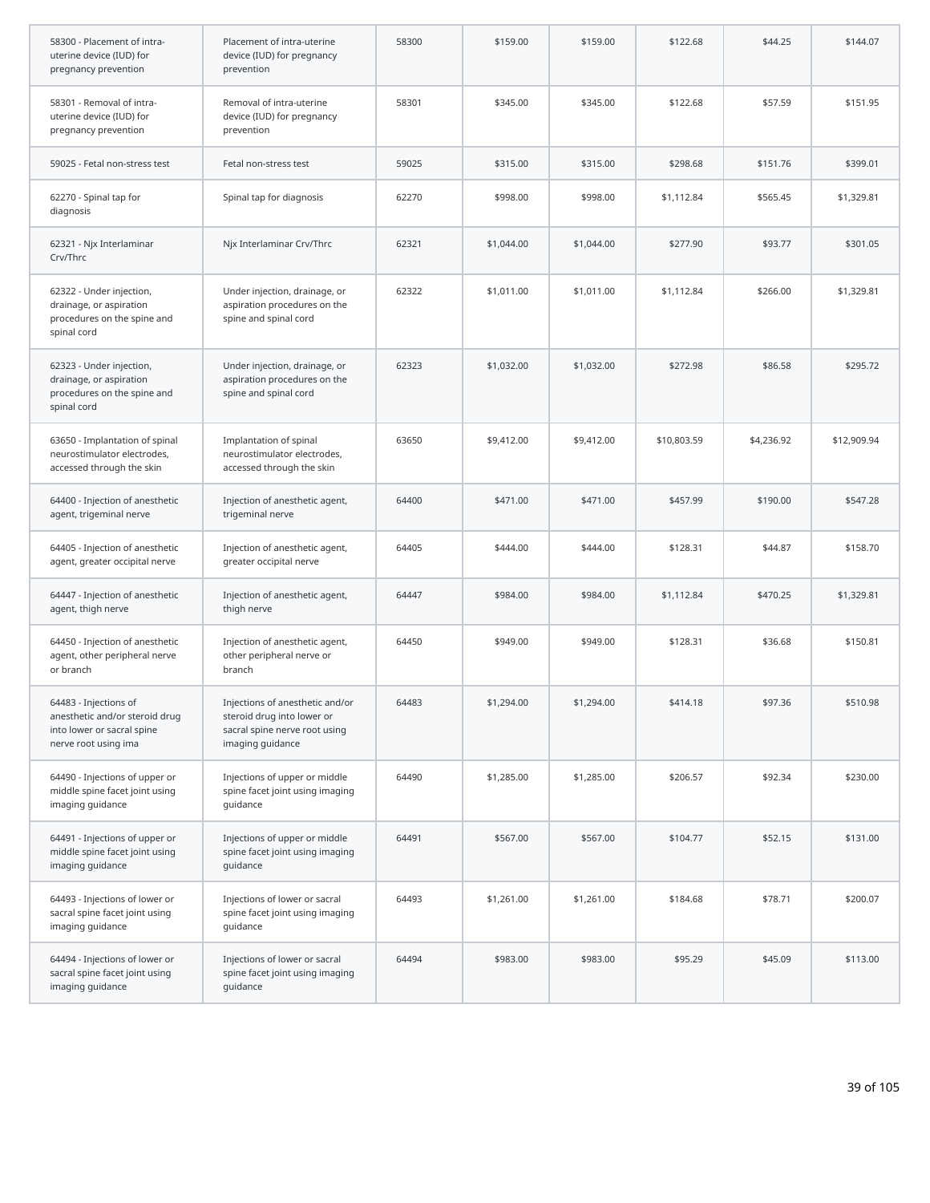| | | | | | | | |
|---|---|---|---|---|---|---|---|
| 58300 - Placement of intra-uterine device (IUD) for pregnancy prevention | Placement of intra-uterine device (IUD) for pregnancy prevention | 58300 | $159.00 | $159.00 | $122.68 | $44.25 | $144.07 |
| 58301 - Removal of intra-uterine device (IUD) for pregnancy prevention | Removal of intra-uterine device (IUD) for pregnancy prevention | 58301 | $345.00 | $345.00 | $122.68 | $57.59 | $151.95 |
| 59025 - Fetal non-stress test | Fetal non-stress test | 59025 | $315.00 | $315.00 | $298.68 | $151.76 | $399.01 |
| 62270 - Spinal tap for diagnosis | Spinal tap for diagnosis | 62270 | $998.00 | $998.00 | $1,112.84 | $565.45 | $1,329.81 |
| 62321 - Njx Interlaminar Crv/Thrc | Njx Interlaminar Crv/Thrc | 62321 | $1,044.00 | $1,044.00 | $277.90 | $93.77 | $301.05 |
| 62322 - Under injection, drainage, or aspiration procedures on the spine and spinal cord | Under injection, drainage, or aspiration procedures on the spine and spinal cord | 62322 | $1,011.00 | $1,011.00 | $1,112.84 | $266.00 | $1,329.81 |
| 62323 - Under injection, drainage, or aspiration procedures on the spine and spinal cord | Under injection, drainage, or aspiration procedures on the spine and spinal cord | 62323 | $1,032.00 | $1,032.00 | $272.98 | $86.58 | $295.72 |
| 63650 - Implantation of spinal neurostimulator electrodes, accessed through the skin | Implantation of spinal neurostimulator electrodes, accessed through the skin | 63650 | $9,412.00 | $9,412.00 | $10,803.59 | $4,236.92 | $12,909.94 |
| 64400 - Injection of anesthetic agent, trigeminal nerve | Injection of anesthetic agent, trigeminal nerve | 64400 | $471.00 | $471.00 | $457.99 | $190.00 | $547.28 |
| 64405 - Injection of anesthetic agent, greater occipital nerve | Injection of anesthetic agent, greater occipital nerve | 64405 | $444.00 | $444.00 | $128.31 | $44.87 | $158.70 |
| 64447 - Injection of anesthetic agent, thigh nerve | Injection of anesthetic agent, thigh nerve | 64447 | $984.00 | $984.00 | $1,112.84 | $470.25 | $1,329.81 |
| 64450 - Injection of anesthetic agent, other peripheral nerve or branch | Injection of anesthetic agent, other peripheral nerve or branch | 64450 | $949.00 | $949.00 | $128.31 | $36.68 | $150.81 |
| 64483 - Injections of anesthetic and/or steroid drug into lower or sacral spine nerve root using ima | Injections of anesthetic and/or steroid drug into lower or sacral spine nerve root using imaging guidance | 64483 | $1,294.00 | $1,294.00 | $414.18 | $97.36 | $510.98 |
| 64490 - Injections of upper or middle spine facet joint using imaging guidance | Injections of upper or middle spine facet joint using imaging guidance | 64490 | $1,285.00 | $1,285.00 | $206.57 | $92.34 | $230.00 |
| 64491 - Injections of upper or middle spine facet joint using imaging guidance | Injections of upper or middle spine facet joint using imaging guidance | 64491 | $567.00 | $567.00 | $104.77 | $52.15 | $131.00 |
| 64493 - Injections of lower or sacral spine facet joint using imaging guidance | Injections of lower or sacral spine facet joint using imaging guidance | 64493 | $1,261.00 | $1,261.00 | $184.68 | $78.71 | $200.07 |
| 64494 - Injections of lower or sacral spine facet joint using imaging guidance | Injections of lower or sacral spine facet joint using imaging guidance | 64494 | $983.00 | $983.00 | $95.29 | $45.09 | $113.00 |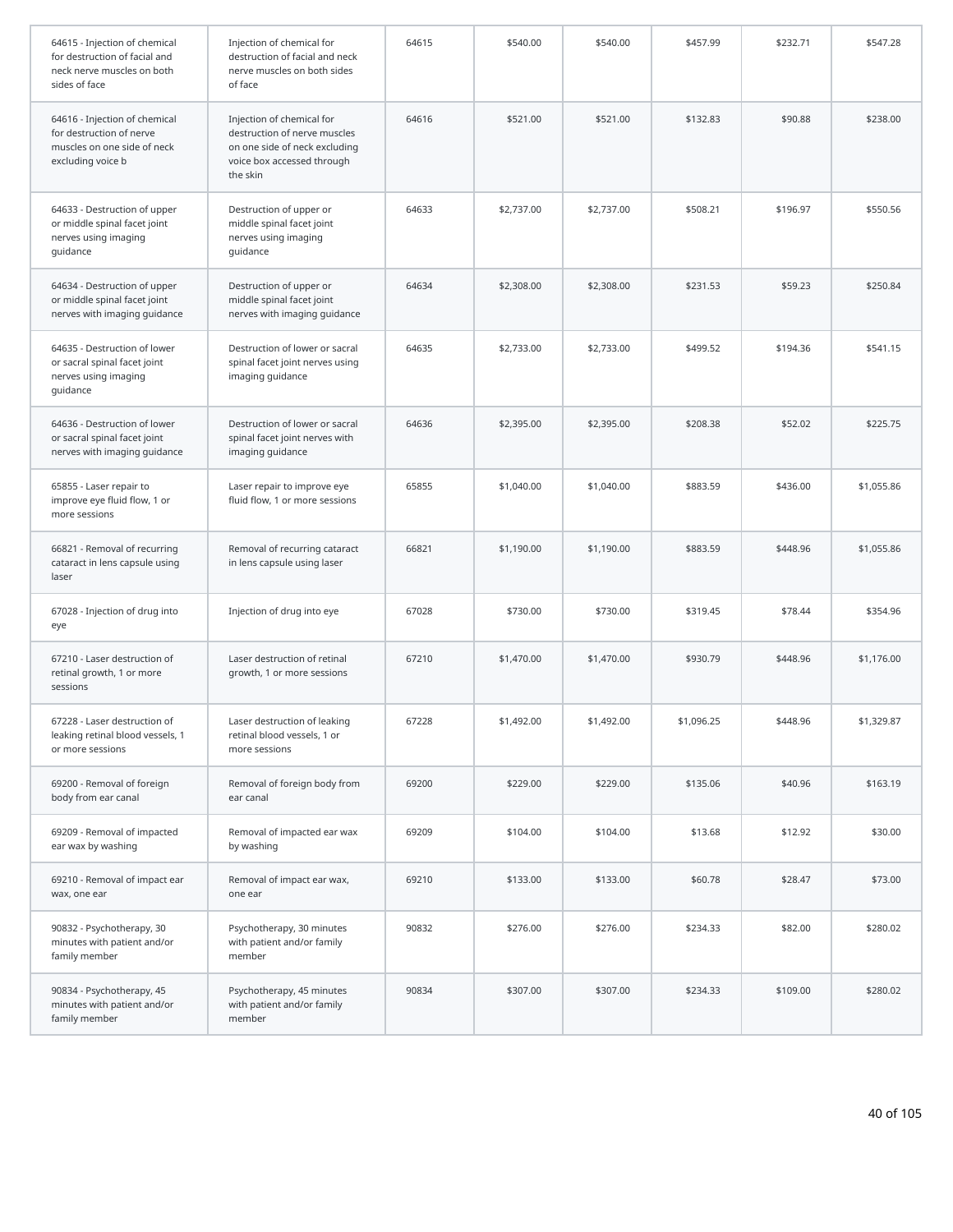| | | | | | | | |
|---|---|---|---|---|---|---|---|
| 64615 - Injection of chemical for destruction of facial and neck nerve muscles on both sides of face | Injection of chemical for destruction of facial and neck nerve muscles on both sides of face | 64615 | $540.00 | $540.00 | $457.99 | $232.71 | $547.28 |
| 64616 - Injection of chemical for destruction of nerve muscles on one side of neck excluding voice b | Injection of chemical for destruction of nerve muscles on one side of neck excluding voice box accessed through the skin | 64616 | $521.00 | $521.00 | $132.83 | $90.88 | $238.00 |
| 64633 - Destruction of upper or middle spinal facet joint nerves using imaging guidance | Destruction of upper or middle spinal facet joint nerves using imaging guidance | 64633 | $2,737.00 | $2,737.00 | $508.21 | $196.97 | $550.56 |
| 64634 - Destruction of upper or middle spinal facet joint nerves with imaging guidance | Destruction of upper or middle spinal facet joint nerves with imaging guidance | 64634 | $2,308.00 | $2,308.00 | $231.53 | $59.23 | $250.84 |
| 64635 - Destruction of lower or sacral spinal facet joint nerves using imaging guidance | Destruction of lower or sacral spinal facet joint nerves using imaging guidance | 64635 | $2,733.00 | $2,733.00 | $499.52 | $194.36 | $541.15 |
| 64636 - Destruction of lower or sacral spinal facet joint nerves with imaging guidance | Destruction of lower or sacral spinal facet joint nerves with imaging guidance | 64636 | $2,395.00 | $2,395.00 | $208.38 | $52.02 | $225.75 |
| 65855 - Laser repair to improve eye fluid flow, 1 or more sessions | Laser repair to improve eye fluid flow, 1 or more sessions | 65855 | $1,040.00 | $1,040.00 | $883.59 | $436.00 | $1,055.86 |
| 66821 - Removal of recurring cataract in lens capsule using laser | Removal of recurring cataract in lens capsule using laser | 66821 | $1,190.00 | $1,190.00 | $883.59 | $448.96 | $1,055.86 |
| 67028 - Injection of drug into eye | Injection of drug into eye | 67028 | $730.00 | $730.00 | $319.45 | $78.44 | $354.96 |
| 67210 - Laser destruction of retinal growth, 1 or more sessions | Laser destruction of retinal growth, 1 or more sessions | 67210 | $1,470.00 | $1,470.00 | $930.79 | $448.96 | $1,176.00 |
| 67228 - Laser destruction of leaking retinal blood vessels, 1 or more sessions | Laser destruction of leaking retinal blood vessels, 1 or more sessions | 67228 | $1,492.00 | $1,492.00 | $1,096.25 | $448.96 | $1,329.87 |
| 69200 - Removal of foreign body from ear canal | Removal of foreign body from ear canal | 69200 | $229.00 | $229.00 | $135.06 | $40.96 | $163.19 |
| 69209 - Removal of impacted ear wax by washing | Removal of impacted ear wax by washing | 69209 | $104.00 | $104.00 | $13.68 | $12.92 | $30.00 |
| 69210 - Removal of impact ear wax, one ear | Removal of impact ear wax, one ear | 69210 | $133.00 | $133.00 | $60.78 | $28.47 | $73.00 |
| 90832 - Psychotherapy, 30 minutes with patient and/or family member | Psychotherapy, 30 minutes with patient and/or family member | 90832 | $276.00 | $276.00 | $234.33 | $82.00 | $280.02 |
| 90834 - Psychotherapy, 45 minutes with patient and/or family member | Psychotherapy, 45 minutes with patient and/or family member | 90834 | $307.00 | $307.00 | $234.33 | $109.00 | $280.02 |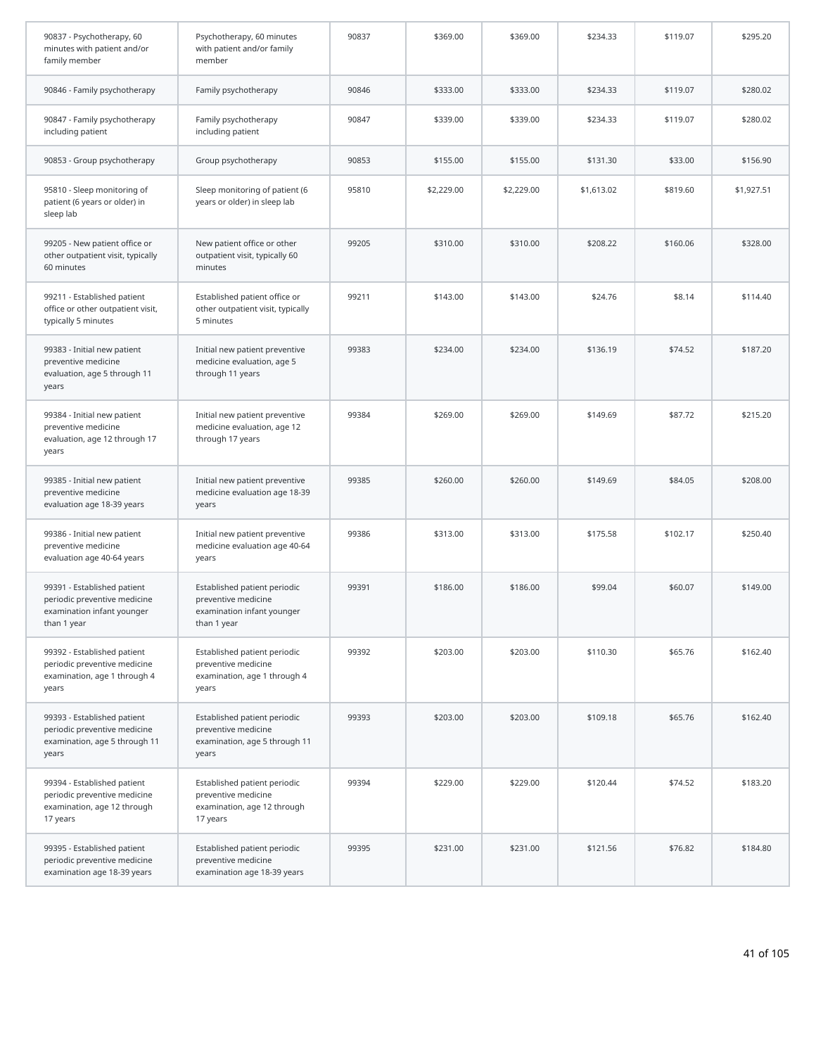| | | | | | | | |
|---|---|---|---|---|---|---|---|
| 90837 - Psychotherapy, 60 minutes with patient and/or family member | Psychotherapy, 60 minutes with patient and/or family member | 90837 | $369.00 | $369.00 | $234.33 | $119.07 | $295.20 |
| 90846 - Family psychotherapy | Family psychotherapy | 90846 | $333.00 | $333.00 | $234.33 | $119.07 | $280.02 |
| 90847 - Family psychotherapy including patient | Family psychotherapy including patient | 90847 | $339.00 | $339.00 | $234.33 | $119.07 | $280.02 |
| 90853 - Group psychotherapy | Group psychotherapy | 90853 | $155.00 | $155.00 | $131.30 | $33.00 | $156.90 |
| 95810 - Sleep monitoring of patient (6 years or older) in sleep lab | Sleep monitoring of patient (6 years or older) in sleep lab | 95810 | $2,229.00 | $2,229.00 | $1,613.02 | $819.60 | $1,927.51 |
| 99205 - New patient office or other outpatient visit, typically 60 minutes | New patient office or other outpatient visit, typically 60 minutes | 99205 | $310.00 | $310.00 | $208.22 | $160.06 | $328.00 |
| 99211 - Established patient office or other outpatient visit, typically 5 minutes | Established patient office or other outpatient visit, typically 5 minutes | 99211 | $143.00 | $143.00 | $24.76 | $8.14 | $114.40 |
| 99383 - Initial new patient preventive medicine evaluation, age 5 through 11 years | Initial new patient preventive medicine evaluation, age 5 through 11 years | 99383 | $234.00 | $234.00 | $136.19 | $74.52 | $187.20 |
| 99384 - Initial new patient preventive medicine evaluation, age 12 through 17 years | Initial new patient preventive medicine evaluation, age 12 through 17 years | 99384 | $269.00 | $269.00 | $149.69 | $87.72 | $215.20 |
| 99385 - Initial new patient preventive medicine evaluation age 18-39 years | Initial new patient preventive medicine evaluation age 18-39 years | 99385 | $260.00 | $260.00 | $149.69 | $84.05 | $208.00 |
| 99386 - Initial new patient preventive medicine evaluation age 40-64 years | Initial new patient preventive medicine evaluation age 40-64 years | 99386 | $313.00 | $313.00 | $175.58 | $102.17 | $250.40 |
| 99391 - Established patient periodic preventive medicine examination infant younger than 1 year | Established patient periodic preventive medicine examination infant younger than 1 year | 99391 | $186.00 | $186.00 | $99.04 | $60.07 | $149.00 |
| 99392 - Established patient periodic preventive medicine examination, age 1 through 4 years | Established patient periodic preventive medicine examination, age 1 through 4 years | 99392 | $203.00 | $203.00 | $110.30 | $65.76 | $162.40 |
| 99393 - Established patient periodic preventive medicine examination, age 5 through 11 years | Established patient periodic preventive medicine examination, age 5 through 11 years | 99393 | $203.00 | $203.00 | $109.18 | $65.76 | $162.40 |
| 99394 - Established patient periodic preventive medicine examination, age 12 through 17 years | Established patient periodic preventive medicine examination, age 12 through 17 years | 99394 | $229.00 | $229.00 | $120.44 | $74.52 | $183.20 |
| 99395 - Established patient periodic preventive medicine examination age 18-39 years | Established patient periodic preventive medicine examination age 18-39 years | 99395 | $231.00 | $231.00 | $121.56 | $76.82 | $184.80 |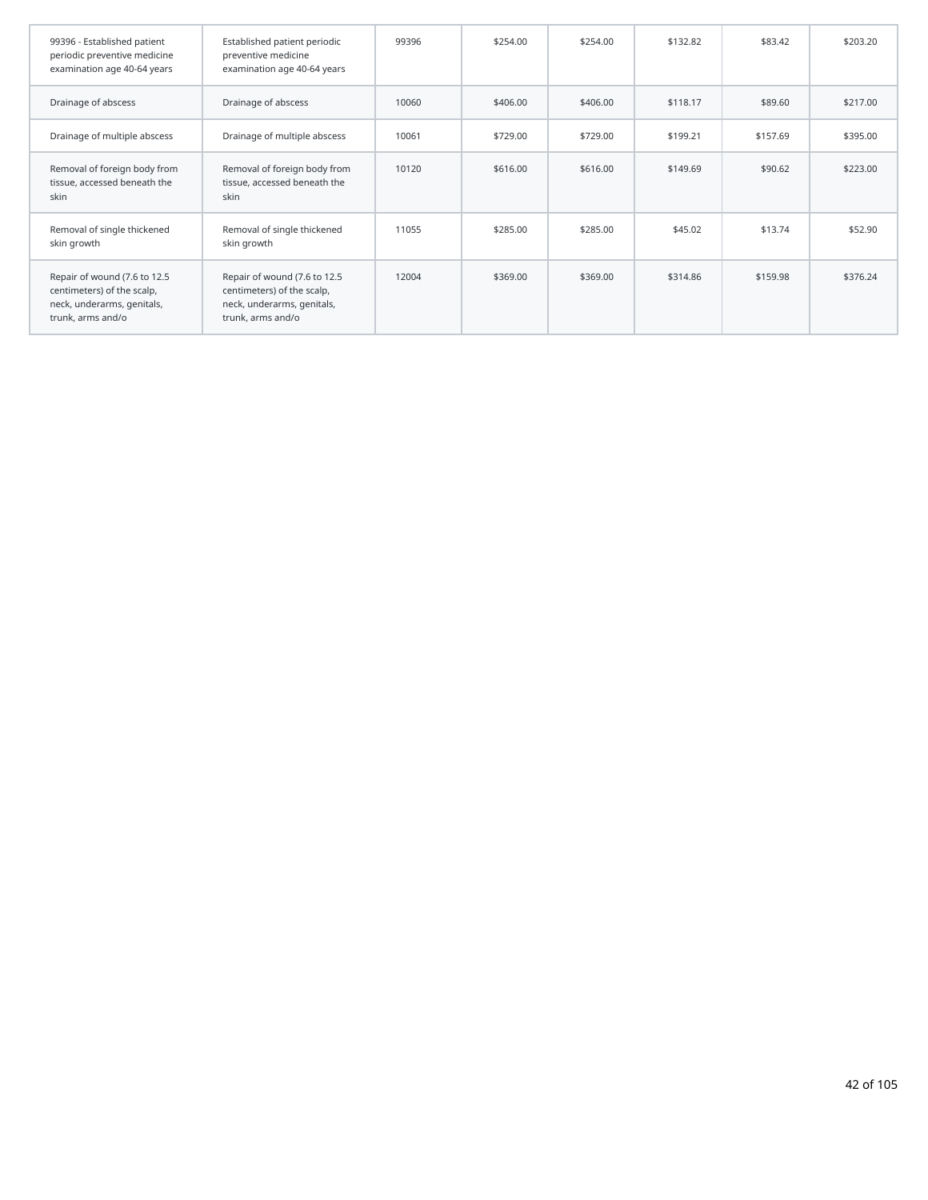| | | | | | | | |
|---|---|---|---|---|---|---|---|
| 99396 - Established patient periodic preventive medicine examination age 40-64 years | Established patient periodic preventive medicine examination age 40-64 years | 99396 | $254.00 | $254.00 | $132.82 | $83.42 | $203.20 |
| Drainage of abscess | Drainage of abscess | 10060 | $406.00 | $406.00 | $118.17 | $89.60 | $217.00 |
| Drainage of multiple abscess | Drainage of multiple abscess | 10061 | $729.00 | $729.00 | $199.21 | $157.69 | $395.00 |
| Removal of foreign body from tissue, accessed beneath the skin | Removal of foreign body from tissue, accessed beneath the skin | 10120 | $616.00 | $616.00 | $149.69 | $90.62 | $223.00 |
| Removal of single thickened skin growth | Removal of single thickened skin growth | 11055 | $285.00 | $285.00 | $45.02 | $13.74 | $52.90 |
| Repair of wound (7.6 to 12.5 centimeters) of the scalp, neck, underarms, genitals, trunk, arms and/o | Repair of wound (7.6 to 12.5 centimeters) of the scalp, neck, underarms, genitals, trunk, arms and/o | 12004 | $369.00 | $369.00 | $314.86 | $159.98 | $376.24 |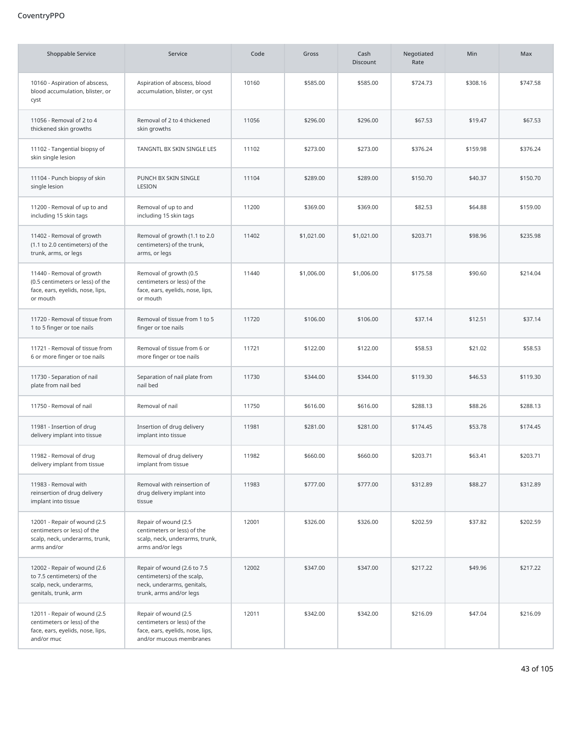CoventryPPO

| Shoppable Service | Service | Code | Gross | Cash Discount | Negotiated Rate | Min | Max |
|---|---|---|---|---|---|---|---|
| 10160 - Aspiration of abscess, blood accumulation, blister, or cyst | Aspiration of abscess, blood accumulation, blister, or cyst | 10160 | $585.00 | $585.00 | $724.73 | $308.16 | $747.58 |
| 11056 - Removal of 2 to 4 thickened skin growths | Removal of 2 to 4 thickened skin growths | 11056 | $296.00 | $296.00 | $67.53 | $19.47 | $67.53 |
| 11102 - Tangential biopsy of skin single lesion | TANGNTL BX SKIN SINGLE LES | 11102 | $273.00 | $273.00 | $376.24 | $159.98 | $376.24 |
| 11104 - Punch biopsy of skin single lesion | PUNCH BX SKIN SINGLE LESION | 11104 | $289.00 | $289.00 | $150.70 | $40.37 | $150.70 |
| 11200 - Removal of up to and including 15 skin tags | Removal of up to and including 15 skin tags | 11200 | $369.00 | $369.00 | $82.53 | $64.88 | $159.00 |
| 11402 - Removal of growth (1.1 to 2.0 centimeters) of the trunk, arms, or legs | Removal of growth (1.1 to 2.0 centimeters) of the trunk, arms, or legs | 11402 | $1,021.00 | $1,021.00 | $203.71 | $98.96 | $235.98 |
| 11440 - Removal of growth (0.5 centimeters or less) of the face, ears, eyelids, nose, lips, or mouth | Removal of growth (0.5 centimeters or less) of the face, ears, eyelids, nose, lips, or mouth | 11440 | $1,006.00 | $1,006.00 | $175.58 | $90.60 | $214.04 |
| 11720 - Removal of tissue from 1 to 5 finger or toe nails | Removal of tissue from 1 to 5 finger or toe nails | 11720 | $106.00 | $106.00 | $37.14 | $12.51 | $37.14 |
| 11721 - Removal of tissue from 6 or more finger or toe nails | Removal of tissue from 6 or more finger or toe nails | 11721 | $122.00 | $122.00 | $58.53 | $21.02 | $58.53 |
| 11730 - Separation of nail plate from nail bed | Separation of nail plate from nail bed | 11730 | $344.00 | $344.00 | $119.30 | $46.53 | $119.30 |
| 11750 - Removal of nail | Removal of nail | 11750 | $616.00 | $616.00 | $288.13 | $88.26 | $288.13 |
| 11981 - Insertion of drug delivery implant into tissue | Insertion of drug delivery implant into tissue | 11981 | $281.00 | $281.00 | $174.45 | $53.78 | $174.45 |
| 11982 - Removal of drug delivery implant from tissue | Removal of drug delivery implant from tissue | 11982 | $660.00 | $660.00 | $203.71 | $63.41 | $203.71 |
| 11983 - Removal with reinsertion of drug delivery implant into tissue | Removal with reinsertion of drug delivery implant into tissue | 11983 | $777.00 | $777.00 | $312.89 | $88.27 | $312.89 |
| 12001 - Repair of wound (2.5 centimeters or less) of the scalp, neck, underarms, trunk, arms and/or | Repair of wound (2.5 centimeters or less) of the scalp, neck, underarms, trunk, arms and/or legs | 12001 | $326.00 | $326.00 | $202.59 | $37.82 | $202.59 |
| 12002 - Repair of wound (2.6 to 7.5 centimeters) of the scalp, neck, underarms, genitals, trunk, arm | Repair of wound (2.6 to 7.5 centimeters) of the scalp, neck, underarms, genitals, trunk, arms and/or legs | 12002 | $347.00 | $347.00 | $217.22 | $49.96 | $217.22 |
| 12011 - Repair of wound (2.5 centimeters or less) of the face, ears, eyelids, nose, lips, and/or muc | Repair of wound (2.5 centimeters or less) of the face, ears, eyelids, nose, lips, and/or mucous membranes | 12011 | $342.00 | $342.00 | $216.09 | $47.04 | $216.09 |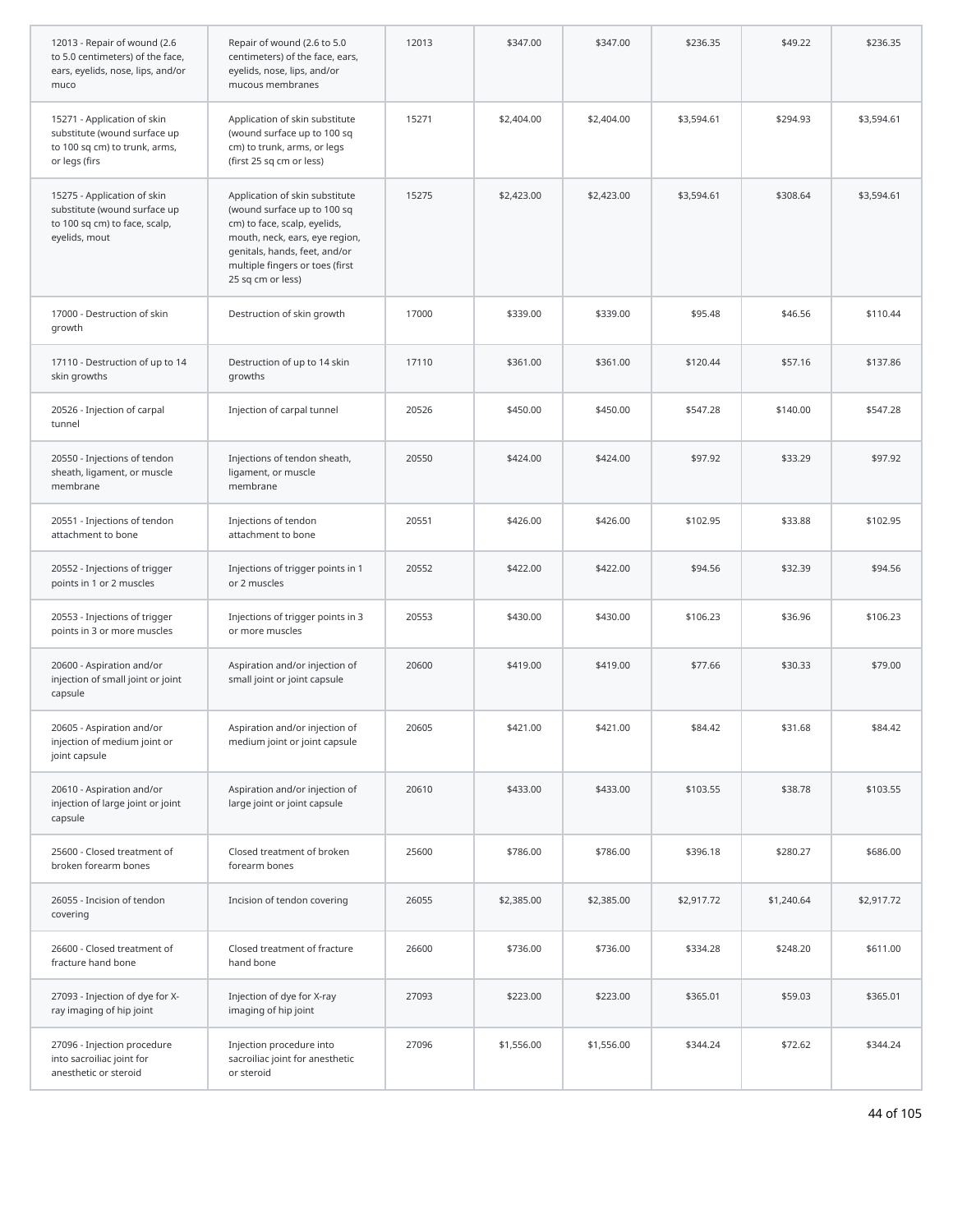| | | | | | | | |
|---|---|---|---|---|---|---|---|
| 12013 - Repair of wound (2.6 to 5.0 centimeters) of the face, ears, eyelids, nose, lips, and/or muco | Repair of wound (2.6 to 5.0 centimeters) of the face, ears, eyelids, nose, lips, and/or mucous membranes | 12013 | $347.00 | $347.00 | $236.35 | $49.22 | $236.35 |
| 15271 - Application of skin substitute (wound surface up to 100 sq cm) to trunk, arms, or legs (firs | Application of skin substitute (wound surface up to 100 sq cm) to trunk, arms, or legs (first 25 sq cm or less) | 15271 | $2,404.00 | $2,404.00 | $3,594.61 | $294.93 | $3,594.61 |
| 15275 - Application of skin substitute (wound surface up to 100 sq cm) to face, scalp, eyelids, mout | Application of skin substitute (wound surface up to 100 sq cm) to face, scalp, eyelids, mouth, neck, ears, eye region, genitals, hands, feet, and/or multiple fingers or toes (first 25 sq cm or less) | 15275 | $2,423.00 | $2,423.00 | $3,594.61 | $308.64 | $3,594.61 |
| 17000 - Destruction of skin growth | Destruction of skin growth | 17000 | $339.00 | $339.00 | $95.48 | $46.56 | $110.44 |
| 17110 - Destruction of up to 14 skin growths | Destruction of up to 14 skin growths | 17110 | $361.00 | $361.00 | $120.44 | $57.16 | $137.86 |
| 20526 - Injection of carpal tunnel | Injection of carpal tunnel | 20526 | $450.00 | $450.00 | $547.28 | $140.00 | $547.28 |
| 20550 - Injections of tendon sheath, ligament, or muscle membrane | Injections of tendon sheath, ligament, or muscle membrane | 20550 | $424.00 | $424.00 | $97.92 | $33.29 | $97.92 |
| 20551 - Injections of tendon attachment to bone | Injections of tendon attachment to bone | 20551 | $426.00 | $426.00 | $102.95 | $33.88 | $102.95 |
| 20552 - Injections of trigger points in 1 or 2 muscles | Injections of trigger points in 1 or 2 muscles | 20552 | $422.00 | $422.00 | $94.56 | $32.39 | $94.56 |
| 20553 - Injections of trigger points in 3 or more muscles | Injections of trigger points in 3 or more muscles | 20553 | $430.00 | $430.00 | $106.23 | $36.96 | $106.23 |
| 20600 - Aspiration and/or injection of small joint or joint capsule | Aspiration and/or injection of small joint or joint capsule | 20600 | $419.00 | $419.00 | $77.66 | $30.33 | $79.00 |
| 20605 - Aspiration and/or injection of medium joint or joint capsule | Aspiration and/or injection of medium joint or joint capsule | 20605 | $421.00 | $421.00 | $84.42 | $31.68 | $84.42 |
| 20610 - Aspiration and/or injection of large joint or joint capsule | Aspiration and/or injection of large joint or joint capsule | 20610 | $433.00 | $433.00 | $103.55 | $38.78 | $103.55 |
| 25600 - Closed treatment of broken forearm bones | Closed treatment of broken forearm bones | 25600 | $786.00 | $786.00 | $396.18 | $280.27 | $686.00 |
| 26055 - Incision of tendon covering | Incision of tendon covering | 26055 | $2,385.00 | $2,385.00 | $2,917.72 | $1,240.64 | $2,917.72 |
| 26600 - Closed treatment of fracture hand bone | Closed treatment of fracture hand bone | 26600 | $736.00 | $736.00 | $334.28 | $248.20 | $611.00 |
| 27093 - Injection of dye for X-ray imaging of hip joint | Injection of dye for X-ray imaging of hip joint | 27093 | $223.00 | $223.00 | $365.01 | $59.03 | $365.01 |
| 27096 - Injection procedure into sacroiliac joint for anesthetic or steroid | Injection procedure into sacroiliac joint for anesthetic or steroid | 27096 | $1,556.00 | $1,556.00 | $344.24 | $72.62 | $344.24 |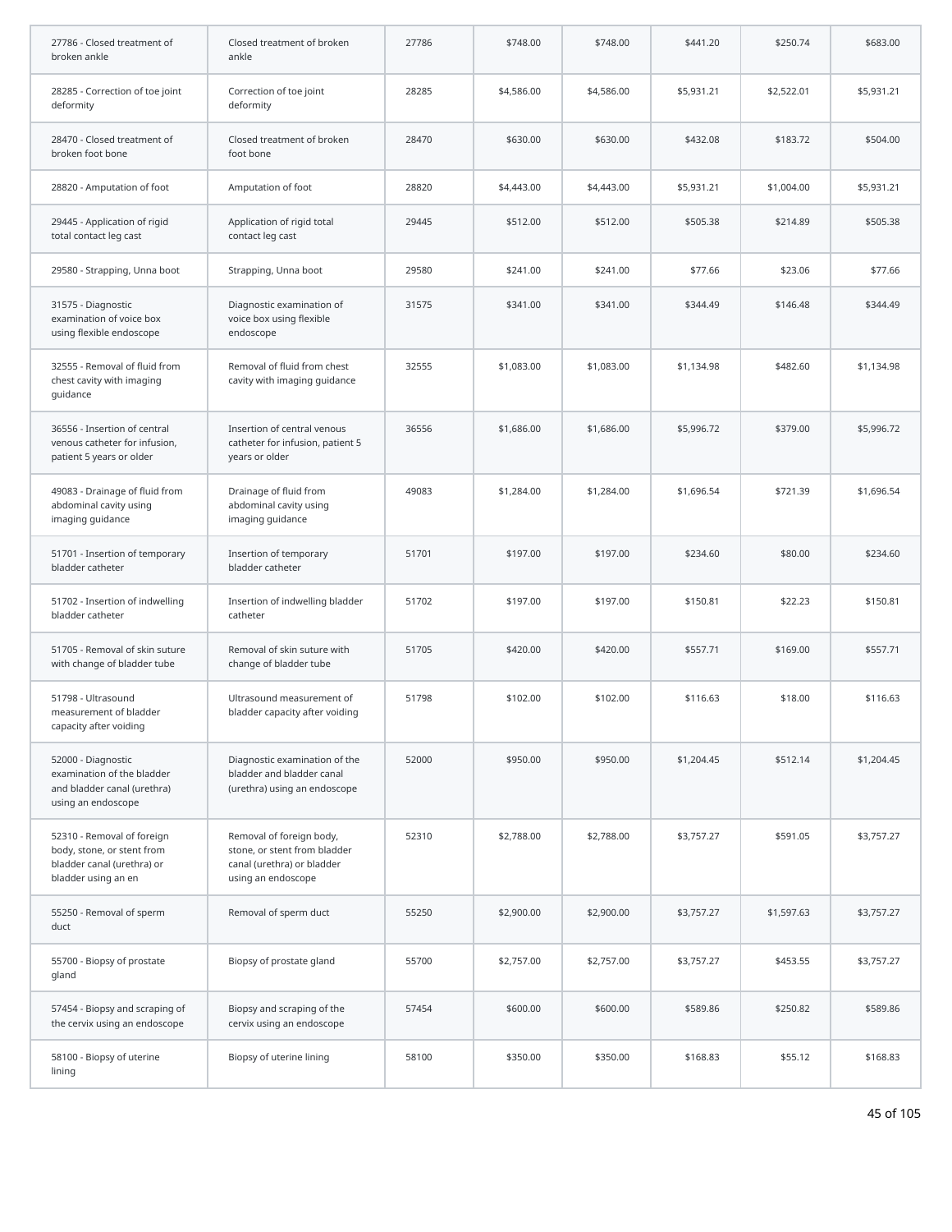| | | | | | | | |
|---|---|---|---|---|---|---|---|
| 27786 - Closed treatment of broken ankle | Closed treatment of broken ankle | 27786 | $748.00 | $748.00 | $441.20 | $250.74 | $683.00 |
| 28285 - Correction of toe joint deformity | Correction of toe joint deformity | 28285 | $4,586.00 | $4,586.00 | $5,931.21 | $2,522.01 | $5,931.21 |
| 28470 - Closed treatment of broken foot bone | Closed treatment of broken foot bone | 28470 | $630.00 | $630.00 | $432.08 | $183.72 | $504.00 |
| 28820 - Amputation of foot | Amputation of foot | 28820 | $4,443.00 | $4,443.00 | $5,931.21 | $1,004.00 | $5,931.21 |
| 29445 - Application of rigid total contact leg cast | Application of rigid total contact leg cast | 29445 | $512.00 | $512.00 | $505.38 | $214.89 | $505.38 |
| 29580 - Strapping, Unna boot | Strapping, Unna boot | 29580 | $241.00 | $241.00 | $77.66 | $23.06 | $77.66 |
| 31575 - Diagnostic examination of voice box using flexible endoscope | Diagnostic examination of voice box using flexible endoscope | 31575 | $341.00 | $341.00 | $344.49 | $146.48 | $344.49 |
| 32555 - Removal of fluid from chest cavity with imaging guidance | Removal of fluid from chest cavity with imaging guidance | 32555 | $1,083.00 | $1,083.00 | $1,134.98 | $482.60 | $1,134.98 |
| 36556 - Insertion of central venous catheter for infusion, patient 5 years or older | Insertion of central venous catheter for infusion, patient 5 years or older | 36556 | $1,686.00 | $1,686.00 | $5,996.72 | $379.00 | $5,996.72 |
| 49083 - Drainage of fluid from abdominal cavity using imaging guidance | Drainage of fluid from abdominal cavity using imaging guidance | 49083 | $1,284.00 | $1,284.00 | $1,696.54 | $721.39 | $1,696.54 |
| 51701 - Insertion of temporary bladder catheter | Insertion of temporary bladder catheter | 51701 | $197.00 | $197.00 | $234.60 | $80.00 | $234.60 |
| 51702 - Insertion of indwelling bladder catheter | Insertion of indwelling bladder catheter | 51702 | $197.00 | $197.00 | $150.81 | $22.23 | $150.81 |
| 51705 - Removal of skin suture with change of bladder tube | Removal of skin suture with change of bladder tube | 51705 | $420.00 | $420.00 | $557.71 | $169.00 | $557.71 |
| 51798 - Ultrasound measurement of bladder capacity after voiding | Ultrasound measurement of bladder capacity after voiding | 51798 | $102.00 | $102.00 | $116.63 | $18.00 | $116.63 |
| 52000 - Diagnostic examination of the bladder and bladder canal (urethra) using an endoscope | Diagnostic examination of the bladder and bladder canal (urethra) using an endoscope | 52000 | $950.00 | $950.00 | $1,204.45 | $512.14 | $1,204.45 |
| 52310 - Removal of foreign body, stone, or stent from bladder canal (urethra) or bladder using an en | Removal of foreign body, stone, or stent from bladder canal (urethra) or bladder using an endoscope | 52310 | $2,788.00 | $2,788.00 | $3,757.27 | $591.05 | $3,757.27 |
| 55250 - Removal of sperm duct | Removal of sperm duct | 55250 | $2,900.00 | $2,900.00 | $3,757.27 | $1,597.63 | $3,757.27 |
| 55700 - Biopsy of prostate gland | Biopsy of prostate gland | 55700 | $2,757.00 | $2,757.00 | $3,757.27 | $453.55 | $3,757.27 |
| 57454 - Biopsy and scraping of the cervix using an endoscope | Biopsy and scraping of the cervix using an endoscope | 57454 | $600.00 | $600.00 | $589.86 | $250.82 | $589.86 |
| 58100 - Biopsy of uterine lining | Biopsy of uterine lining | 58100 | $350.00 | $350.00 | $168.83 | $55.12 | $168.83 |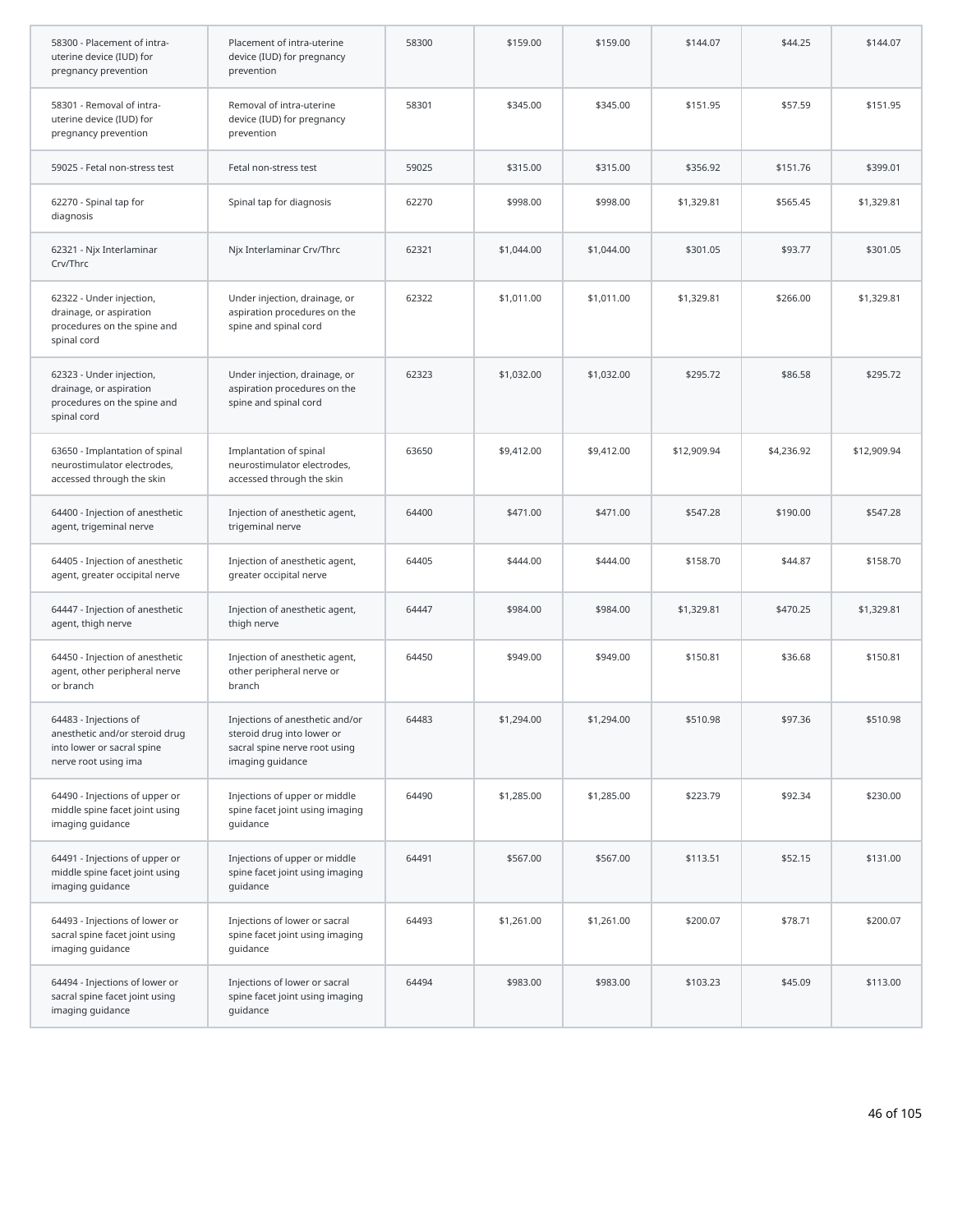| | | | | | | | |
|---|---|---|---|---|---|---|---|
| 58300 - Placement of intra-uterine device (IUD) for pregnancy prevention | Placement of intra-uterine device (IUD) for pregnancy prevention | 58300 | $159.00 | $159.00 | $144.07 | $44.25 | $144.07 |
| 58301 - Removal of intra-uterine device (IUD) for pregnancy prevention | Removal of intra-uterine device (IUD) for pregnancy prevention | 58301 | $345.00 | $345.00 | $151.95 | $57.59 | $151.95 |
| 59025 - Fetal non-stress test | Fetal non-stress test | 59025 | $315.00 | $315.00 | $356.92 | $151.76 | $399.01 |
| 62270 - Spinal tap for diagnosis | Spinal tap for diagnosis | 62270 | $998.00 | $998.00 | $1,329.81 | $565.45 | $1,329.81 |
| 62321 - Njx Interlaminar Crv/Thrc | Njx Interlaminar Crv/Thrc | 62321 | $1,044.00 | $1,044.00 | $301.05 | $93.77 | $301.05 |
| 62322 - Under injection, drainage, or aspiration procedures on the spine and spinal cord | Under injection, drainage, or aspiration procedures on the spine and spinal cord | 62322 | $1,011.00 | $1,011.00 | $1,329.81 | $266.00 | $1,329.81 |
| 62323 - Under injection, drainage, or aspiration procedures on the spine and spinal cord | Under injection, drainage, or aspiration procedures on the spine and spinal cord | 62323 | $1,032.00 | $1,032.00 | $295.72 | $86.58 | $295.72 |
| 63650 - Implantation of spinal neurostimulator electrodes, accessed through the skin | Implantation of spinal neurostimulator electrodes, accessed through the skin | 63650 | $9,412.00 | $9,412.00 | $12,909.94 | $4,236.92 | $12,909.94 |
| 64400 - Injection of anesthetic agent, trigeminal nerve | Injection of anesthetic agent, trigeminal nerve | 64400 | $471.00 | $471.00 | $547.28 | $190.00 | $547.28 |
| 64405 - Injection of anesthetic agent, greater occipital nerve | Injection of anesthetic agent, greater occipital nerve | 64405 | $444.00 | $444.00 | $158.70 | $44.87 | $158.70 |
| 64447 - Injection of anesthetic agent, thigh nerve | Injection of anesthetic agent, thigh nerve | 64447 | $984.00 | $984.00 | $1,329.81 | $470.25 | $1,329.81 |
| 64450 - Injection of anesthetic agent, other peripheral nerve or branch | Injection of anesthetic agent, other peripheral nerve or branch | 64450 | $949.00 | $949.00 | $150.81 | $36.68 | $150.81 |
| 64483 - Injections of anesthetic and/or steroid drug into lower or sacral spine nerve root using ima | Injections of anesthetic and/or steroid drug into lower or sacral spine nerve root using imaging guidance | 64483 | $1,294.00 | $1,294.00 | $510.98 | $97.36 | $510.98 |
| 64490 - Injections of upper or middle spine facet joint using imaging guidance | Injections of upper or middle spine facet joint using imaging guidance | 64490 | $1,285.00 | $1,285.00 | $223.79 | $92.34 | $230.00 |
| 64491 - Injections of upper or middle spine facet joint using imaging guidance | Injections of upper or middle spine facet joint using imaging guidance | 64491 | $567.00 | $567.00 | $113.51 | $52.15 | $131.00 |
| 64493 - Injections of lower or sacral spine facet joint using imaging guidance | Injections of lower or sacral spine facet joint using imaging guidance | 64493 | $1,261.00 | $1,261.00 | $200.07 | $78.71 | $200.07 |
| 64494 - Injections of lower or sacral spine facet joint using imaging guidance | Injections of lower or sacral spine facet joint using imaging guidance | 64494 | $983.00 | $983.00 | $103.23 | $45.09 | $113.00 |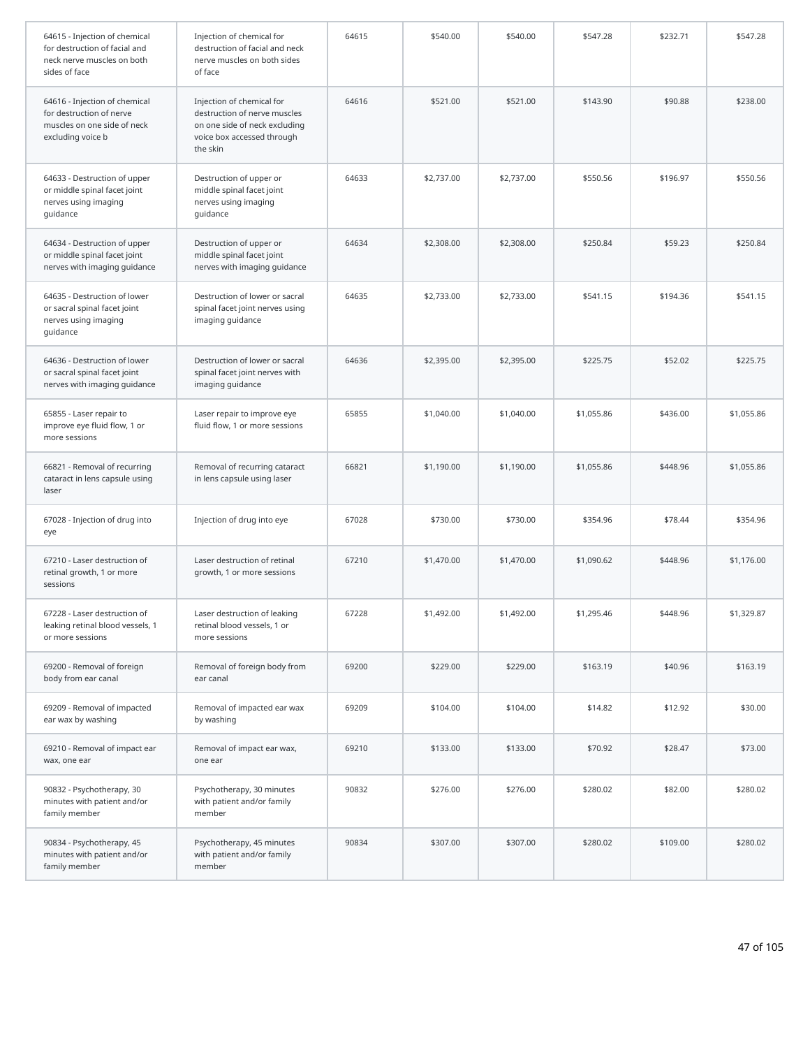| | | | | | | | |
|---|---|---|---|---|---|---|---|
| 64615 - Injection of chemical for destruction of facial and neck nerve muscles on both sides of face | Injection of chemical for destruction of facial and neck nerve muscles on both sides of face | 64615 | $540.00 | $540.00 | $547.28 | $232.71 | $547.28 |
| 64616 - Injection of chemical for destruction of nerve muscles on one side of neck excluding voice b | Injection of chemical for destruction of nerve muscles on one side of neck excluding voice box accessed through the skin | 64616 | $521.00 | $521.00 | $143.90 | $90.88 | $238.00 |
| 64633 - Destruction of upper or middle spinal facet joint nerves using imaging guidance | Destruction of upper or middle spinal facet joint nerves using imaging guidance | 64633 | $2,737.00 | $2,737.00 | $550.56 | $196.97 | $550.56 |
| 64634 - Destruction of upper or middle spinal facet joint nerves with imaging guidance | Destruction of upper or middle spinal facet joint nerves with imaging guidance | 64634 | $2,308.00 | $2,308.00 | $250.84 | $59.23 | $250.84 |
| 64635 - Destruction of lower or sacral spinal facet joint nerves using imaging guidance | Destruction of lower or sacral spinal facet joint nerves using imaging guidance | 64635 | $2,733.00 | $2,733.00 | $541.15 | $194.36 | $541.15 |
| 64636 - Destruction of lower or sacral spinal facet joint nerves with imaging guidance | Destruction of lower or sacral spinal facet joint nerves with imaging guidance | 64636 | $2,395.00 | $2,395.00 | $225.75 | $52.02 | $225.75 |
| 65855 - Laser repair to improve eye fluid flow, 1 or more sessions | Laser repair to improve eye fluid flow, 1 or more sessions | 65855 | $1,040.00 | $1,040.00 | $1,055.86 | $436.00 | $1,055.86 |
| 66821 - Removal of recurring cataract in lens capsule using laser | Removal of recurring cataract in lens capsule using laser | 66821 | $1,190.00 | $1,190.00 | $1,055.86 | $448.96 | $1,055.86 |
| 67028 - Injection of drug into eye | Injection of drug into eye | 67028 | $730.00 | $730.00 | $354.96 | $78.44 | $354.96 |
| 67210 - Laser destruction of retinal growth, 1 or more sessions | Laser destruction of retinal growth, 1 or more sessions | 67210 | $1,470.00 | $1,470.00 | $1,090.62 | $448.96 | $1,176.00 |
| 67228 - Laser destruction of leaking retinal blood vessels, 1 or more sessions | Laser destruction of leaking retinal blood vessels, 1 or more sessions | 67228 | $1,492.00 | $1,492.00 | $1,295.46 | $448.96 | $1,329.87 |
| 69200 - Removal of foreign body from ear canal | Removal of foreign body from ear canal | 69200 | $229.00 | $229.00 | $163.19 | $40.96 | $163.19 |
| 69209 - Removal of impacted ear wax by washing | Removal of impacted ear wax by washing | 69209 | $104.00 | $104.00 | $14.82 | $12.92 | $30.00 |
| 69210 - Removal of impact ear wax, one ear | Removal of impact ear wax, one ear | 69210 | $133.00 | $133.00 | $70.92 | $28.47 | $73.00 |
| 90832 - Psychotherapy, 30 minutes with patient and/or family member | Psychotherapy, 30 minutes with patient and/or family member | 90832 | $276.00 | $276.00 | $280.02 | $82.00 | $280.02 |
| 90834 - Psychotherapy, 45 minutes with patient and/or family member | Psychotherapy, 45 minutes with patient and/or family member | 90834 | $307.00 | $307.00 | $280.02 | $109.00 | $280.02 |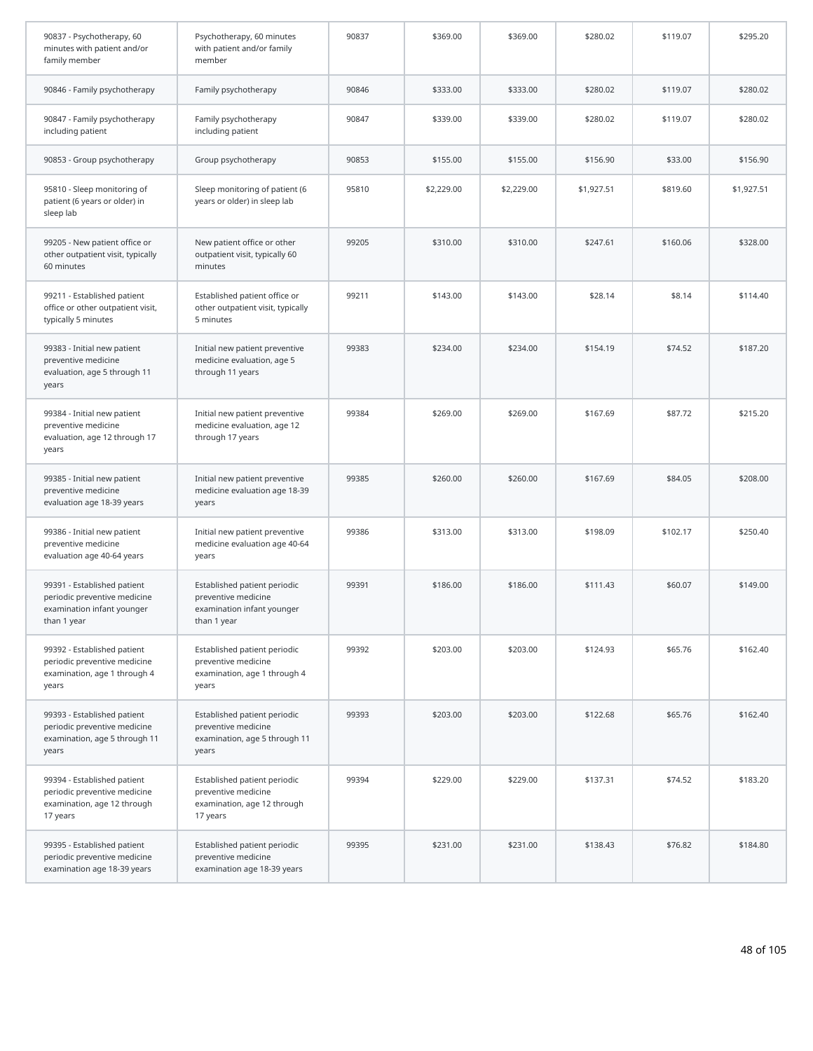| | | | | | | | |
|---|---|---|---|---|---|---|---|
| 90837 - Psychotherapy, 60 minutes with patient and/or family member | Psychotherapy, 60 minutes with patient and/or family member | 90837 | $369.00 | $369.00 | $280.02 | $119.07 | $295.20 |
| 90846 - Family psychotherapy | Family psychotherapy | 90846 | $333.00 | $333.00 | $280.02 | $119.07 | $280.02 |
| 90847 - Family psychotherapy including patient | Family psychotherapy including patient | 90847 | $339.00 | $339.00 | $280.02 | $119.07 | $280.02 |
| 90853 - Group psychotherapy | Group psychotherapy | 90853 | $155.00 | $155.00 | $156.90 | $33.00 | $156.90 |
| 95810 - Sleep monitoring of patient (6 years or older) in sleep lab | Sleep monitoring of patient (6 years or older) in sleep lab | 95810 | $2,229.00 | $2,229.00 | $1,927.51 | $819.60 | $1,927.51 |
| 99205 - New patient office or other outpatient visit, typically 60 minutes | New patient office or other outpatient visit, typically 60 minutes | 99205 | $310.00 | $310.00 | $247.61 | $160.06 | $328.00 |
| 99211 - Established patient office or other outpatient visit, typically 5 minutes | Established patient office or other outpatient visit, typically 5 minutes | 99211 | $143.00 | $143.00 | $28.14 | $8.14 | $114.40 |
| 99383 - Initial new patient preventive medicine evaluation, age 5 through 11 years | Initial new patient preventive medicine evaluation, age 5 through 11 years | 99383 | $234.00 | $234.00 | $154.19 | $74.52 | $187.20 |
| 99384 - Initial new patient preventive medicine evaluation, age 12 through 17 years | Initial new patient preventive medicine evaluation, age 12 through 17 years | 99384 | $269.00 | $269.00 | $167.69 | $87.72 | $215.20 |
| 99385 - Initial new patient preventive medicine evaluation age 18-39 years | Initial new patient preventive medicine evaluation age 18-39 years | 99385 | $260.00 | $260.00 | $167.69 | $84.05 | $208.00 |
| 99386 - Initial new patient preventive medicine evaluation age 40-64 years | Initial new patient preventive medicine evaluation age 40-64 years | 99386 | $313.00 | $313.00 | $198.09 | $102.17 | $250.40 |
| 99391 - Established patient periodic preventive medicine examination infant younger than 1 year | Established patient periodic preventive medicine examination infant younger than 1 year | 99391 | $186.00 | $186.00 | $111.43 | $60.07 | $149.00 |
| 99392 - Established patient periodic preventive medicine examination, age 1 through 4 years | Established patient periodic preventive medicine examination, age 1 through 4 years | 99392 | $203.00 | $203.00 | $124.93 | $65.76 | $162.40 |
| 99393 - Established patient periodic preventive medicine examination, age 5 through 11 years | Established patient periodic preventive medicine examination, age 5 through 11 years | 99393 | $203.00 | $203.00 | $122.68 | $65.76 | $162.40 |
| 99394 - Established patient periodic preventive medicine examination, age 12 through 17 years | Established patient periodic preventive medicine examination, age 12 through 17 years | 99394 | $229.00 | $229.00 | $137.31 | $74.52 | $183.20 |
| 99395 - Established patient periodic preventive medicine examination age 18-39 years | Established patient periodic preventive medicine examination age 18-39 years | 99395 | $231.00 | $231.00 | $138.43 | $76.82 | $184.80 |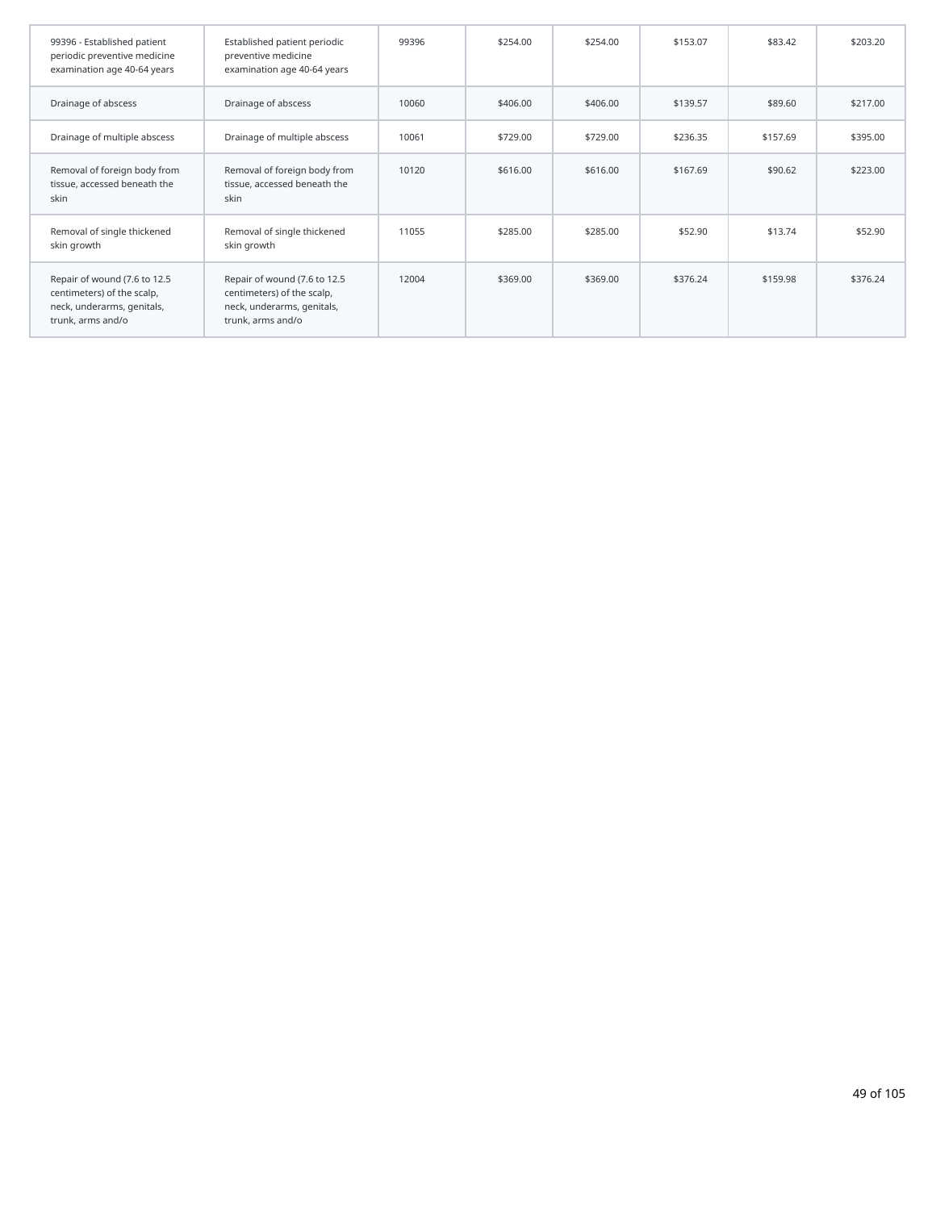| | | | | | | | |
|---|---|---|---|---|---|---|---|
| 99396 - Established patient periodic preventive medicine examination age 40-64 years | Established patient periodic preventive medicine examination age 40-64 years | 99396 | $254.00 | $254.00 | $153.07 | $83.42 | $203.20 |
| Drainage of abscess | Drainage of abscess | 10060 | $406.00 | $406.00 | $139.57 | $89.60 | $217.00 |
| Drainage of multiple abscess | Drainage of multiple abscess | 10061 | $729.00 | $729.00 | $236.35 | $157.69 | $395.00 |
| Removal of foreign body from tissue, accessed beneath the skin | Removal of foreign body from tissue, accessed beneath the skin | 10120 | $616.00 | $616.00 | $167.69 | $90.62 | $223.00 |
| Removal of single thickened skin growth | Removal of single thickened skin growth | 11055 | $285.00 | $285.00 | $52.90 | $13.74 | $52.90 |
| Repair of wound (7.6 to 12.5 centimeters) of the scalp, neck, underarms, genitals, trunk, arms and/o | Repair of wound (7.6 to 12.5 centimeters) of the scalp, neck, underarms, genitals, trunk, arms and/o | 12004 | $369.00 | $369.00 | $376.24 | $159.98 | $376.24 |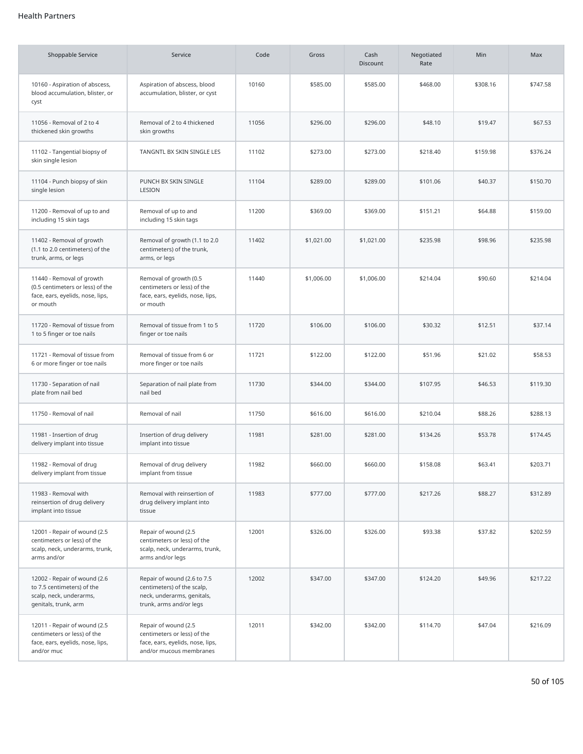Health Partners

| Shoppable Service | Service | Code | Gross | Cash Discount | Negotiated Rate | Min | Max |
|---|---|---|---|---|---|---|---|
| 10160 - Aspiration of abscess, blood accumulation, blister, or cyst | Aspiration of abscess, blood accumulation, blister, or cyst | 10160 | $585.00 | $585.00 | $468.00 | $308.16 | $747.58 |
| 11056 - Removal of 2 to 4 thickened skin growths | Removal of 2 to 4 thickened skin growths | 11056 | $296.00 | $296.00 | $48.10 | $19.47 | $67.53 |
| 11102 - Tangential biopsy of skin single lesion | TANGNTL BX SKIN SINGLE LES | 11102 | $273.00 | $273.00 | $218.40 | $159.98 | $376.24 |
| 11104 - Punch biopsy of skin single lesion | PUNCH BX SKIN SINGLE LESION | 11104 | $289.00 | $289.00 | $101.06 | $40.37 | $150.70 |
| 11200 - Removal of up to and including 15 skin tags | Removal of up to and including 15 skin tags | 11200 | $369.00 | $369.00 | $151.21 | $64.88 | $159.00 |
| 11402 - Removal of growth (1.1 to 2.0 centimeters) of the trunk, arms, or legs | Removal of growth (1.1 to 2.0 centimeters) of the trunk, arms, or legs | 11402 | $1,021.00 | $1,021.00 | $235.98 | $98.96 | $235.98 |
| 11440 - Removal of growth (0.5 centimeters or less) of the face, ears, eyelids, nose, lips, or mouth | Removal of growth (0.5 centimeters or less) of the face, ears, eyelids, nose, lips, or mouth | 11440 | $1,006.00 | $1,006.00 | $214.04 | $90.60 | $214.04 |
| 11720 - Removal of tissue from 1 to 5 finger or toe nails | Removal of tissue from 1 to 5 finger or toe nails | 11720 | $106.00 | $106.00 | $30.32 | $12.51 | $37.14 |
| 11721 - Removal of tissue from 6 or more finger or toe nails | Removal of tissue from 6 or more finger or toe nails | 11721 | $122.00 | $122.00 | $51.96 | $21.02 | $58.53 |
| 11730 - Separation of nail plate from nail bed | Separation of nail plate from nail bed | 11730 | $344.00 | $344.00 | $107.95 | $46.53 | $119.30 |
| 11750 - Removal of nail | Removal of nail | 11750 | $616.00 | $616.00 | $210.04 | $88.26 | $288.13 |
| 11981 - Insertion of drug delivery implant into tissue | Insertion of drug delivery implant into tissue | 11981 | $281.00 | $281.00 | $134.26 | $53.78 | $174.45 |
| 11982 - Removal of drug delivery implant from tissue | Removal of drug delivery implant from tissue | 11982 | $660.00 | $660.00 | $158.08 | $63.41 | $203.71 |
| 11983 - Removal with reinsertion of drug delivery implant into tissue | Removal with reinsertion of drug delivery implant into tissue | 11983 | $777.00 | $777.00 | $217.26 | $88.27 | $312.89 |
| 12001 - Repair of wound (2.5 centimeters or less) of the scalp, neck, underarms, trunk, arms and/or | Repair of wound (2.5 centimeters or less) of the scalp, neck, underarms, trunk, arms and/or legs | 12001 | $326.00 | $326.00 | $93.38 | $37.82 | $202.59 |
| 12002 - Repair of wound (2.6 to 7.5 centimeters) of the scalp, neck, underarms, genitals, trunk, arm | Repair of wound (2.6 to 7.5 centimeters) of the scalp, neck, underarms, genitals, trunk, arms and/or legs | 12002 | $347.00 | $347.00 | $124.20 | $49.96 | $217.22 |
| 12011 - Repair of wound (2.5 centimeters or less) of the face, ears, eyelids, nose, lips, and/or muc | Repair of wound (2.5 centimeters or less) of the face, ears, eyelids, nose, lips, and/or mucous membranes | 12011 | $342.00 | $342.00 | $114.70 | $47.04 | $216.09 |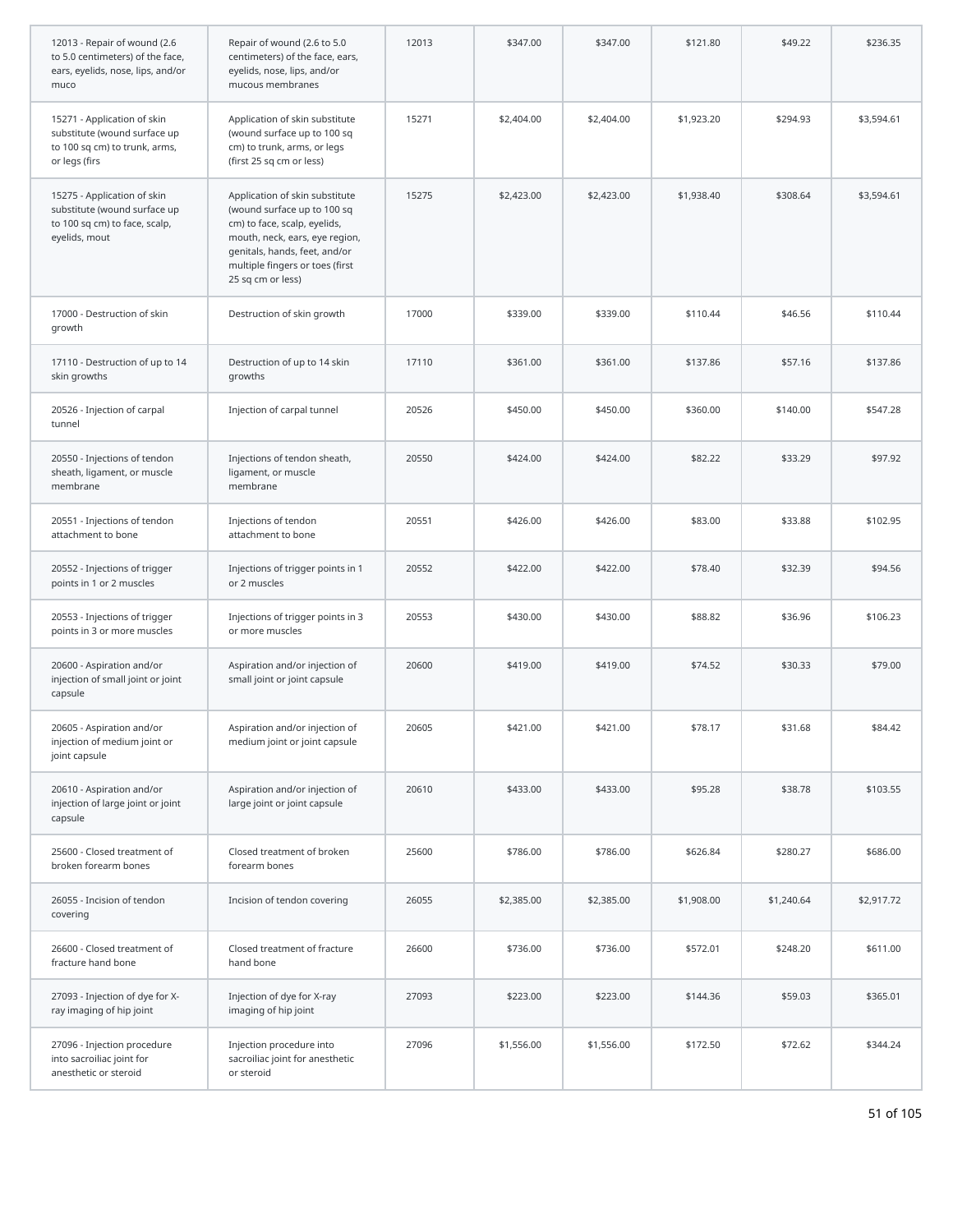| | | | | | | | |
|---|---|---|---|---|---|---|---|
| 12013 - Repair of wound (2.6 to 5.0 centimeters) of the face, ears, eyelids, nose, lips, and/or muco | Repair of wound (2.6 to 5.0 centimeters) of the face, ears, eyelids, nose, lips, and/or mucous membranes | 12013 | $347.00 | $347.00 | $121.80 | $49.22 | $236.35 |
| 15271 - Application of skin substitute (wound surface up to 100 sq cm) to trunk, arms, or legs (firs | Application of skin substitute (wound surface up to 100 sq cm) to trunk, arms, or legs (first 25 sq cm or less) | 15271 | $2,404.00 | $2,404.00 | $1,923.20 | $294.93 | $3,594.61 |
| 15275 - Application of skin substitute (wound surface up to 100 sq cm) to face, scalp, eyelids, mout | Application of skin substitute (wound surface up to 100 sq cm) to face, scalp, eyelids, mouth, neck, ears, eye region, genitals, hands, feet, and/or multiple fingers or toes (first 25 sq cm or less) | 15275 | $2,423.00 | $2,423.00 | $1,938.40 | $308.64 | $3,594.61 |
| 17000 - Destruction of skin growth | Destruction of skin growth | 17000 | $339.00 | $339.00 | $110.44 | $46.56 | $110.44 |
| 17110 - Destruction of up to 14 skin growths | Destruction of up to 14 skin growths | 17110 | $361.00 | $361.00 | $137.86 | $57.16 | $137.86 |
| 20526 - Injection of carpal tunnel | Injection of carpal tunnel | 20526 | $450.00 | $450.00 | $360.00 | $140.00 | $547.28 |
| 20550 - Injections of tendon sheath, ligament, or muscle membrane | Injections of tendon sheath, ligament, or muscle membrane | 20550 | $424.00 | $424.00 | $82.22 | $33.29 | $97.92 |
| 20551 - Injections of tendon attachment to bone | Injections of tendon attachment to bone | 20551 | $426.00 | $426.00 | $83.00 | $33.88 | $102.95 |
| 20552 - Injections of trigger points in 1 or 2 muscles | Injections of trigger points in 1 or 2 muscles | 20552 | $422.00 | $422.00 | $78.40 | $32.39 | $94.56 |
| 20553 - Injections of trigger points in 3 or more muscles | Injections of trigger points in 3 or more muscles | 20553 | $430.00 | $430.00 | $88.82 | $36.96 | $106.23 |
| 20600 - Aspiration and/or injection of small joint or joint capsule | Aspiration and/or injection of small joint or joint capsule | 20600 | $419.00 | $419.00 | $74.52 | $30.33 | $79.00 |
| 20605 - Aspiration and/or injection of medium joint or joint capsule | Aspiration and/or injection of medium joint or joint capsule | 20605 | $421.00 | $421.00 | $78.17 | $31.68 | $84.42 |
| 20610 - Aspiration and/or injection of large joint or joint capsule | Aspiration and/or injection of large joint or joint capsule | 20610 | $433.00 | $433.00 | $95.28 | $38.78 | $103.55 |
| 25600 - Closed treatment of broken forearm bones | Closed treatment of broken forearm bones | 25600 | $786.00 | $786.00 | $626.84 | $280.27 | $686.00 |
| 26055 - Incision of tendon covering | Incision of tendon covering | 26055 | $2,385.00 | $2,385.00 | $1,908.00 | $1,240.64 | $2,917.72 |
| 26600 - Closed treatment of fracture hand bone | Closed treatment of fracture hand bone | 26600 | $736.00 | $736.00 | $572.01 | $248.20 | $611.00 |
| 27093 - Injection of dye for X-ray imaging of hip joint | Injection of dye for X-ray imaging of hip joint | 27093 | $223.00 | $223.00 | $144.36 | $59.03 | $365.01 |
| 27096 - Injection procedure into sacroiliac joint for anesthetic or steroid | Injection procedure into sacroiliac joint for anesthetic or steroid | 27096 | $1,556.00 | $1,556.00 | $172.50 | $72.62 | $344.24 |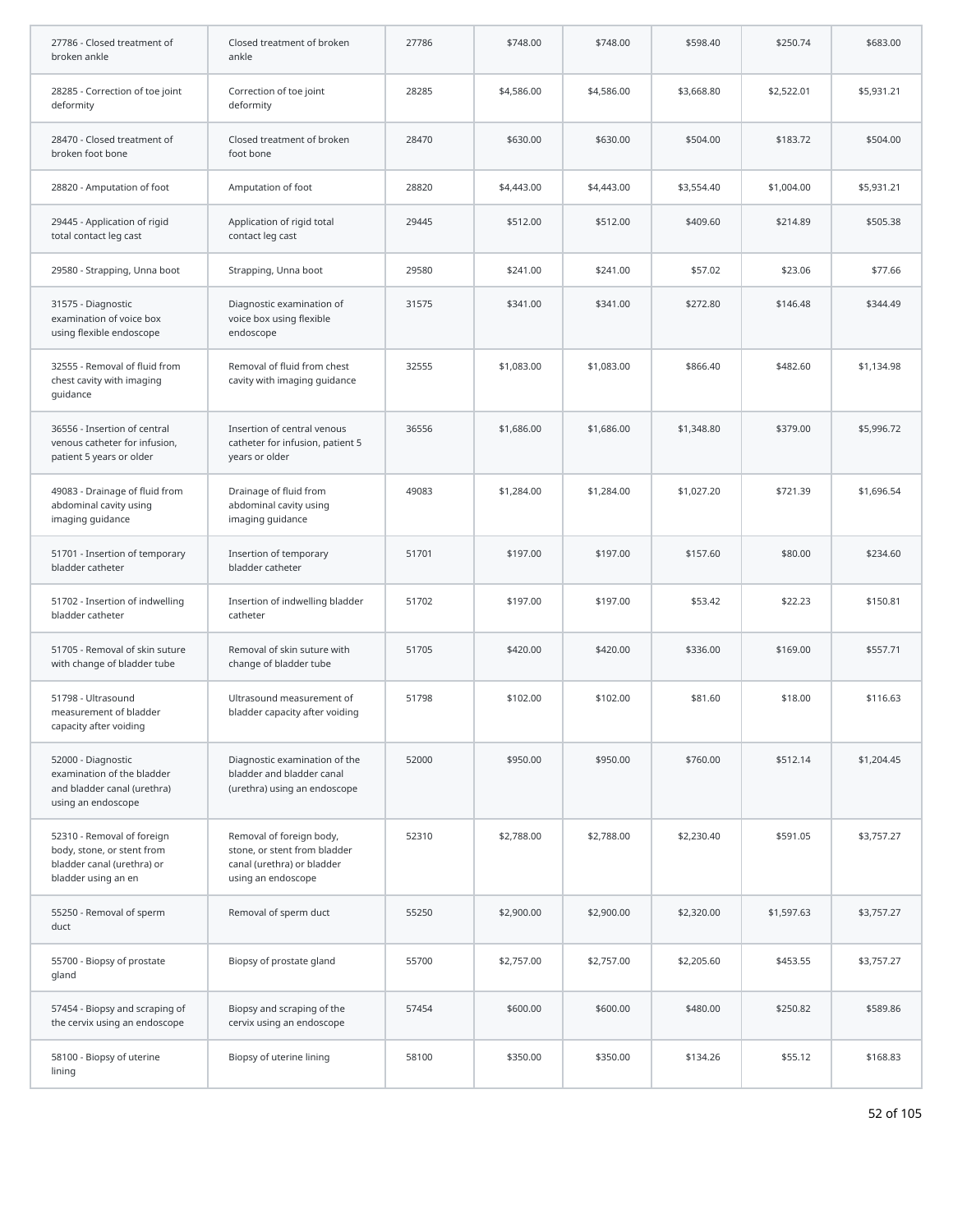| | | | | | | | |
|---|---|---|---|---|---|---|---|
| 27786 - Closed treatment of broken ankle | Closed treatment of broken ankle | 27786 | $748.00 | $748.00 | $598.40 | $250.74 | $683.00 |
| 28285 - Correction of toe joint deformity | Correction of toe joint deformity | 28285 | $4,586.00 | $4,586.00 | $3,668.80 | $2,522.01 | $5,931.21 |
| 28470 - Closed treatment of broken foot bone | Closed treatment of broken foot bone | 28470 | $630.00 | $630.00 | $504.00 | $183.72 | $504.00 |
| 28820 - Amputation of foot | Amputation of foot | 28820 | $4,443.00 | $4,443.00 | $3,554.40 | $1,004.00 | $5,931.21 |
| 29445 - Application of rigid total contact leg cast | Application of rigid total contact leg cast | 29445 | $512.00 | $512.00 | $409.60 | $214.89 | $505.38 |
| 29580 - Strapping, Unna boot | Strapping, Unna boot | 29580 | $241.00 | $241.00 | $57.02 | $23.06 | $77.66 |
| 31575 - Diagnostic examination of voice box using flexible endoscope | Diagnostic examination of voice box using flexible endoscope | 31575 | $341.00 | $341.00 | $272.80 | $146.48 | $344.49 |
| 32555 - Removal of fluid from chest cavity with imaging guidance | Removal of fluid from chest cavity with imaging guidance | 32555 | $1,083.00 | $1,083.00 | $866.40 | $482.60 | $1,134.98 |
| 36556 - Insertion of central venous catheter for infusion, patient 5 years or older | Insertion of central venous catheter for infusion, patient 5 years or older | 36556 | $1,686.00 | $1,686.00 | $1,348.80 | $379.00 | $5,996.72 |
| 49083 - Drainage of fluid from abdominal cavity using imaging guidance | Drainage of fluid from abdominal cavity using imaging guidance | 49083 | $1,284.00 | $1,284.00 | $1,027.20 | $721.39 | $1,696.54 |
| 51701 - Insertion of temporary bladder catheter | Insertion of temporary bladder catheter | 51701 | $197.00 | $197.00 | $157.60 | $80.00 | $234.60 |
| 51702 - Insertion of indwelling bladder catheter | Insertion of indwelling bladder catheter | 51702 | $197.00 | $197.00 | $53.42 | $22.23 | $150.81 |
| 51705 - Removal of skin suture with change of bladder tube | Removal of skin suture with change of bladder tube | 51705 | $420.00 | $420.00 | $336.00 | $169.00 | $557.71 |
| 51798 - Ultrasound measurement of bladder capacity after voiding | Ultrasound measurement of bladder capacity after voiding | 51798 | $102.00 | $102.00 | $81.60 | $18.00 | $116.63 |
| 52000 - Diagnostic examination of the bladder and bladder canal (urethra) using an endoscope | Diagnostic examination of the bladder and bladder canal (urethra) using an endoscope | 52000 | $950.00 | $950.00 | $760.00 | $512.14 | $1,204.45 |
| 52310 - Removal of foreign body, stone, or stent from bladder canal (urethra) or bladder using an en | Removal of foreign body, stone, or stent from bladder canal (urethra) or bladder using an endoscope | 52310 | $2,788.00 | $2,788.00 | $2,230.40 | $591.05 | $3,757.27 |
| 55250 - Removal of sperm duct | Removal of sperm duct | 55250 | $2,900.00 | $2,900.00 | $2,320.00 | $1,597.63 | $3,757.27 |
| 55700 - Biopsy of prostate gland | Biopsy of prostate gland | 55700 | $2,757.00 | $2,757.00 | $2,205.60 | $453.55 | $3,757.27 |
| 57454 - Biopsy and scraping of the cervix using an endoscope | Biopsy and scraping of the cervix using an endoscope | 57454 | $600.00 | $600.00 | $480.00 | $250.82 | $589.86 |
| 58100 - Biopsy of uterine lining | Biopsy of uterine lining | 58100 | $350.00 | $350.00 | $134.26 | $55.12 | $168.83 |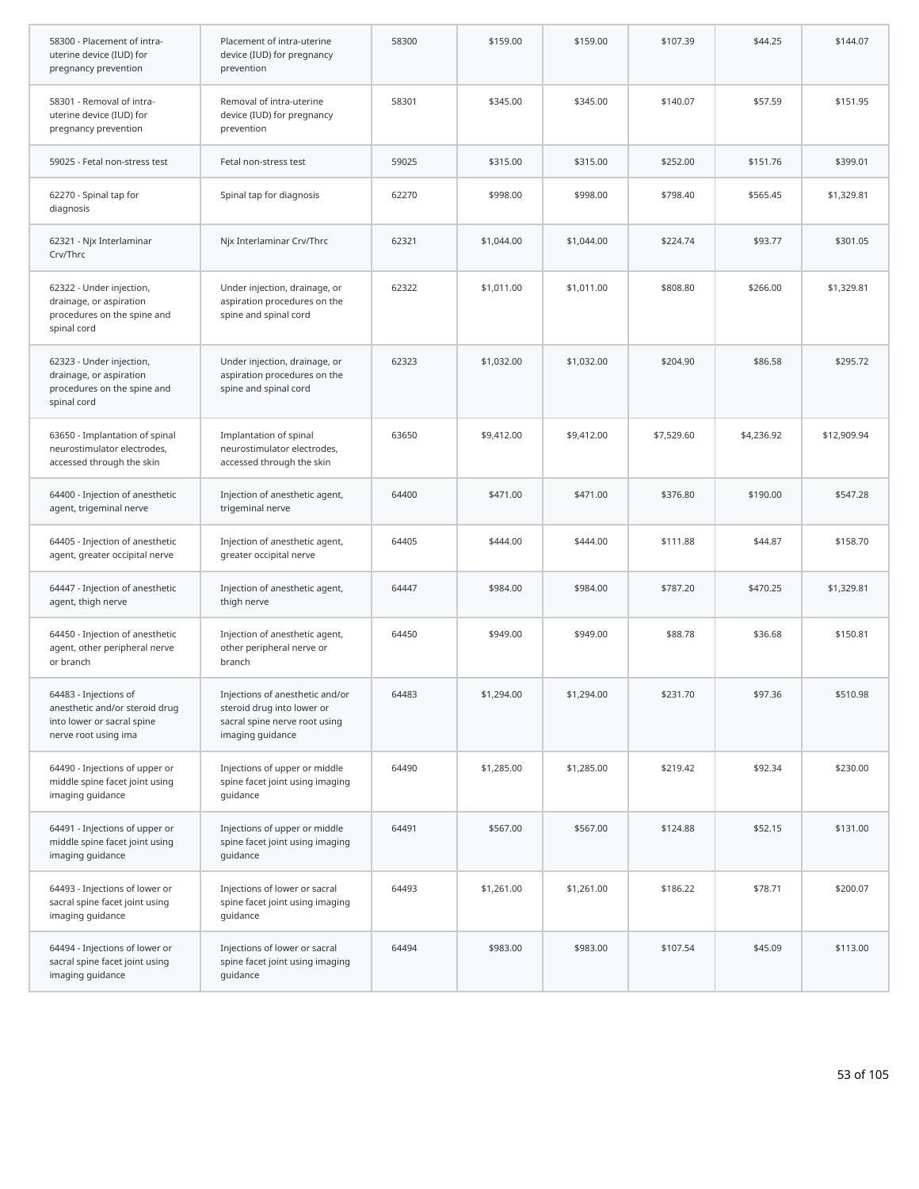| 58300 - Placement of intra-uterine device (IUD) for pregnancy prevention | Placement of intra-uterine device (IUD) for pregnancy prevention | 58300 | $159.00 | $159.00 | $107.39 | $44.25 | $144.07 |
|---|---|---|---|---|---|---|---|
| 58301 - Removal of intra-uterine device (IUD) for pregnancy prevention | Removal of intra-uterine device (IUD) for pregnancy prevention | 58301 | $345.00 | $345.00 | $140.07 | $57.59 | $151.95 |
| 59025 - Fetal non-stress test | Fetal non-stress test | 59025 | $315.00 | $315.00 | $252.00 | $151.76 | $399.01 |
| 62270 - Spinal tap for diagnosis | Spinal tap for diagnosis | 62270 | $998.00 | $998.00 | $798.40 | $565.45 | $1,329.81 |
| 62321 - Njx Interlaminar Crv/Thrc | Njx Interlaminar Crv/Thrc | 62321 | $1,044.00 | $1,044.00 | $224.74 | $93.77 | $301.05 |
| 62322 - Under injection, drainage, or aspiration procedures on the spine and spinal cord | Under injection, drainage, or aspiration procedures on the spine and spinal cord | 62322 | $1,011.00 | $1,011.00 | $808.80 | $266.00 | $1,329.81 |
| 62323 - Under injection, drainage, or aspiration procedures on the spine and spinal cord | Under injection, drainage, or aspiration procedures on the spine and spinal cord | 62323 | $1,032.00 | $1,032.00 | $204.90 | $86.58 | $295.72 |
| 63650 - Implantation of spinal neurostimulator electrodes, accessed through the skin | Implantation of spinal neurostimulator electrodes, accessed through the skin | 63650 | $9,412.00 | $9,412.00 | $7,529.60 | $4,236.92 | $12,909.94 |
| 64400 - Injection of anesthetic agent, trigeminal nerve | Injection of anesthetic agent, trigeminal nerve | 64400 | $471.00 | $471.00 | $376.80 | $190.00 | $547.28 |
| 64405 - Injection of anesthetic agent, greater occipital nerve | Injection of anesthetic agent, greater occipital nerve | 64405 | $444.00 | $444.00 | $111.88 | $44.87 | $158.70 |
| 64447 - Injection of anesthetic agent, thigh nerve | Injection of anesthetic agent, thigh nerve | 64447 | $984.00 | $984.00 | $787.20 | $470.25 | $1,329.81 |
| 64450 - Injection of anesthetic agent, other peripheral nerve or branch | Injection of anesthetic agent, other peripheral nerve or branch | 64450 | $949.00 | $949.00 | $88.78 | $36.68 | $150.81 |
| 64483 - Injections of anesthetic and/or steroid drug into lower or sacral spine nerve root using ima | Injections of anesthetic and/or steroid drug into lower or sacral spine nerve root using imaging guidance | 64483 | $1,294.00 | $1,294.00 | $231.70 | $97.36 | $510.98 |
| 64490 - Injections of upper or middle spine facet joint using imaging guidance | Injections of upper or middle spine facet joint using imaging guidance | 64490 | $1,285.00 | $1,285.00 | $219.42 | $92.34 | $230.00 |
| 64491 - Injections of upper or middle spine facet joint using imaging guidance | Injections of upper or middle spine facet joint using imaging guidance | 64491 | $567.00 | $567.00 | $124.88 | $52.15 | $131.00 |
| 64493 - Injections of lower or sacral spine facet joint using imaging guidance | Injections of lower or sacral spine facet joint using imaging guidance | 64493 | $1,261.00 | $1,261.00 | $186.22 | $78.71 | $200.07 |
| 64494 - Injections of lower or sacral spine facet joint using imaging guidance | Injections of lower or sacral spine facet joint using imaging guidance | 64494 | $983.00 | $983.00 | $107.54 | $45.09 | $113.00 |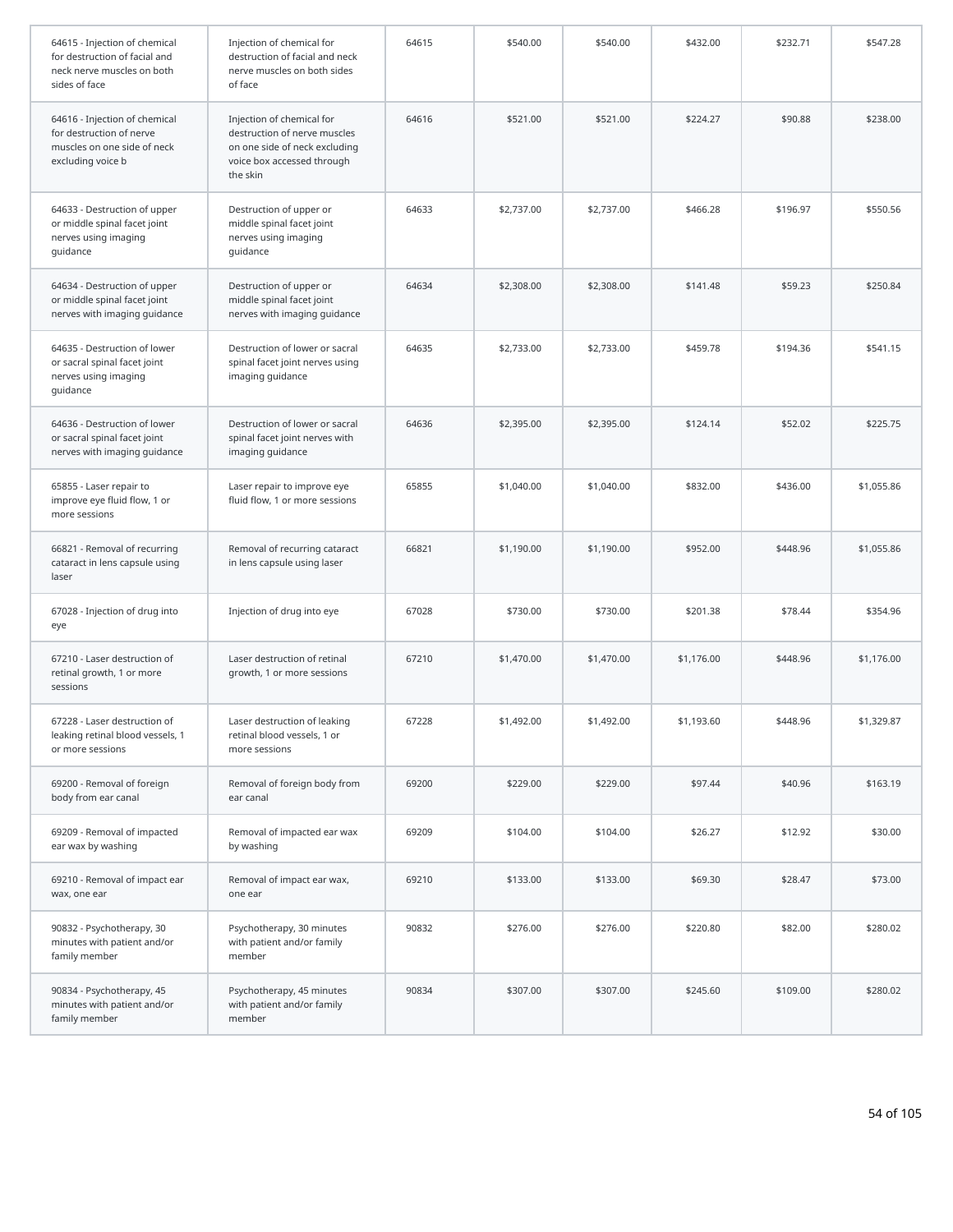| | | | | | | | |
|---|---|---|---|---|---|---|---|
| 64615 - Injection of chemical for destruction of facial and neck nerve muscles on both sides of face | Injection of chemical for destruction of facial and neck nerve muscles on both sides of face | 64615 | $540.00 | $540.00 | $432.00 | $232.71 | $547.28 |
| 64616 - Injection of chemical for destruction of nerve muscles on one side of neck excluding voice b | Injection of chemical for destruction of nerve muscles on one side of neck excluding voice box accessed through the skin | 64616 | $521.00 | $521.00 | $224.27 | $90.88 | $238.00 |
| 64633 - Destruction of upper or middle spinal facet joint nerves using imaging guidance | Destruction of upper or middle spinal facet joint nerves using imaging guidance | 64633 | $2,737.00 | $2,737.00 | $466.28 | $196.97 | $550.56 |
| 64634 - Destruction of upper or middle spinal facet joint nerves with imaging guidance | Destruction of upper or middle spinal facet joint nerves with imaging guidance | 64634 | $2,308.00 | $2,308.00 | $141.48 | $59.23 | $250.84 |
| 64635 - Destruction of lower or sacral spinal facet joint nerves using imaging guidance | Destruction of lower or sacral spinal facet joint nerves using imaging guidance | 64635 | $2,733.00 | $2,733.00 | $459.78 | $194.36 | $541.15 |
| 64636 - Destruction of lower or sacral spinal facet joint nerves with imaging guidance | Destruction of lower or sacral spinal facet joint nerves with imaging guidance | 64636 | $2,395.00 | $2,395.00 | $124.14 | $52.02 | $225.75 |
| 65855 - Laser repair to improve eye fluid flow, 1 or more sessions | Laser repair to improve eye fluid flow, 1 or more sessions | 65855 | $1,040.00 | $1,040.00 | $832.00 | $436.00 | $1,055.86 |
| 66821 - Removal of recurring cataract in lens capsule using laser | Removal of recurring cataract in lens capsule using laser | 66821 | $1,190.00 | $1,190.00 | $952.00 | $448.96 | $1,055.86 |
| 67028 - Injection of drug into eye | Injection of drug into eye | 67028 | $730.00 | $730.00 | $201.38 | $78.44 | $354.96 |
| 67210 - Laser destruction of retinal growth, 1 or more sessions | Laser destruction of retinal growth, 1 or more sessions | 67210 | $1,470.00 | $1,470.00 | $1,176.00 | $448.96 | $1,176.00 |
| 67228 - Laser destruction of leaking retinal blood vessels, 1 or more sessions | Laser destruction of leaking retinal blood vessels, 1 or more sessions | 67228 | $1,492.00 | $1,492.00 | $1,193.60 | $448.96 | $1,329.87 |
| 69200 - Removal of foreign body from ear canal | Removal of foreign body from ear canal | 69200 | $229.00 | $229.00 | $97.44 | $40.96 | $163.19 |
| 69209 - Removal of impacted ear wax by washing | Removal of impacted ear wax by washing | 69209 | $104.00 | $104.00 | $26.27 | $12.92 | $30.00 |
| 69210 - Removal of impact ear wax, one ear | Removal of impact ear wax, one ear | 69210 | $133.00 | $133.00 | $69.30 | $28.47 | $73.00 |
| 90832 - Psychotherapy, 30 minutes with patient and/or family member | Psychotherapy, 30 minutes with patient and/or family member | 90832 | $276.00 | $276.00 | $220.80 | $82.00 | $280.02 |
| 90834 - Psychotherapy, 45 minutes with patient and/or family member | Psychotherapy, 45 minutes with patient and/or family member | 90834 | $307.00 | $307.00 | $245.60 | $109.00 | $280.02 |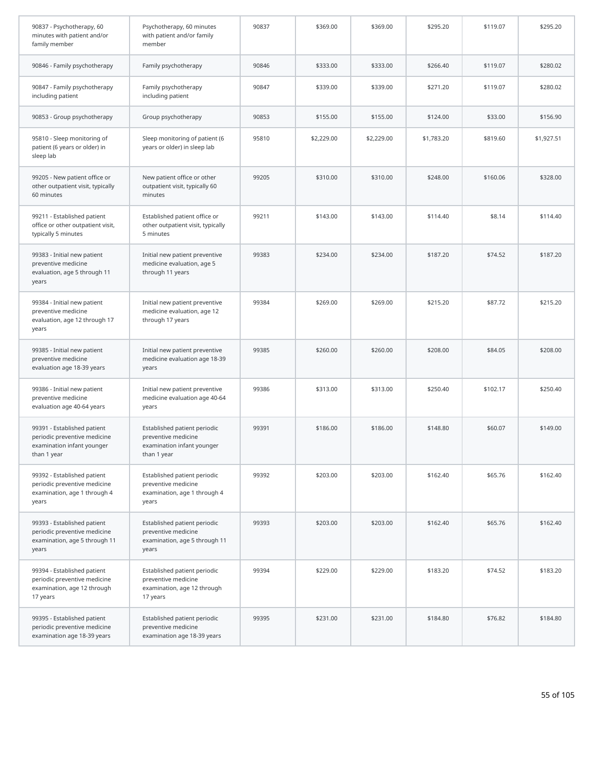| | | | | | | | |
|---|---|---|---|---|---|---|---|
| 90837 - Psychotherapy, 60 minutes with patient and/or family member | Psychotherapy, 60 minutes with patient and/or family member | 90837 | $369.00 | $369.00 | $295.20 | $119.07 | $295.20 |
| 90846 - Family psychotherapy | Family psychotherapy | 90846 | $333.00 | $333.00 | $266.40 | $119.07 | $280.02 |
| 90847 - Family psychotherapy including patient | Family psychotherapy including patient | 90847 | $339.00 | $339.00 | $271.20 | $119.07 | $280.02 |
| 90853 - Group psychotherapy | Group psychotherapy | 90853 | $155.00 | $155.00 | $124.00 | $33.00 | $156.90 |
| 95810 - Sleep monitoring of patient (6 years or older) in sleep lab | Sleep monitoring of patient (6 years or older) in sleep lab | 95810 | $2,229.00 | $2,229.00 | $1,783.20 | $819.60 | $1,927.51 |
| 99205 - New patient office or other outpatient visit, typically 60 minutes | New patient office or other outpatient visit, typically 60 minutes | 99205 | $310.00 | $310.00 | $248.00 | $160.06 | $328.00 |
| 99211 - Established patient office or other outpatient visit, typically 5 minutes | Established patient office or other outpatient visit, typically 5 minutes | 99211 | $143.00 | $143.00 | $114.40 | $8.14 | $114.40 |
| 99383 - Initial new patient preventive medicine evaluation, age 5 through 11 years | Initial new patient preventive medicine evaluation, age 5 through 11 years | 99383 | $234.00 | $234.00 | $187.20 | $74.52 | $187.20 |
| 99384 - Initial new patient preventive medicine evaluation, age 12 through 17 years | Initial new patient preventive medicine evaluation, age 12 through 17 years | 99384 | $269.00 | $269.00 | $215.20 | $87.72 | $215.20 |
| 99385 - Initial new patient preventive medicine evaluation age 18-39 years | Initial new patient preventive medicine evaluation age 18-39 years | 99385 | $260.00 | $260.00 | $208.00 | $84.05 | $208.00 |
| 99386 - Initial new patient preventive medicine evaluation age 40-64 years | Initial new patient preventive medicine evaluation age 40-64 years | 99386 | $313.00 | $313.00 | $250.40 | $102.17 | $250.40 |
| 99391 - Established patient periodic preventive medicine examination infant younger than 1 year | Established patient periodic preventive medicine examination infant younger than 1 year | 99391 | $186.00 | $186.00 | $148.80 | $60.07 | $149.00 |
| 99392 - Established patient periodic preventive medicine examination, age 1 through 4 years | Established patient periodic preventive medicine examination, age 1 through 4 years | 99392 | $203.00 | $203.00 | $162.40 | $65.76 | $162.40 |
| 99393 - Established patient periodic preventive medicine examination, age 5 through 11 years | Established patient periodic preventive medicine examination, age 5 through 11 years | 99393 | $203.00 | $203.00 | $162.40 | $65.76 | $162.40 |
| 99394 - Established patient periodic preventive medicine examination, age 12 through 17 years | Established patient periodic preventive medicine examination, age 12 through 17 years | 99394 | $229.00 | $229.00 | $183.20 | $74.52 | $183.20 |
| 99395 - Established patient periodic preventive medicine examination age 18-39 years | Established patient periodic preventive medicine examination age 18-39 years | 99395 | $231.00 | $231.00 | $184.80 | $76.82 | $184.80 |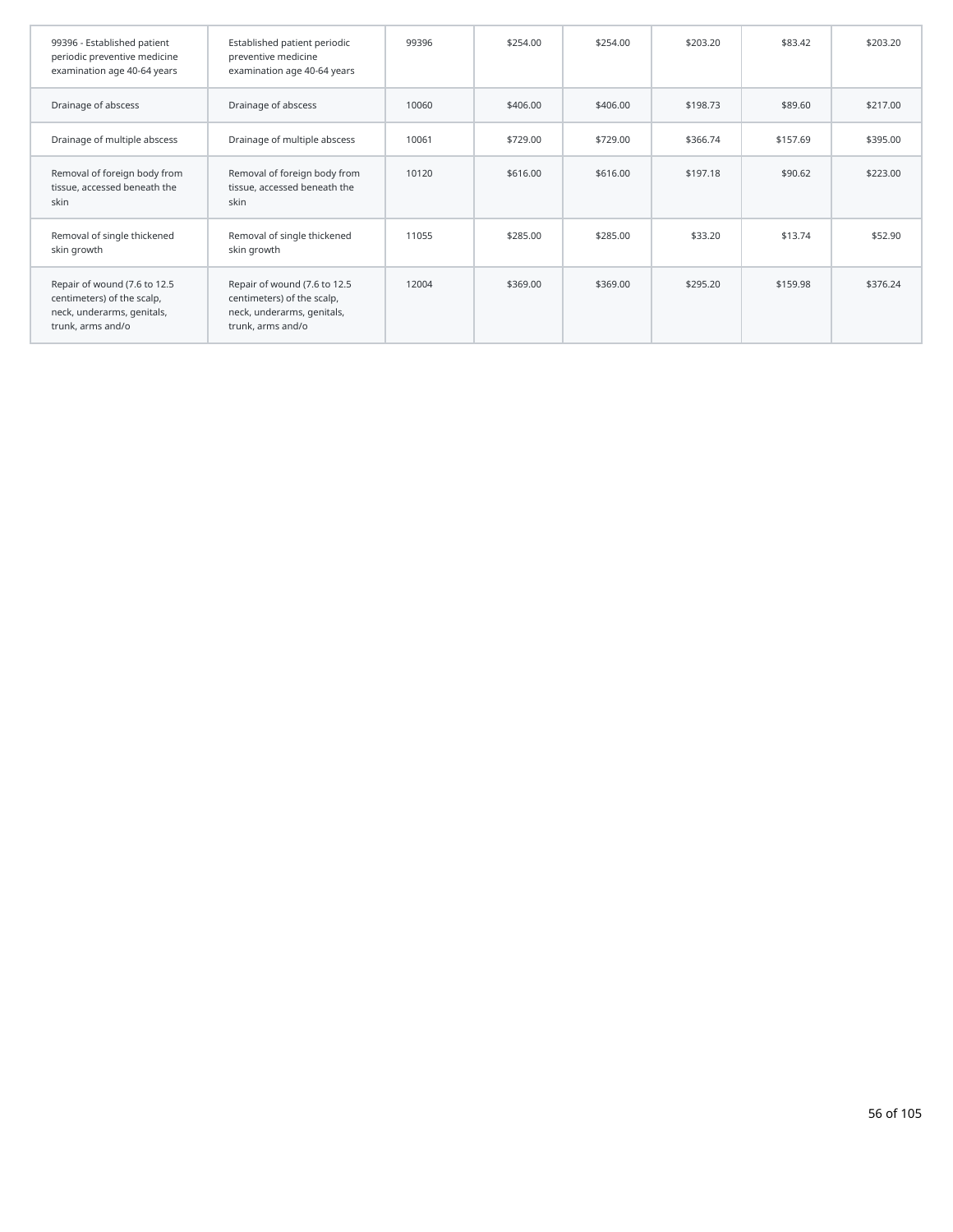| | | | | | | | |
|---|---|---|---|---|---|---|---|
| 99396 - Established patient periodic preventive medicine examination age 40-64 years | Established patient periodic preventive medicine examination age 40-64 years | 99396 | $254.00 | $254.00 | $203.20 | $83.42 | $203.20 |
| Drainage of abscess | Drainage of abscess | 10060 | $406.00 | $406.00 | $198.73 | $89.60 | $217.00 |
| Drainage of multiple abscess | Drainage of multiple abscess | 10061 | $729.00 | $729.00 | $366.74 | $157.69 | $395.00 |
| Removal of foreign body from tissue, accessed beneath the skin | Removal of foreign body from tissue, accessed beneath the skin | 10120 | $616.00 | $616.00 | $197.18 | $90.62 | $223.00 |
| Removal of single thickened skin growth | Removal of single thickened skin growth | 11055 | $285.00 | $285.00 | $33.20 | $13.74 | $52.90 |
| Repair of wound (7.6 to 12.5 centimeters) of the scalp, neck, underarms, genitals, trunk, arms and/o | Repair of wound (7.6 to 12.5 centimeters) of the scalp, neck, underarms, genitals, trunk, arms and/o | 12004 | $369.00 | $369.00 | $295.20 | $159.98 | $376.24 |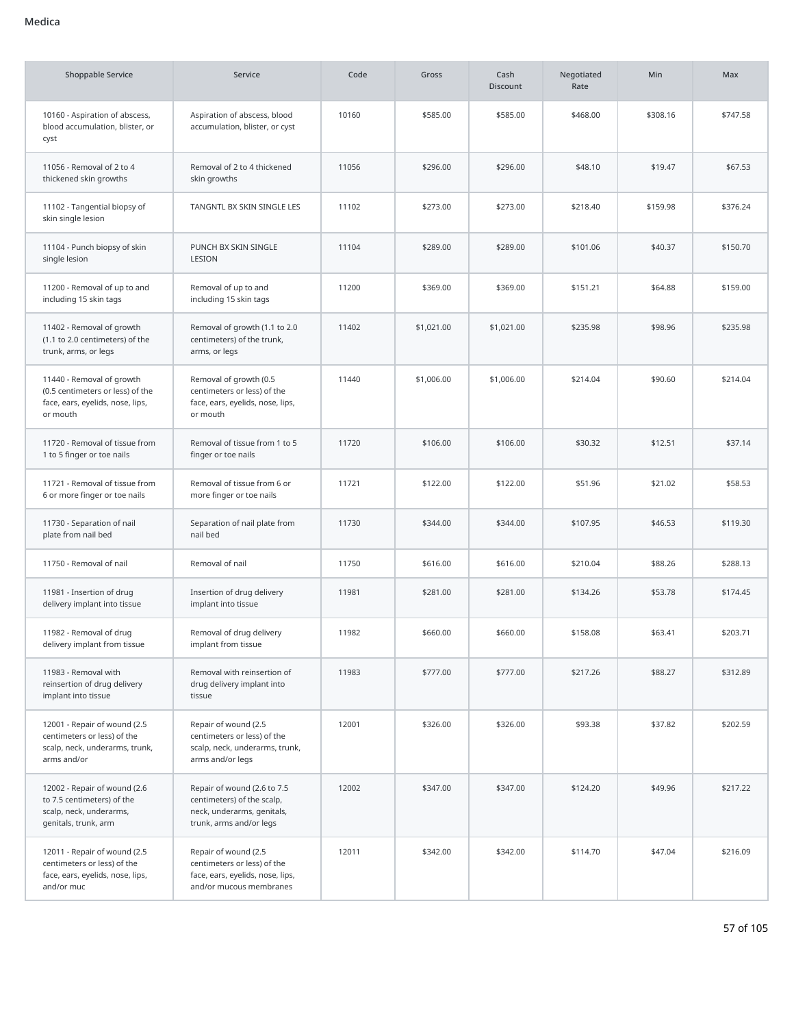Medica

| Shoppable Service | Service | Code | Gross | Cash Discount | Negotiated Rate | Min | Max |
| --- | --- | --- | --- | --- | --- | --- | --- |
| 10160 - Aspiration of abscess, blood accumulation, blister, or cyst | Aspiration of abscess, blood accumulation, blister, or cyst | 10160 | $585.00 | $585.00 | $468.00 | $308.16 | $747.58 |
| 11056 - Removal of 2 to 4 thickened skin growths | Removal of 2 to 4 thickened skin growths | 11056 | $296.00 | $296.00 | $48.10 | $19.47 | $67.53 |
| 11102 - Tangential biopsy of skin single lesion | TANGNTL BX SKIN SINGLE LES | 11102 | $273.00 | $273.00 | $218.40 | $159.98 | $376.24 |
| 11104 - Punch biopsy of skin single lesion | PUNCH BX SKIN SINGLE LESION | 11104 | $289.00 | $289.00 | $101.06 | $40.37 | $150.70 |
| 11200 - Removal of up to and including 15 skin tags | Removal of up to and including 15 skin tags | 11200 | $369.00 | $369.00 | $151.21 | $64.88 | $159.00 |
| 11402 - Removal of growth (1.1 to 2.0 centimeters) of the trunk, arms, or legs | Removal of growth (1.1 to 2.0 centimeters) of the trunk, arms, or legs | 11402 | $1,021.00 | $1,021.00 | $235.98 | $98.96 | $235.98 |
| 11440 - Removal of growth (0.5 centimeters or less) of the face, ears, eyelids, nose, lips, or mouth | Removal of growth (0.5 centimeters or less) of the face, ears, eyelids, nose, lips, or mouth | 11440 | $1,006.00 | $1,006.00 | $214.04 | $90.60 | $214.04 |
| 11720 - Removal of tissue from 1 to 5 finger or toe nails | Removal of tissue from 1 to 5 finger or toe nails | 11720 | $106.00 | $106.00 | $30.32 | $12.51 | $37.14 |
| 11721 - Removal of tissue from 6 or more finger or toe nails | Removal of tissue from 6 or more finger or toe nails | 11721 | $122.00 | $122.00 | $51.96 | $21.02 | $58.53 |
| 11730 - Separation of nail plate from nail bed | Separation of nail plate from nail bed | 11730 | $344.00 | $344.00 | $107.95 | $46.53 | $119.30 |
| 11750 - Removal of nail | Removal of nail | 11750 | $616.00 | $616.00 | $210.04 | $88.26 | $288.13 |
| 11981 - Insertion of drug delivery implant into tissue | Insertion of drug delivery implant into tissue | 11981 | $281.00 | $281.00 | $134.26 | $53.78 | $174.45 |
| 11982 - Removal of drug delivery implant from tissue | Removal of drug delivery implant from tissue | 11982 | $660.00 | $660.00 | $158.08 | $63.41 | $203.71 |
| 11983 - Removal with reinsertion of drug delivery implant into tissue | Removal with reinsertion of drug delivery implant into tissue | 11983 | $777.00 | $777.00 | $217.26 | $88.27 | $312.89 |
| 12001 - Repair of wound (2.5 centimeters or less) of the scalp, neck, underarms, trunk, arms and/or | Repair of wound (2.5 centimeters or less) of the scalp, neck, underarms, trunk, arms and/or legs | 12001 | $326.00 | $326.00 | $93.38 | $37.82 | $202.59 |
| 12002 - Repair of wound (2.6 to 7.5 centimeters) of the scalp, neck, underarms, genitals, trunk, arm | Repair of wound (2.6 to 7.5 centimeters) of the scalp, neck, underarms, genitals, trunk, arms and/or legs | 12002 | $347.00 | $347.00 | $124.20 | $49.96 | $217.22 |
| 12011 - Repair of wound (2.5 centimeters or less) of the face, ears, eyelids, nose, lips, and/or muc | Repair of wound (2.5 centimeters or less) of the face, ears, eyelids, nose, lips, and/or mucous membranes | 12011 | $342.00 | $342.00 | $114.70 | $47.04 | $216.09 |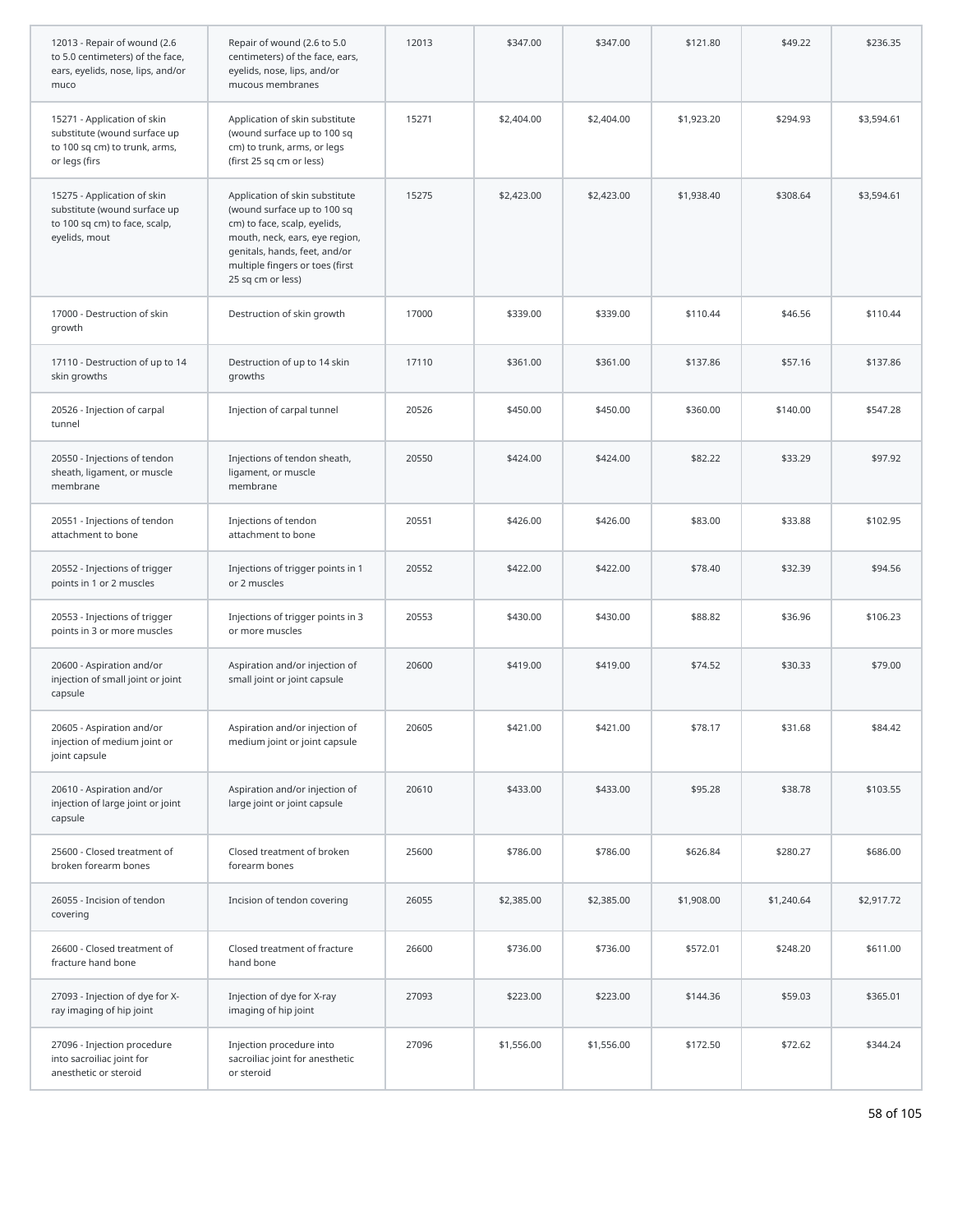| | | | | | | | |
|---|---|---|---|---|---|---|---|
| 12013 - Repair of wound (2.6 to 5.0 centimeters) of the face, ears, eyelids, nose, lips, and/or muco | Repair of wound (2.6 to 5.0 centimeters) of the face, ears, eyelids, nose, lips, and/or mucous membranes | 12013 | $347.00 | $347.00 | $121.80 | $49.22 | $236.35 |
| 15271 - Application of skin substitute (wound surface up to 100 sq cm) to trunk, arms, or legs (firs | Application of skin substitute (wound surface up to 100 sq cm) to trunk, arms, or legs (first 25 sq cm or less) | 15271 | $2,404.00 | $2,404.00 | $1,923.20 | $294.93 | $3,594.61 |
| 15275 - Application of skin substitute (wound surface up to 100 sq cm) to face, scalp, eyelids, mout | Application of skin substitute (wound surface up to 100 sq cm) to face, scalp, eyelids, mouth, neck, ears, eye region, genitals, hands, feet, and/or multiple fingers or toes (first 25 sq cm or less) | 15275 | $2,423.00 | $2,423.00 | $1,938.40 | $308.64 | $3,594.61 |
| 17000 - Destruction of skin growth | Destruction of skin growth | 17000 | $339.00 | $339.00 | $110.44 | $46.56 | $110.44 |
| 17110 - Destruction of up to 14 skin growths | Destruction of up to 14 skin growths | 17110 | $361.00 | $361.00 | $137.86 | $57.16 | $137.86 |
| 20526 - Injection of carpal tunnel | Injection of carpal tunnel | 20526 | $450.00 | $450.00 | $360.00 | $140.00 | $547.28 |
| 20550 - Injections of tendon sheath, ligament, or muscle membrane | Injections of tendon sheath, ligament, or muscle membrane | 20550 | $424.00 | $424.00 | $82.22 | $33.29 | $97.92 |
| 20551 - Injections of tendon attachment to bone | Injections of tendon attachment to bone | 20551 | $426.00 | $426.00 | $83.00 | $33.88 | $102.95 |
| 20552 - Injections of trigger points in 1 or 2 muscles | Injections of trigger points in 1 or 2 muscles | 20552 | $422.00 | $422.00 | $78.40 | $32.39 | $94.56 |
| 20553 - Injections of trigger points in 3 or more muscles | Injections of trigger points in 3 or more muscles | 20553 | $430.00 | $430.00 | $88.82 | $36.96 | $106.23 |
| 20600 - Aspiration and/or injection of small joint or joint capsule | Aspiration and/or injection of small joint or joint capsule | 20600 | $419.00 | $419.00 | $74.52 | $30.33 | $79.00 |
| 20605 - Aspiration and/or injection of medium joint or joint capsule | Aspiration and/or injection of medium joint or joint capsule | 20605 | $421.00 | $421.00 | $78.17 | $31.68 | $84.42 |
| 20610 - Aspiration and/or injection of large joint or joint capsule | Aspiration and/or injection of large joint or joint capsule | 20610 | $433.00 | $433.00 | $95.28 | $38.78 | $103.55 |
| 25600 - Closed treatment of broken forearm bones | Closed treatment of broken forearm bones | 25600 | $786.00 | $786.00 | $626.84 | $280.27 | $686.00 |
| 26055 - Incision of tendon covering | Incision of tendon covering | 26055 | $2,385.00 | $2,385.00 | $1,908.00 | $1,240.64 | $2,917.72 |
| 26600 - Closed treatment of fracture hand bone | Closed treatment of fracture hand bone | 26600 | $736.00 | $736.00 | $572.01 | $248.20 | $611.00 |
| 27093 - Injection of dye for X-ray imaging of hip joint | Injection of dye for X-ray imaging of hip joint | 27093 | $223.00 | $223.00 | $144.36 | $59.03 | $365.01 |
| 27096 - Injection procedure into sacroiliac joint for anesthetic or steroid | Injection procedure into sacroiliac joint for anesthetic or steroid | 27096 | $1,556.00 | $1,556.00 | $172.50 | $72.62 | $344.24 |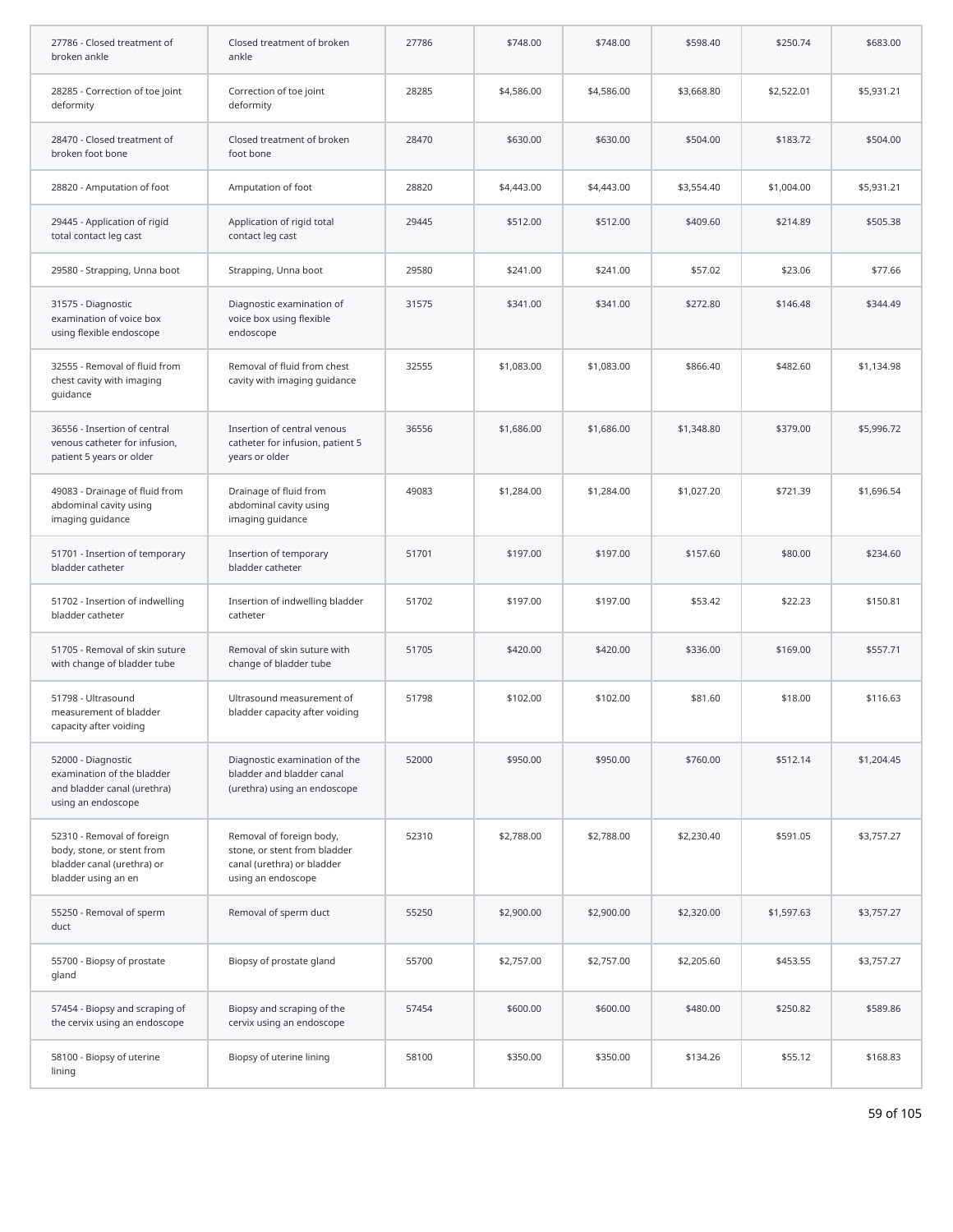| | | | | | | | |
|---|---|---|---|---|---|---|---|
| 27786 - Closed treatment of broken ankle | Closed treatment of broken ankle | 27786 | $748.00 | $748.00 | $598.40 | $250.74 | $683.00 |
| 28285 - Correction of toe joint deformity | Correction of toe joint deformity | 28285 | $4,586.00 | $4,586.00 | $3,668.80 | $2,522.01 | $5,931.21 |
| 28470 - Closed treatment of broken foot bone | Closed treatment of broken foot bone | 28470 | $630.00 | $630.00 | $504.00 | $183.72 | $504.00 |
| 28820 - Amputation of foot | Amputation of foot | 28820 | $4,443.00 | $4,443.00 | $3,554.40 | $1,004.00 | $5,931.21 |
| 29445 - Application of rigid total contact leg cast | Application of rigid total contact leg cast | 29445 | $512.00 | $512.00 | $409.60 | $214.89 | $505.38 |
| 29580 - Strapping, Unna boot | Strapping, Unna boot | 29580 | $241.00 | $241.00 | $57.02 | $23.06 | $77.66 |
| 31575 - Diagnostic examination of voice box using flexible endoscope | Diagnostic examination of voice box using flexible endoscope | 31575 | $341.00 | $341.00 | $272.80 | $146.48 | $344.49 |
| 32555 - Removal of fluid from chest cavity with imaging guidance | Removal of fluid from chest cavity with imaging guidance | 32555 | $1,083.00 | $1,083.00 | $866.40 | $482.60 | $1,134.98 |
| 36556 - Insertion of central venous catheter for infusion, patient 5 years or older | Insertion of central venous catheter for infusion, patient 5 years or older | 36556 | $1,686.00 | $1,686.00 | $1,348.80 | $379.00 | $5,996.72 |
| 49083 - Drainage of fluid from abdominal cavity using imaging guidance | Drainage of fluid from abdominal cavity using imaging guidance | 49083 | $1,284.00 | $1,284.00 | $1,027.20 | $721.39 | $1,696.54 |
| 51701 - Insertion of temporary bladder catheter | Insertion of temporary bladder catheter | 51701 | $197.00 | $197.00 | $157.60 | $80.00 | $234.60 |
| 51702 - Insertion of indwelling bladder catheter | Insertion of indwelling bladder catheter | 51702 | $197.00 | $197.00 | $53.42 | $22.23 | $150.81 |
| 51705 - Removal of skin suture with change of bladder tube | Removal of skin suture with change of bladder tube | 51705 | $420.00 | $420.00 | $336.00 | $169.00 | $557.71 |
| 51798 - Ultrasound measurement of bladder capacity after voiding | Ultrasound measurement of bladder capacity after voiding | 51798 | $102.00 | $102.00 | $81.60 | $18.00 | $116.63 |
| 52000 - Diagnostic examination of the bladder and bladder canal (urethra) using an endoscope | Diagnostic examination of the bladder and bladder canal (urethra) using an endoscope | 52000 | $950.00 | $950.00 | $760.00 | $512.14 | $1,204.45 |
| 52310 - Removal of foreign body, stone, or stent from bladder canal (urethra) or bladder using an en | Removal of foreign body, stone, or stent from bladder canal (urethra) or bladder using an endoscope | 52310 | $2,788.00 | $2,788.00 | $2,230.40 | $591.05 | $3,757.27 |
| 55250 - Removal of sperm duct | Removal of sperm duct | 55250 | $2,900.00 | $2,900.00 | $2,320.00 | $1,597.63 | $3,757.27 |
| 55700 - Biopsy of prostate gland | Biopsy of prostate gland | 55700 | $2,757.00 | $2,757.00 | $2,205.60 | $453.55 | $3,757.27 |
| 57454 - Biopsy and scraping of the cervix using an endoscope | Biopsy and scraping of the cervix using an endoscope | 57454 | $600.00 | $600.00 | $480.00 | $250.82 | $589.86 |
| 58100 - Biopsy of uterine lining | Biopsy of uterine lining | 58100 | $350.00 | $350.00 | $134.26 | $55.12 | $168.83 |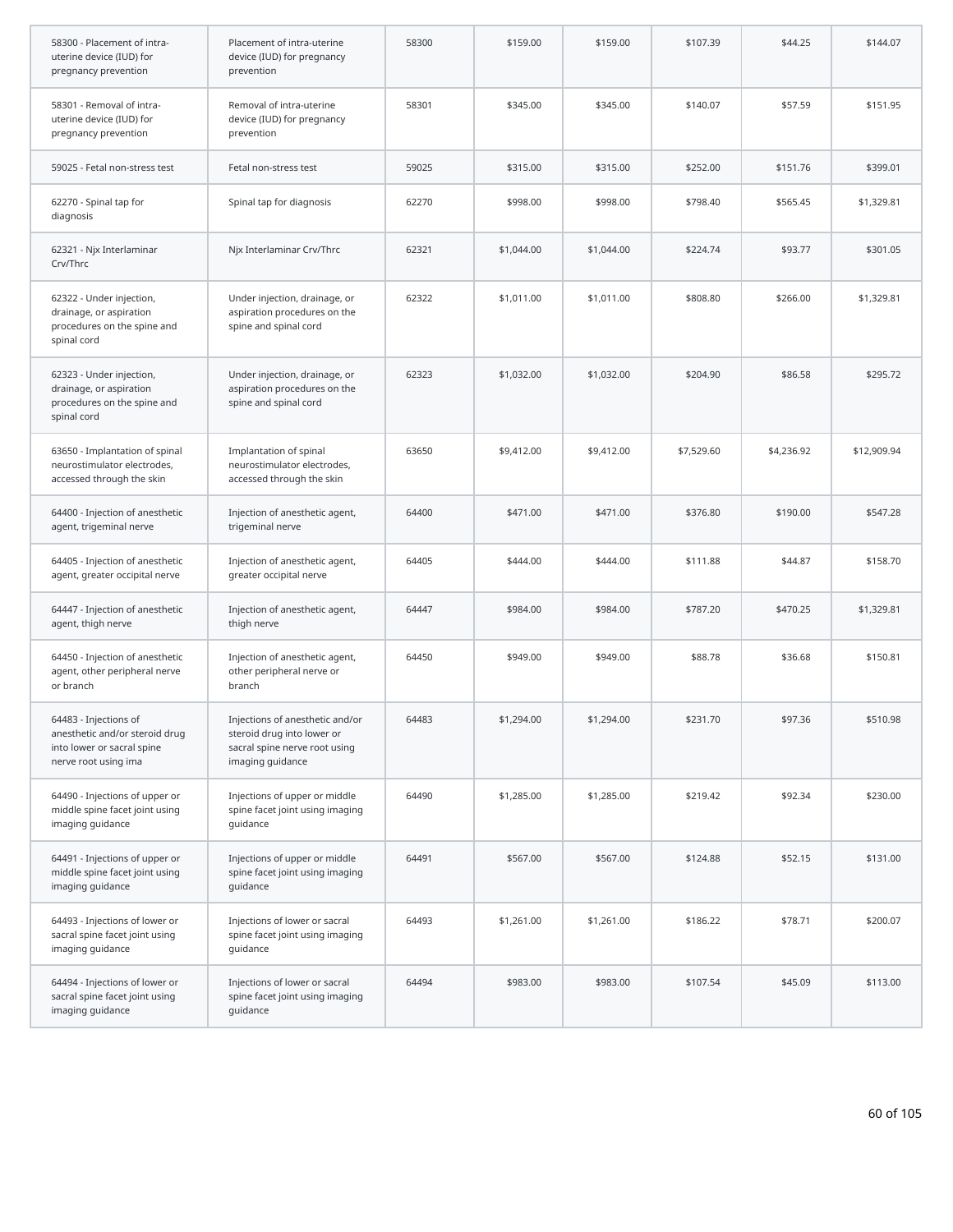| | | | | | | | |
|---|---|---|---|---|---|---|---|
| 58300 - Placement of intra-uterine device (IUD) for pregnancy prevention | Placement of intra-uterine device (IUD) for pregnancy prevention | 58300 | $159.00 | $159.00 | $107.39 | $44.25 | $144.07 |
| 58301 - Removal of intra-uterine device (IUD) for pregnancy prevention | Removal of intra-uterine device (IUD) for pregnancy prevention | 58301 | $345.00 | $345.00 | $140.07 | $57.59 | $151.95 |
| 59025 - Fetal non-stress test | Fetal non-stress test | 59025 | $315.00 | $315.00 | $252.00 | $151.76 | $399.01 |
| 62270 - Spinal tap for diagnosis | Spinal tap for diagnosis | 62270 | $998.00 | $998.00 | $798.40 | $565.45 | $1,329.81 |
| 62321 - Njx Interlaminar Crv/Thrc | Njx Interlaminar Crv/Thrc | 62321 | $1,044.00 | $1,044.00 | $224.74 | $93.77 | $301.05 |
| 62322 - Under injection, drainage, or aspiration procedures on the spine and spinal cord | Under injection, drainage, or aspiration procedures on the spine and spinal cord | 62322 | $1,011.00 | $1,011.00 | $808.80 | $266.00 | $1,329.81 |
| 62323 - Under injection, drainage, or aspiration procedures on the spine and spinal cord | Under injection, drainage, or aspiration procedures on the spine and spinal cord | 62323 | $1,032.00 | $1,032.00 | $204.90 | $86.58 | $295.72 |
| 63650 - Implantation of spinal neurostimulator electrodes, accessed through the skin | Implantation of spinal neurostimulator electrodes, accessed through the skin | 63650 | $9,412.00 | $9,412.00 | $7,529.60 | $4,236.92 | $12,909.94 |
| 64400 - Injection of anesthetic agent, trigeminal nerve | Injection of anesthetic agent, trigeminal nerve | 64400 | $471.00 | $471.00 | $376.80 | $190.00 | $547.28 |
| 64405 - Injection of anesthetic agent, greater occipital nerve | Injection of anesthetic agent, greater occipital nerve | 64405 | $444.00 | $444.00 | $111.88 | $44.87 | $158.70 |
| 64447 - Injection of anesthetic agent, thigh nerve | Injection of anesthetic agent, thigh nerve | 64447 | $984.00 | $984.00 | $787.20 | $470.25 | $1,329.81 |
| 64450 - Injection of anesthetic agent, other peripheral nerve or branch | Injection of anesthetic agent, other peripheral nerve or branch | 64450 | $949.00 | $949.00 | $88.78 | $36.68 | $150.81 |
| 64483 - Injections of anesthetic and/or steroid drug into lower or sacral spine nerve root using ima | Injections of anesthetic and/or steroid drug into lower or sacral spine nerve root using imaging guidance | 64483 | $1,294.00 | $1,294.00 | $231.70 | $97.36 | $510.98 |
| 64490 - Injections of upper or middle spine facet joint using imaging guidance | Injections of upper or middle spine facet joint using imaging guidance | 64490 | $1,285.00 | $1,285.00 | $219.42 | $92.34 | $230.00 |
| 64491 - Injections of upper or middle spine facet joint using imaging guidance | Injections of upper or middle spine facet joint using imaging guidance | 64491 | $567.00 | $567.00 | $124.88 | $52.15 | $131.00 |
| 64493 - Injections of lower or sacral spine facet joint using imaging guidance | Injections of lower or sacral spine facet joint using imaging guidance | 64493 | $1,261.00 | $1,261.00 | $186.22 | $78.71 | $200.07 |
| 64494 - Injections of lower or sacral spine facet joint using imaging guidance | Injections of lower or sacral spine facet joint using imaging guidance | 64494 | $983.00 | $983.00 | $107.54 | $45.09 | $113.00 |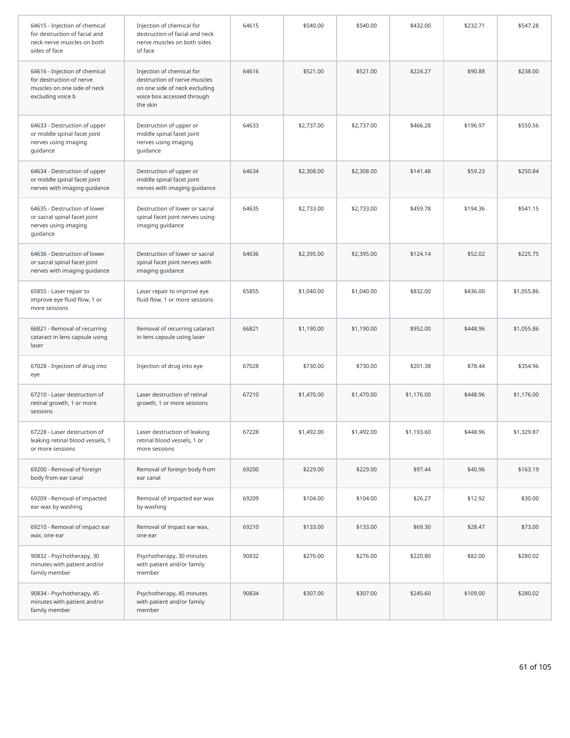| | | | | | | | |
|---|---|---|---|---|---|---|---|
| 64615 - Injection of chemical for destruction of facial and neck nerve muscles on both sides of face | Injection of chemical for destruction of facial and neck nerve muscles on both sides of face | 64615 | $540.00 | $540.00 | $432.00 | $232.71 | $547.28 |
| 64616 - Injection of chemical for destruction of nerve muscles on one side of neck excluding voice b | Injection of chemical for destruction of nerve muscles on one side of neck excluding voice box accessed through the skin | 64616 | $521.00 | $521.00 | $224.27 | $90.88 | $238.00 |
| 64633 - Destruction of upper or middle spinal facet joint nerves using imaging guidance | Destruction of upper or middle spinal facet joint nerves using imaging guidance | 64633 | $2,737.00 | $2,737.00 | $466.28 | $196.97 | $550.56 |
| 64634 - Destruction of upper or middle spinal facet joint nerves with imaging guidance | Destruction of upper or middle spinal facet joint nerves with imaging guidance | 64634 | $2,308.00 | $2,308.00 | $141.48 | $59.23 | $250.84 |
| 64635 - Destruction of lower or sacral spinal facet joint nerves using imaging guidance | Destruction of lower or sacral spinal facet joint nerves using imaging guidance | 64635 | $2,733.00 | $2,733.00 | $459.78 | $194.36 | $541.15 |
| 64636 - Destruction of lower or sacral spinal facet joint nerves with imaging guidance | Destruction of lower or sacral spinal facet joint nerves with imaging guidance | 64636 | $2,395.00 | $2,395.00 | $124.14 | $52.02 | $225.75 |
| 65855 - Laser repair to improve eye fluid flow, 1 or more sessions | Laser repair to improve eye fluid flow, 1 or more sessions | 65855 | $1,040.00 | $1,040.00 | $832.00 | $436.00 | $1,055.86 |
| 66821 - Removal of recurring cataract in lens capsule using laser | Removal of recurring cataract in lens capsule using laser | 66821 | $1,190.00 | $1,190.00 | $952.00 | $448.96 | $1,055.86 |
| 67028 - Injection of drug into eye | Injection of drug into eye | 67028 | $730.00 | $730.00 | $201.38 | $78.44 | $354.96 |
| 67210 - Laser destruction of retinal growth, 1 or more sessions | Laser destruction of retinal growth, 1 or more sessions | 67210 | $1,470.00 | $1,470.00 | $1,176.00 | $448.96 | $1,176.00 |
| 67228 - Laser destruction of leaking retinal blood vessels, 1 or more sessions | Laser destruction of leaking retinal blood vessels, 1 or more sessions | 67228 | $1,492.00 | $1,492.00 | $1,193.60 | $448.96 | $1,329.87 |
| 69200 - Removal of foreign body from ear canal | Removal of foreign body from ear canal | 69200 | $229.00 | $229.00 | $97.44 | $40.96 | $163.19 |
| 69209 - Removal of impacted ear wax by washing | Removal of impacted ear wax by washing | 69209 | $104.00 | $104.00 | $26.27 | $12.92 | $30.00 |
| 69210 - Removal of impact ear wax, one ear | Removal of impact ear wax, one ear | 69210 | $133.00 | $133.00 | $69.30 | $28.47 | $73.00 |
| 90832 - Psychotherapy, 30 minutes with patient and/or family member | Psychotherapy, 30 minutes with patient and/or family member | 90832 | $276.00 | $276.00 | $220.80 | $82.00 | $280.02 |
| 90834 - Psychotherapy, 45 minutes with patient and/or family member | Psychotherapy, 45 minutes with patient and/or family member | 90834 | $307.00 | $307.00 | $245.60 | $109.00 | $280.02 |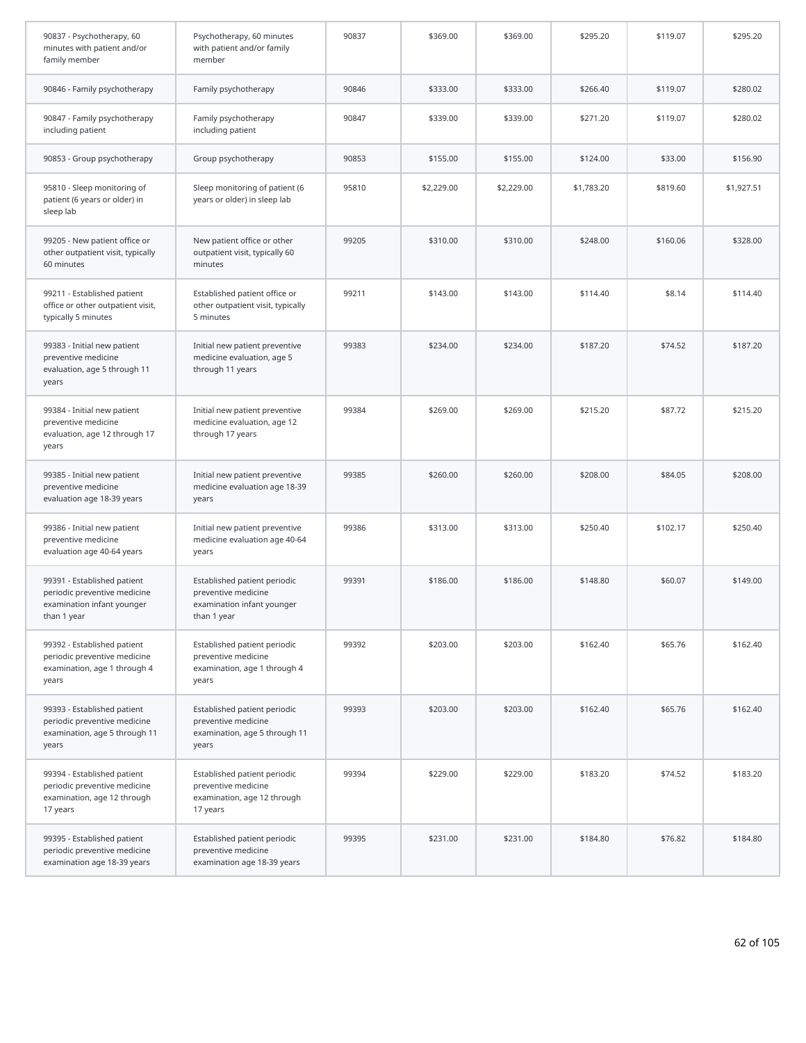| | | | | | | | |
|---|---|---|---|---|---|---|---|
| 90837 - Psychotherapy, 60 minutes with patient and/or family member | Psychotherapy, 60 minutes with patient and/or family member | 90837 | $369.00 | $369.00 | $295.20 | $119.07 | $295.20 |
| 90846 - Family psychotherapy | Family psychotherapy | 90846 | $333.00 | $333.00 | $266.40 | $119.07 | $280.02 |
| 90847 - Family psychotherapy including patient | Family psychotherapy including patient | 90847 | $339.00 | $339.00 | $271.20 | $119.07 | $280.02 |
| 90853 - Group psychotherapy | Group psychotherapy | 90853 | $155.00 | $155.00 | $124.00 | $33.00 | $156.90 |
| 95810 - Sleep monitoring of patient (6 years or older) in sleep lab | Sleep monitoring of patient (6 years or older) in sleep lab | 95810 | $2,229.00 | $2,229.00 | $1,783.20 | $819.60 | $1,927.51 |
| 99205 - New patient office or other outpatient visit, typically 60 minutes | New patient office or other outpatient visit, typically 60 minutes | 99205 | $310.00 | $310.00 | $248.00 | $160.06 | $328.00 |
| 99211 - Established patient office or other outpatient visit, typically 5 minutes | Established patient office or other outpatient visit, typically 5 minutes | 99211 | $143.00 | $143.00 | $114.40 | $8.14 | $114.40 |
| 99383 - Initial new patient preventive medicine evaluation, age 5 through 11 years | Initial new patient preventive medicine evaluation, age 5 through 11 years | 99383 | $234.00 | $234.00 | $187.20 | $74.52 | $187.20 |
| 99384 - Initial new patient preventive medicine evaluation, age 12 through 17 years | Initial new patient preventive medicine evaluation, age 12 through 17 years | 99384 | $269.00 | $269.00 | $215.20 | $87.72 | $215.20 |
| 99385 - Initial new patient preventive medicine evaluation age 18-39 years | Initial new patient preventive medicine evaluation age 18-39 years | 99385 | $260.00 | $260.00 | $208.00 | $84.05 | $208.00 |
| 99386 - Initial new patient preventive medicine evaluation age 40-64 years | Initial new patient preventive medicine evaluation age 40-64 years | 99386 | $313.00 | $313.00 | $250.40 | $102.17 | $250.40 |
| 99391 - Established patient periodic preventive medicine examination infant younger than 1 year | Established patient periodic preventive medicine examination infant younger than 1 year | 99391 | $186.00 | $186.00 | $148.80 | $60.07 | $149.00 |
| 99392 - Established patient periodic preventive medicine examination, age 1 through 4 years | Established patient periodic preventive medicine examination, age 1 through 4 years | 99392 | $203.00 | $203.00 | $162.40 | $65.76 | $162.40 |
| 99393 - Established patient periodic preventive medicine examination, age 5 through 11 years | Established patient periodic preventive medicine examination, age 5 through 11 years | 99393 | $203.00 | $203.00 | $162.40 | $65.76 | $162.40 |
| 99394 - Established patient periodic preventive medicine examination, age 12 through 17 years | Established patient periodic preventive medicine examination, age 12 through 17 years | 99394 | $229.00 | $229.00 | $183.20 | $74.52 | $183.20 |
| 99395 - Established patient periodic preventive medicine examination age 18-39 years | Established patient periodic preventive medicine examination age 18-39 years | 99395 | $231.00 | $231.00 | $184.80 | $76.82 | $184.80 |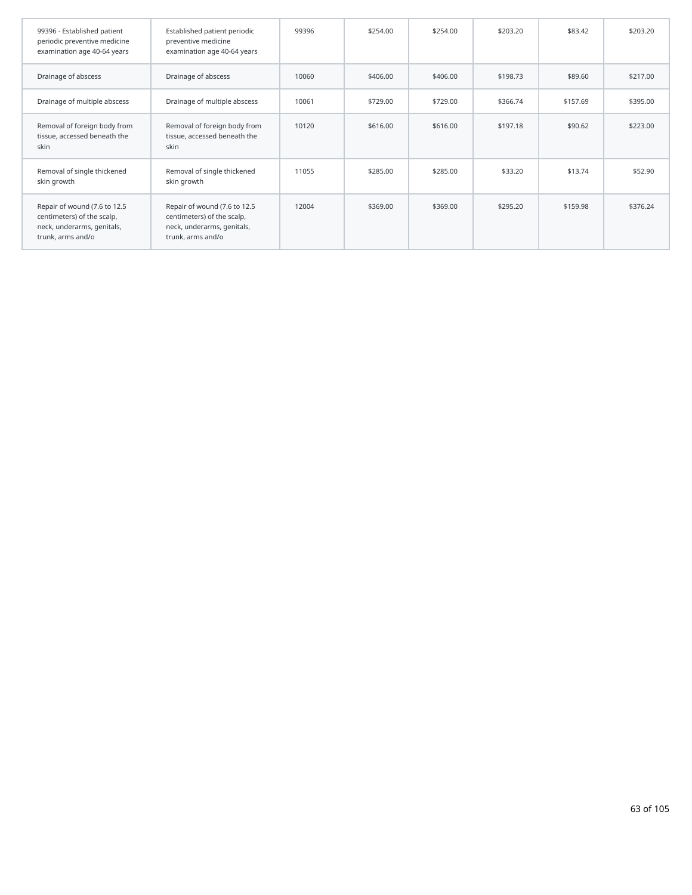| | | | | | | | |
|---|---|---|---|---|---|---|---|
| 99396 - Established patient periodic preventive medicine examination age 40-64 years | Established patient periodic preventive medicine examination age 40-64 years | 99396 | $254.00 | $254.00 | $203.20 | $83.42 | $203.20 |
| Drainage of abscess | Drainage of abscess | 10060 | $406.00 | $406.00 | $198.73 | $89.60 | $217.00 |
| Drainage of multiple abscess | Drainage of multiple abscess | 10061 | $729.00 | $729.00 | $366.74 | $157.69 | $395.00 |
| Removal of foreign body from tissue, accessed beneath the skin | Removal of foreign body from tissue, accessed beneath the skin | 10120 | $616.00 | $616.00 | $197.18 | $90.62 | $223.00 |
| Removal of single thickened skin growth | Removal of single thickened skin growth | 11055 | $285.00 | $285.00 | $33.20 | $13.74 | $52.90 |
| Repair of wound (7.6 to 12.5 centimeters) of the scalp, neck, underarms, genitals, trunk, arms and/o | Repair of wound (7.6 to 12.5 centimeters) of the scalp, neck, underarms, genitals, trunk, arms and/o | 12004 | $369.00 | $369.00 | $295.20 | $159.98 | $376.24 |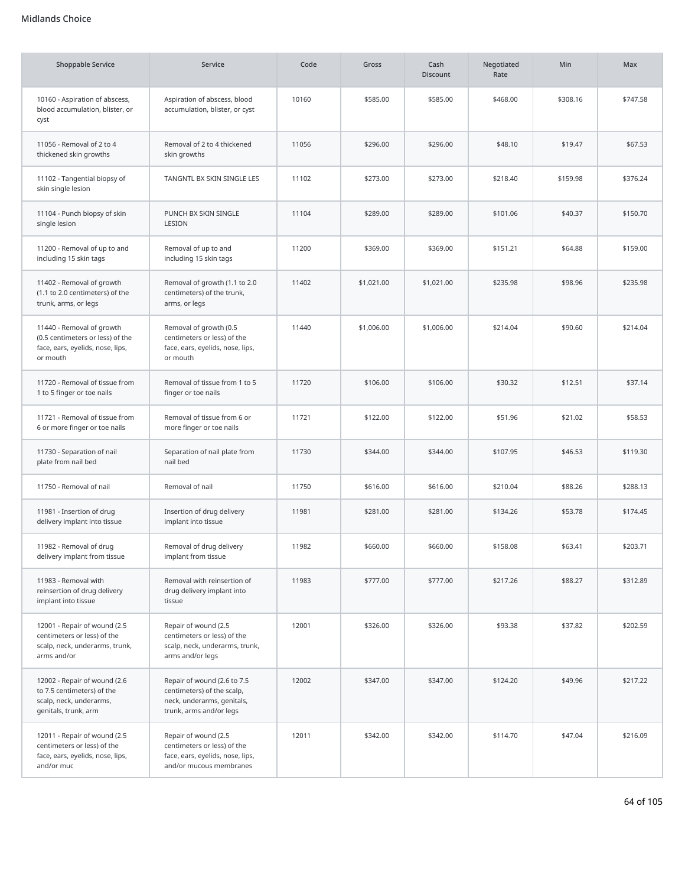Midlands Choice

| Shoppable Service | Service | Code | Gross | Cash Discount | Negotiated Rate | Min | Max |
|---|---|---|---|---|---|---|---|
| 10160 - Aspiration of abscess, blood accumulation, blister, or cyst | Aspiration of abscess, blood accumulation, blister, or cyst | 10160 | $585.00 | $585.00 | $468.00 | $308.16 | $747.58 |
| 11056 - Removal of 2 to 4 thickened skin growths | Removal of 2 to 4 thickened skin growths | 11056 | $296.00 | $296.00 | $48.10 | $19.47 | $67.53 |
| 11102 - Tangential biopsy of skin single lesion | TANGNTL BX SKIN SINGLE LES | 11102 | $273.00 | $273.00 | $218.40 | $159.98 | $376.24 |
| 11104 - Punch biopsy of skin single lesion | PUNCH BX SKIN SINGLE LESION | 11104 | $289.00 | $289.00 | $101.06 | $40.37 | $150.70 |
| 11200 - Removal of up to and including 15 skin tags | Removal of up to and including 15 skin tags | 11200 | $369.00 | $369.00 | $151.21 | $64.88 | $159.00 |
| 11402 - Removal of growth (1.1 to 2.0 centimeters) of the trunk, arms, or legs | Removal of growth (1.1 to 2.0 centimeters) of the trunk, arms, or legs | 11402 | $1,021.00 | $1,021.00 | $235.98 | $98.96 | $235.98 |
| 11440 - Removal of growth (0.5 centimeters or less) of the face, ears, eyelids, nose, lips, or mouth | Removal of growth (0.5 centimeters or less) of the face, ears, eyelids, nose, lips, or mouth | 11440 | $1,006.00 | $1,006.00 | $214.04 | $90.60 | $214.04 |
| 11720 - Removal of tissue from 1 to 5 finger or toe nails | Removal of tissue from 1 to 5 finger or toe nails | 11720 | $106.00 | $106.00 | $30.32 | $12.51 | $37.14 |
| 11721 - Removal of tissue from 6 or more finger or toe nails | Removal of tissue from 6 or more finger or toe nails | 11721 | $122.00 | $122.00 | $51.96 | $21.02 | $58.53 |
| 11730 - Separation of nail plate from nail bed | Separation of nail plate from nail bed | 11730 | $344.00 | $344.00 | $107.95 | $46.53 | $119.30 |
| 11750 - Removal of nail | Removal of nail | 11750 | $616.00 | $616.00 | $210.04 | $88.26 | $288.13 |
| 11981 - Insertion of drug delivery implant into tissue | Insertion of drug delivery implant into tissue | 11981 | $281.00 | $281.00 | $134.26 | $53.78 | $174.45 |
| 11982 - Removal of drug delivery implant from tissue | Removal of drug delivery implant from tissue | 11982 | $660.00 | $660.00 | $158.08 | $63.41 | $203.71 |
| 11983 - Removal with reinsertion of drug delivery implant into tissue | Removal with reinsertion of drug delivery implant into tissue | 11983 | $777.00 | $777.00 | $217.26 | $88.27 | $312.89 |
| 12001 - Repair of wound (2.5 centimeters or less) of the scalp, neck, underarms, trunk, arms and/or | Repair of wound (2.5 centimeters or less) of the scalp, neck, underarms, trunk, arms and/or legs | 12001 | $326.00 | $326.00 | $93.38 | $37.82 | $202.59 |
| 12002 - Repair of wound (2.6 to 7.5 centimeters) of the scalp, neck, underarms, genitals, trunk, arm | Repair of wound (2.6 to 7.5 centimeters) of the scalp, neck, underarms, genitals, trunk, arms and/or legs | 12002 | $347.00 | $347.00 | $124.20 | $49.96 | $217.22 |
| 12011 - Repair of wound (2.5 centimeters or less) of the face, ears, eyelids, nose, lips, and/or muc | Repair of wound (2.5 centimeters or less) of the face, ears, eyelids, nose, lips, and/or mucous membranes | 12011 | $342.00 | $342.00 | $114.70 | $47.04 | $216.09 |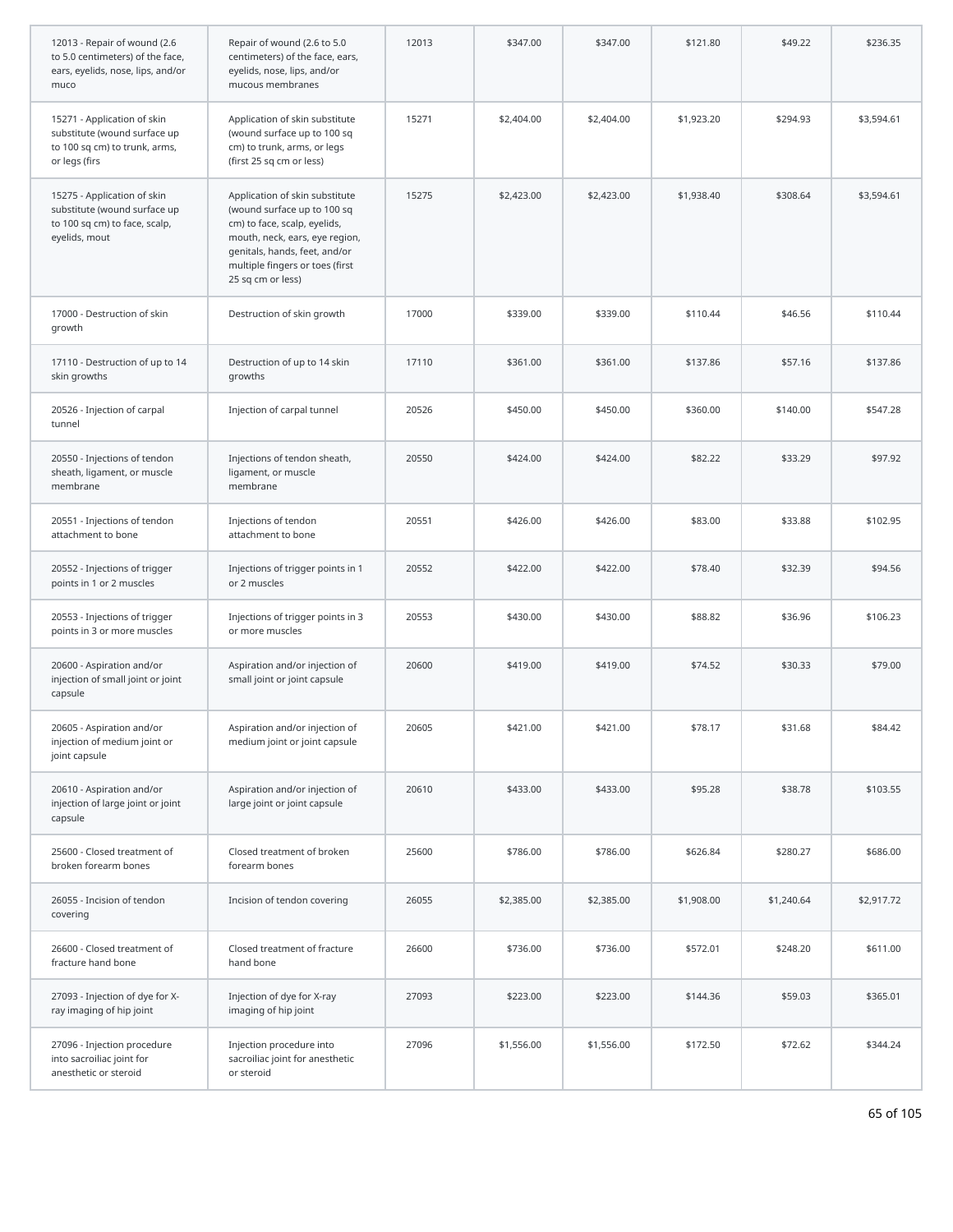| | | | | | | | |
|---|---|---|---|---|---|---|---|
| 12013 - Repair of wound (2.6 to 5.0 centimeters) of the face, ears, eyelids, nose, lips, and/or muco | Repair of wound (2.6 to 5.0 centimeters) of the face, ears, eyelids, nose, lips, and/or mucous membranes | 12013 | $347.00 | $347.00 | $121.80 | $49.22 | $236.35 |
| 15271 - Application of skin substitute (wound surface up to 100 sq cm) to trunk, arms, or legs (firs | Application of skin substitute (wound surface up to 100 sq cm) to trunk, arms, or legs (first 25 sq cm or less) | 15271 | $2,404.00 | $2,404.00 | $1,923.20 | $294.93 | $3,594.61 |
| 15275 - Application of skin substitute (wound surface up to 100 sq cm) to face, scalp, eyelids, mout | Application of skin substitute (wound surface up to 100 sq cm) to face, scalp, eyelids, mouth, neck, ears, eye region, genitals, hands, feet, and/or multiple fingers or toes (first 25 sq cm or less) | 15275 | $2,423.00 | $2,423.00 | $1,938.40 | $308.64 | $3,594.61 |
| 17000 - Destruction of skin growth | Destruction of skin growth | 17000 | $339.00 | $339.00 | $110.44 | $46.56 | $110.44 |
| 17110 - Destruction of up to 14 skin growths | Destruction of up to 14 skin growths | 17110 | $361.00 | $361.00 | $137.86 | $57.16 | $137.86 |
| 20526 - Injection of carpal tunnel | Injection of carpal tunnel | 20526 | $450.00 | $450.00 | $360.00 | $140.00 | $547.28 |
| 20550 - Injections of tendon sheath, ligament, or muscle membrane | Injections of tendon sheath, ligament, or muscle membrane | 20550 | $424.00 | $424.00 | $82.22 | $33.29 | $97.92 |
| 20551 - Injections of tendon attachment to bone | Injections of tendon attachment to bone | 20551 | $426.00 | $426.00 | $83.00 | $33.88 | $102.95 |
| 20552 - Injections of trigger points in 1 or 2 muscles | Injections of trigger points in 1 or 2 muscles | 20552 | $422.00 | $422.00 | $78.40 | $32.39 | $94.56 |
| 20553 - Injections of trigger points in 3 or more muscles | Injections of trigger points in 3 or more muscles | 20553 | $430.00 | $430.00 | $88.82 | $36.96 | $106.23 |
| 20600 - Aspiration and/or injection of small joint or joint capsule | Aspiration and/or injection of small joint or joint capsule | 20600 | $419.00 | $419.00 | $74.52 | $30.33 | $79.00 |
| 20605 - Aspiration and/or injection of medium joint or joint capsule | Aspiration and/or injection of medium joint or joint capsule | 20605 | $421.00 | $421.00 | $78.17 | $31.68 | $84.42 |
| 20610 - Aspiration and/or injection of large joint or joint capsule | Aspiration and/or injection of large joint or joint capsule | 20610 | $433.00 | $433.00 | $95.28 | $38.78 | $103.55 |
| 25600 - Closed treatment of broken forearm bones | Closed treatment of broken forearm bones | 25600 | $786.00 | $786.00 | $626.84 | $280.27 | $686.00 |
| 26055 - Incision of tendon covering | Incision of tendon covering | 26055 | $2,385.00 | $2,385.00 | $1,908.00 | $1,240.64 | $2,917.72 |
| 26600 - Closed treatment of fracture hand bone | Closed treatment of fracture hand bone | 26600 | $736.00 | $736.00 | $572.01 | $248.20 | $611.00 |
| 27093 - Injection of dye for X-ray imaging of hip joint | Injection of dye for X-ray imaging of hip joint | 27093 | $223.00 | $223.00 | $144.36 | $59.03 | $365.01 |
| 27096 - Injection procedure into sacroiliac joint for anesthetic or steroid | Injection procedure into sacroiliac joint for anesthetic or steroid | 27096 | $1,556.00 | $1,556.00 | $172.50 | $72.62 | $344.24 |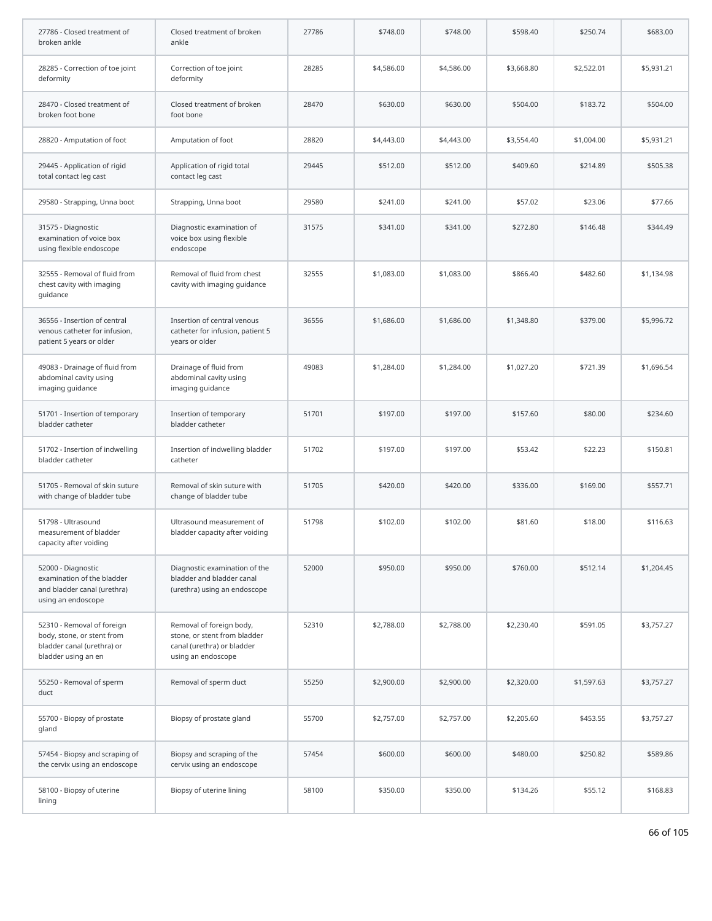| | | | | | | | |
|---|---|---|---|---|---|---|---|
| 27786 - Closed treatment of broken ankle | Closed treatment of broken ankle | 27786 | $748.00 | $748.00 | $598.40 | $250.74 | $683.00 |
| 28285 - Correction of toe joint deformity | Correction of toe joint deformity | 28285 | $4,586.00 | $4,586.00 | $3,668.80 | $2,522.01 | $5,931.21 |
| 28470 - Closed treatment of broken foot bone | Closed treatment of broken foot bone | 28470 | $630.00 | $630.00 | $504.00 | $183.72 | $504.00 |
| 28820 - Amputation of foot | Amputation of foot | 28820 | $4,443.00 | $4,443.00 | $3,554.40 | $1,004.00 | $5,931.21 |
| 29445 - Application of rigid total contact leg cast | Application of rigid total contact leg cast | 29445 | $512.00 | $512.00 | $409.60 | $214.89 | $505.38 |
| 29580 - Strapping, Unna boot | Strapping, Unna boot | 29580 | $241.00 | $241.00 | $57.02 | $23.06 | $77.66 |
| 31575 - Diagnostic examination of voice box using flexible endoscope | Diagnostic examination of voice box using flexible endoscope | 31575 | $341.00 | $341.00 | $272.80 | $146.48 | $344.49 |
| 32555 - Removal of fluid from chest cavity with imaging guidance | Removal of fluid from chest cavity with imaging guidance | 32555 | $1,083.00 | $1,083.00 | $866.40 | $482.60 | $1,134.98 |
| 36556 - Insertion of central venous catheter for infusion, patient 5 years or older | Insertion of central venous catheter for infusion, patient 5 years or older | 36556 | $1,686.00 | $1,686.00 | $1,348.80 | $379.00 | $5,996.72 |
| 49083 - Drainage of fluid from abdominal cavity using imaging guidance | Drainage of fluid from abdominal cavity using imaging guidance | 49083 | $1,284.00 | $1,284.00 | $1,027.20 | $721.39 | $1,696.54 |
| 51701 - Insertion of temporary bladder catheter | Insertion of temporary bladder catheter | 51701 | $197.00 | $197.00 | $157.60 | $80.00 | $234.60 |
| 51702 - Insertion of indwelling bladder catheter | Insertion of indwelling bladder catheter | 51702 | $197.00 | $197.00 | $53.42 | $22.23 | $150.81 |
| 51705 - Removal of skin suture with change of bladder tube | Removal of skin suture with change of bladder tube | 51705 | $420.00 | $420.00 | $336.00 | $169.00 | $557.71 |
| 51798 - Ultrasound measurement of bladder capacity after voiding | Ultrasound measurement of bladder capacity after voiding | 51798 | $102.00 | $102.00 | $81.60 | $18.00 | $116.63 |
| 52000 - Diagnostic examination of the bladder and bladder canal (urethra) using an endoscope | Diagnostic examination of the bladder and bladder canal (urethra) using an endoscope | 52000 | $950.00 | $950.00 | $760.00 | $512.14 | $1,204.45 |
| 52310 - Removal of foreign body, stone, or stent from bladder canal (urethra) or bladder using an en | Removal of foreign body, stone, or stent from bladder canal (urethra) or bladder using an endoscope | 52310 | $2,788.00 | $2,788.00 | $2,230.40 | $591.05 | $3,757.27 |
| 55250 - Removal of sperm duct | Removal of sperm duct | 55250 | $2,900.00 | $2,900.00 | $2,320.00 | $1,597.63 | $3,757.27 |
| 55700 - Biopsy of prostate gland | Biopsy of prostate gland | 55700 | $2,757.00 | $2,757.00 | $2,205.60 | $453.55 | $3,757.27 |
| 57454 - Biopsy and scraping of the cervix using an endoscope | Biopsy and scraping of the cervix using an endoscope | 57454 | $600.00 | $600.00 | $480.00 | $250.82 | $589.86 |
| 58100 - Biopsy of uterine lining | Biopsy of uterine lining | 58100 | $350.00 | $350.00 | $134.26 | $55.12 | $168.83 |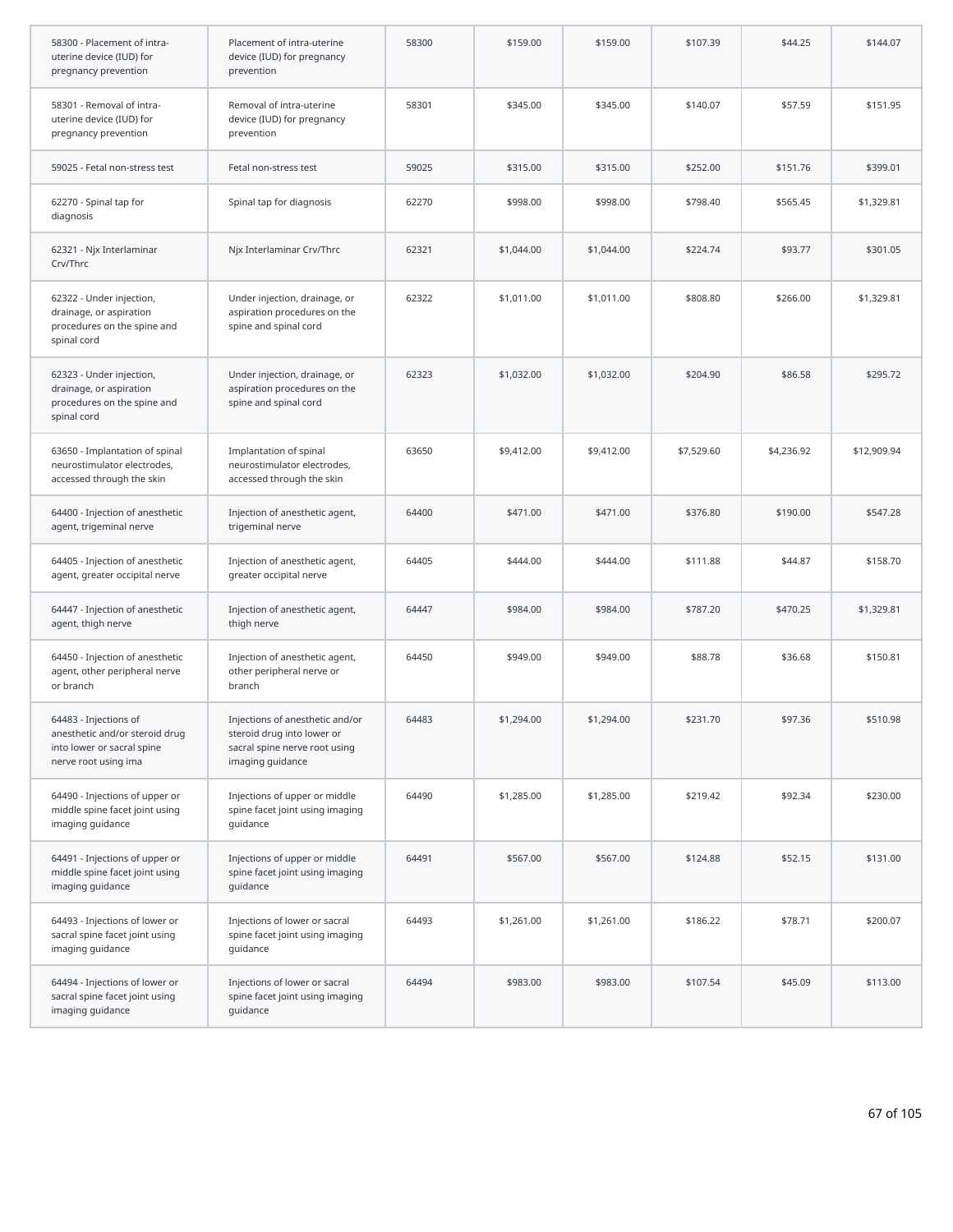| | | | | | | | |
|---|---|---|---|---|---|---|---|
| 58300 - Placement of intra-uterine device (IUD) for pregnancy prevention | Placement of intra-uterine device (IUD) for pregnancy prevention | 58300 | $159.00 | $159.00 | $107.39 | $44.25 | $144.07 |
| 58301 - Removal of intra-uterine device (IUD) for pregnancy prevention | Removal of intra-uterine device (IUD) for pregnancy prevention | 58301 | $345.00 | $345.00 | $140.07 | $57.59 | $151.95 |
| 59025 - Fetal non-stress test | Fetal non-stress test | 59025 | $315.00 | $315.00 | $252.00 | $151.76 | $399.01 |
| 62270 - Spinal tap for diagnosis | Spinal tap for diagnosis | 62270 | $998.00 | $998.00 | $798.40 | $565.45 | $1,329.81 |
| 62321 - Njx Interlaminar Crv/Thrc | Njx Interlaminar Crv/Thrc | 62321 | $1,044.00 | $1,044.00 | $224.74 | $93.77 | $301.05 |
| 62322 - Under injection, drainage, or aspiration procedures on the spine and spinal cord | Under injection, drainage, or aspiration procedures on the spine and spinal cord | 62322 | $1,011.00 | $1,011.00 | $808.80 | $266.00 | $1,329.81 |
| 62323 - Under injection, drainage, or aspiration procedures on the spine and spinal cord | Under injection, drainage, or aspiration procedures on the spine and spinal cord | 62323 | $1,032.00 | $1,032.00 | $204.90 | $86.58 | $295.72 |
| 63650 - Implantation of spinal neurostimulator electrodes, accessed through the skin | Implantation of spinal neurostimulator electrodes, accessed through the skin | 63650 | $9,412.00 | $9,412.00 | $7,529.60 | $4,236.92 | $12,909.94 |
| 64400 - Injection of anesthetic agent, trigeminal nerve | Injection of anesthetic agent, trigeminal nerve | 64400 | $471.00 | $471.00 | $376.80 | $190.00 | $547.28 |
| 64405 - Injection of anesthetic agent, greater occipital nerve | Injection of anesthetic agent, greater occipital nerve | 64405 | $444.00 | $444.00 | $111.88 | $44.87 | $158.70 |
| 64447 - Injection of anesthetic agent, thigh nerve | Injection of anesthetic agent, thigh nerve | 64447 | $984.00 | $984.00 | $787.20 | $470.25 | $1,329.81 |
| 64450 - Injection of anesthetic agent, other peripheral nerve or branch | Injection of anesthetic agent, other peripheral nerve or branch | 64450 | $949.00 | $949.00 | $88.78 | $36.68 | $150.81 |
| 64483 - Injections of anesthetic and/or steroid drug into lower or sacral spine nerve root using ima | Injections of anesthetic and/or steroid drug into lower or sacral spine nerve root using imaging guidance | 64483 | $1,294.00 | $1,294.00 | $231.70 | $97.36 | $510.98 |
| 64490 - Injections of upper or middle spine facet joint using imaging guidance | Injections of upper or middle spine facet joint using imaging guidance | 64490 | $1,285.00 | $1,285.00 | $219.42 | $92.34 | $230.00 |
| 64491 - Injections of upper or middle spine facet joint using imaging guidance | Injections of upper or middle spine facet joint using imaging guidance | 64491 | $567.00 | $567.00 | $124.88 | $52.15 | $131.00 |
| 64493 - Injections of lower or sacral spine facet joint using imaging guidance | Injections of lower or sacral spine facet joint using imaging guidance | 64493 | $1,261.00 | $1,261.00 | $186.22 | $78.71 | $200.07 |
| 64494 - Injections of lower or sacral spine facet joint using imaging guidance | Injections of lower or sacral spine facet joint using imaging guidance | 64494 | $983.00 | $983.00 | $107.54 | $45.09 | $113.00 |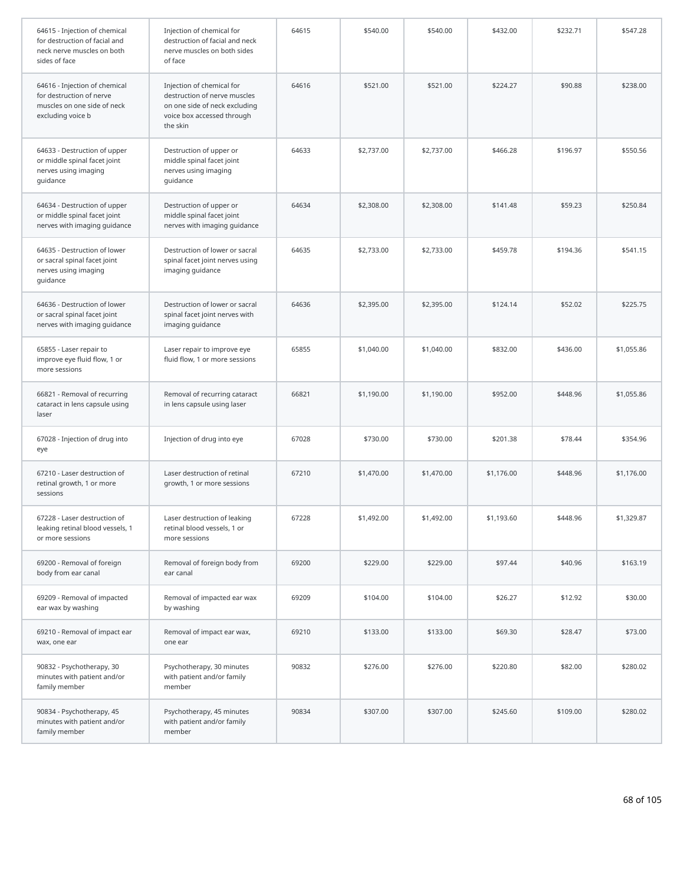| | | | | | | | |
|---|---|---|---|---|---|---|---|
| 64615 - Injection of chemical for destruction of facial and neck nerve muscles on both sides of face | Injection of chemical for destruction of facial and neck nerve muscles on both sides of face | 64615 | $540.00 | $540.00 | $432.00 | $232.71 | $547.28 |
| 64616 - Injection of chemical for destruction of nerve muscles on one side of neck excluding voice b | Injection of chemical for destruction of nerve muscles on one side of neck excluding voice box accessed through the skin | 64616 | $521.00 | $521.00 | $224.27 | $90.88 | $238.00 |
| 64633 - Destruction of upper or middle spinal facet joint nerves using imaging guidance | Destruction of upper or middle spinal facet joint nerves using imaging guidance | 64633 | $2,737.00 | $2,737.00 | $466.28 | $196.97 | $550.56 |
| 64634 - Destruction of upper or middle spinal facet joint nerves with imaging guidance | Destruction of upper or middle spinal facet joint nerves with imaging guidance | 64634 | $2,308.00 | $2,308.00 | $141.48 | $59.23 | $250.84 |
| 64635 - Destruction of lower or sacral spinal facet joint nerves using imaging guidance | Destruction of lower or sacral spinal facet joint nerves using imaging guidance | 64635 | $2,733.00 | $2,733.00 | $459.78 | $194.36 | $541.15 |
| 64636 - Destruction of lower or sacral spinal facet joint nerves with imaging guidance | Destruction of lower or sacral spinal facet joint nerves with imaging guidance | 64636 | $2,395.00 | $2,395.00 | $124.14 | $52.02 | $225.75 |
| 65855 - Laser repair to improve eye fluid flow, 1 or more sessions | Laser repair to improve eye fluid flow, 1 or more sessions | 65855 | $1,040.00 | $1,040.00 | $832.00 | $436.00 | $1,055.86 |
| 66821 - Removal of recurring cataract in lens capsule using laser | Removal of recurring cataract in lens capsule using laser | 66821 | $1,190.00 | $1,190.00 | $952.00 | $448.96 | $1,055.86 |
| 67028 - Injection of drug into eye | Injection of drug into eye | 67028 | $730.00 | $730.00 | $201.38 | $78.44 | $354.96 |
| 67210 - Laser destruction of retinal growth, 1 or more sessions | Laser destruction of retinal growth, 1 or more sessions | 67210 | $1,470.00 | $1,470.00 | $1,176.00 | $448.96 | $1,176.00 |
| 67228 - Laser destruction of leaking retinal blood vessels, 1 or more sessions | Laser destruction of leaking retinal blood vessels, 1 or more sessions | 67228 | $1,492.00 | $1,492.00 | $1,193.60 | $448.96 | $1,329.87 |
| 69200 - Removal of foreign body from ear canal | Removal of foreign body from ear canal | 69200 | $229.00 | $229.00 | $97.44 | $40.96 | $163.19 |
| 69209 - Removal of impacted ear wax by washing | Removal of impacted ear wax by washing | 69209 | $104.00 | $104.00 | $26.27 | $12.92 | $30.00 |
| 69210 - Removal of impact ear wax, one ear | Removal of impact ear wax, one ear | 69210 | $133.00 | $133.00 | $69.30 | $28.47 | $73.00 |
| 90832 - Psychotherapy, 30 minutes with patient and/or family member | Psychotherapy, 30 minutes with patient and/or family member | 90832 | $276.00 | $276.00 | $220.80 | $82.00 | $280.02 |
| 90834 - Psychotherapy, 45 minutes with patient and/or family member | Psychotherapy, 45 minutes with patient and/or family member | 90834 | $307.00 | $307.00 | $245.60 | $109.00 | $280.02 |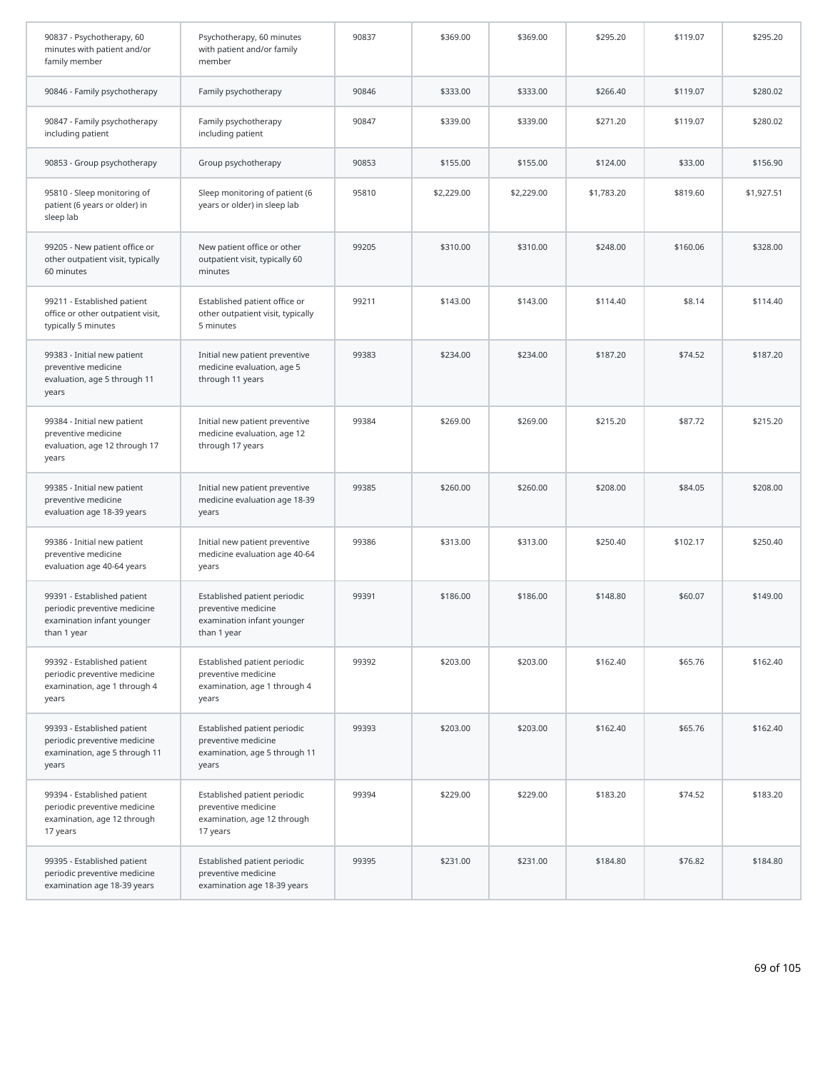| | | | | | | | |
|---|---|---|---|---|---|---|---|
| 90837 - Psychotherapy, 60 minutes with patient and/or family member | Psychotherapy, 60 minutes with patient and/or family member | 90837 | $369.00 | $369.00 | $295.20 | $119.07 | $295.20 |
| 90846 - Family psychotherapy | Family psychotherapy | 90846 | $333.00 | $333.00 | $266.40 | $119.07 | $280.02 |
| 90847 - Family psychotherapy including patient | Family psychotherapy including patient | 90847 | $339.00 | $339.00 | $271.20 | $119.07 | $280.02 |
| 90853 - Group psychotherapy | Group psychotherapy | 90853 | $155.00 | $155.00 | $124.00 | $33.00 | $156.90 |
| 95810 - Sleep monitoring of patient (6 years or older) in sleep lab | Sleep monitoring of patient (6 years or older) in sleep lab | 95810 | $2,229.00 | $2,229.00 | $1,783.20 | $819.60 | $1,927.51 |
| 99205 - New patient office or other outpatient visit, typically 60 minutes | New patient office or other outpatient visit, typically 60 minutes | 99205 | $310.00 | $310.00 | $248.00 | $160.06 | $328.00 |
| 99211 - Established patient office or other outpatient visit, typically 5 minutes | Established patient office or other outpatient visit, typically 5 minutes | 99211 | $143.00 | $143.00 | $114.40 | $8.14 | $114.40 |
| 99383 - Initial new patient preventive medicine evaluation, age 5 through 11 years | Initial new patient preventive medicine evaluation, age 5 through 11 years | 99383 | $234.00 | $234.00 | $187.20 | $74.52 | $187.20 |
| 99384 - Initial new patient preventive medicine evaluation, age 12 through 17 years | Initial new patient preventive medicine evaluation, age 12 through 17 years | 99384 | $269.00 | $269.00 | $215.20 | $87.72 | $215.20 |
| 99385 - Initial new patient preventive medicine evaluation age 18-39 years | Initial new patient preventive medicine evaluation age 18-39 years | 99385 | $260.00 | $260.00 | $208.00 | $84.05 | $208.00 |
| 99386 - Initial new patient preventive medicine evaluation age 40-64 years | Initial new patient preventive medicine evaluation age 40-64 years | 99386 | $313.00 | $313.00 | $250.40 | $102.17 | $250.40 |
| 99391 - Established patient periodic preventive medicine examination infant younger than 1 year | Established patient periodic preventive medicine examination infant younger than 1 year | 99391 | $186.00 | $186.00 | $148.80 | $60.07 | $149.00 |
| 99392 - Established patient periodic preventive medicine examination, age 1 through 4 years | Established patient periodic preventive medicine examination, age 1 through 4 years | 99392 | $203.00 | $203.00 | $162.40 | $65.76 | $162.40 |
| 99393 - Established patient periodic preventive medicine examination, age 5 through 11 years | Established patient periodic preventive medicine examination, age 5 through 11 years | 99393 | $203.00 | $203.00 | $162.40 | $65.76 | $162.40 |
| 99394 - Established patient periodic preventive medicine examination, age 12 through 17 years | Established patient periodic preventive medicine examination, age 12 through 17 years | 99394 | $229.00 | $229.00 | $183.20 | $74.52 | $183.20 |
| 99395 - Established patient periodic preventive medicine examination age 18-39 years | Established patient periodic preventive medicine examination age 18-39 years | 99395 | $231.00 | $231.00 | $184.80 | $76.82 | $184.80 |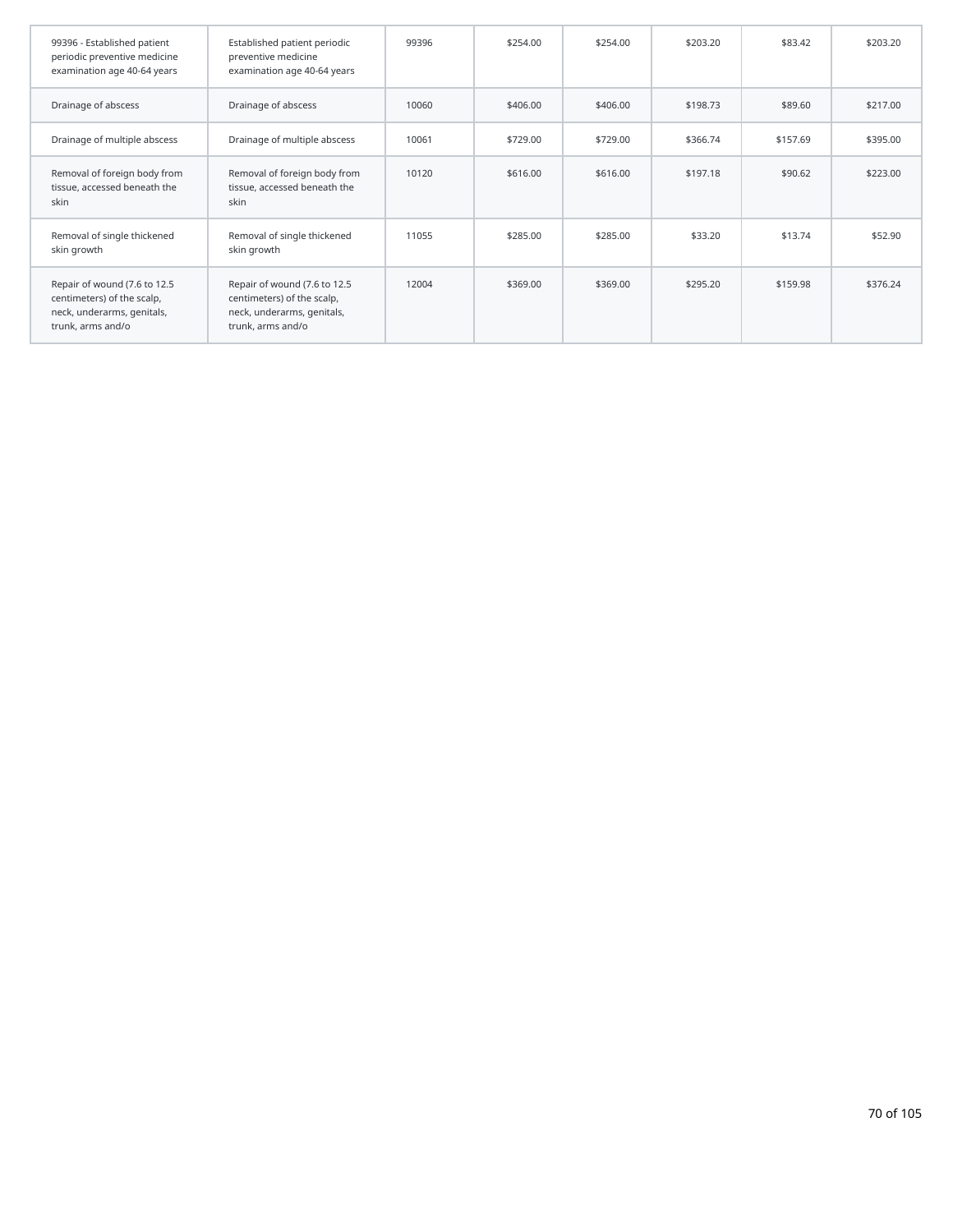| | | | | | | | |
|---|---|---|---|---|---|---|---|
| 99396 - Established patient periodic preventive medicine examination age 40-64 years | Established patient periodic preventive medicine examination age 40-64 years | 99396 | $254.00 | $254.00 | $203.20 | $83.42 | $203.20 |
| Drainage of abscess | Drainage of abscess | 10060 | $406.00 | $406.00 | $198.73 | $89.60 | $217.00 |
| Drainage of multiple abscess | Drainage of multiple abscess | 10061 | $729.00 | $729.00 | $366.74 | $157.69 | $395.00 |
| Removal of foreign body from tissue, accessed beneath the skin | Removal of foreign body from tissue, accessed beneath the skin | 10120 | $616.00 | $616.00 | $197.18 | $90.62 | $223.00 |
| Removal of single thickened skin growth | Removal of single thickened skin growth | 11055 | $285.00 | $285.00 | $33.20 | $13.74 | $52.90 |
| Repair of wound (7.6 to 12.5 centimeters) of the scalp, neck, underarms, genitals, trunk, arms and/o | Repair of wound (7.6 to 12.5 centimeters) of the scalp, neck, underarms, genitals, trunk, arms and/o | 12004 | $369.00 | $369.00 | $295.20 | $159.98 | $376.24 |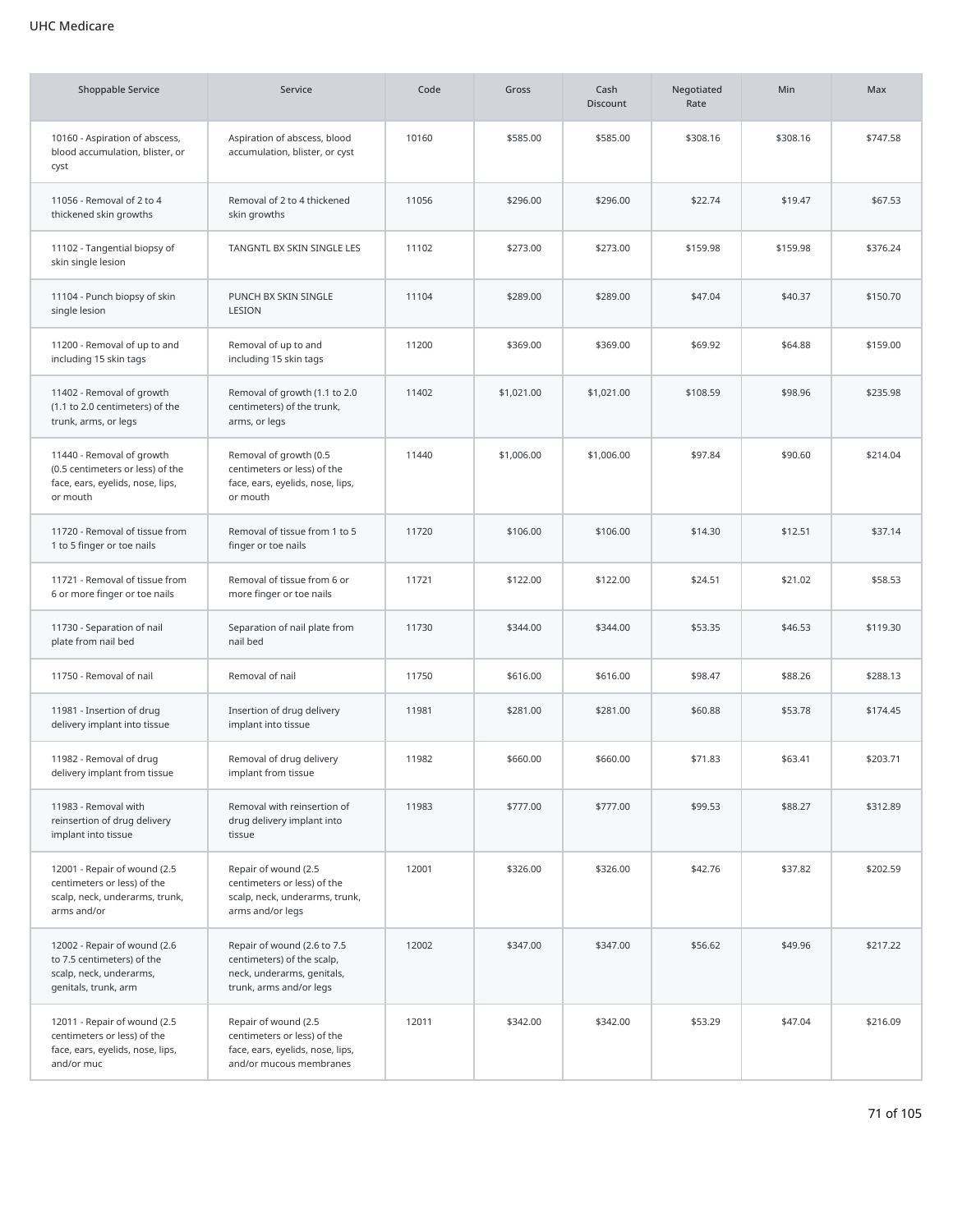UHC Medicare

| Shoppable Service | Service | Code | Gross | Cash Discount | Negotiated Rate | Min | Max |
|---|---|---|---|---|---|---|---|
| 10160 - Aspiration of abscess, blood accumulation, blister, or cyst | Aspiration of abscess, blood accumulation, blister, or cyst | 10160 | $585.00 | $585.00 | $308.16 | $308.16 | $747.58 |
| 11056 - Removal of 2 to 4 thickened skin growths | Removal of 2 to 4 thickened skin growths | 11056 | $296.00 | $296.00 | $22.74 | $19.47 | $67.53 |
| 11102 - Tangential biopsy of skin single lesion | TANGNTL BX SKIN SINGLE LES | 11102 | $273.00 | $273.00 | $159.98 | $159.98 | $376.24 |
| 11104 - Punch biopsy of skin single lesion | PUNCH BX SKIN SINGLE LESION | 11104 | $289.00 | $289.00 | $47.04 | $40.37 | $150.70 |
| 11200 - Removal of up to and including 15 skin tags | Removal of up to and including 15 skin tags | 11200 | $369.00 | $369.00 | $69.92 | $64.88 | $159.00 |
| 11402 - Removal of growth (1.1 to 2.0 centimeters) of the trunk, arms, or legs | Removal of growth (1.1 to 2.0 centimeters) of the trunk, arms, or legs | 11402 | $1,021.00 | $1,021.00 | $108.59 | $98.96 | $235.98 |
| 11440 - Removal of growth (0.5 centimeters or less) of the face, ears, eyelids, nose, lips, or mouth | Removal of growth (0.5 centimeters or less) of the face, ears, eyelids, nose, lips, or mouth | 11440 | $1,006.00 | $1,006.00 | $97.84 | $90.60 | $214.04 |
| 11720 - Removal of tissue from 1 to 5 finger or toe nails | Removal of tissue from 1 to 5 finger or toe nails | 11720 | $106.00 | $106.00 | $14.30 | $12.51 | $37.14 |
| 11721 - Removal of tissue from 6 or more finger or toe nails | Removal of tissue from 6 or more finger or toe nails | 11721 | $122.00 | $122.00 | $24.51 | $21.02 | $58.53 |
| 11730 - Separation of nail plate from nail bed | Separation of nail plate from nail bed | 11730 | $344.00 | $344.00 | $53.35 | $46.53 | $119.30 |
| 11750 - Removal of nail | Removal of nail | 11750 | $616.00 | $616.00 | $98.47 | $88.26 | $288.13 |
| 11981 - Insertion of drug delivery implant into tissue | Insertion of drug delivery implant into tissue | 11981 | $281.00 | $281.00 | $60.88 | $53.78 | $174.45 |
| 11982 - Removal of drug delivery implant from tissue | Removal of drug delivery implant from tissue | 11982 | $660.00 | $660.00 | $71.83 | $63.41 | $203.71 |
| 11983 - Removal with reinsertion of drug delivery implant into tissue | Removal with reinsertion of drug delivery implant into tissue | 11983 | $777.00 | $777.00 | $99.53 | $88.27 | $312.89 |
| 12001 - Repair of wound (2.5 centimeters or less) of the scalp, neck, underarms, trunk, arms and/or | Repair of wound (2.5 centimeters or less) of the scalp, neck, underarms, trunk, arms and/or legs | 12001 | $326.00 | $326.00 | $42.76 | $37.82 | $202.59 |
| 12002 - Repair of wound (2.6 to 7.5 centimeters) of the scalp, neck, underarms, genitals, trunk, arm | Repair of wound (2.6 to 7.5 centimeters) of the scalp, neck, underarms, genitals, trunk, arms and/or legs | 12002 | $347.00 | $347.00 | $56.62 | $49.96 | $217.22 |
| 12011 - Repair of wound (2.5 centimeters or less) of the face, ears, eyelids, nose, lips, and/or muc | Repair of wound (2.5 centimeters or less) of the face, ears, eyelids, nose, lips, and/or mucous membranes | 12011 | $342.00 | $342.00 | $53.29 | $47.04 | $216.09 |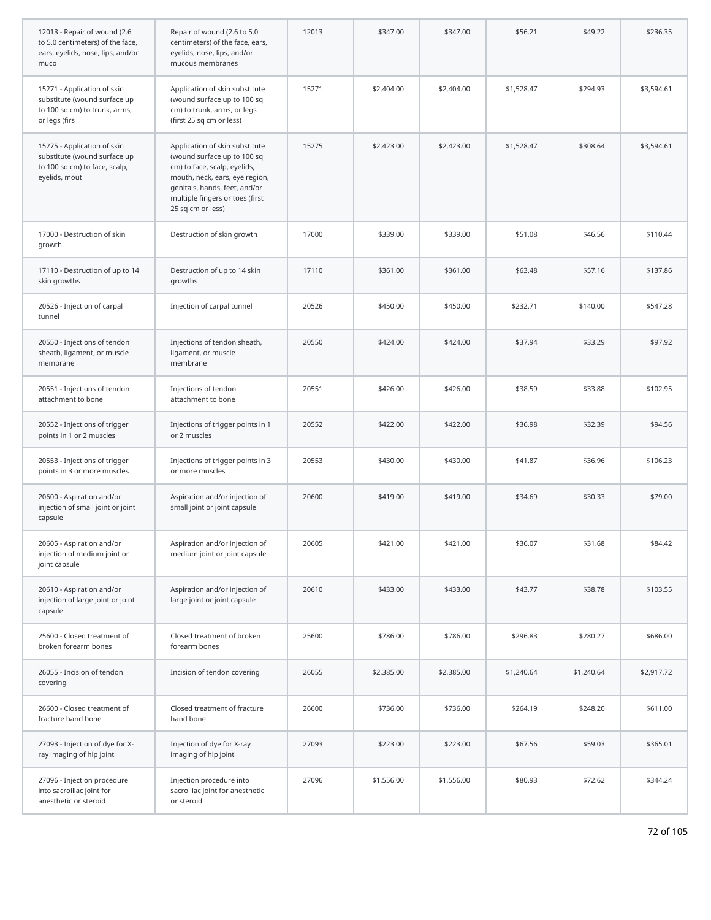| | | | | | | | |
|---|---|---|---|---|---|---|---|
| 12013 - Repair of wound (2.6 to 5.0 centimeters) of the face, ears, eyelids, nose, lips, and/or muco | Repair of wound (2.6 to 5.0 centimeters) of the face, ears, eyelids, nose, lips, and/or mucous membranes | 12013 | $347.00 | $347.00 | $56.21 | $49.22 | $236.35 |
| 15271 - Application of skin substitute (wound surface up to 100 sq cm) to trunk, arms, or legs (firs | Application of skin substitute (wound surface up to 100 sq cm) to trunk, arms, or legs (first 25 sq cm or less) | 15271 | $2,404.00 | $2,404.00 | $1,528.47 | $294.93 | $3,594.61 |
| 15275 - Application of skin substitute (wound surface up to 100 sq cm) to face, scalp, eyelids, mout | Application of skin substitute (wound surface up to 100 sq cm) to face, scalp, eyelids, mouth, neck, ears, eye region, genitals, hands, feet, and/or multiple fingers or toes (first 25 sq cm or less) | 15275 | $2,423.00 | $2,423.00 | $1,528.47 | $308.64 | $3,594.61 |
| 17000 - Destruction of skin growth | Destruction of skin growth | 17000 | $339.00 | $339.00 | $51.08 | $46.56 | $110.44 |
| 17110 - Destruction of up to 14 skin growths | Destruction of up to 14 skin growths | 17110 | $361.00 | $361.00 | $63.48 | $57.16 | $137.86 |
| 20526 - Injection of carpal tunnel | Injection of carpal tunnel | 20526 | $450.00 | $450.00 | $232.71 | $140.00 | $547.28 |
| 20550 - Injections of tendon sheath, ligament, or muscle membrane | Injections of tendon sheath, ligament, or muscle membrane | 20550 | $424.00 | $424.00 | $37.94 | $33.29 | $97.92 |
| 20551 - Injections of tendon attachment to bone | Injections of tendon attachment to bone | 20551 | $426.00 | $426.00 | $38.59 | $33.88 | $102.95 |
| 20552 - Injections of trigger points in 1 or 2 muscles | Injections of trigger points in 1 or 2 muscles | 20552 | $422.00 | $422.00 | $36.98 | $32.39 | $94.56 |
| 20553 - Injections of trigger points in 3 or more muscles | Injections of trigger points in 3 or more muscles | 20553 | $430.00 | $430.00 | $41.87 | $36.96 | $106.23 |
| 20600 - Aspiration and/or injection of small joint or joint capsule | Aspiration and/or injection of small joint or joint capsule | 20600 | $419.00 | $419.00 | $34.69 | $30.33 | $79.00 |
| 20605 - Aspiration and/or injection of medium joint or joint capsule | Aspiration and/or injection of medium joint or joint capsule | 20605 | $421.00 | $421.00 | $36.07 | $31.68 | $84.42 |
| 20610 - Aspiration and/or injection of large joint or joint capsule | Aspiration and/or injection of large joint or joint capsule | 20610 | $433.00 | $433.00 | $43.77 | $38.78 | $103.55 |
| 25600 - Closed treatment of broken forearm bones | Closed treatment of broken forearm bones | 25600 | $786.00 | $786.00 | $296.83 | $280.27 | $686.00 |
| 26055 - Incision of tendon covering | Incision of tendon covering | 26055 | $2,385.00 | $2,385.00 | $1,240.64 | $1,240.64 | $2,917.72 |
| 26600 - Closed treatment of fracture hand bone | Closed treatment of fracture hand bone | 26600 | $736.00 | $736.00 | $264.19 | $248.20 | $611.00 |
| 27093 - Injection of dye for X-ray imaging of hip joint | Injection of dye for X-ray imaging of hip joint | 27093 | $223.00 | $223.00 | $67.56 | $59.03 | $365.01 |
| 27096 - Injection procedure into sacroiliac joint for anesthetic or steroid | Injection procedure into sacroiliac joint for anesthetic or steroid | 27096 | $1,556.00 | $1,556.00 | $80.93 | $72.62 | $344.24 |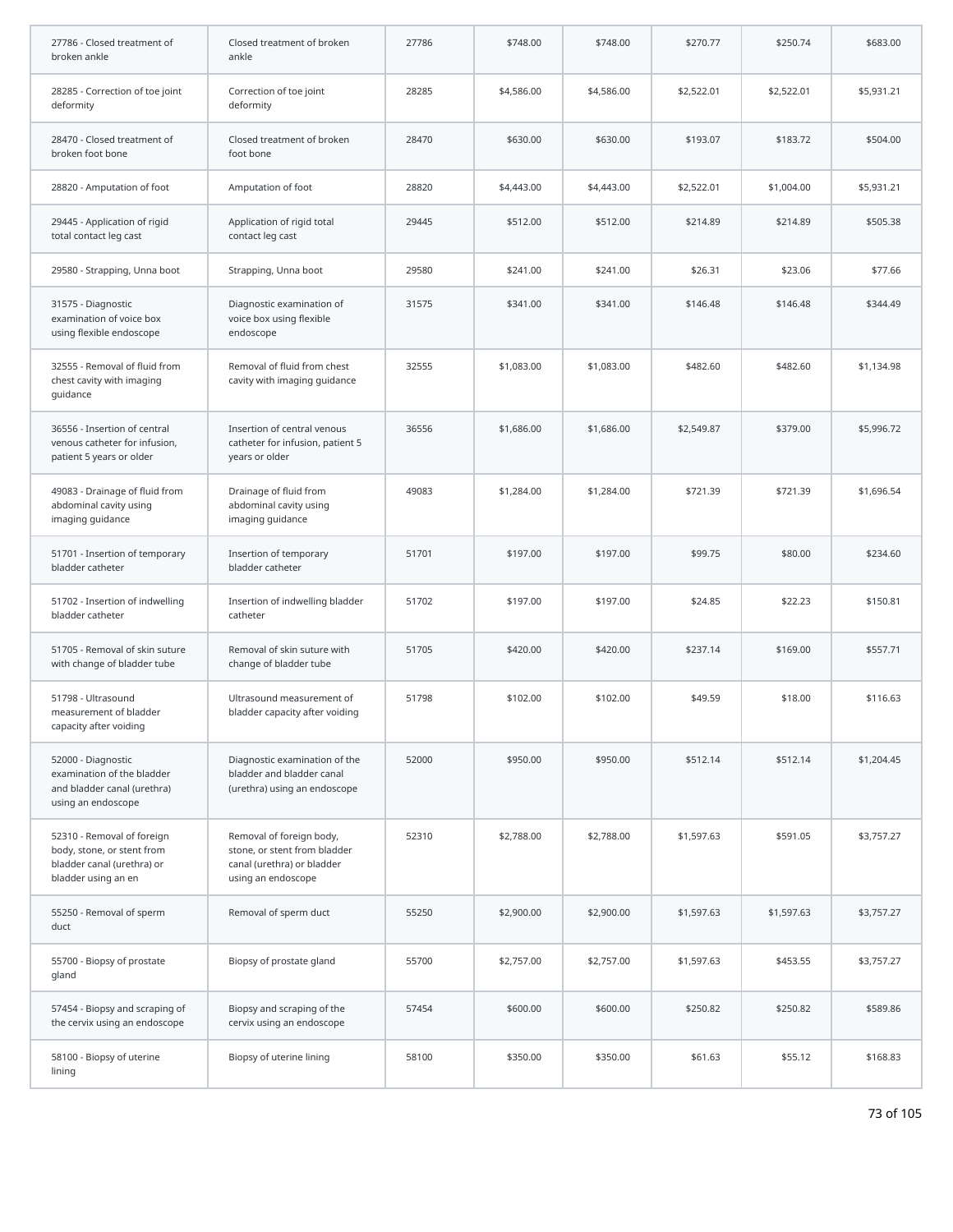| | | | | | | | |
|---|---|---|---|---|---|---|---|
| 27786 - Closed treatment of broken ankle | Closed treatment of broken ankle | 27786 | $748.00 | $748.00 | $270.77 | $250.74 | $683.00 |
| 28285 - Correction of toe joint deformity | Correction of toe joint deformity | 28285 | $4,586.00 | $4,586.00 | $2,522.01 | $2,522.01 | $5,931.21 |
| 28470 - Closed treatment of broken foot bone | Closed treatment of broken foot bone | 28470 | $630.00 | $630.00 | $193.07 | $183.72 | $504.00 |
| 28820 - Amputation of foot | Amputation of foot | 28820 | $4,443.00 | $4,443.00 | $2,522.01 | $1,004.00 | $5,931.21 |
| 29445 - Application of rigid total contact leg cast | Application of rigid total contact leg cast | 29445 | $512.00 | $512.00 | $214.89 | $214.89 | $505.38 |
| 29580 - Strapping, Unna boot | Strapping, Unna boot | 29580 | $241.00 | $241.00 | $26.31 | $23.06 | $77.66 |
| 31575 - Diagnostic examination of voice box using flexible endoscope | Diagnostic examination of voice box using flexible endoscope | 31575 | $341.00 | $341.00 | $146.48 | $146.48 | $344.49 |
| 32555 - Removal of fluid from chest cavity with imaging guidance | Removal of fluid from chest cavity with imaging guidance | 32555 | $1,083.00 | $1,083.00 | $482.60 | $482.60 | $1,134.98 |
| 36556 - Insertion of central venous catheter for infusion, patient 5 years or older | Insertion of central venous catheter for infusion, patient 5 years or older | 36556 | $1,686.00 | $1,686.00 | $2,549.87 | $379.00 | $5,996.72 |
| 49083 - Drainage of fluid from abdominal cavity using imaging guidance | Drainage of fluid from abdominal cavity using imaging guidance | 49083 | $1,284.00 | $1,284.00 | $721.39 | $721.39 | $1,696.54 |
| 51701 - Insertion of temporary bladder catheter | Insertion of temporary bladder catheter | 51701 | $197.00 | $197.00 | $99.75 | $80.00 | $234.60 |
| 51702 - Insertion of indwelling bladder catheter | Insertion of indwelling bladder catheter | 51702 | $197.00 | $197.00 | $24.85 | $22.23 | $150.81 |
| 51705 - Removal of skin suture with change of bladder tube | Removal of skin suture with change of bladder tube | 51705 | $420.00 | $420.00 | $237.14 | $169.00 | $557.71 |
| 51798 - Ultrasound measurement of bladder capacity after voiding | Ultrasound measurement of bladder capacity after voiding | 51798 | $102.00 | $102.00 | $49.59 | $18.00 | $116.63 |
| 52000 - Diagnostic examination of the bladder and bladder canal (urethra) using an endoscope | Diagnostic examination of the bladder and bladder canal (urethra) using an endoscope | 52000 | $950.00 | $950.00 | $512.14 | $512.14 | $1,204.45 |
| 52310 - Removal of foreign body, stone, or stent from bladder canal (urethra) or bladder using an en | Removal of foreign body, stone, or stent from bladder canal (urethra) or bladder using an endoscope | 52310 | $2,788.00 | $2,788.00 | $1,597.63 | $591.05 | $3,757.27 |
| 55250 - Removal of sperm duct | Removal of sperm duct | 55250 | $2,900.00 | $2,900.00 | $1,597.63 | $1,597.63 | $3,757.27 |
| 55700 - Biopsy of prostate gland | Biopsy of prostate gland | 55700 | $2,757.00 | $2,757.00 | $1,597.63 | $453.55 | $3,757.27 |
| 57454 - Biopsy and scraping of the cervix using an endoscope | Biopsy and scraping of the cervix using an endoscope | 57454 | $600.00 | $600.00 | $250.82 | $250.82 | $589.86 |
| 58100 - Biopsy of uterine lining | Biopsy of uterine lining | 58100 | $350.00 | $350.00 | $61.63 | $55.12 | $168.83 |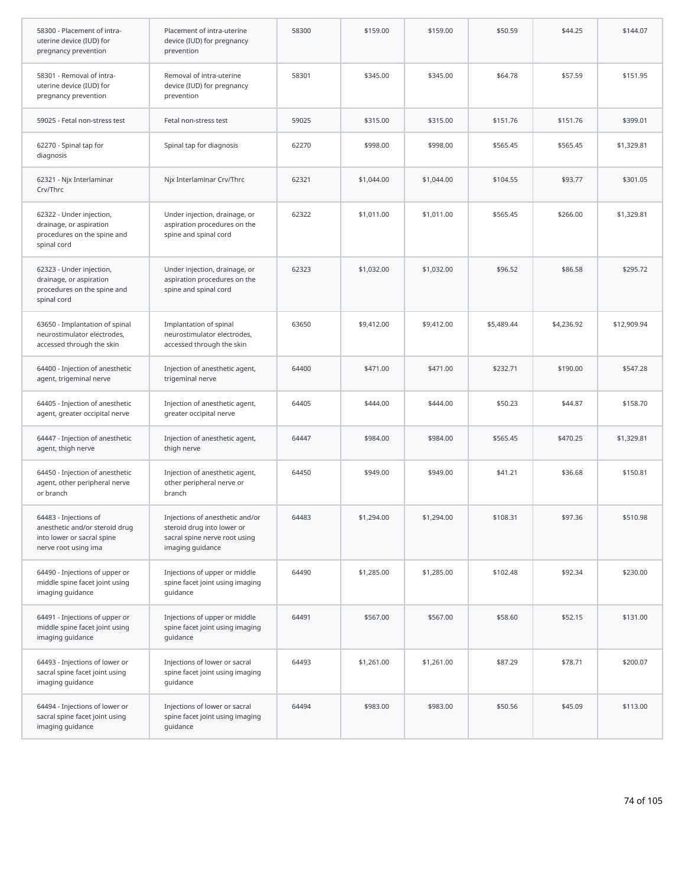| | | | | | | | |
|---|---|---|---|---|---|---|---|
| 58300 - Placement of intra-uterine device (IUD) for pregnancy prevention | Placement of intra-uterine device (IUD) for pregnancy prevention | 58300 | $159.00 | $159.00 | $50.59 | $44.25 | $144.07 |
| 58301 - Removal of intra-uterine device (IUD) for pregnancy prevention | Removal of intra-uterine device (IUD) for pregnancy prevention | 58301 | $345.00 | $345.00 | $64.78 | $57.59 | $151.95 |
| 59025 - Fetal non-stress test | Fetal non-stress test | 59025 | $315.00 | $315.00 | $151.76 | $151.76 | $399.01 |
| 62270 - Spinal tap for diagnosis | Spinal tap for diagnosis | 62270 | $998.00 | $998.00 | $565.45 | $565.45 | $1,329.81 |
| 62321 - Njx Interlaminar Crv/Thrc | Njx Interlaminar Crv/Thrc | 62321 | $1,044.00 | $1,044.00 | $104.55 | $93.77 | $301.05 |
| 62322 - Under injection, drainage, or aspiration procedures on the spine and spinal cord | Under injection, drainage, or aspiration procedures on the spine and spinal cord | 62322 | $1,011.00 | $1,011.00 | $565.45 | $266.00 | $1,329.81 |
| 62323 - Under injection, drainage, or aspiration procedures on the spine and spinal cord | Under injection, drainage, or aspiration procedures on the spine and spinal cord | 62323 | $1,032.00 | $1,032.00 | $96.52 | $86.58 | $295.72 |
| 63650 - Implantation of spinal neurostimulator electrodes, accessed through the skin | Implantation of spinal neurostimulator electrodes, accessed through the skin | 63650 | $9,412.00 | $9,412.00 | $5,489.44 | $4,236.92 | $12,909.94 |
| 64400 - Injection of anesthetic agent, trigeminal nerve | Injection of anesthetic agent, trigeminal nerve | 64400 | $471.00 | $471.00 | $232.71 | $190.00 | $547.28 |
| 64405 - Injection of anesthetic agent, greater occipital nerve | Injection of anesthetic agent, greater occipital nerve | 64405 | $444.00 | $444.00 | $50.23 | $44.87 | $158.70 |
| 64447 - Injection of anesthetic agent, thigh nerve | Injection of anesthetic agent, thigh nerve | 64447 | $984.00 | $984.00 | $565.45 | $470.25 | $1,329.81 |
| 64450 - Injection of anesthetic agent, other peripheral nerve or branch | Injection of anesthetic agent, other peripheral nerve or branch | 64450 | $949.00 | $949.00 | $41.21 | $36.68 | $150.81 |
| 64483 - Injections of anesthetic and/or steroid drug into lower or sacral spine nerve root using ima | Injections of anesthetic and/or steroid drug into lower or sacral spine nerve root using imaging guidance | 64483 | $1,294.00 | $1,294.00 | $108.31 | $97.36 | $510.98 |
| 64490 - Injections of upper or middle spine facet joint using imaging guidance | Injections of upper or middle spine facet joint using imaging guidance | 64490 | $1,285.00 | $1,285.00 | $102.48 | $92.34 | $230.00 |
| 64491 - Injections of upper or middle spine facet joint using imaging guidance | Injections of upper or middle spine facet joint using imaging guidance | 64491 | $567.00 | $567.00 | $58.60 | $52.15 | $131.00 |
| 64493 - Injections of lower or sacral spine facet joint using imaging guidance | Injections of lower or sacral spine facet joint using imaging guidance | 64493 | $1,261.00 | $1,261.00 | $87.29 | $78.71 | $200.07 |
| 64494 - Injections of lower or sacral spine facet joint using imaging guidance | Injections of lower or sacral spine facet joint using imaging guidance | 64494 | $983.00 | $983.00 | $50.56 | $45.09 | $113.00 |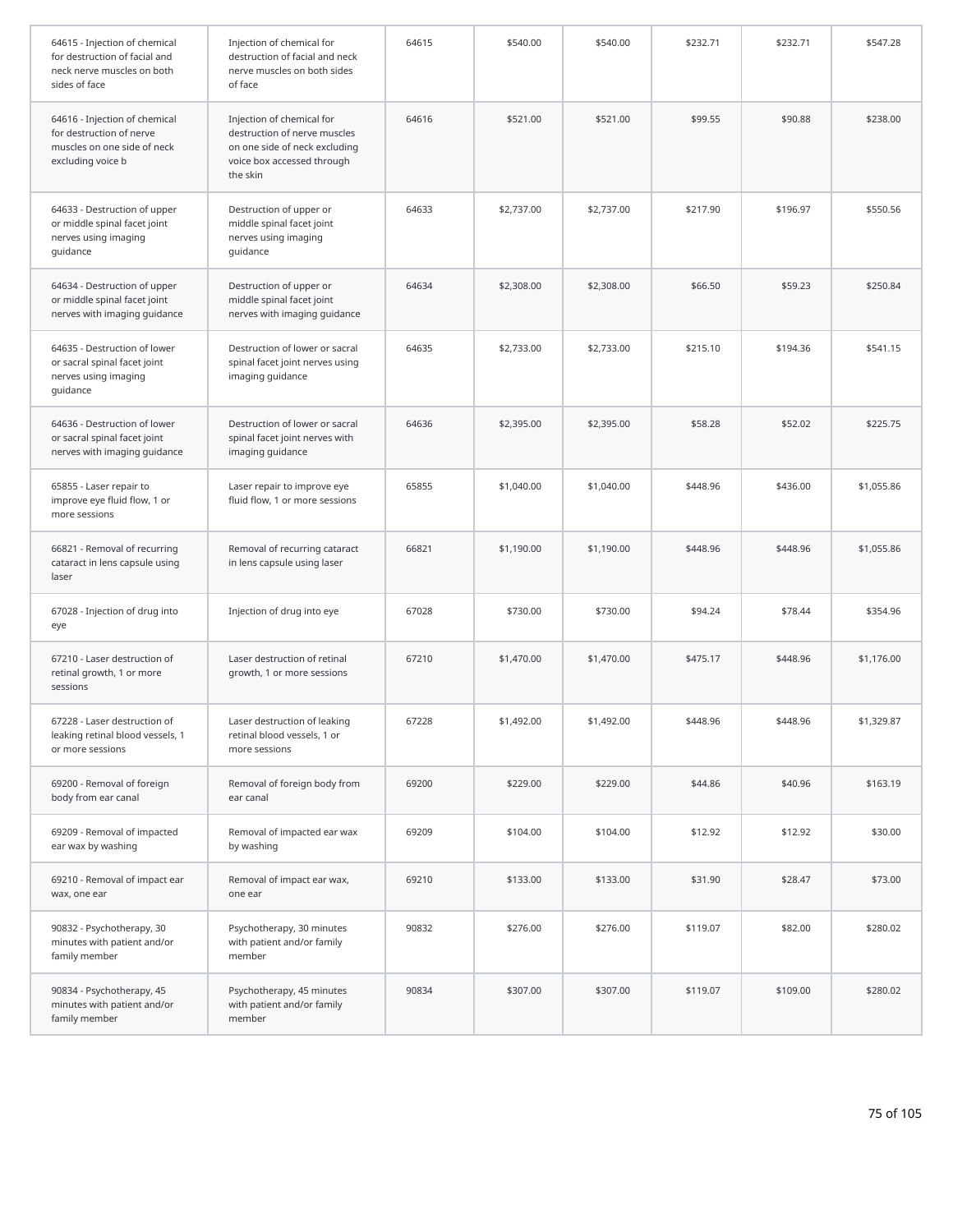| | | | | | | | |
|---|---|---|---|---|---|---|---|
| 64615 - Injection of chemical for destruction of facial and neck nerve muscles on both sides of face | Injection of chemical for destruction of facial and neck nerve muscles on both sides of face | 64615 | $540.00 | $540.00 | $232.71 | $232.71 | $547.28 |
| 64616 - Injection of chemical for destruction of nerve muscles on one side of neck excluding voice b | Injection of chemical for destruction of nerve muscles on one side of neck excluding voice box accessed through the skin | 64616 | $521.00 | $521.00 | $99.55 | $90.88 | $238.00 |
| 64633 - Destruction of upper or middle spinal facet joint nerves using imaging guidance | Destruction of upper or middle spinal facet joint nerves using imaging guidance | 64633 | $2,737.00 | $2,737.00 | $217.90 | $196.97 | $550.56 |
| 64634 - Destruction of upper or middle spinal facet joint nerves with imaging guidance | Destruction of upper or middle spinal facet joint nerves with imaging guidance | 64634 | $2,308.00 | $2,308.00 | $66.50 | $59.23 | $250.84 |
| 64635 - Destruction of lower or sacral spinal facet joint nerves using imaging guidance | Destruction of lower or sacral spinal facet joint nerves using imaging guidance | 64635 | $2,733.00 | $2,733.00 | $215.10 | $194.36 | $541.15 |
| 64636 - Destruction of lower or sacral spinal facet joint nerves with imaging guidance | Destruction of lower or sacral spinal facet joint nerves with imaging guidance | 64636 | $2,395.00 | $2,395.00 | $58.28 | $52.02 | $225.75 |
| 65855 - Laser repair to improve eye fluid flow, 1 or more sessions | Laser repair to improve eye fluid flow, 1 or more sessions | 65855 | $1,040.00 | $1,040.00 | $448.96 | $436.00 | $1,055.86 |
| 66821 - Removal of recurring cataract in lens capsule using laser | Removal of recurring cataract in lens capsule using laser | 66821 | $1,190.00 | $1,190.00 | $448.96 | $448.96 | $1,055.86 |
| 67028 - Injection of drug into eye | Injection of drug into eye | 67028 | $730.00 | $730.00 | $94.24 | $78.44 | $354.96 |
| 67210 - Laser destruction of retinal growth, 1 or more sessions | Laser destruction of retinal growth, 1 or more sessions | 67210 | $1,470.00 | $1,470.00 | $475.17 | $448.96 | $1,176.00 |
| 67228 - Laser destruction of leaking retinal blood vessels, 1 or more sessions | Laser destruction of leaking retinal blood vessels, 1 or more sessions | 67228 | $1,492.00 | $1,492.00 | $448.96 | $448.96 | $1,329.87 |
| 69200 - Removal of foreign body from ear canal | Removal of foreign body from ear canal | 69200 | $229.00 | $229.00 | $44.86 | $40.96 | $163.19 |
| 69209 - Removal of impacted ear wax by washing | Removal of impacted ear wax by washing | 69209 | $104.00 | $104.00 | $12.92 | $12.92 | $30.00 |
| 69210 - Removal of impact ear wax, one ear | Removal of impact ear wax, one ear | 69210 | $133.00 | $133.00 | $31.90 | $28.47 | $73.00 |
| 90832 - Psychotherapy, 30 minutes with patient and/or family member | Psychotherapy, 30 minutes with patient and/or family member | 90832 | $276.00 | $276.00 | $119.07 | $82.00 | $280.02 |
| 90834 - Psychotherapy, 45 minutes with patient and/or family member | Psychotherapy, 45 minutes with patient and/or family member | 90834 | $307.00 | $307.00 | $119.07 | $109.00 | $280.02 |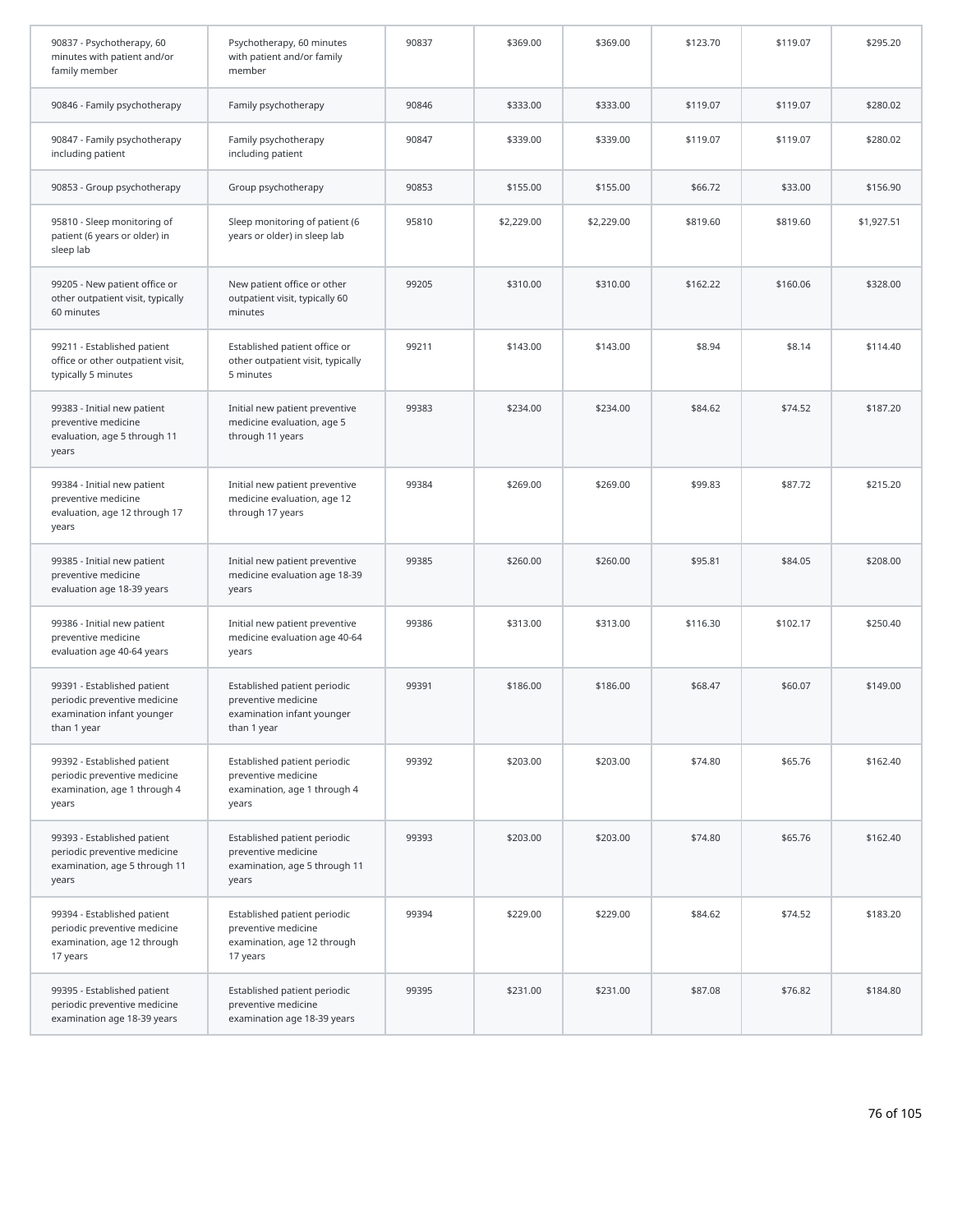| | | | | | | | |
|---|---|---|---|---|---|---|---|
| 90837 - Psychotherapy, 60 minutes with patient and/or family member | Psychotherapy, 60 minutes with patient and/or family member | 90837 | $369.00 | $369.00 | $123.70 | $119.07 | $295.20 |
| 90846 - Family psychotherapy | Family psychotherapy | 90846 | $333.00 | $333.00 | $119.07 | $119.07 | $280.02 |
| 90847 - Family psychotherapy including patient | Family psychotherapy including patient | 90847 | $339.00 | $339.00 | $119.07 | $119.07 | $280.02 |
| 90853 - Group psychotherapy | Group psychotherapy | 90853 | $155.00 | $155.00 | $66.72 | $33.00 | $156.90 |
| 95810 - Sleep monitoring of patient (6 years or older) in sleep lab | Sleep monitoring of patient (6 years or older) in sleep lab | 95810 | $2,229.00 | $2,229.00 | $819.60 | $819.60 | $1,927.51 |
| 99205 - New patient office or other outpatient visit, typically 60 minutes | New patient office or other outpatient visit, typically 60 minutes | 99205 | $310.00 | $310.00 | $162.22 | $160.06 | $328.00 |
| 99211 - Established patient office or other outpatient visit, typically 5 minutes | Established patient office or other outpatient visit, typically 5 minutes | 99211 | $143.00 | $143.00 | $8.94 | $8.14 | $114.40 |
| 99383 - Initial new patient preventive medicine evaluation, age 5 through 11 years | Initial new patient preventive medicine evaluation, age 5 through 11 years | 99383 | $234.00 | $234.00 | $84.62 | $74.52 | $187.20 |
| 99384 - Initial new patient preventive medicine evaluation, age 12 through 17 years | Initial new patient preventive medicine evaluation, age 12 through 17 years | 99384 | $269.00 | $269.00 | $99.83 | $87.72 | $215.20 |
| 99385 - Initial new patient preventive medicine evaluation age 18-39 years | Initial new patient preventive medicine evaluation age 18-39 years | 99385 | $260.00 | $260.00 | $95.81 | $84.05 | $208.00 |
| 99386 - Initial new patient preventive medicine evaluation age 40-64 years | Initial new patient preventive medicine evaluation age 40-64 years | 99386 | $313.00 | $313.00 | $116.30 | $102.17 | $250.40 |
| 99391 - Established patient periodic preventive medicine examination infant younger than 1 year | Established patient periodic preventive medicine examination infant younger than 1 year | 99391 | $186.00 | $186.00 | $68.47 | $60.07 | $149.00 |
| 99392 - Established patient periodic preventive medicine examination, age 1 through 4 years | Established patient periodic preventive medicine examination, age 1 through 4 years | 99392 | $203.00 | $203.00 | $74.80 | $65.76 | $162.40 |
| 99393 - Established patient periodic preventive medicine examination, age 5 through 11 years | Established patient periodic preventive medicine examination, age 5 through 11 years | 99393 | $203.00 | $203.00 | $74.80 | $65.76 | $162.40 |
| 99394 - Established patient periodic preventive medicine examination, age 12 through 17 years | Established patient periodic preventive medicine examination, age 12 through 17 years | 99394 | $229.00 | $229.00 | $84.62 | $74.52 | $183.20 |
| 99395 - Established patient periodic preventive medicine examination age 18-39 years | Established patient periodic preventive medicine examination age 18-39 years | 99395 | $231.00 | $231.00 | $87.08 | $76.82 | $184.80 |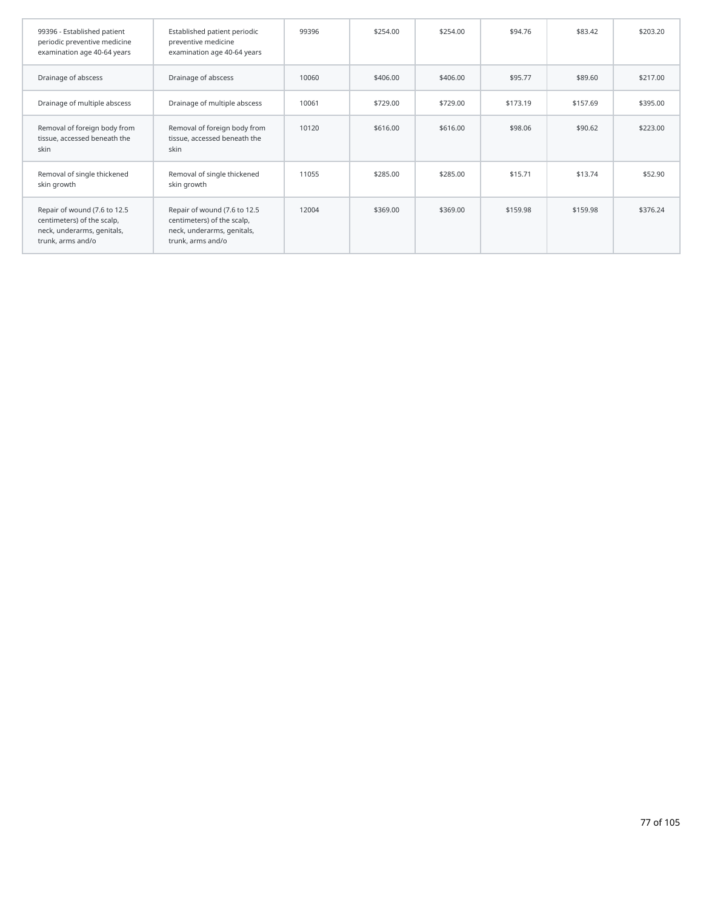| | | | | | | | |
|---|---|---|---|---|---|---|---|
| 99396 - Established patient periodic preventive medicine examination age 40-64 years | Established patient periodic preventive medicine examination age 40-64 years | 99396 | $254.00 | $254.00 | $94.76 | $83.42 | $203.20 |
| Drainage of abscess | Drainage of abscess | 10060 | $406.00 | $406.00 | $95.77 | $89.60 | $217.00 |
| Drainage of multiple abscess | Drainage of multiple abscess | 10061 | $729.00 | $729.00 | $173.19 | $157.69 | $395.00 |
| Removal of foreign body from tissue, accessed beneath the skin | Removal of foreign body from tissue, accessed beneath the skin | 10120 | $616.00 | $616.00 | $98.06 | $90.62 | $223.00 |
| Removal of single thickened skin growth | Removal of single thickened skin growth | 11055 | $285.00 | $285.00 | $15.71 | $13.74 | $52.90 |
| Repair of wound (7.6 to 12.5 centimeters) of the scalp, neck, underarms, genitals, trunk, arms and/o | Repair of wound (7.6 to 12.5 centimeters) of the scalp, neck, underarms, genitals, trunk, arms and/o | 12004 | $369.00 | $369.00 | $159.98 | $159.98 | $376.24 |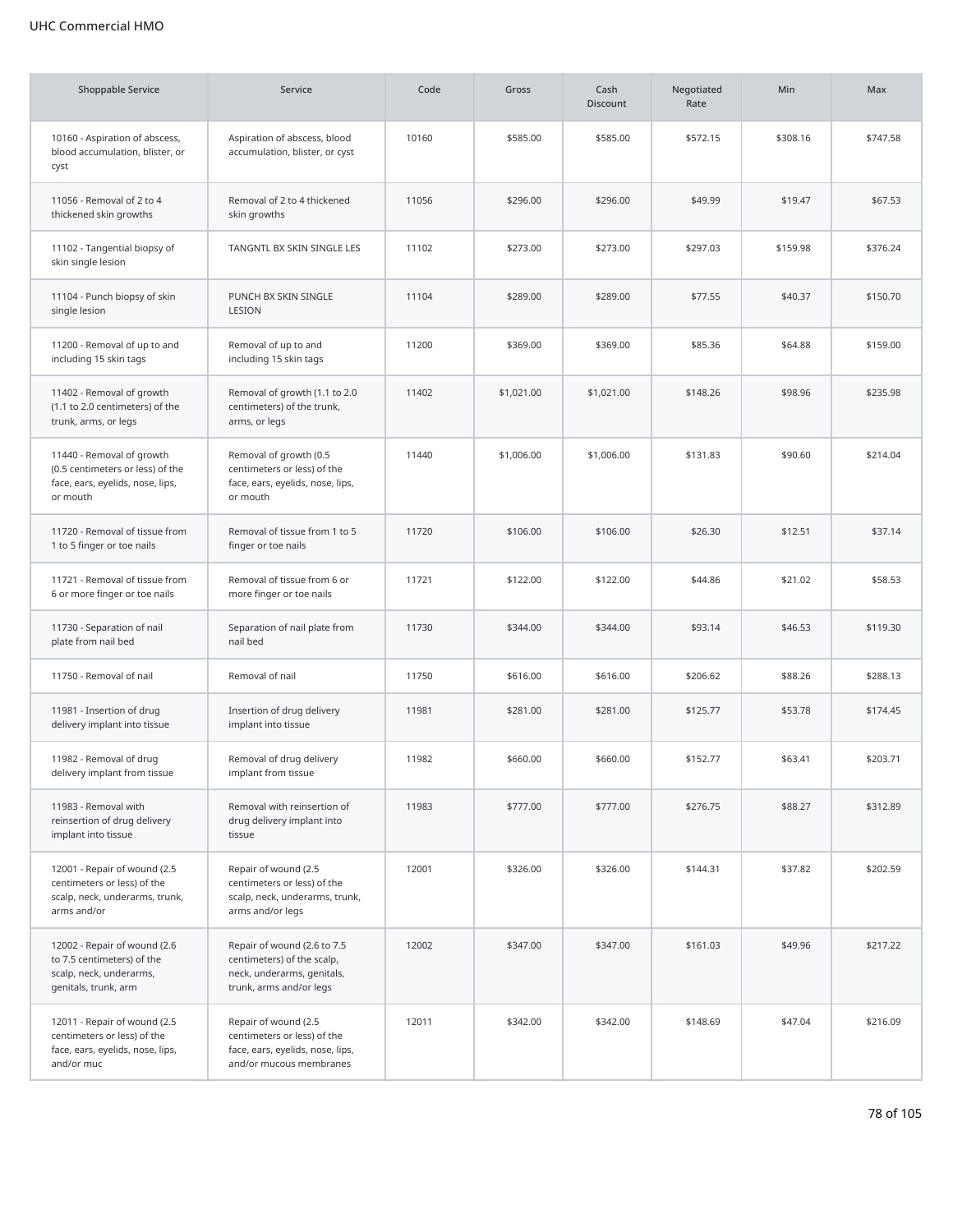UHC Commercial HMO

| Shoppable Service | Service | Code | Gross | Cash Discount | Negotiated Rate | Min | Max |
|---|---|---|---|---|---|---|---|
| 10160 - Aspiration of abscess, blood accumulation, blister, or cyst | Aspiration of abscess, blood accumulation, blister, or cyst | 10160 | $585.00 | $585.00 | $572.15 | $308.16 | $747.58 |
| 11056 - Removal of 2 to 4 thickened skin growths | Removal of 2 to 4 thickened skin growths | 11056 | $296.00 | $296.00 | $49.99 | $19.47 | $67.53 |
| 11102 - Tangential biopsy of skin single lesion | TANGNTL BX SKIN SINGLE LES | 11102 | $273.00 | $273.00 | $297.03 | $159.98 | $376.24 |
| 11104 - Punch biopsy of skin single lesion | PUNCH BX SKIN SINGLE LESION | 11104 | $289.00 | $289.00 | $77.55 | $40.37 | $150.70 |
| 11200 - Removal of up to and including 15 skin tags | Removal of up to and including 15 skin tags | 11200 | $369.00 | $369.00 | $85.36 | $64.88 | $159.00 |
| 11402 - Removal of growth (1.1 to 2.0 centimeters) of the trunk, arms, or legs | Removal of growth (1.1 to 2.0 centimeters) of the trunk, arms, or legs | 11402 | $1,021.00 | $1,021.00 | $148.26 | $98.96 | $235.98 |
| 11440 - Removal of growth (0.5 centimeters or less) of the face, ears, eyelids, nose, lips, or mouth | Removal of growth (0.5 centimeters or less) of the face, ears, eyelids, nose, lips, or mouth | 11440 | $1,006.00 | $1,006.00 | $131.83 | $90.60 | $214.04 |
| 11720 - Removal of tissue from 1 to 5 finger or toe nails | Removal of tissue from 1 to 5 finger or toe nails | 11720 | $106.00 | $106.00 | $26.30 | $12.51 | $37.14 |
| 11721 - Removal of tissue from 6 or more finger or toe nails | Removal of tissue from 6 or more finger or toe nails | 11721 | $122.00 | $122.00 | $44.86 | $21.02 | $58.53 |
| 11730 - Separation of nail plate from nail bed | Separation of nail plate from nail bed | 11730 | $344.00 | $344.00 | $93.14 | $46.53 | $119.30 |
| 11750 - Removal of nail | Removal of nail | 11750 | $616.00 | $616.00 | $206.62 | $88.26 | $288.13 |
| 11981 - Insertion of drug delivery implant into tissue | Insertion of drug delivery implant into tissue | 11981 | $281.00 | $281.00 | $125.77 | $53.78 | $174.45 |
| 11982 - Removal of drug delivery implant from tissue | Removal of drug delivery implant from tissue | 11982 | $660.00 | $660.00 | $152.77 | $63.41 | $203.71 |
| 11983 - Removal with reinsertion of drug delivery implant into tissue | Removal with reinsertion of drug delivery implant into tissue | 11983 | $777.00 | $777.00 | $276.75 | $88.27 | $312.89 |
| 12001 - Repair of wound (2.5 centimeters or less) of the scalp, neck, underarms, trunk, arms and/or | Repair of wound (2.5 centimeters or less) of the scalp, neck, underarms, trunk, arms and/or legs | 12001 | $326.00 | $326.00 | $144.31 | $37.82 | $202.59 |
| 12002 - Repair of wound (2.6 to 7.5 centimeters) of the scalp, neck, underarms, genitals, trunk, arm | Repair of wound (2.6 to 7.5 centimeters) of the scalp, neck, underarms, genitals, trunk, arms and/or legs | 12002 | $347.00 | $347.00 | $161.03 | $49.96 | $217.22 |
| 12011 - Repair of wound (2.5 centimeters or less) of the face, ears, eyelids, nose, lips, and/or muc | Repair of wound (2.5 centimeters or less) of the face, ears, eyelids, nose, lips, and/or mucous membranes | 12011 | $342.00 | $342.00 | $148.69 | $47.04 | $216.09 |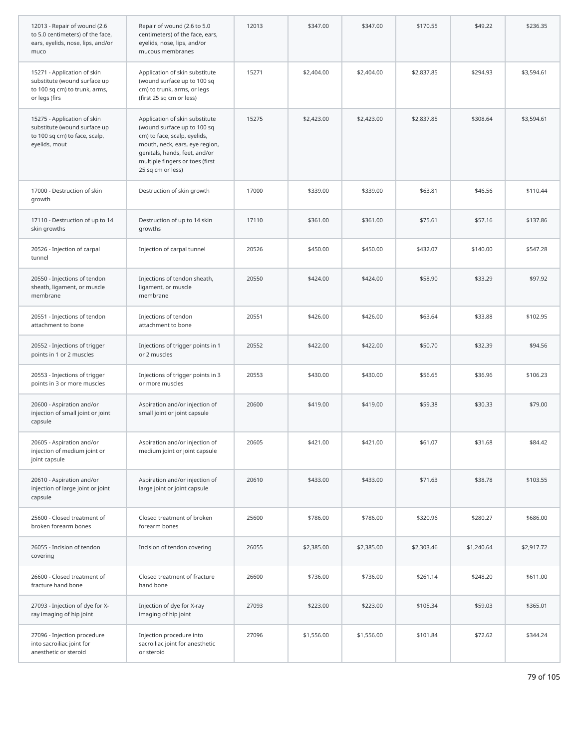| 12013 - Repair of wound (2.6 to 5.0 centimeters) of the face, ears, eyelids, nose, lips, and/or muco | Repair of wound (2.6 to 5.0 centimeters) of the face, ears, eyelids, nose, lips, and/or mucous membranes | 12013 | $347.00 | $347.00 | $170.55 | $49.22 | $236.35 |
|---|---|---|---|---|---|---|---|
| 15271 - Application of skin substitute (wound surface up to 100 sq cm) to trunk, arms, or legs (firs | Application of skin substitute (wound surface up to 100 sq cm) to trunk, arms, or legs (first 25 sq cm or less) | 15271 | $2,404.00 | $2,404.00 | $2,837.85 | $294.93 | $3,594.61 |
| 15275 - Application of skin substitute (wound surface up to 100 sq cm) to face, scalp, eyelids, mout | Application of skin substitute (wound surface up to 100 sq cm) to face, scalp, eyelids, mouth, neck, ears, eye region, genitals, hands, feet, and/or multiple fingers or toes (first 25 sq cm or less) | 15275 | $2,423.00 | $2,423.00 | $2,837.85 | $308.64 | $3,594.61 |
| 17000 - Destruction of skin growth | Destruction of skin growth | 17000 | $339.00 | $339.00 | $63.81 | $46.56 | $110.44 |
| 17110 - Destruction of up to 14 skin growths | Destruction of up to 14 skin growths | 17110 | $361.00 | $361.00 | $75.61 | $57.16 | $137.86 |
| 20526 - Injection of carpal tunnel | Injection of carpal tunnel | 20526 | $450.00 | $450.00 | $432.07 | $140.00 | $547.28 |
| 20550 - Injections of tendon sheath, ligament, or muscle membrane | Injections of tendon sheath, ligament, or muscle membrane | 20550 | $424.00 | $424.00 | $58.90 | $33.29 | $97.92 |
| 20551 - Injections of tendon attachment to bone | Injections of tendon attachment to bone | 20551 | $426.00 | $426.00 | $63.64 | $33.88 | $102.95 |
| 20552 - Injections of trigger points in 1 or 2 muscles | Injections of trigger points in 1 or 2 muscles | 20552 | $422.00 | $422.00 | $50.70 | $32.39 | $94.56 |
| 20553 - Injections of trigger points in 3 or more muscles | Injections of trigger points in 3 or more muscles | 20553 | $430.00 | $430.00 | $56.65 | $36.96 | $106.23 |
| 20600 - Aspiration and/or injection of small joint or joint capsule | Aspiration and/or injection of small joint or joint capsule | 20600 | $419.00 | $419.00 | $59.38 | $30.33 | $79.00 |
| 20605 - Aspiration and/or injection of medium joint or joint capsule | Aspiration and/or injection of medium joint or joint capsule | 20605 | $421.00 | $421.00 | $61.07 | $31.68 | $84.42 |
| 20610 - Aspiration and/or injection of large joint or joint capsule | Aspiration and/or injection of large joint or joint capsule | 20610 | $433.00 | $433.00 | $71.63 | $38.78 | $103.55 |
| 25600 - Closed treatment of broken forearm bones | Closed treatment of broken forearm bones | 25600 | $786.00 | $786.00 | $320.96 | $280.27 | $686.00 |
| 26055 - Incision of tendon covering | Incision of tendon covering | 26055 | $2,385.00 | $2,385.00 | $2,303.46 | $1,240.64 | $2,917.72 |
| 26600 - Closed treatment of fracture hand bone | Closed treatment of fracture hand bone | 26600 | $736.00 | $736.00 | $261.14 | $248.20 | $611.00 |
| 27093 - Injection of dye for X-ray imaging of hip joint | Injection of dye for X-ray imaging of hip joint | 27093 | $223.00 | $223.00 | $105.34 | $59.03 | $365.01 |
| 27096 - Injection procedure into sacroiliac joint for anesthetic or steroid | Injection procedure into sacroiliac joint for anesthetic or steroid | 27096 | $1,556.00 | $1,556.00 | $101.84 | $72.62 | $344.24 |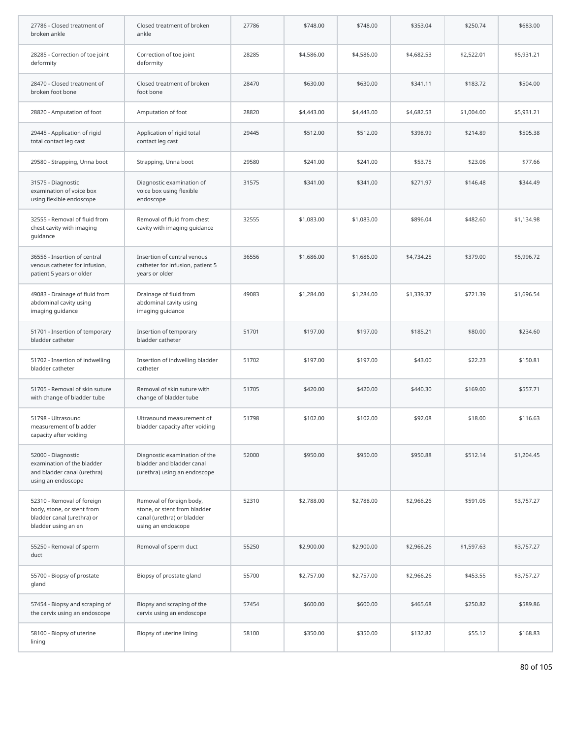| | | | | | | | |
|---|---|---|---|---|---|---|---|
| 27786 - Closed treatment of broken ankle | Closed treatment of broken ankle | 27786 | $748.00 | $748.00 | $353.04 | $250.74 | $683.00 |
| 28285 - Correction of toe joint deformity | Correction of toe joint deformity | 28285 | $4,586.00 | $4,586.00 | $4,682.53 | $2,522.01 | $5,931.21 |
| 28470 - Closed treatment of broken foot bone | Closed treatment of broken foot bone | 28470 | $630.00 | $630.00 | $341.11 | $183.72 | $504.00 |
| 28820 - Amputation of foot | Amputation of foot | 28820 | $4,443.00 | $4,443.00 | $4,682.53 | $1,004.00 | $5,931.21 |
| 29445 - Application of rigid total contact leg cast | Application of rigid total contact leg cast | 29445 | $512.00 | $512.00 | $398.99 | $214.89 | $505.38 |
| 29580 - Strapping, Unna boot | Strapping, Unna boot | 29580 | $241.00 | $241.00 | $53.75 | $23.06 | $77.66 |
| 31575 - Diagnostic examination of voice box using flexible endoscope | Diagnostic examination of voice box using flexible endoscope | 31575 | $341.00 | $341.00 | $271.97 | $146.48 | $344.49 |
| 32555 - Removal of fluid from chest cavity with imaging guidance | Removal of fluid from chest cavity with imaging guidance | 32555 | $1,083.00 | $1,083.00 | $896.04 | $482.60 | $1,134.98 |
| 36556 - Insertion of central venous catheter for infusion, patient 5 years or older | Insertion of central venous catheter for infusion, patient 5 years or older | 36556 | $1,686.00 | $1,686.00 | $4,734.25 | $379.00 | $5,996.72 |
| 49083 - Drainage of fluid from abdominal cavity using imaging guidance | Drainage of fluid from abdominal cavity using imaging guidance | 49083 | $1,284.00 | $1,284.00 | $1,339.37 | $721.39 | $1,696.54 |
| 51701 - Insertion of temporary bladder catheter | Insertion of temporary bladder catheter | 51701 | $197.00 | $197.00 | $185.21 | $80.00 | $234.60 |
| 51702 - Insertion of indwelling bladder catheter | Insertion of indwelling bladder catheter | 51702 | $197.00 | $197.00 | $43.00 | $22.23 | $150.81 |
| 51705 - Removal of skin suture with change of bladder tube | Removal of skin suture with change of bladder tube | 51705 | $420.00 | $420.00 | $440.30 | $169.00 | $557.71 |
| 51798 - Ultrasound measurement of bladder capacity after voiding | Ultrasound measurement of bladder capacity after voiding | 51798 | $102.00 | $102.00 | $92.08 | $18.00 | $116.63 |
| 52000 - Diagnostic examination of the bladder and bladder canal (urethra) using an endoscope | Diagnostic examination of the bladder and bladder canal (urethra) using an endoscope | 52000 | $950.00 | $950.00 | $950.88 | $512.14 | $1,204.45 |
| 52310 - Removal of foreign body, stone, or stent from bladder canal (urethra) or bladder using an en | Removal of foreign body, stone, or stent from bladder canal (urethra) or bladder using an endoscope | 52310 | $2,788.00 | $2,788.00 | $2,966.26 | $591.05 | $3,757.27 |
| 55250 - Removal of sperm duct | Removal of sperm duct | 55250 | $2,900.00 | $2,900.00 | $2,966.26 | $1,597.63 | $3,757.27 |
| 55700 - Biopsy of prostate gland | Biopsy of prostate gland | 55700 | $2,757.00 | $2,757.00 | $2,966.26 | $453.55 | $3,757.27 |
| 57454 - Biopsy and scraping of the cervix using an endoscope | Biopsy and scraping of the cervix using an endoscope | 57454 | $600.00 | $600.00 | $465.68 | $250.82 | $589.86 |
| 58100 - Biopsy of uterine lining | Biopsy of uterine lining | 58100 | $350.00 | $350.00 | $132.82 | $55.12 | $168.83 |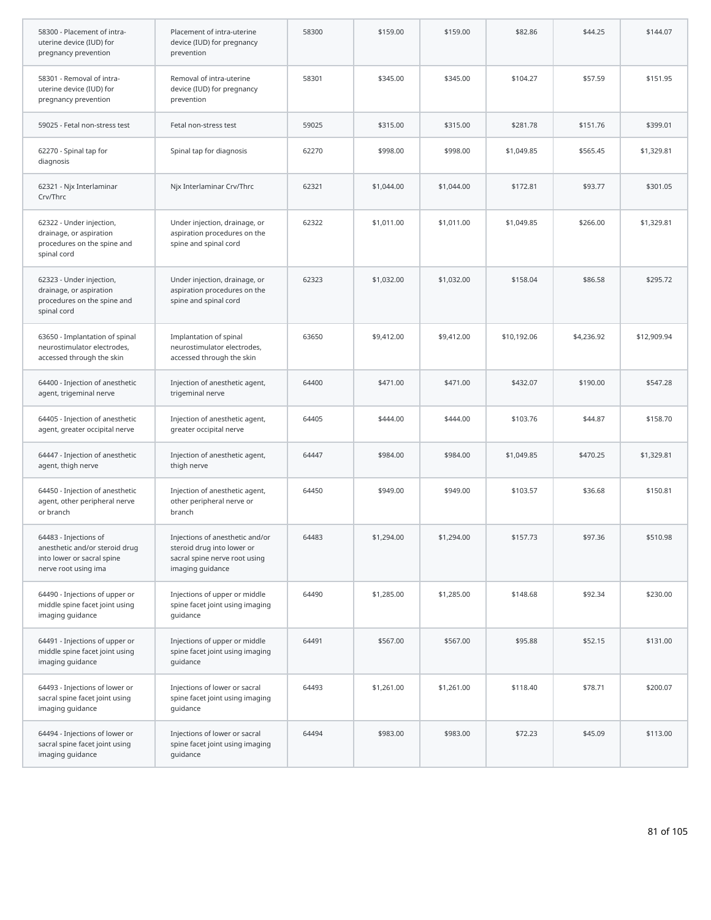| | | | | | | | |
|---|---|---|---|---|---|---|---|
| 58300 - Placement of intra-uterine device (IUD) for pregnancy prevention | Placement of intra-uterine device (IUD) for pregnancy prevention | 58300 | $159.00 | $159.00 | $82.86 | $44.25 | $144.07 |
| 58301 - Removal of intra-uterine device (IUD) for pregnancy prevention | Removal of intra-uterine device (IUD) for pregnancy prevention | 58301 | $345.00 | $345.00 | $104.27 | $57.59 | $151.95 |
| 59025 - Fetal non-stress test | Fetal non-stress test | 59025 | $315.00 | $315.00 | $281.78 | $151.76 | $399.01 |
| 62270 - Spinal tap for diagnosis | Spinal tap for diagnosis | 62270 | $998.00 | $998.00 | $1,049.85 | $565.45 | $1,329.81 |
| 62321 - Njx Interlaminar Crv/Thrc | Njx Interlaminar Crv/Thrc | 62321 | $1,044.00 | $1,044.00 | $172.81 | $93.77 | $301.05 |
| 62322 - Under injection, drainage, or aspiration procedures on the spine and spinal cord | Under injection, drainage, or aspiration procedures on the spine and spinal cord | 62322 | $1,011.00 | $1,011.00 | $1,049.85 | $266.00 | $1,329.81 |
| 62323 - Under injection, drainage, or aspiration procedures on the spine and spinal cord | Under injection, drainage, or aspiration procedures on the spine and spinal cord | 62323 | $1,032.00 | $1,032.00 | $158.04 | $86.58 | $295.72 |
| 63650 - Implantation of spinal neurostimulator electrodes, accessed through the skin | Implantation of spinal neurostimulator electrodes, accessed through the skin | 63650 | $9,412.00 | $9,412.00 | $10,192.06 | $4,236.92 | $12,909.94 |
| 64400 - Injection of anesthetic agent, trigeminal nerve | Injection of anesthetic agent, trigeminal nerve | 64400 | $471.00 | $471.00 | $432.07 | $190.00 | $547.28 |
| 64405 - Injection of anesthetic agent, greater occipital nerve | Injection of anesthetic agent, greater occipital nerve | 64405 | $444.00 | $444.00 | $103.76 | $44.87 | $158.70 |
| 64447 - Injection of anesthetic agent, thigh nerve | Injection of anesthetic agent, thigh nerve | 64447 | $984.00 | $984.00 | $1,049.85 | $470.25 | $1,329.81 |
| 64450 - Injection of anesthetic agent, other peripheral nerve or branch | Injection of anesthetic agent, other peripheral nerve or branch | 64450 | $949.00 | $949.00 | $103.57 | $36.68 | $150.81 |
| 64483 - Injections of anesthetic and/or steroid drug into lower or sacral spine nerve root using ima | Injections of anesthetic and/or steroid drug into lower or sacral spine nerve root using imaging guidance | 64483 | $1,294.00 | $1,294.00 | $157.73 | $97.36 | $510.98 |
| 64490 - Injections of upper or middle spine facet joint using imaging guidance | Injections of upper or middle spine facet joint using imaging guidance | 64490 | $1,285.00 | $1,285.00 | $148.68 | $92.34 | $230.00 |
| 64491 - Injections of upper or middle spine facet joint using imaging guidance | Injections of upper or middle spine facet joint using imaging guidance | 64491 | $567.00 | $567.00 | $95.88 | $52.15 | $131.00 |
| 64493 - Injections of lower or sacral spine facet joint using imaging guidance | Injections of lower or sacral spine facet joint using imaging guidance | 64493 | $1,261.00 | $1,261.00 | $118.40 | $78.71 | $200.07 |
| 64494 - Injections of lower or sacral spine facet joint using imaging guidance | Injections of lower or sacral spine facet joint using imaging guidance | 64494 | $983.00 | $983.00 | $72.23 | $45.09 | $113.00 |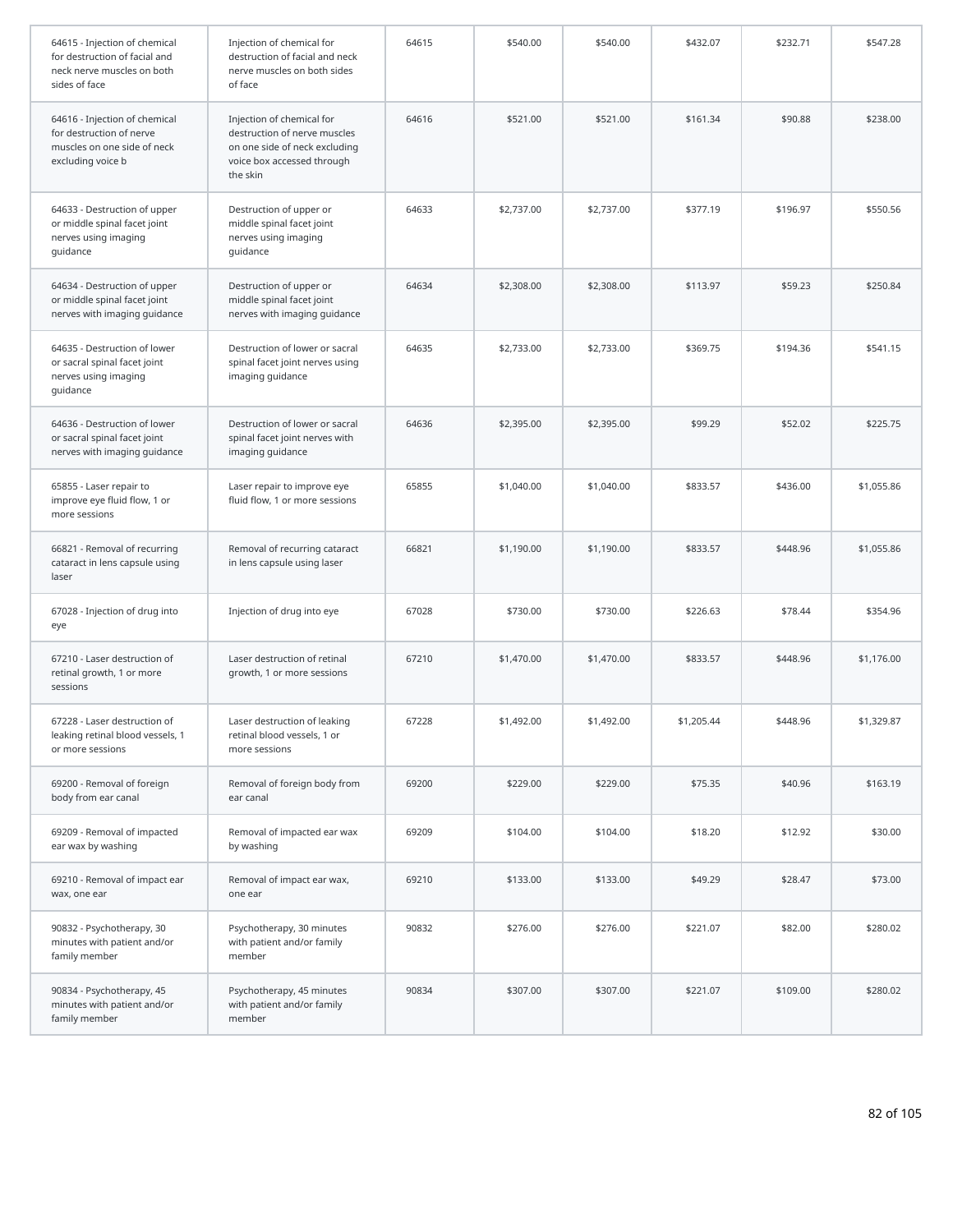| | | | | | | | |
|---|---|---|---|---|---|---|---|
| 64615 - Injection of chemical for destruction of facial and neck nerve muscles on both sides of face | Injection of chemical for destruction of facial and neck nerve muscles on both sides of face | 64615 | $540.00 | $540.00 | $432.07 | $232.71 | $547.28 |
| 64616 - Injection of chemical for destruction of nerve muscles on one side of neck excluding voice b | Injection of chemical for destruction of nerve muscles on one side of neck excluding voice box accessed through the skin | 64616 | $521.00 | $521.00 | $161.34 | $90.88 | $238.00 |
| 64633 - Destruction of upper or middle spinal facet joint nerves using imaging guidance | Destruction of upper or middle spinal facet joint nerves using imaging guidance | 64633 | $2,737.00 | $2,737.00 | $377.19 | $196.97 | $550.56 |
| 64634 - Destruction of upper or middle spinal facet joint nerves with imaging guidance | Destruction of upper or middle spinal facet joint nerves with imaging guidance | 64634 | $2,308.00 | $2,308.00 | $113.97 | $59.23 | $250.84 |
| 64635 - Destruction of lower or sacral spinal facet joint nerves using imaging guidance | Destruction of lower or sacral spinal facet joint nerves using imaging guidance | 64635 | $2,733.00 | $2,733.00 | $369.75 | $194.36 | $541.15 |
| 64636 - Destruction of lower or sacral spinal facet joint nerves with imaging guidance | Destruction of lower or sacral spinal facet joint nerves with imaging guidance | 64636 | $2,395.00 | $2,395.00 | $99.29 | $52.02 | $225.75 |
| 65855 - Laser repair to improve eye fluid flow, 1 or more sessions | Laser repair to improve eye fluid flow, 1 or more sessions | 65855 | $1,040.00 | $1,040.00 | $833.57 | $436.00 | $1,055.86 |
| 66821 - Removal of recurring cataract in lens capsule using laser | Removal of recurring cataract in lens capsule using laser | 66821 | $1,190.00 | $1,190.00 | $833.57 | $448.96 | $1,055.86 |
| 67028 - Injection of drug into eye | Injection of drug into eye | 67028 | $730.00 | $730.00 | $226.63 | $78.44 | $354.96 |
| 67210 - Laser destruction of retinal growth, 1 or more sessions | Laser destruction of retinal growth, 1 or more sessions | 67210 | $1,470.00 | $1,470.00 | $833.57 | $448.96 | $1,176.00 |
| 67228 - Laser destruction of leaking retinal blood vessels, 1 or more sessions | Laser destruction of leaking retinal blood vessels, 1 or more sessions | 67228 | $1,492.00 | $1,492.00 | $1,205.44 | $448.96 | $1,329.87 |
| 69200 - Removal of foreign body from ear canal | Removal of foreign body from ear canal | 69200 | $229.00 | $229.00 | $75.35 | $40.96 | $163.19 |
| 69209 - Removal of impacted ear wax by washing | Removal of impacted ear wax by washing | 69209 | $104.00 | $104.00 | $18.20 | $12.92 | $30.00 |
| 69210 - Removal of impact ear wax, one ear | Removal of impact ear wax, one ear | 69210 | $133.00 | $133.00 | $49.29 | $28.47 | $73.00 |
| 90832 - Psychotherapy, 30 minutes with patient and/or family member | Psychotherapy, 30 minutes with patient and/or family member | 90832 | $276.00 | $276.00 | $221.07 | $82.00 | $280.02 |
| 90834 - Psychotherapy, 45 minutes with patient and/or family member | Psychotherapy, 45 minutes with patient and/or family member | 90834 | $307.00 | $307.00 | $221.07 | $109.00 | $280.02 |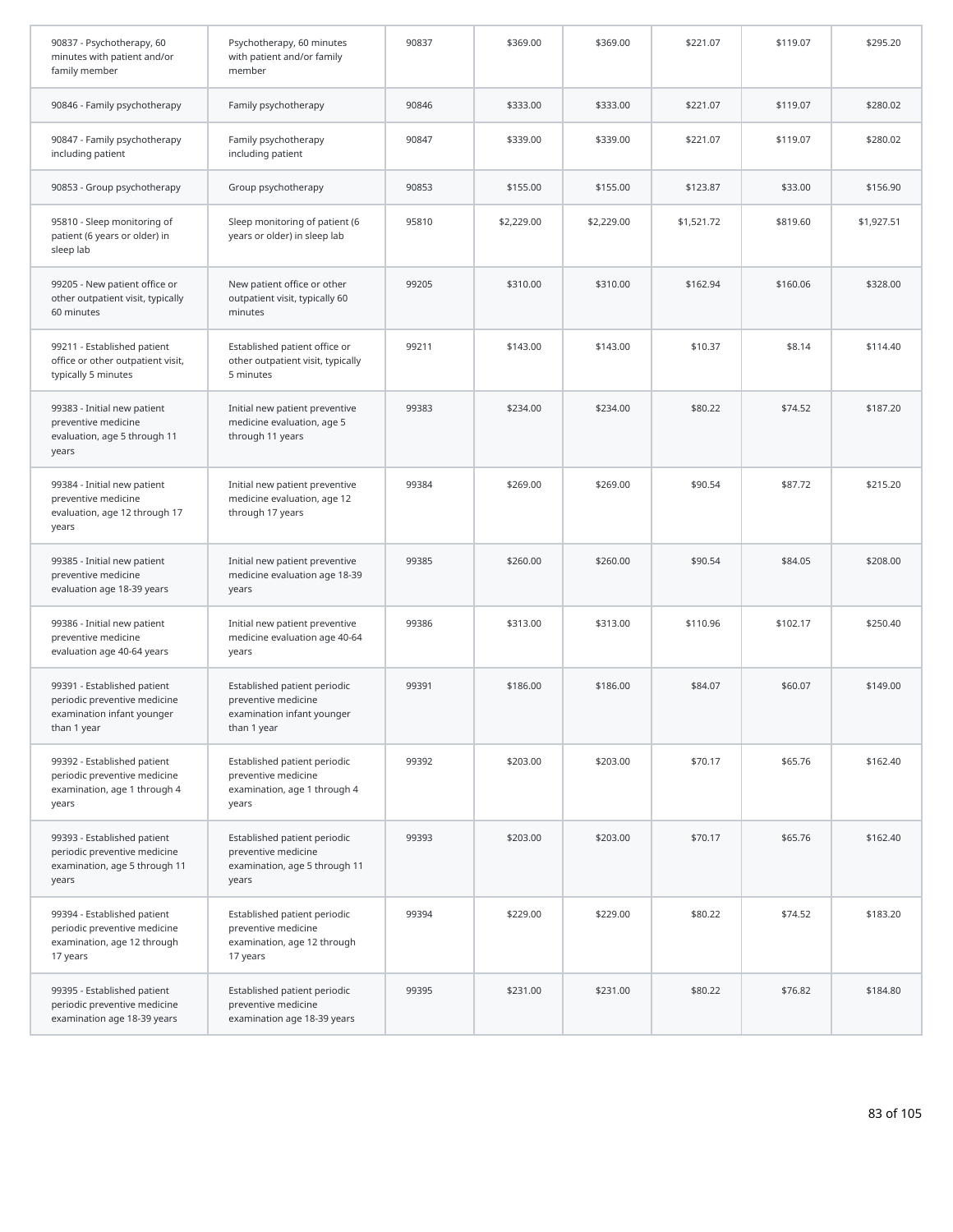| | | | | | | | |
|---|---|---|---|---|---|---|---|
| 90837 - Psychotherapy, 60 minutes with patient and/or family member | Psychotherapy, 60 minutes with patient and/or family member | 90837 | $369.00 | $369.00 | $221.07 | $119.07 | $295.20 |
| 90846 - Family psychotherapy | Family psychotherapy | 90846 | $333.00 | $333.00 | $221.07 | $119.07 | $280.02 |
| 90847 - Family psychotherapy including patient | Family psychotherapy including patient | 90847 | $339.00 | $339.00 | $221.07 | $119.07 | $280.02 |
| 90853 - Group psychotherapy | Group psychotherapy | 90853 | $155.00 | $155.00 | $123.87 | $33.00 | $156.90 |
| 95810 - Sleep monitoring of patient (6 years or older) in sleep lab | Sleep monitoring of patient (6 years or older) in sleep lab | 95810 | $2,229.00 | $2,229.00 | $1,521.72 | $819.60 | $1,927.51 |
| 99205 - New patient office or other outpatient visit, typically 60 minutes | New patient office or other outpatient visit, typically 60 minutes | 99205 | $310.00 | $310.00 | $162.94 | $160.06 | $328.00 |
| 99211 - Established patient office or other outpatient visit, typically 5 minutes | Established patient office or other outpatient visit, typically 5 minutes | 99211 | $143.00 | $143.00 | $10.37 | $8.14 | $114.40 |
| 99383 - Initial new patient preventive medicine evaluation, age 5 through 11 years | Initial new patient preventive medicine evaluation, age 5 through 11 years | 99383 | $234.00 | $234.00 | $80.22 | $74.52 | $187.20 |
| 99384 - Initial new patient preventive medicine evaluation, age 12 through 17 years | Initial new patient preventive medicine evaluation, age 12 through 17 years | 99384 | $269.00 | $269.00 | $90.54 | $87.72 | $215.20 |
| 99385 - Initial new patient preventive medicine evaluation age 18-39 years | Initial new patient preventive medicine evaluation age 18-39 years | 99385 | $260.00 | $260.00 | $90.54 | $84.05 | $208.00 |
| 99386 - Initial new patient preventive medicine evaluation age 40-64 years | Initial new patient preventive medicine evaluation age 40-64 years | 99386 | $313.00 | $313.00 | $110.96 | $102.17 | $250.40 |
| 99391 - Established patient periodic preventive medicine examination infant younger than 1 year | Established patient periodic preventive medicine examination infant younger than 1 year | 99391 | $186.00 | $186.00 | $84.07 | $60.07 | $149.00 |
| 99392 - Established patient periodic preventive medicine examination, age 1 through 4 years | Established patient periodic preventive medicine examination, age 1 through 4 years | 99392 | $203.00 | $203.00 | $70.17 | $65.76 | $162.40 |
| 99393 - Established patient periodic preventive medicine examination, age 5 through 11 years | Established patient periodic preventive medicine examination, age 5 through 11 years | 99393 | $203.00 | $203.00 | $70.17 | $65.76 | $162.40 |
| 99394 - Established patient periodic preventive medicine examination, age 12 through 17 years | Established patient periodic preventive medicine examination, age 12 through 17 years | 99394 | $229.00 | $229.00 | $80.22 | $74.52 | $183.20 |
| 99395 - Established patient periodic preventive medicine examination age 18-39 years | Established patient periodic preventive medicine examination age 18-39 years | 99395 | $231.00 | $231.00 | $80.22 | $76.82 | $184.80 |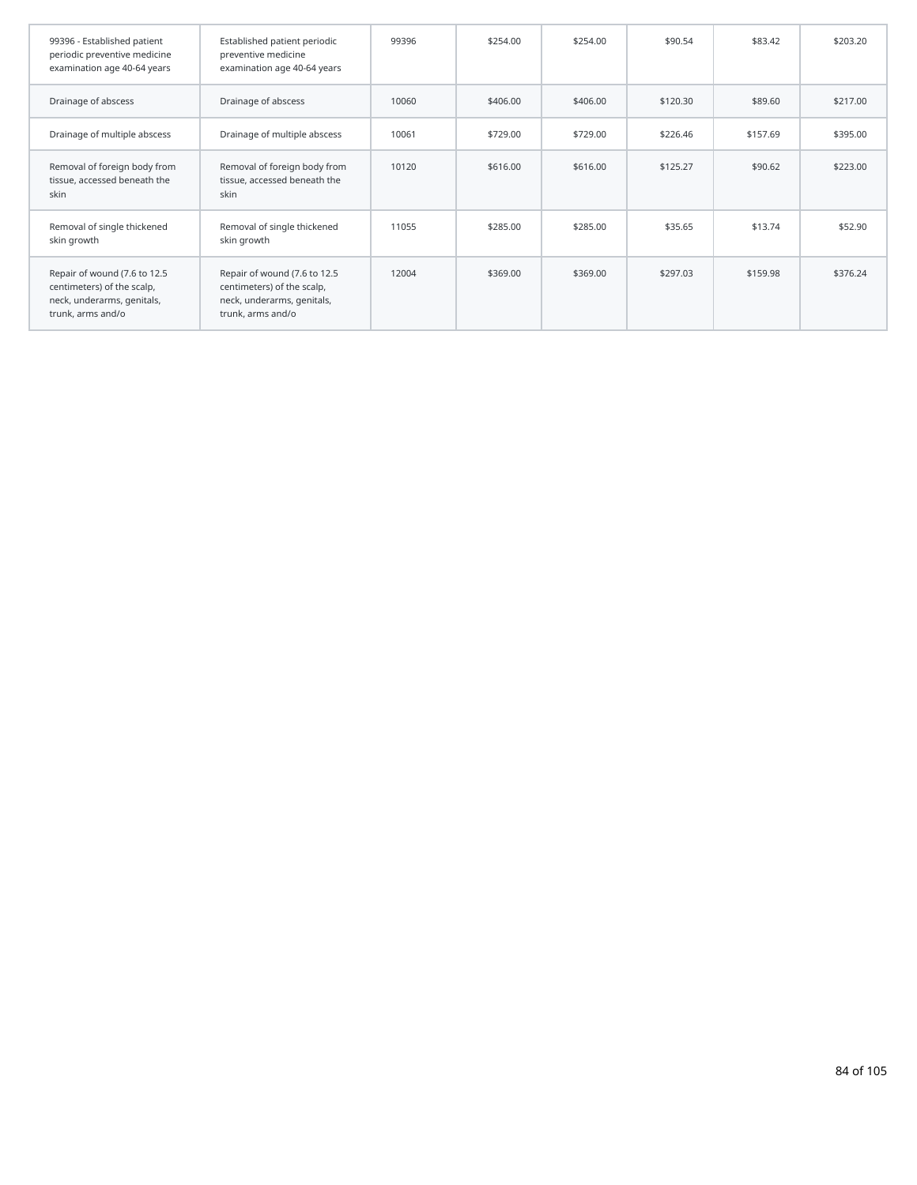| | | | | | | | |
|---|---|---|---|---|---|---|---|
| 99396 - Established patient periodic preventive medicine examination age 40-64 years | Established patient periodic preventive medicine examination age 40-64 years | 99396 | $254.00 | $254.00 | $90.54 | $83.42 | $203.20 |
| Drainage of abscess | Drainage of abscess | 10060 | $406.00 | $406.00 | $120.30 | $89.60 | $217.00 |
| Drainage of multiple abscess | Drainage of multiple abscess | 10061 | $729.00 | $729.00 | $226.46 | $157.69 | $395.00 |
| Removal of foreign body from tissue, accessed beneath the skin | Removal of foreign body from tissue, accessed beneath the skin | 10120 | $616.00 | $616.00 | $125.27 | $90.62 | $223.00 |
| Removal of single thickened skin growth | Removal of single thickened skin growth | 11055 | $285.00 | $285.00 | $35.65 | $13.74 | $52.90 |
| Repair of wound (7.6 to 12.5 centimeters) of the scalp, neck, underarms, genitals, trunk, arms and/o | Repair of wound (7.6 to 12.5 centimeters) of the scalp, neck, underarms, genitals, trunk, arms and/o | 12004 | $369.00 | $369.00 | $297.03 | $159.98 | $376.24 |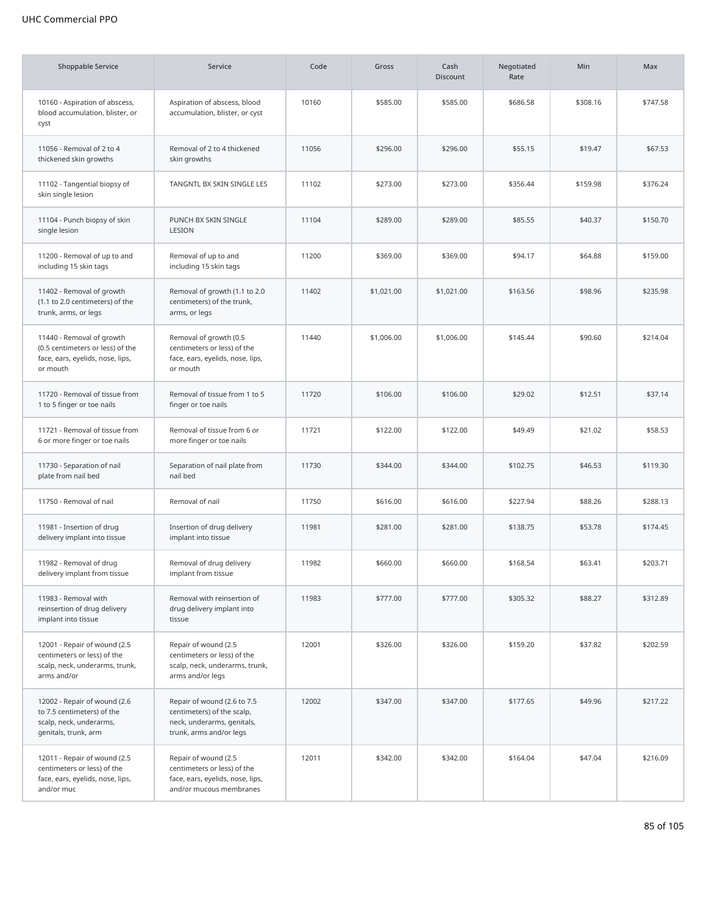UHC Commercial PPO

| Shoppable Service | Service | Code | Gross | Cash Discount | Negotiated Rate | Min | Max |
|---|---|---|---|---|---|---|---|
| 10160 - Aspiration of abscess, blood accumulation, blister, or cyst | Aspiration of abscess, blood accumulation, blister, or cyst | 10160 | $585.00 | $585.00 | $686.58 | $308.16 | $747.58 |
| 11056 - Removal of 2 to 4 thickened skin growths | Removal of 2 to 4 thickened skin growths | 11056 | $296.00 | $296.00 | $55.15 | $19.47 | $67.53 |
| 11102 - Tangential biopsy of skin single lesion | TANGNTL BX SKIN SINGLE LES | 11102 | $273.00 | $273.00 | $356.44 | $159.98 | $376.24 |
| 11104 - Punch biopsy of skin single lesion | PUNCH BX SKIN SINGLE LESION | 11104 | $289.00 | $289.00 | $85.55 | $40.37 | $150.70 |
| 11200 - Removal of up to and including 15 skin tags | Removal of up to and including 15 skin tags | 11200 | $369.00 | $369.00 | $94.17 | $64.88 | $159.00 |
| 11402 - Removal of growth (1.1 to 2.0 centimeters) of the trunk, arms, or legs | Removal of growth (1.1 to 2.0 centimeters) of the trunk, arms, or legs | 11402 | $1,021.00 | $1,021.00 | $163.56 | $98.96 | $235.98 |
| 11440 - Removal of growth (0.5 centimeters or less) of the face, ears, eyelids, nose, lips, or mouth | Removal of growth (0.5 centimeters or less) of the face, ears, eyelids, nose, lips, or mouth | 11440 | $1,006.00 | $1,006.00 | $145.44 | $90.60 | $214.04 |
| 11720 - Removal of tissue from 1 to 5 finger or toe nails | Removal of tissue from 1 to 5 finger or toe nails | 11720 | $106.00 | $106.00 | $29.02 | $12.51 | $37.14 |
| 11721 - Removal of tissue from 6 or more finger or toe nails | Removal of tissue from 6 or more finger or toe nails | 11721 | $122.00 | $122.00 | $49.49 | $21.02 | $58.53 |
| 11730 - Separation of nail plate from nail bed | Separation of nail plate from nail bed | 11730 | $344.00 | $344.00 | $102.75 | $46.53 | $119.30 |
| 11750 - Removal of nail | Removal of nail | 11750 | $616.00 | $616.00 | $227.94 | $88.26 | $288.13 |
| 11981 - Insertion of drug delivery implant into tissue | Insertion of drug delivery implant into tissue | 11981 | $281.00 | $281.00 | $138.75 | $53.78 | $174.45 |
| 11982 - Removal of drug delivery implant from tissue | Removal of drug delivery implant from tissue | 11982 | $660.00 | $660.00 | $168.54 | $63.41 | $203.71 |
| 11983 - Removal with reinsertion of drug delivery implant into tissue | Removal with reinsertion of drug delivery implant into tissue | 11983 | $777.00 | $777.00 | $305.32 | $88.27 | $312.89 |
| 12001 - Repair of wound (2.5 centimeters or less) of the scalp, neck, underarms, trunk, arms and/or | Repair of wound (2.5 centimeters or less) of the scalp, neck, underarms, trunk, arms and/or legs | 12001 | $326.00 | $326.00 | $159.20 | $37.82 | $202.59 |
| 12002 - Repair of wound (2.6 to 7.5 centimeters) of the scalp, neck, underarms, genitals, trunk, arm | Repair of wound (2.6 to 7.5 centimeters) of the scalp, neck, underarms, genitals, trunk, arms and/or legs | 12002 | $347.00 | $347.00 | $177.65 | $49.96 | $217.22 |
| 12011 - Repair of wound (2.5 centimeters or less) of the face, ears, eyelids, nose, lips, and/or muc | Repair of wound (2.5 centimeters or less) of the face, ears, eyelids, nose, lips, and/or mucous membranes | 12011 | $342.00 | $342.00 | $164.04 | $47.04 | $216.09 |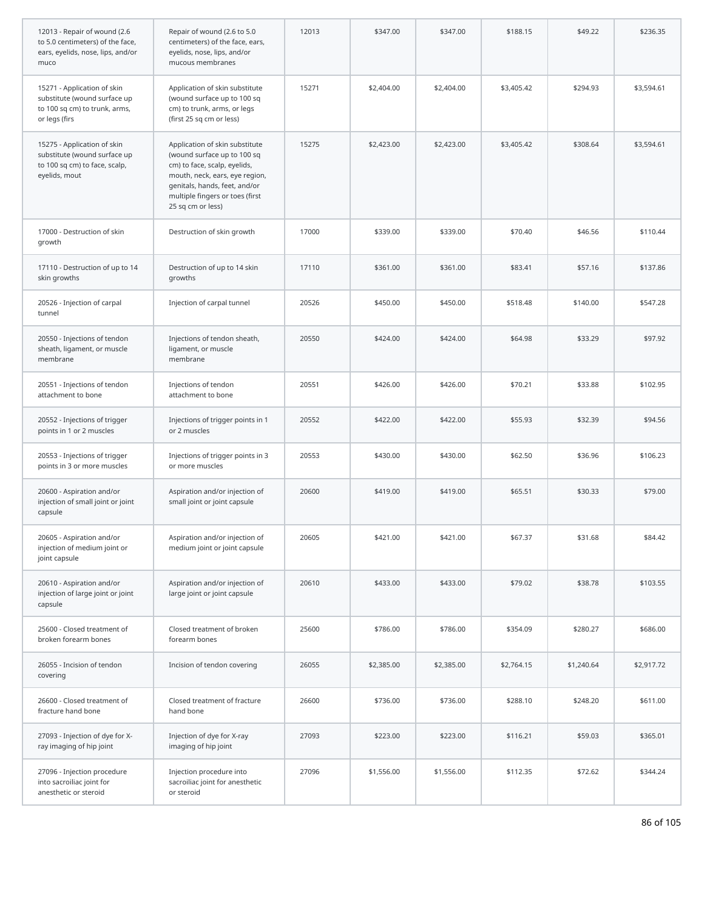| | | | | | | | |
|---|---|---|---|---|---|---|---|
| 12013 - Repair of wound (2.6 to 5.0 centimeters) of the face, ears, eyelids, nose, lips, and/or muco | Repair of wound (2.6 to 5.0 centimeters) of the face, ears, eyelids, nose, lips, and/or mucous membranes | 12013 | $347.00 | $347.00 | $188.15 | $49.22 | $236.35 |
| 15271 - Application of skin substitute (wound surface up to 100 sq cm) to trunk, arms, or legs (firs | Application of skin substitute (wound surface up to 100 sq cm) to trunk, arms, or legs (first 25 sq cm or less) | 15271 | $2,404.00 | $2,404.00 | $3,405.42 | $294.93 | $3,594.61 |
| 15275 - Application of skin substitute (wound surface up to 100 sq cm) to face, scalp, eyelids, mout | Application of skin substitute (wound surface up to 100 sq cm) to face, scalp, eyelids, mouth, neck, ears, eye region, genitals, hands, feet, and/or multiple fingers or toes (first 25 sq cm or less) | 15275 | $2,423.00 | $2,423.00 | $3,405.42 | $308.64 | $3,594.61 |
| 17000 - Destruction of skin growth | Destruction of skin growth | 17000 | $339.00 | $339.00 | $70.40 | $46.56 | $110.44 |
| 17110 - Destruction of up to 14 skin growths | Destruction of up to 14 skin growths | 17110 | $361.00 | $361.00 | $83.41 | $57.16 | $137.86 |
| 20526 - Injection of carpal tunnel | Injection of carpal tunnel | 20526 | $450.00 | $450.00 | $518.48 | $140.00 | $547.28 |
| 20550 - Injections of tendon sheath, ligament, or muscle membrane | Injections of tendon sheath, ligament, or muscle membrane | 20550 | $424.00 | $424.00 | $64.98 | $33.29 | $97.92 |
| 20551 - Injections of tendon attachment to bone | Injections of tendon attachment to bone | 20551 | $426.00 | $426.00 | $70.21 | $33.88 | $102.95 |
| 20552 - Injections of trigger points in 1 or 2 muscles | Injections of trigger points in 1 or 2 muscles | 20552 | $422.00 | $422.00 | $55.93 | $32.39 | $94.56 |
| 20553 - Injections of trigger points in 3 or more muscles | Injections of trigger points in 3 or more muscles | 20553 | $430.00 | $430.00 | $62.50 | $36.96 | $106.23 |
| 20600 - Aspiration and/or injection of small joint or joint capsule | Aspiration and/or injection of small joint or joint capsule | 20600 | $419.00 | $419.00 | $65.51 | $30.33 | $79.00 |
| 20605 - Aspiration and/or injection of medium joint or joint capsule | Aspiration and/or injection of medium joint or joint capsule | 20605 | $421.00 | $421.00 | $67.37 | $31.68 | $84.42 |
| 20610 - Aspiration and/or injection of large joint or joint capsule | Aspiration and/or injection of large joint or joint capsule | 20610 | $433.00 | $433.00 | $79.02 | $38.78 | $103.55 |
| 25600 - Closed treatment of broken forearm bones | Closed treatment of broken forearm bones | 25600 | $786.00 | $786.00 | $354.09 | $280.27 | $686.00 |
| 26055 - Incision of tendon covering | Incision of tendon covering | 26055 | $2,385.00 | $2,385.00 | $2,764.15 | $1,240.64 | $2,917.72 |
| 26600 - Closed treatment of fracture hand bone | Closed treatment of fracture hand bone | 26600 | $736.00 | $736.00 | $288.10 | $248.20 | $611.00 |
| 27093 - Injection of dye for X-ray imaging of hip joint | Injection of dye for X-ray imaging of hip joint | 27093 | $223.00 | $223.00 | $116.21 | $59.03 | $365.01 |
| 27096 - Injection procedure into sacroiliac joint for anesthetic or steroid | Injection procedure into sacroiliac joint for anesthetic or steroid | 27096 | $1,556.00 | $1,556.00 | $112.35 | $72.62 | $344.24 |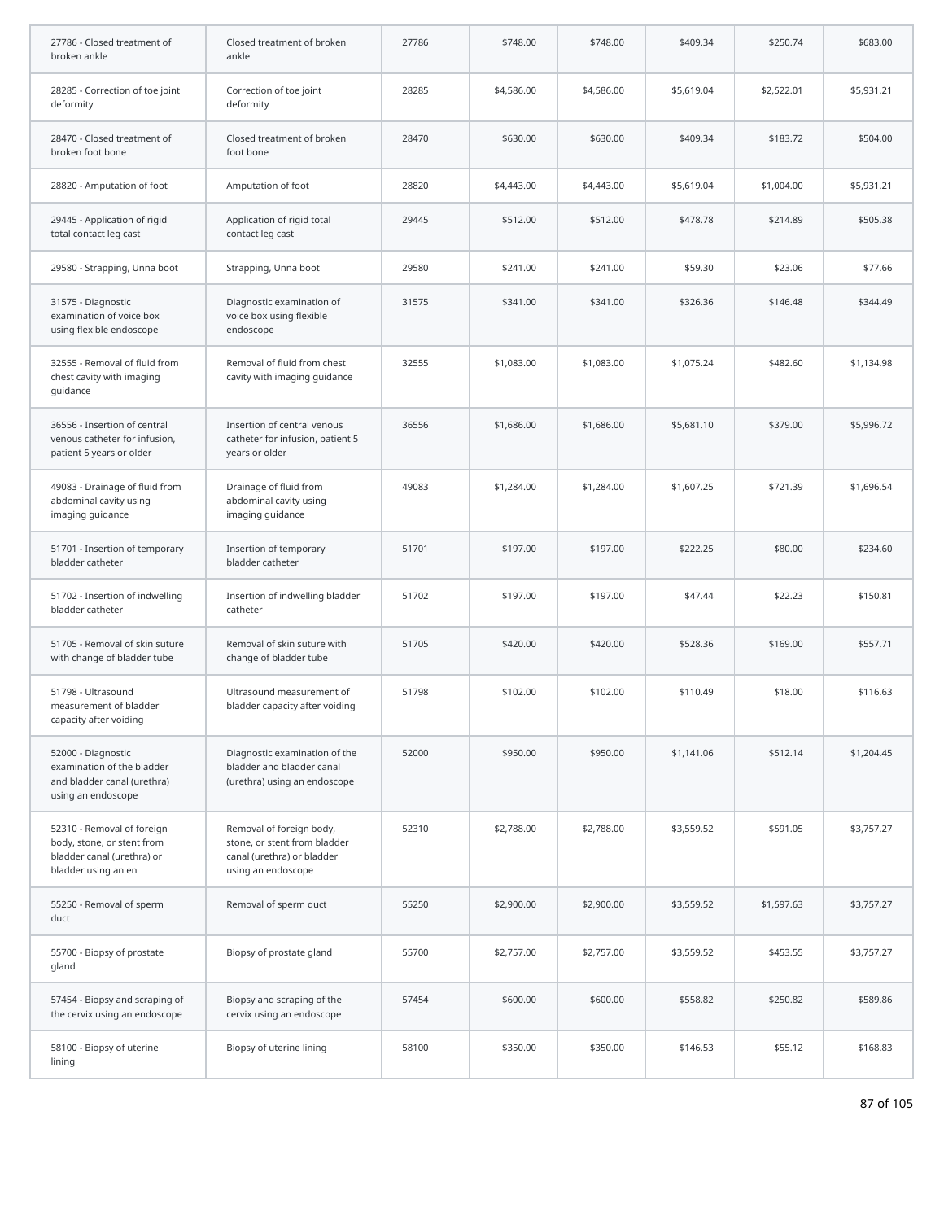| | | | | | | | |
|---|---|---|---|---|---|---|---|
| 27786 - Closed treatment of broken ankle | Closed treatment of broken ankle | 27786 | $748.00 | $748.00 | $409.34 | $250.74 | $683.00 |
| 28285 - Correction of toe joint deformity | Correction of toe joint deformity | 28285 | $4,586.00 | $4,586.00 | $5,619.04 | $2,522.01 | $5,931.21 |
| 28470 - Closed treatment of broken foot bone | Closed treatment of broken foot bone | 28470 | $630.00 | $630.00 | $409.34 | $183.72 | $504.00 |
| 28820 - Amputation of foot | Amputation of foot | 28820 | $4,443.00 | $4,443.00 | $5,619.04 | $1,004.00 | $5,931.21 |
| 29445 - Application of rigid total contact leg cast | Application of rigid total contact leg cast | 29445 | $512.00 | $512.00 | $478.78 | $214.89 | $505.38 |
| 29580 - Strapping, Unna boot | Strapping, Unna boot | 29580 | $241.00 | $241.00 | $59.30 | $23.06 | $77.66 |
| 31575 - Diagnostic examination of voice box using flexible endoscope | Diagnostic examination of voice box using flexible endoscope | 31575 | $341.00 | $341.00 | $326.36 | $146.48 | $344.49 |
| 32555 - Removal of fluid from chest cavity with imaging guidance | Removal of fluid from chest cavity with imaging guidance | 32555 | $1,083.00 | $1,083.00 | $1,075.24 | $482.60 | $1,134.98 |
| 36556 - Insertion of central venous catheter for infusion, patient 5 years or older | Insertion of central venous catheter for infusion, patient 5 years or older | 36556 | $1,686.00 | $1,686.00 | $5,681.10 | $379.00 | $5,996.72 |
| 49083 - Drainage of fluid from abdominal cavity using imaging guidance | Drainage of fluid from abdominal cavity using imaging guidance | 49083 | $1,284.00 | $1,284.00 | $1,607.25 | $721.39 | $1,696.54 |
| 51701 - Insertion of temporary bladder catheter | Insertion of temporary bladder catheter | 51701 | $197.00 | $197.00 | $222.25 | $80.00 | $234.60 |
| 51702 - Insertion of indwelling bladder catheter | Insertion of indwelling bladder catheter | 51702 | $197.00 | $197.00 | $47.44 | $22.23 | $150.81 |
| 51705 - Removal of skin suture with change of bladder tube | Removal of skin suture with change of bladder tube | 51705 | $420.00 | $420.00 | $528.36 | $169.00 | $557.71 |
| 51798 - Ultrasound measurement of bladder capacity after voiding | Ultrasound measurement of bladder capacity after voiding | 51798 | $102.00 | $102.00 | $110.49 | $18.00 | $116.63 |
| 52000 - Diagnostic examination of the bladder and bladder canal (urethra) using an endoscope | Diagnostic examination of the bladder and bladder canal (urethra) using an endoscope | 52000 | $950.00 | $950.00 | $1,141.06 | $512.14 | $1,204.45 |
| 52310 - Removal of foreign body, stone, or stent from bladder canal (urethra) or bladder using an en | Removal of foreign body, stone, or stent from bladder canal (urethra) or bladder using an endoscope | 52310 | $2,788.00 | $2,788.00 | $3,559.52 | $591.05 | $3,757.27 |
| 55250 - Removal of sperm duct | Removal of sperm duct | 55250 | $2,900.00 | $2,900.00 | $3,559.52 | $1,597.63 | $3,757.27 |
| 55700 - Biopsy of prostate gland | Biopsy of prostate gland | 55700 | $2,757.00 | $2,757.00 | $3,559.52 | $453.55 | $3,757.27 |
| 57454 - Biopsy and scraping of the cervix using an endoscope | Biopsy and scraping of the cervix using an endoscope | 57454 | $600.00 | $600.00 | $558.82 | $250.82 | $589.86 |
| 58100 - Biopsy of uterine lining | Biopsy of uterine lining | 58100 | $350.00 | $350.00 | $146.53 | $55.12 | $168.83 |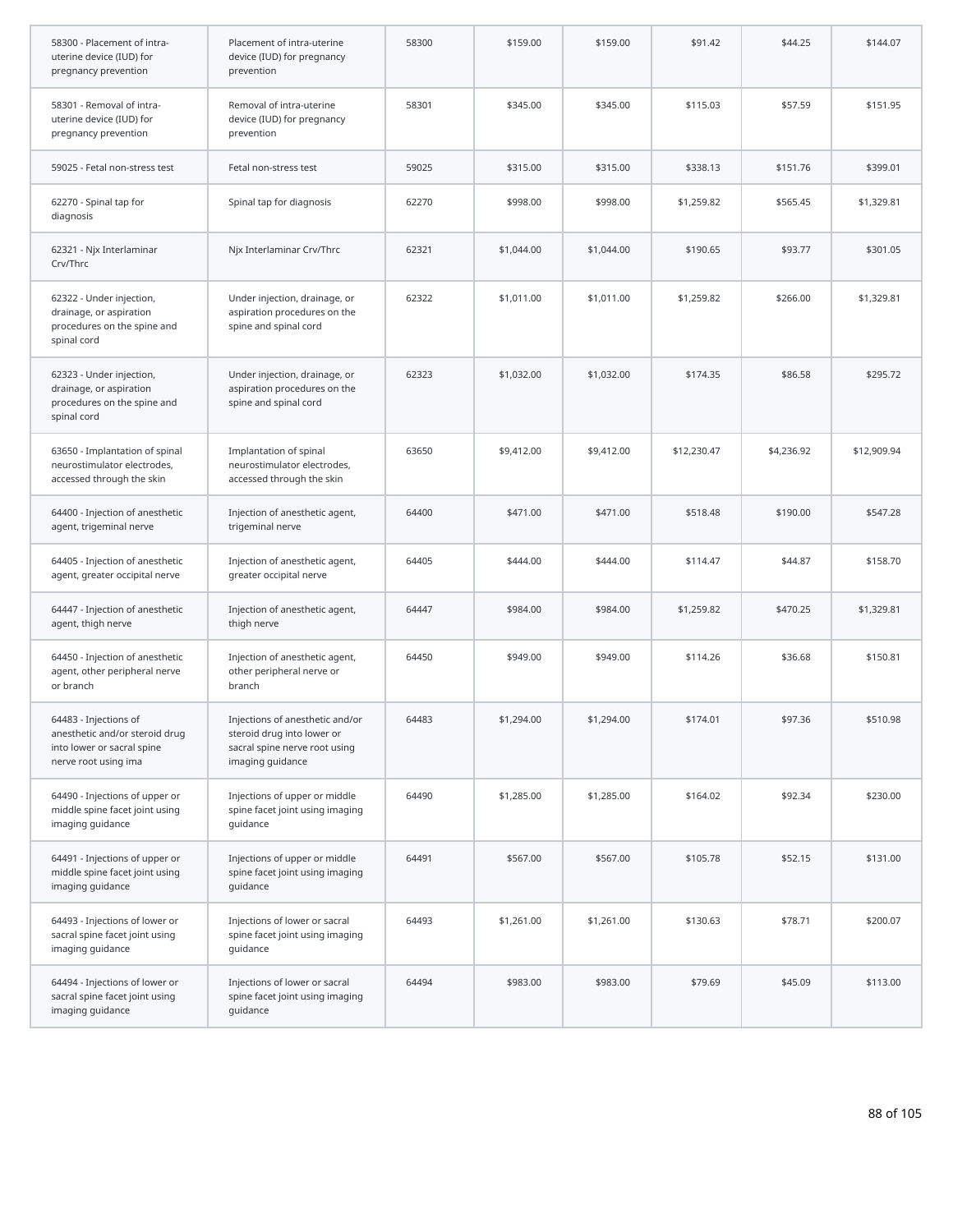| | | | | | | | |
|---|---|---|---|---|---|---|---|
| 58300 - Placement of intra-uterine device (IUD) for pregnancy prevention | Placement of intra-uterine device (IUD) for pregnancy prevention | 58300 | $159.00 | $159.00 | $91.42 | $44.25 | $144.07 |
| 58301 - Removal of intra-uterine device (IUD) for pregnancy prevention | Removal of intra-uterine device (IUD) for pregnancy prevention | 58301 | $345.00 | $345.00 | $115.03 | $57.59 | $151.95 |
| 59025 - Fetal non-stress test | Fetal non-stress test | 59025 | $315.00 | $315.00 | $338.13 | $151.76 | $399.01 |
| 62270 - Spinal tap for diagnosis | Spinal tap for diagnosis | 62270 | $998.00 | $998.00 | $1,259.82 | $565.45 | $1,329.81 |
| 62321 - Njx Interlaminar Crv/Thrc | Njx Interlaminar Crv/Thrc | 62321 | $1,044.00 | $1,044.00 | $190.65 | $93.77 | $301.05 |
| 62322 - Under injection, drainage, or aspiration procedures on the spine and spinal cord | Under injection, drainage, or aspiration procedures on the spine and spinal cord | 62322 | $1,011.00 | $1,011.00 | $1,259.82 | $266.00 | $1,329.81 |
| 62323 - Under injection, drainage, or aspiration procedures on the spine and spinal cord | Under injection, drainage, or aspiration procedures on the spine and spinal cord | 62323 | $1,032.00 | $1,032.00 | $174.35 | $86.58 | $295.72 |
| 63650 - Implantation of spinal neurostimulator electrodes, accessed through the skin | Implantation of spinal neurostimulator electrodes, accessed through the skin | 63650 | $9,412.00 | $9,412.00 | $12,230.47 | $4,236.92 | $12,909.94 |
| 64400 - Injection of anesthetic agent, trigeminal nerve | Injection of anesthetic agent, trigeminal nerve | 64400 | $471.00 | $471.00 | $518.48 | $190.00 | $547.28 |
| 64405 - Injection of anesthetic agent, greater occipital nerve | Injection of anesthetic agent, greater occipital nerve | 64405 | $444.00 | $444.00 | $114.47 | $44.87 | $158.70 |
| 64447 - Injection of anesthetic agent, thigh nerve | Injection of anesthetic agent, thigh nerve | 64447 | $984.00 | $984.00 | $1,259.82 | $470.25 | $1,329.81 |
| 64450 - Injection of anesthetic agent, other peripheral nerve or branch | Injection of anesthetic agent, other peripheral nerve or branch | 64450 | $949.00 | $949.00 | $114.26 | $36.68 | $150.81 |
| 64483 - Injections of anesthetic and/or steroid drug into lower or sacral spine nerve root using ima | Injections of anesthetic and/or steroid drug into lower or sacral spine nerve root using imaging guidance | 64483 | $1,294.00 | $1,294.00 | $174.01 | $97.36 | $510.98 |
| 64490 - Injections of upper or middle spine facet joint using imaging guidance | Injections of upper or middle spine facet joint using imaging guidance | 64490 | $1,285.00 | $1,285.00 | $164.02 | $92.34 | $230.00 |
| 64491 - Injections of upper or middle spine facet joint using imaging guidance | Injections of upper or middle spine facet joint using imaging guidance | 64491 | $567.00 | $567.00 | $105.78 | $52.15 | $131.00 |
| 64493 - Injections of lower or sacral spine facet joint using imaging guidance | Injections of lower or sacral spine facet joint using imaging guidance | 64493 | $1,261.00 | $1,261.00 | $130.63 | $78.71 | $200.07 |
| 64494 - Injections of lower or sacral spine facet joint using imaging guidance | Injections of lower or sacral spine facet joint using imaging guidance | 64494 | $983.00 | $983.00 | $79.69 | $45.09 | $113.00 |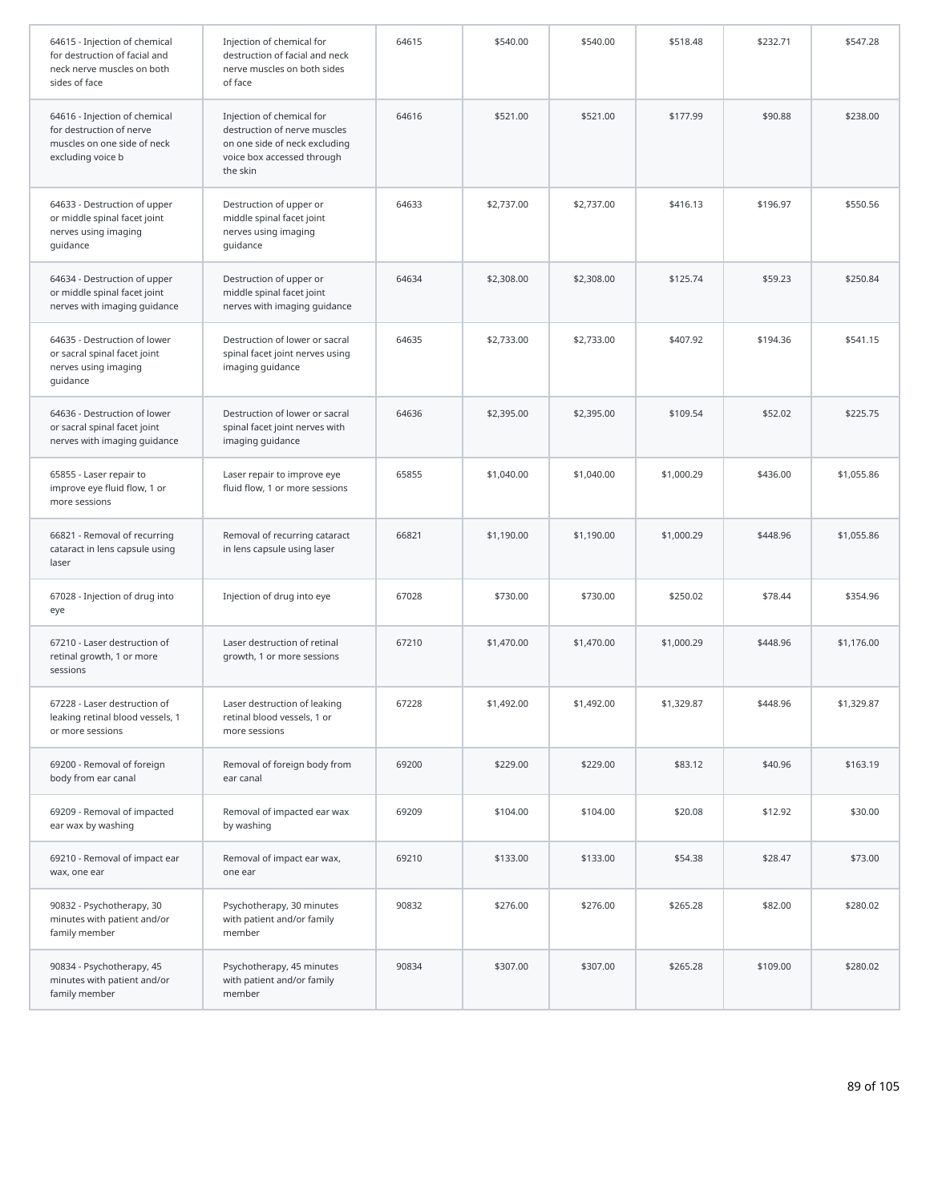| | | | | | | | |
|---|---|---|---|---|---|---|---|
| 64615 - Injection of chemical for destruction of facial and neck nerve muscles on both sides of face | Injection of chemical for destruction of facial and neck nerve muscles on both sides of face | 64615 | $540.00 | $540.00 | $518.48 | $232.71 | $547.28 |
| 64616 - Injection of chemical for destruction of nerve muscles on one side of neck excluding voice b | Injection of chemical for destruction of nerve muscles on one side of neck excluding voice box accessed through the skin | 64616 | $521.00 | $521.00 | $177.99 | $90.88 | $238.00 |
| 64633 - Destruction of upper or middle spinal facet joint nerves using imaging guidance | Destruction of upper or middle spinal facet joint nerves using imaging guidance | 64633 | $2,737.00 | $2,737.00 | $416.13 | $196.97 | $550.56 |
| 64634 - Destruction of upper or middle spinal facet joint nerves with imaging guidance | Destruction of upper or middle spinal facet joint nerves with imaging guidance | 64634 | $2,308.00 | $2,308.00 | $125.74 | $59.23 | $250.84 |
| 64635 - Destruction of lower or sacral spinal facet joint nerves using imaging guidance | Destruction of lower or sacral spinal facet joint nerves using imaging guidance | 64635 | $2,733.00 | $2,733.00 | $407.92 | $194.36 | $541.15 |
| 64636 - Destruction of lower or sacral spinal facet joint nerves with imaging guidance | Destruction of lower or sacral spinal facet joint nerves with imaging guidance | 64636 | $2,395.00 | $2,395.00 | $109.54 | $52.02 | $225.75 |
| 65855 - Laser repair to improve eye fluid flow, 1 or more sessions | Laser repair to improve eye fluid flow, 1 or more sessions | 65855 | $1,040.00 | $1,040.00 | $1,000.29 | $436.00 | $1,055.86 |
| 66821 - Removal of recurring cataract in lens capsule using laser | Removal of recurring cataract in lens capsule using laser | 66821 | $1,190.00 | $1,190.00 | $1,000.29 | $448.96 | $1,055.86 |
| 67028 - Injection of drug into eye | Injection of drug into eye | 67028 | $730.00 | $730.00 | $250.02 | $78.44 | $354.96 |
| 67210 - Laser destruction of retinal growth, 1 or more sessions | Laser destruction of retinal growth, 1 or more sessions | 67210 | $1,470.00 | $1,470.00 | $1,000.29 | $448.96 | $1,176.00 |
| 67228 - Laser destruction of leaking retinal blood vessels, 1 or more sessions | Laser destruction of leaking retinal blood vessels, 1 or more sessions | 67228 | $1,492.00 | $1,492.00 | $1,329.87 | $448.96 | $1,329.87 |
| 69200 - Removal of foreign body from ear canal | Removal of foreign body from ear canal | 69200 | $229.00 | $229.00 | $83.12 | $40.96 | $163.19 |
| 69209 - Removal of impacted ear wax by washing | Removal of impacted ear wax by washing | 69209 | $104.00 | $104.00 | $20.08 | $12.92 | $30.00 |
| 69210 - Removal of impact ear wax, one ear | Removal of impact ear wax, one ear | 69210 | $133.00 | $133.00 | $54.38 | $28.47 | $73.00 |
| 90832 - Psychotherapy, 30 minutes with patient and/or family member | Psychotherapy, 30 minutes with patient and/or family member | 90832 | $276.00 | $276.00 | $265.28 | $82.00 | $280.02 |
| 90834 - Psychotherapy, 45 minutes with patient and/or family member | Psychotherapy, 45 minutes with patient and/or family member | 90834 | $307.00 | $307.00 | $265.28 | $109.00 | $280.02 |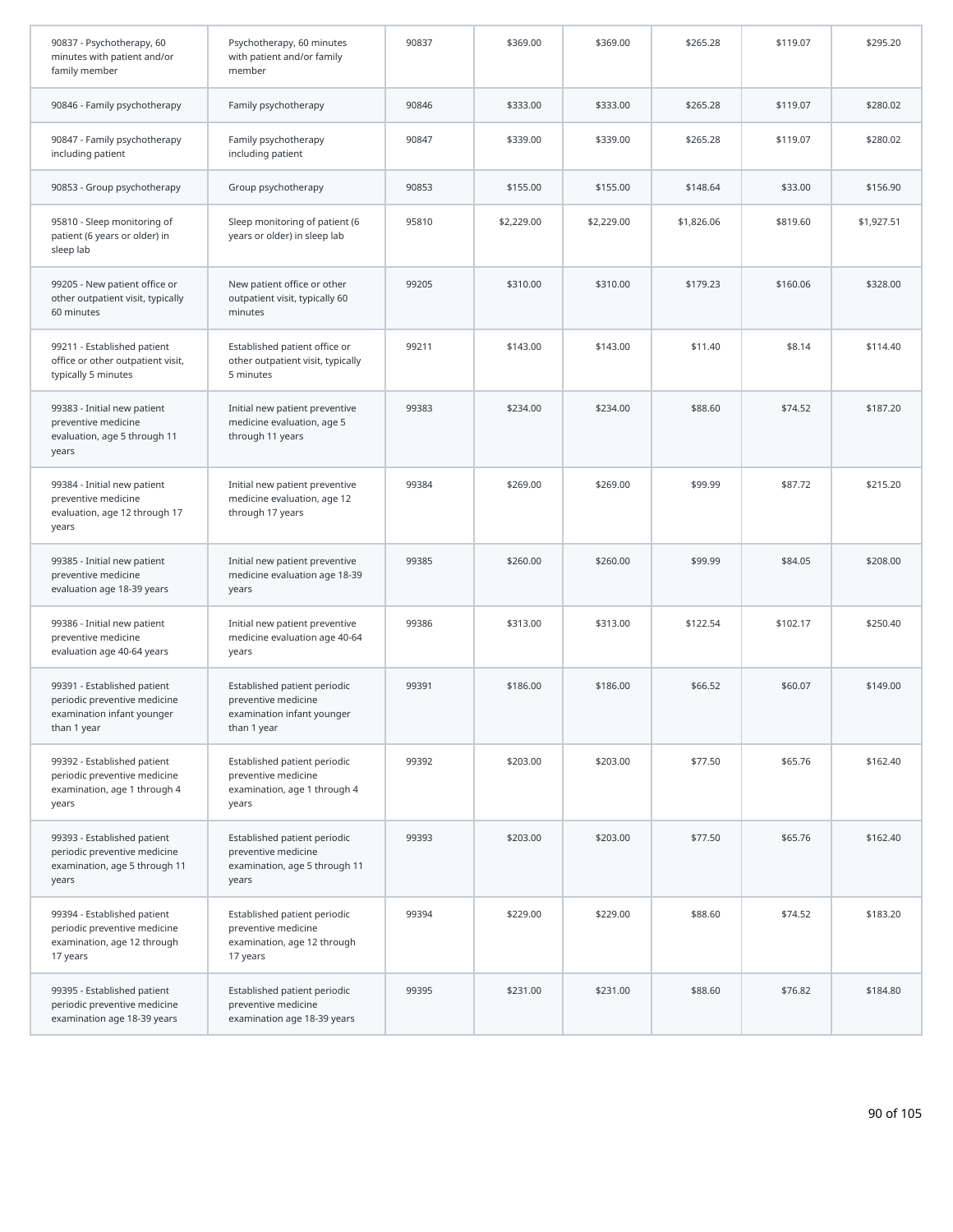| | | | | | | | |
|---|---|---|---|---|---|---|---|
| 90837 - Psychotherapy, 60 minutes with patient and/or family member | Psychotherapy, 60 minutes with patient and/or family member | 90837 | $369.00 | $369.00 | $265.28 | $119.07 | $295.20 |
| 90846 - Family psychotherapy | Family psychotherapy | 90846 | $333.00 | $333.00 | $265.28 | $119.07 | $280.02 |
| 90847 - Family psychotherapy including patient | Family psychotherapy including patient | 90847 | $339.00 | $339.00 | $265.28 | $119.07 | $280.02 |
| 90853 - Group psychotherapy | Group psychotherapy | 90853 | $155.00 | $155.00 | $148.64 | $33.00 | $156.90 |
| 95810 - Sleep monitoring of patient (6 years or older) in sleep lab | Sleep monitoring of patient (6 years or older) in sleep lab | 95810 | $2,229.00 | $2,229.00 | $1,826.06 | $819.60 | $1,927.51 |
| 99205 - New patient office or other outpatient visit, typically 60 minutes | New patient office or other outpatient visit, typically 60 minutes | 99205 | $310.00 | $310.00 | $179.23 | $160.06 | $328.00 |
| 99211 - Established patient office or other outpatient visit, typically 5 minutes | Established patient office or other outpatient visit, typically 5 minutes | 99211 | $143.00 | $143.00 | $11.40 | $8.14 | $114.40 |
| 99383 - Initial new patient preventive medicine evaluation, age 5 through 11 years | Initial new patient preventive medicine evaluation, age 5 through 11 years | 99383 | $234.00 | $234.00 | $88.60 | $74.52 | $187.20 |
| 99384 - Initial new patient preventive medicine evaluation, age 12 through 17 years | Initial new patient preventive medicine evaluation, age 12 through 17 years | 99384 | $269.00 | $269.00 | $99.99 | $87.72 | $215.20 |
| 99385 - Initial new patient preventive medicine evaluation age 18-39 years | Initial new patient preventive medicine evaluation age 18-39 years | 99385 | $260.00 | $260.00 | $99.99 | $84.05 | $208.00 |
| 99386 - Initial new patient preventive medicine evaluation age 40-64 years | Initial new patient preventive medicine evaluation age 40-64 years | 99386 | $313.00 | $313.00 | $122.54 | $102.17 | $250.40 |
| 99391 - Established patient periodic preventive medicine examination infant younger than 1 year | Established patient periodic preventive medicine examination infant younger than 1 year | 99391 | $186.00 | $186.00 | $66.52 | $60.07 | $149.00 |
| 99392 - Established patient periodic preventive medicine examination, age 1 through 4 years | Established patient periodic preventive medicine examination, age 1 through 4 years | 99392 | $203.00 | $203.00 | $77.50 | $65.76 | $162.40 |
| 99393 - Established patient periodic preventive medicine examination, age 5 through 11 years | Established patient periodic preventive medicine examination, age 5 through 11 years | 99393 | $203.00 | $203.00 | $77.50 | $65.76 | $162.40 |
| 99394 - Established patient periodic preventive medicine examination, age 12 through 17 years | Established patient periodic preventive medicine examination, age 12 through 17 years | 99394 | $229.00 | $229.00 | $88.60 | $74.52 | $183.20 |
| 99395 - Established patient periodic preventive medicine examination age 18-39 years | Established patient periodic preventive medicine examination age 18-39 years | 99395 | $231.00 | $231.00 | $88.60 | $76.82 | $184.80 |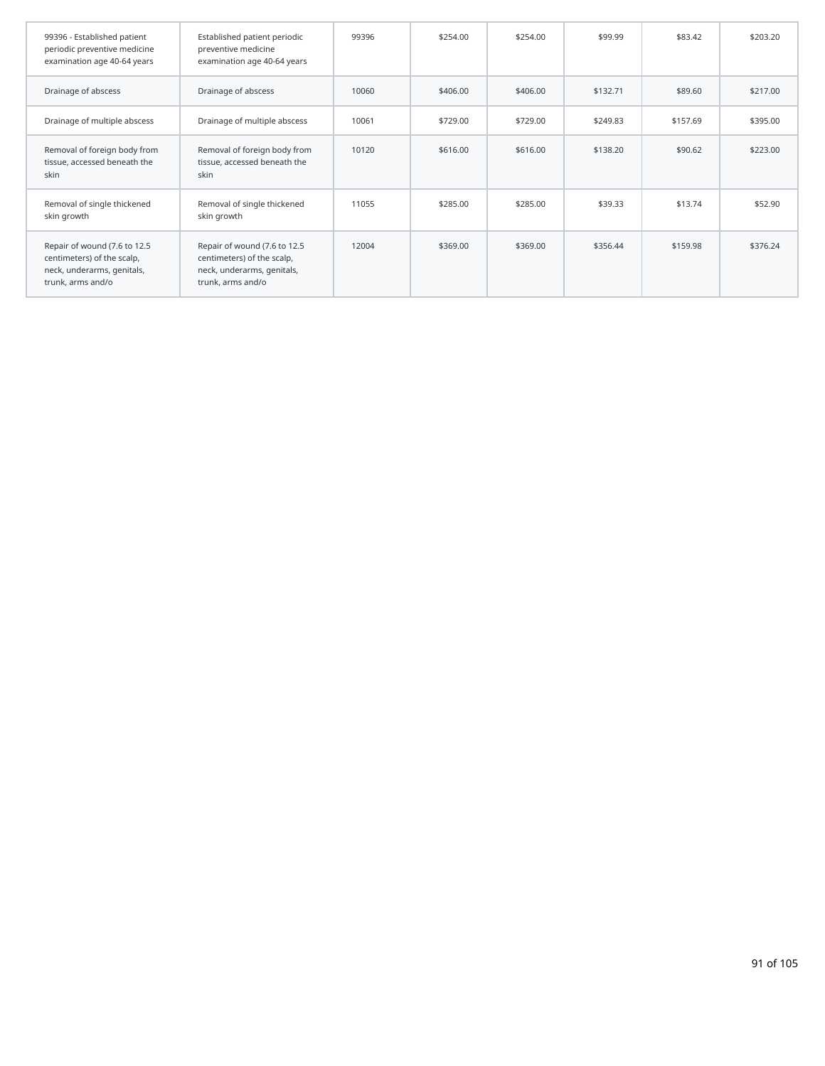| | | | | | | | |
|---|---|---|---|---|---|---|---|
| 99396 - Established patient periodic preventive medicine examination age 40-64 years | Established patient periodic preventive medicine examination age 40-64 years | 99396 | $254.00 | $254.00 | $99.99 | $83.42 | $203.20 |
| Drainage of abscess | Drainage of abscess | 10060 | $406.00 | $406.00 | $132.71 | $89.60 | $217.00 |
| Drainage of multiple abscess | Drainage of multiple abscess | 10061 | $729.00 | $729.00 | $249.83 | $157.69 | $395.00 |
| Removal of foreign body from tissue, accessed beneath the skin | Removal of foreign body from tissue, accessed beneath the skin | 10120 | $616.00 | $616.00 | $138.20 | $90.62 | $223.00 |
| Removal of single thickened skin growth | Removal of single thickened skin growth | 11055 | $285.00 | $285.00 | $39.33 | $13.74 | $52.90 |
| Repair of wound (7.6 to 12.5 centimeters) of the scalp, neck, underarms, genitals, trunk, arms and/o | Repair of wound (7.6 to 12.5 centimeters) of the scalp, neck, underarms, genitals, trunk, arms and/o | 12004 | $369.00 | $369.00 | $356.44 | $159.98 | $376.24 |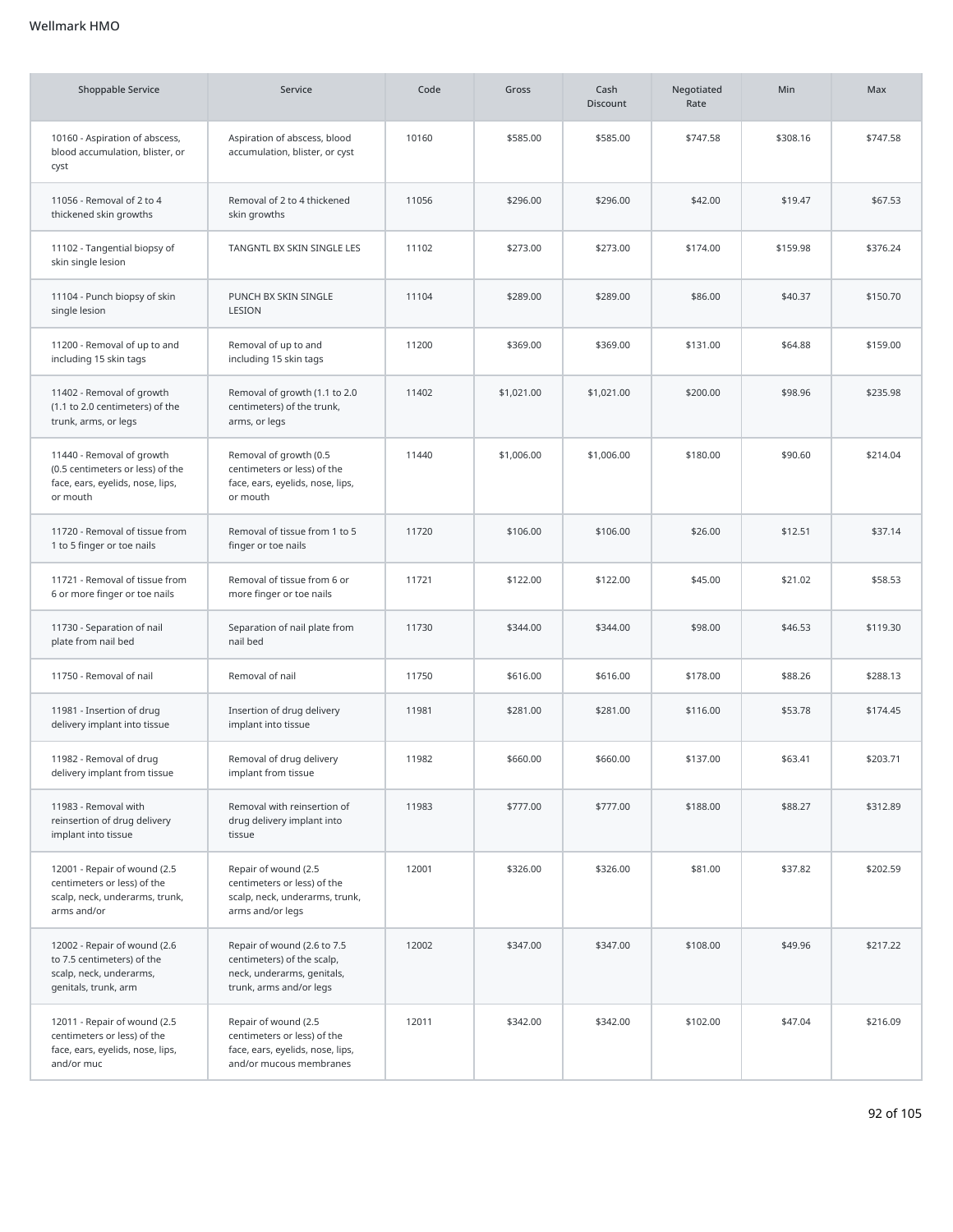Wellmark HMO

| Shoppable Service | Service | Code | Gross | Cash Discount | Negotiated Rate | Min | Max |
|---|---|---|---|---|---|---|---|
| 10160 - Aspiration of abscess, blood accumulation, blister, or cyst | Aspiration of abscess, blood accumulation, blister, or cyst | 10160 | $585.00 | $585.00 | $747.58 | $308.16 | $747.58 |
| 11056 - Removal of 2 to 4 thickened skin growths | Removal of 2 to 4 thickened skin growths | 11056 | $296.00 | $296.00 | $42.00 | $19.47 | $67.53 |
| 11102 - Tangential biopsy of skin single lesion | TANGNTL BX SKIN SINGLE LES | 11102 | $273.00 | $273.00 | $174.00 | $159.98 | $376.24 |
| 11104 - Punch biopsy of skin single lesion | PUNCH BX SKIN SINGLE LESION | 11104 | $289.00 | $289.00 | $86.00 | $40.37 | $150.70 |
| 11200 - Removal of up to and including 15 skin tags | Removal of up to and including 15 skin tags | 11200 | $369.00 | $369.00 | $131.00 | $64.88 | $159.00 |
| 11402 - Removal of growth (1.1 to 2.0 centimeters) of the trunk, arms, or legs | Removal of growth (1.1 to 2.0 centimeters) of the trunk, arms, or legs | 11402 | $1,021.00 | $1,021.00 | $200.00 | $98.96 | $235.98 |
| 11440 - Removal of growth (0.5 centimeters or less) of the face, ears, eyelids, nose, lips, or mouth | Removal of growth (0.5 centimeters or less) of the face, ears, eyelids, nose, lips, or mouth | 11440 | $1,006.00 | $1,006.00 | $180.00 | $90.60 | $214.04 |
| 11720 - Removal of tissue from 1 to 5 finger or toe nails | Removal of tissue from 1 to 5 finger or toe nails | 11720 | $106.00 | $106.00 | $26.00 | $12.51 | $37.14 |
| 11721 - Removal of tissue from 6 or more finger or toe nails | Removal of tissue from 6 or more finger or toe nails | 11721 | $122.00 | $122.00 | $45.00 | $21.02 | $58.53 |
| 11730 - Separation of nail plate from nail bed | Separation of nail plate from nail bed | 11730 | $344.00 | $344.00 | $98.00 | $46.53 | $119.30 |
| 11750 - Removal of nail | Removal of nail | 11750 | $616.00 | $616.00 | $178.00 | $88.26 | $288.13 |
| 11981 - Insertion of drug delivery implant into tissue | Insertion of drug delivery implant into tissue | 11981 | $281.00 | $281.00 | $116.00 | $53.78 | $174.45 |
| 11982 - Removal of drug delivery implant from tissue | Removal of drug delivery implant from tissue | 11982 | $660.00 | $660.00 | $137.00 | $63.41 | $203.71 |
| 11983 - Removal with reinsertion of drug delivery implant into tissue | Removal with reinsertion of drug delivery implant into tissue | 11983 | $777.00 | $777.00 | $188.00 | $88.27 | $312.89 |
| 12001 - Repair of wound (2.5 centimeters or less) of the scalp, neck, underarms, trunk, arms and/or | Repair of wound (2.5 centimeters or less) of the scalp, neck, underarms, trunk, arms and/or legs | 12001 | $326.00 | $326.00 | $81.00 | $37.82 | $202.59 |
| 12002 - Repair of wound (2.6 to 7.5 centimeters) of the scalp, neck, underarms, genitals, trunk, arm | Repair of wound (2.6 to 7.5 centimeters) of the scalp, neck, underarms, genitals, trunk, arms and/or legs | 12002 | $347.00 | $347.00 | $108.00 | $49.96 | $217.22 |
| 12011 - Repair of wound (2.5 centimeters or less) of the face, ears, eyelids, nose, lips, and/or muc | Repair of wound (2.5 centimeters or less) of the face, ears, eyelids, nose, lips, and/or mucous membranes | 12011 | $342.00 | $342.00 | $102.00 | $47.04 | $216.09 |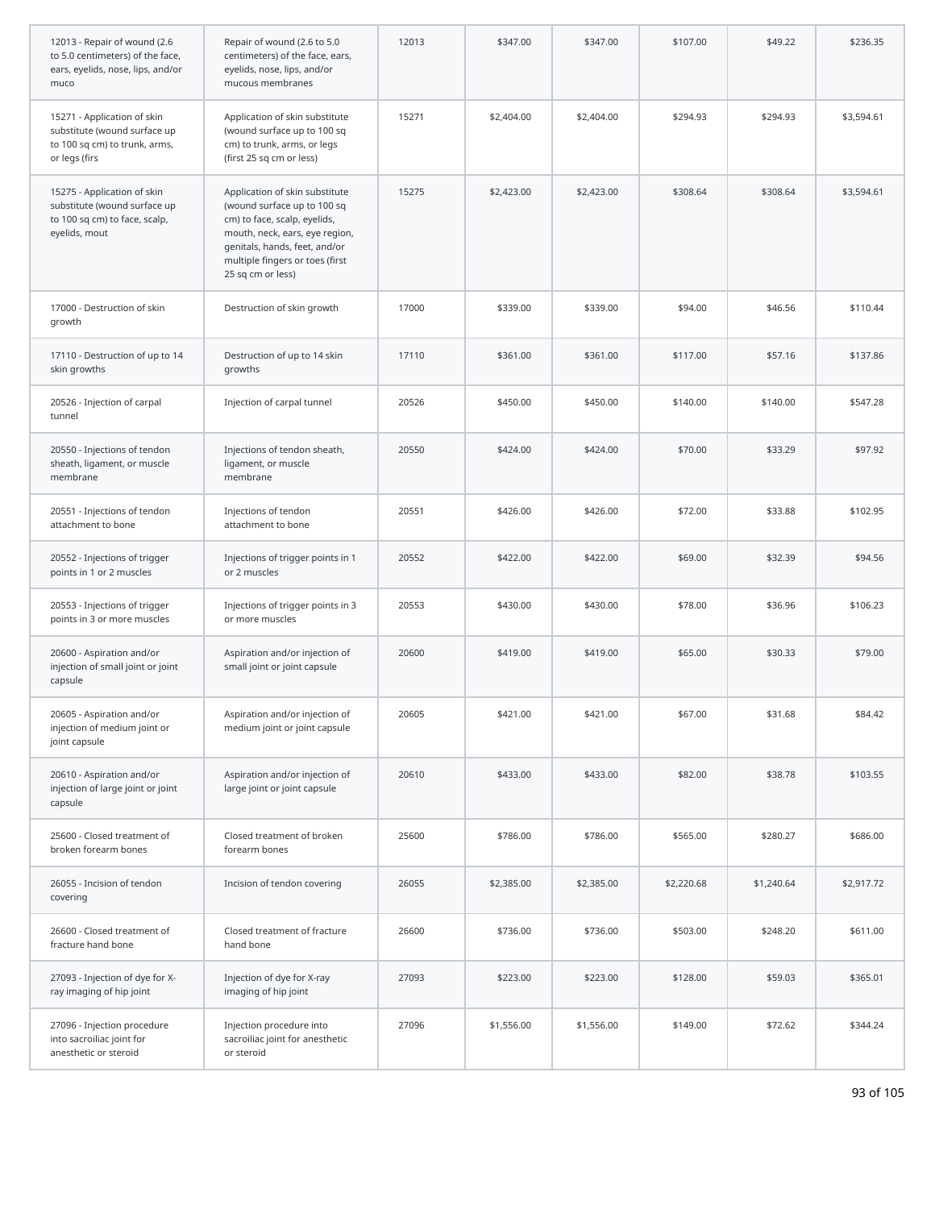| | | | | | | | |
|---|---|---|---|---|---|---|---|
| 12013 - Repair of wound (2.6 to 5.0 centimeters) of the face, ears, eyelids, nose, lips, and/or muco | Repair of wound (2.6 to 5.0 centimeters) of the face, ears, eyelids, nose, lips, and/or mucous membranes | 12013 | $347.00 | $347.00 | $107.00 | $49.22 | $236.35 |
| 15271 - Application of skin substitute (wound surface up to 100 sq cm) to trunk, arms, or legs (firs | Application of skin substitute (wound surface up to 100 sq cm) to trunk, arms, or legs (first 25 sq cm or less) | 15271 | $2,404.00 | $2,404.00 | $294.93 | $294.93 | $3,594.61 |
| 15275 - Application of skin substitute (wound surface up to 100 sq cm) to face, scalp, eyelids, mout | Application of skin substitute (wound surface up to 100 sq cm) to face, scalp, eyelids, mouth, neck, ears, eye region, genitals, hands, feet, and/or multiple fingers or toes (first 25 sq cm or less) | 15275 | $2,423.00 | $2,423.00 | $308.64 | $308.64 | $3,594.61 |
| 17000 - Destruction of skin growth | Destruction of skin growth | 17000 | $339.00 | $339.00 | $94.00 | $46.56 | $110.44 |
| 17110 - Destruction of up to 14 skin growths | Destruction of up to 14 skin growths | 17110 | $361.00 | $361.00 | $117.00 | $57.16 | $137.86 |
| 20526 - Injection of carpal tunnel | Injection of carpal tunnel | 20526 | $450.00 | $450.00 | $140.00 | $140.00 | $547.28 |
| 20550 - Injections of tendon sheath, ligament, or muscle membrane | Injections of tendon sheath, ligament, or muscle membrane | 20550 | $424.00 | $424.00 | $70.00 | $33.29 | $97.92 |
| 20551 - Injections of tendon attachment to bone | Injections of tendon attachment to bone | 20551 | $426.00 | $426.00 | $72.00 | $33.88 | $102.95 |
| 20552 - Injections of trigger points in 1 or 2 muscles | Injections of trigger points in 1 or 2 muscles | 20552 | $422.00 | $422.00 | $69.00 | $32.39 | $94.56 |
| 20553 - Injections of trigger points in 3 or more muscles | Injections of trigger points in 3 or more muscles | 20553 | $430.00 | $430.00 | $78.00 | $36.96 | $106.23 |
| 20600 - Aspiration and/or injection of small joint or joint capsule | Aspiration and/or injection of small joint or joint capsule | 20600 | $419.00 | $419.00 | $65.00 | $30.33 | $79.00 |
| 20605 - Aspiration and/or injection of medium joint or joint capsule | Aspiration and/or injection of medium joint or joint capsule | 20605 | $421.00 | $421.00 | $67.00 | $31.68 | $84.42 |
| 20610 - Aspiration and/or injection of large joint or joint capsule | Aspiration and/or injection of large joint or joint capsule | 20610 | $433.00 | $433.00 | $82.00 | $38.78 | $103.55 |
| 25600 - Closed treatment of broken forearm bones | Closed treatment of broken forearm bones | 25600 | $786.00 | $786.00 | $565.00 | $280.27 | $686.00 |
| 26055 - Incision of tendon covering | Incision of tendon covering | 26055 | $2,385.00 | $2,385.00 | $2,220.68 | $1,240.64 | $2,917.72 |
| 26600 - Closed treatment of fracture hand bone | Closed treatment of fracture hand bone | 26600 | $736.00 | $736.00 | $503.00 | $248.20 | $611.00 |
| 27093 - Injection of dye for X-ray imaging of hip joint | Injection of dye for X-ray imaging of hip joint | 27093 | $223.00 | $223.00 | $128.00 | $59.03 | $365.01 |
| 27096 - Injection procedure into sacroiliac joint for anesthetic or steroid | Injection procedure into sacroiliac joint for anesthetic or steroid | 27096 | $1,556.00 | $1,556.00 | $149.00 | $72.62 | $344.24 |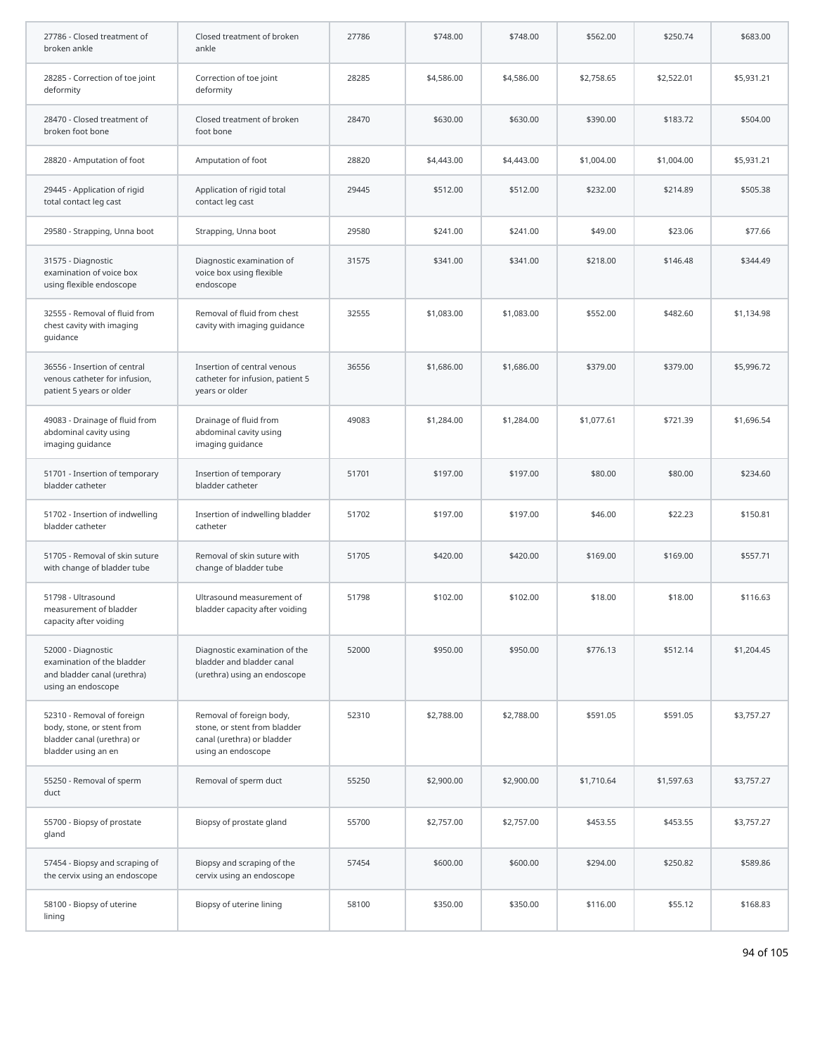| 27786 - Closed treatment of broken ankle | Closed treatment of broken ankle | 27786 | $748.00 | $748.00 | $562.00 | $250.74 | $683.00 |
|---|---|---|---|---|---|---|---|
| 28285 - Correction of toe joint deformity | Correction of toe joint deformity | 28285 | $4,586.00 | $4,586.00 | $2,758.65 | $2,522.01 | $5,931.21 |
| 28470 - Closed treatment of broken foot bone | Closed treatment of broken foot bone | 28470 | $630.00 | $630.00 | $390.00 | $183.72 | $504.00 |
| 28820 - Amputation of foot | Amputation of foot | 28820 | $4,443.00 | $4,443.00 | $1,004.00 | $1,004.00 | $5,931.21 |
| 29445 - Application of rigid total contact leg cast | Application of rigid total contact leg cast | 29445 | $512.00 | $512.00 | $232.00 | $214.89 | $505.38 |
| 29580 - Strapping, Unna boot | Strapping, Unna boot | 29580 | $241.00 | $241.00 | $49.00 | $23.06 | $77.66 |
| 31575 - Diagnostic examination of voice box using flexible endoscope | Diagnostic examination of voice box using flexible endoscope | 31575 | $341.00 | $341.00 | $218.00 | $146.48 | $344.49 |
| 32555 - Removal of fluid from chest cavity with imaging guidance | Removal of fluid from chest cavity with imaging guidance | 32555 | $1,083.00 | $1,083.00 | $552.00 | $482.60 | $1,134.98 |
| 36556 - Insertion of central venous catheter for infusion, patient 5 years or older | Insertion of central venous catheter for infusion, patient 5 years or older | 36556 | $1,686.00 | $1,686.00 | $379.00 | $379.00 | $5,996.72 |
| 49083 - Drainage of fluid from abdominal cavity using imaging guidance | Drainage of fluid from abdominal cavity using imaging guidance | 49083 | $1,284.00 | $1,284.00 | $1,077.61 | $721.39 | $1,696.54 |
| 51701 - Insertion of temporary bladder catheter | Insertion of temporary bladder catheter | 51701 | $197.00 | $197.00 | $80.00 | $80.00 | $234.60 |
| 51702 - Insertion of indwelling bladder catheter | Insertion of indwelling bladder catheter | 51702 | $197.00 | $197.00 | $46.00 | $22.23 | $150.81 |
| 51705 - Removal of skin suture with change of bladder tube | Removal of skin suture with change of bladder tube | 51705 | $420.00 | $420.00 | $169.00 | $169.00 | $557.71 |
| 51798 - Ultrasound measurement of bladder capacity after voiding | Ultrasound measurement of bladder capacity after voiding | 51798 | $102.00 | $102.00 | $18.00 | $18.00 | $116.63 |
| 52000 - Diagnostic examination of the bladder and bladder canal (urethra) using an endoscope | Diagnostic examination of the bladder and bladder canal (urethra) using an endoscope | 52000 | $950.00 | $950.00 | $776.13 | $512.14 | $1,204.45 |
| 52310 - Removal of foreign body, stone, or stent from bladder canal (urethra) or bladder using an en | Removal of foreign body, stone, or stent from bladder canal (urethra) or bladder using an endoscope | 52310 | $2,788.00 | $2,788.00 | $591.05 | $591.05 | $3,757.27 |
| 55250 - Removal of sperm duct | Removal of sperm duct | 55250 | $2,900.00 | $2,900.00 | $1,710.64 | $1,597.63 | $3,757.27 |
| 55700 - Biopsy of prostate gland | Biopsy of prostate gland | 55700 | $2,757.00 | $2,757.00 | $453.55 | $453.55 | $3,757.27 |
| 57454 - Biopsy and scraping of the cervix using an endoscope | Biopsy and scraping of the cervix using an endoscope | 57454 | $600.00 | $600.00 | $294.00 | $250.82 | $589.86 |
| 58100 - Biopsy of uterine lining | Biopsy of uterine lining | 58100 | $350.00 | $350.00 | $116.00 | $55.12 | $168.83 |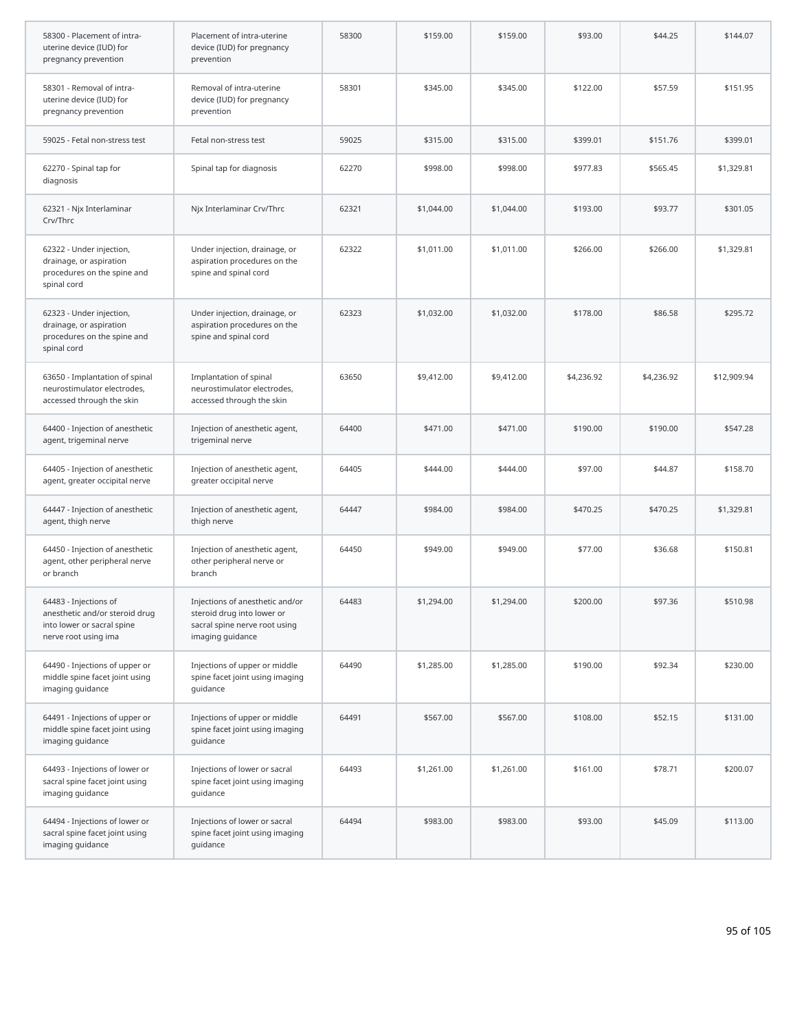| | | | | | | | |
|---|---|---|---|---|---|---|---|
| 58300 - Placement of intra-uterine device (IUD) for pregnancy prevention | Placement of intra-uterine device (IUD) for pregnancy prevention | 58300 | $159.00 | $159.00 | $93.00 | $44.25 | $144.07 |
| 58301 - Removal of intra-uterine device (IUD) for pregnancy prevention | Removal of intra-uterine device (IUD) for pregnancy prevention | 58301 | $345.00 | $345.00 | $122.00 | $57.59 | $151.95 |
| 59025 - Fetal non-stress test | Fetal non-stress test | 59025 | $315.00 | $315.00 | $399.01 | $151.76 | $399.01 |
| 62270 - Spinal tap for diagnosis | Spinal tap for diagnosis | 62270 | $998.00 | $998.00 | $977.83 | $565.45 | $1,329.81 |
| 62321 - Njx Interlaminar Crv/Thrc | Njx Interlaminar Crv/Thrc | 62321 | $1,044.00 | $1,044.00 | $193.00 | $93.77 | $301.05 |
| 62322 - Under injection, drainage, or aspiration procedures on the spine and spinal cord | Under injection, drainage, or aspiration procedures on the spine and spinal cord | 62322 | $1,011.00 | $1,011.00 | $266.00 | $266.00 | $1,329.81 |
| 62323 - Under injection, drainage, or aspiration procedures on the spine and spinal cord | Under injection, drainage, or aspiration procedures on the spine and spinal cord | 62323 | $1,032.00 | $1,032.00 | $178.00 | $86.58 | $295.72 |
| 63650 - Implantation of spinal neurostimulator electrodes, accessed through the skin | Implantation of spinal neurostimulator electrodes, accessed through the skin | 63650 | $9,412.00 | $9,412.00 | $4,236.92 | $4,236.92 | $12,909.94 |
| 64400 - Injection of anesthetic agent, trigeminal nerve | Injection of anesthetic agent, trigeminal nerve | 64400 | $471.00 | $471.00 | $190.00 | $190.00 | $547.28 |
| 64405 - Injection of anesthetic agent, greater occipital nerve | Injection of anesthetic agent, greater occipital nerve | 64405 | $444.00 | $444.00 | $97.00 | $44.87 | $158.70 |
| 64447 - Injection of anesthetic agent, thigh nerve | Injection of anesthetic agent, thigh nerve | 64447 | $984.00 | $984.00 | $470.25 | $470.25 | $1,329.81 |
| 64450 - Injection of anesthetic agent, other peripheral nerve or branch | Injection of anesthetic agent, other peripheral nerve or branch | 64450 | $949.00 | $949.00 | $77.00 | $36.68 | $150.81 |
| 64483 - Injections of anesthetic and/or steroid drug into lower or sacral spine nerve root using ima | Injections of anesthetic and/or steroid drug into lower or sacral spine nerve root using imaging guidance | 64483 | $1,294.00 | $1,294.00 | $200.00 | $97.36 | $510.98 |
| 64490 - Injections of upper or middle spine facet joint using imaging guidance | Injections of upper or middle spine facet joint using imaging guidance | 64490 | $1,285.00 | $1,285.00 | $190.00 | $92.34 | $230.00 |
| 64491 - Injections of upper or middle spine facet joint using imaging guidance | Injections of upper or middle spine facet joint using imaging guidance | 64491 | $567.00 | $567.00 | $108.00 | $52.15 | $131.00 |
| 64493 - Injections of lower or sacral spine facet joint using imaging guidance | Injections of lower or sacral spine facet joint using imaging guidance | 64493 | $1,261.00 | $1,261.00 | $161.00 | $78.71 | $200.07 |
| 64494 - Injections of lower or sacral spine facet joint using imaging guidance | Injections of lower or sacral spine facet joint using imaging guidance | 64494 | $983.00 | $983.00 | $93.00 | $45.09 | $113.00 |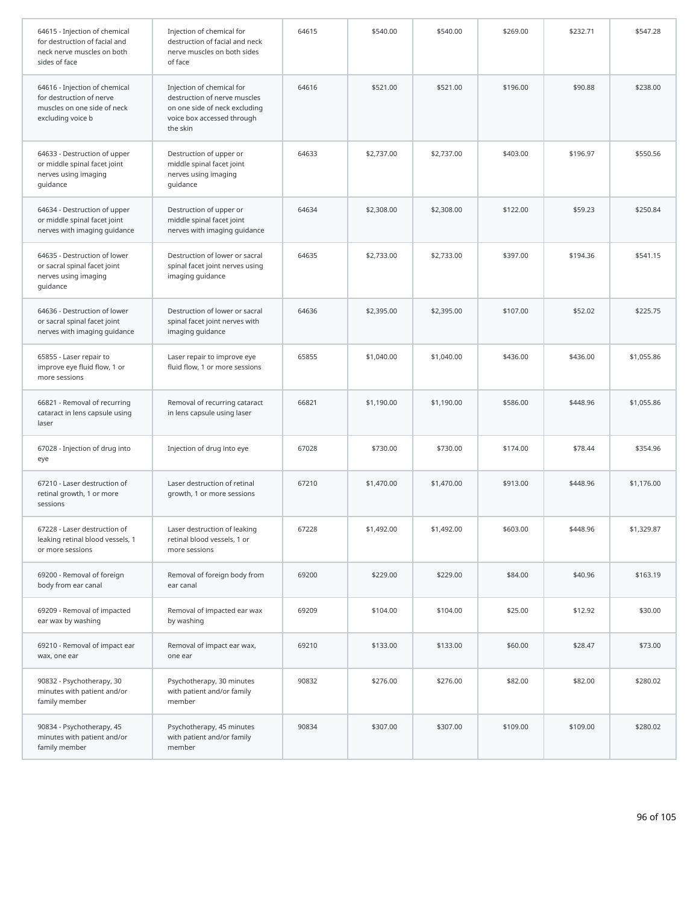| | | | | | | | |
|---|---|---|---|---|---|---|---|
| 64615 - Injection of chemical for destruction of facial and neck nerve muscles on both sides of face | Injection of chemical for destruction of facial and neck nerve muscles on both sides of face | 64615 | $540.00 | $540.00 | $269.00 | $232.71 | $547.28 |
| 64616 - Injection of chemical for destruction of nerve muscles on one side of neck excluding voice b | Injection of chemical for destruction of nerve muscles on one side of neck excluding voice box accessed through the skin | 64616 | $521.00 | $521.00 | $196.00 | $90.88 | $238.00 |
| 64633 - Destruction of upper or middle spinal facet joint nerves using imaging guidance | Destruction of upper or middle spinal facet joint nerves using imaging guidance | 64633 | $2,737.00 | $2,737.00 | $403.00 | $196.97 | $550.56 |
| 64634 - Destruction of upper or middle spinal facet joint nerves with imaging guidance | Destruction of upper or middle spinal facet joint nerves with imaging guidance | 64634 | $2,308.00 | $2,308.00 | $122.00 | $59.23 | $250.84 |
| 64635 - Destruction of lower or sacral spinal facet joint nerves using imaging guidance | Destruction of lower or sacral spinal facet joint nerves using imaging guidance | 64635 | $2,733.00 | $2,733.00 | $397.00 | $194.36 | $541.15 |
| 64636 - Destruction of lower or sacral spinal facet joint nerves with imaging guidance | Destruction of lower or sacral spinal facet joint nerves with imaging guidance | 64636 | $2,395.00 | $2,395.00 | $107.00 | $52.02 | $225.75 |
| 65855 - Laser repair to improve eye fluid flow, 1 or more sessions | Laser repair to improve eye fluid flow, 1 or more sessions | 65855 | $1,040.00 | $1,040.00 | $436.00 | $436.00 | $1,055.86 |
| 66821 - Removal of recurring cataract in lens capsule using laser | Removal of recurring cataract in lens capsule using laser | 66821 | $1,190.00 | $1,190.00 | $586.00 | $448.96 | $1,055.86 |
| 67028 - Injection of drug into eye | Injection of drug into eye | 67028 | $730.00 | $730.00 | $174.00 | $78.44 | $354.96 |
| 67210 - Laser destruction of retinal growth, 1 or more sessions | Laser destruction of retinal growth, 1 or more sessions | 67210 | $1,470.00 | $1,470.00 | $913.00 | $448.96 | $1,176.00 |
| 67228 - Laser destruction of leaking retinal blood vessels, 1 or more sessions | Laser destruction of leaking retinal blood vessels, 1 or more sessions | 67228 | $1,492.00 | $1,492.00 | $603.00 | $448.96 | $1,329.87 |
| 69200 - Removal of foreign body from ear canal | Removal of foreign body from ear canal | 69200 | $229.00 | $229.00 | $84.00 | $40.96 | $163.19 |
| 69209 - Removal of impacted ear wax by washing | Removal of impacted ear wax by washing | 69209 | $104.00 | $104.00 | $25.00 | $12.92 | $30.00 |
| 69210 - Removal of impact ear wax, one ear | Removal of impact ear wax, one ear | 69210 | $133.00 | $133.00 | $60.00 | $28.47 | $73.00 |
| 90832 - Psychotherapy, 30 minutes with patient and/or family member | Psychotherapy, 30 minutes with patient and/or family member | 90832 | $276.00 | $276.00 | $82.00 | $82.00 | $280.02 |
| 90834 - Psychotherapy, 45 minutes with patient and/or family member | Psychotherapy, 45 minutes with patient and/or family member | 90834 | $307.00 | $307.00 | $109.00 | $109.00 | $280.02 |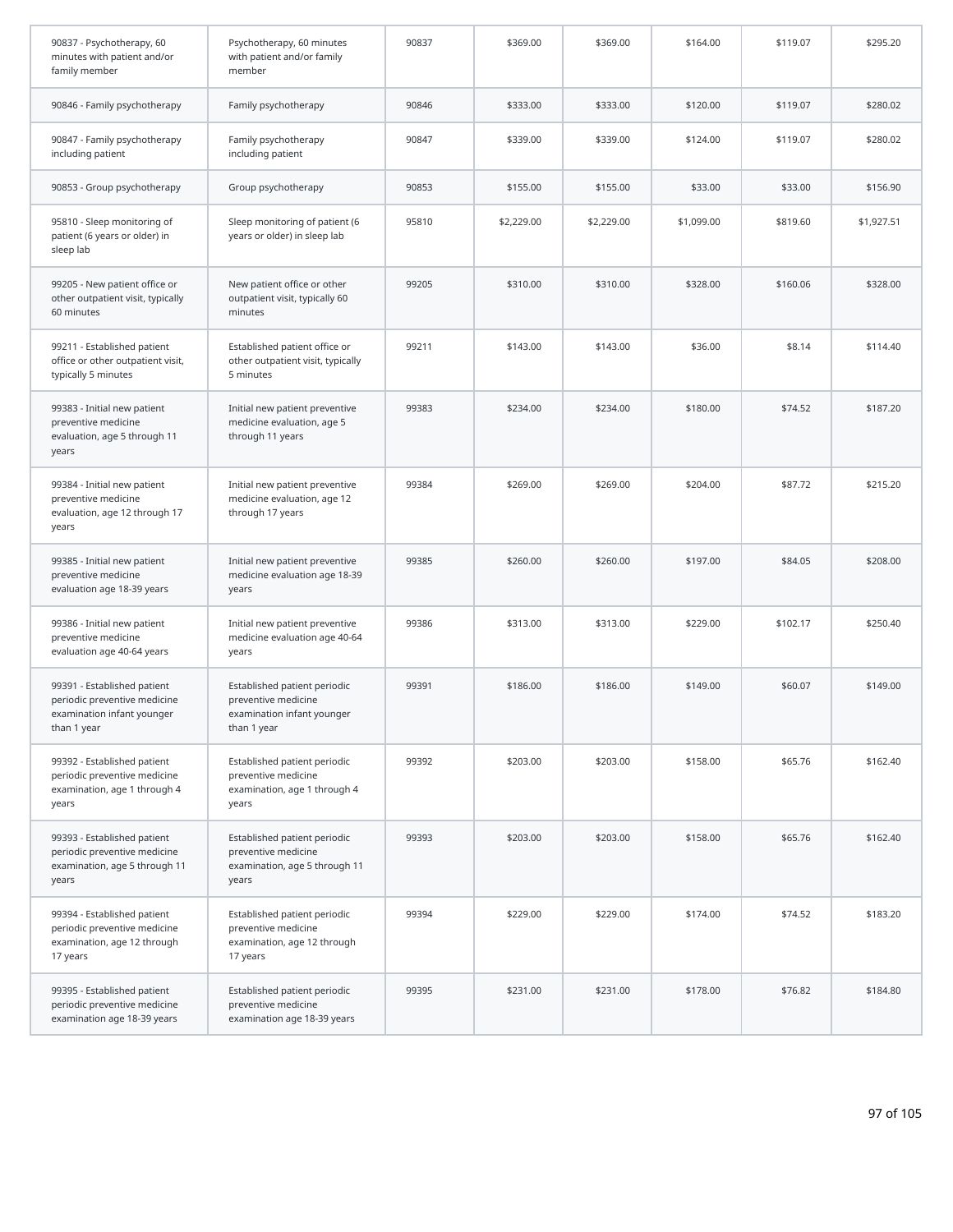| | | | | | | | |
|---|---|---|---|---|---|---|---|
| 90837 - Psychotherapy, 60 minutes with patient and/or family member | Psychotherapy, 60 minutes with patient and/or family member | 90837 | $369.00 | $369.00 | $164.00 | $119.07 | $295.20 |
| 90846 - Family psychotherapy | Family psychotherapy | 90846 | $333.00 | $333.00 | $120.00 | $119.07 | $280.02 |
| 90847 - Family psychotherapy including patient | Family psychotherapy including patient | 90847 | $339.00 | $339.00 | $124.00 | $119.07 | $280.02 |
| 90853 - Group psychotherapy | Group psychotherapy | 90853 | $155.00 | $155.00 | $33.00 | $33.00 | $156.90 |
| 95810 - Sleep monitoring of patient (6 years or older) in sleep lab | Sleep monitoring of patient (6 years or older) in sleep lab | 95810 | $2,229.00 | $2,229.00 | $1,099.00 | $819.60 | $1,927.51 |
| 99205 - New patient office or other outpatient visit, typically 60 minutes | New patient office or other outpatient visit, typically 60 minutes | 99205 | $310.00 | $310.00 | $328.00 | $160.06 | $328.00 |
| 99211 - Established patient office or other outpatient visit, typically 5 minutes | Established patient office or other outpatient visit, typically 5 minutes | 99211 | $143.00 | $143.00 | $36.00 | $8.14 | $114.40 |
| 99383 - Initial new patient preventive medicine evaluation, age 5 through 11 years | Initial new patient preventive medicine evaluation, age 5 through 11 years | 99383 | $234.00 | $234.00 | $180.00 | $74.52 | $187.20 |
| 99384 - Initial new patient preventive medicine evaluation, age 12 through 17 years | Initial new patient preventive medicine evaluation, age 12 through 17 years | 99384 | $269.00 | $269.00 | $204.00 | $87.72 | $215.20 |
| 99385 - Initial new patient preventive medicine evaluation age 18-39 years | Initial new patient preventive medicine evaluation age 18-39 years | 99385 | $260.00 | $260.00 | $197.00 | $84.05 | $208.00 |
| 99386 - Initial new patient preventive medicine evaluation age 40-64 years | Initial new patient preventive medicine evaluation age 40-64 years | 99386 | $313.00 | $313.00 | $229.00 | $102.17 | $250.40 |
| 99391 - Established patient periodic preventive medicine examination infant younger than 1 year | Established patient periodic preventive medicine examination infant younger than 1 year | 99391 | $186.00 | $186.00 | $149.00 | $60.07 | $149.00 |
| 99392 - Established patient periodic preventive medicine examination, age 1 through 4 years | Established patient periodic preventive medicine examination, age 1 through 4 years | 99392 | $203.00 | $203.00 | $158.00 | $65.76 | $162.40 |
| 99393 - Established patient periodic preventive medicine examination, age 5 through 11 years | Established patient periodic preventive medicine examination, age 5 through 11 years | 99393 | $203.00 | $203.00 | $158.00 | $65.76 | $162.40 |
| 99394 - Established patient periodic preventive medicine examination, age 12 through 17 years | Established patient periodic preventive medicine examination, age 12 through 17 years | 99394 | $229.00 | $229.00 | $174.00 | $74.52 | $183.20 |
| 99395 - Established patient periodic preventive medicine examination age 18-39 years | Established patient periodic preventive medicine examination age 18-39 years | 99395 | $231.00 | $231.00 | $178.00 | $76.82 | $184.80 |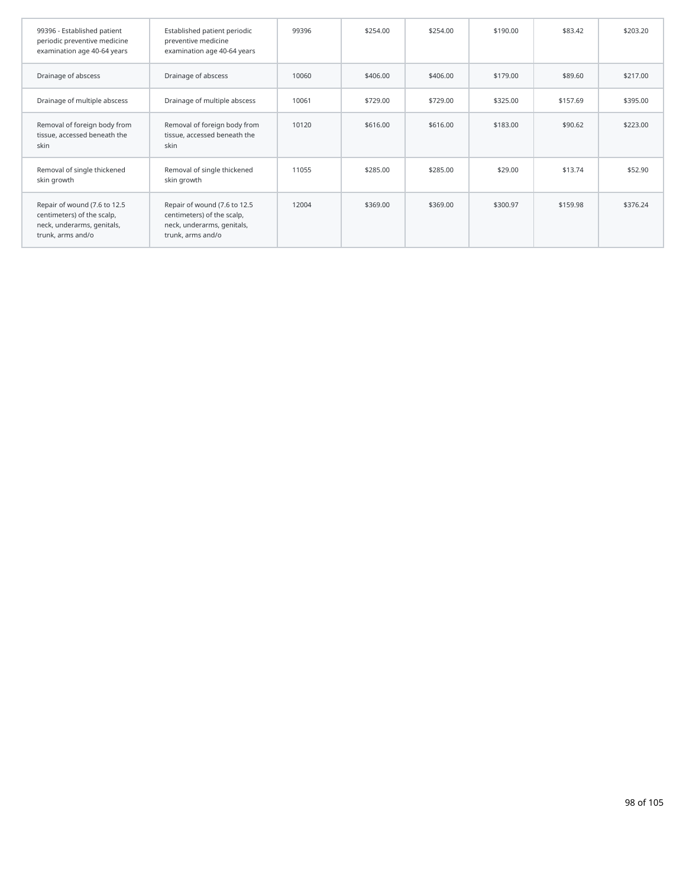| | | | | | | | |
|---|---|---|---|---|---|---|---|
| 99396 - Established patient periodic preventive medicine examination age 40-64 years | Established patient periodic preventive medicine examination age 40-64 years | 99396 | $254.00 | $254.00 | $190.00 | $83.42 | $203.20 |
| Drainage of abscess | Drainage of abscess | 10060 | $406.00 | $406.00 | $179.00 | $89.60 | $217.00 |
| Drainage of multiple abscess | Drainage of multiple abscess | 10061 | $729.00 | $729.00 | $325.00 | $157.69 | $395.00 |
| Removal of foreign body from tissue, accessed beneath the skin | Removal of foreign body from tissue, accessed beneath the skin | 10120 | $616.00 | $616.00 | $183.00 | $90.62 | $223.00 |
| Removal of single thickened skin growth | Removal of single thickened skin growth | 11055 | $285.00 | $285.00 | $29.00 | $13.74 | $52.90 |
| Repair of wound (7.6 to 12.5 centimeters) of the scalp, neck, underarms, genitals, trunk, arms and/o | Repair of wound (7.6 to 12.5 centimeters) of the scalp, neck, underarms, genitals, trunk, arms and/o | 12004 | $369.00 | $369.00 | $300.97 | $159.98 | $376.24 |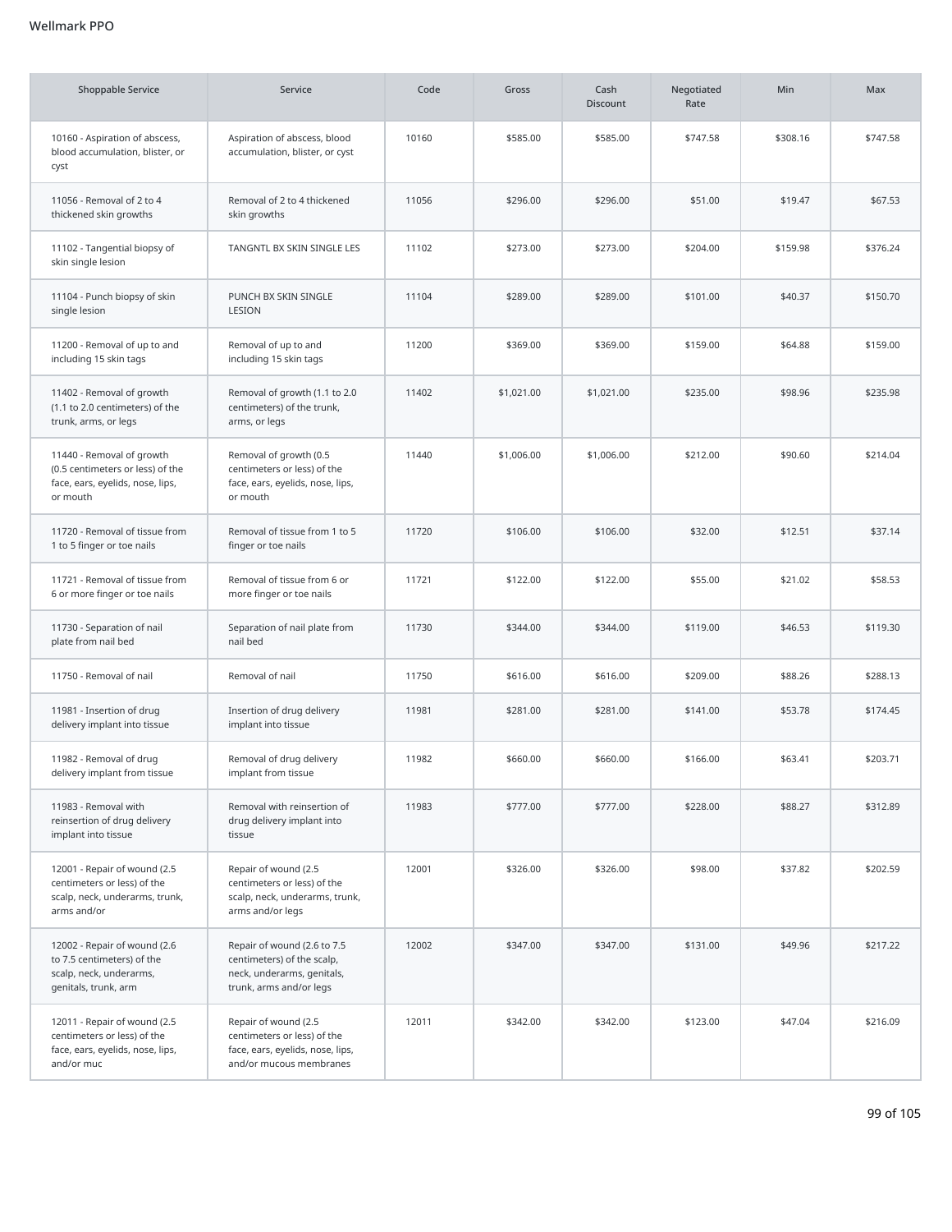Wellmark PPO

| Shoppable Service | Service | Code | Gross | Cash Discount | Negotiated Rate | Min | Max |
|---|---|---|---|---|---|---|---|
| 10160 - Aspiration of abscess, blood accumulation, blister, or cyst | Aspiration of abscess, blood accumulation, blister, or cyst | 10160 | $585.00 | $585.00 | $747.58 | $308.16 | $747.58 |
| 11056 - Removal of 2 to 4 thickened skin growths | Removal of 2 to 4 thickened skin growths | 11056 | $296.00 | $296.00 | $51.00 | $19.47 | $67.53 |
| 11102 - Tangential biopsy of skin single lesion | TANGNTL BX SKIN SINGLE LES | 11102 | $273.00 | $273.00 | $204.00 | $159.98 | $376.24 |
| 11104 - Punch biopsy of skin single lesion | PUNCH BX SKIN SINGLE LESION | 11104 | $289.00 | $289.00 | $101.00 | $40.37 | $150.70 |
| 11200 - Removal of up to and including 15 skin tags | Removal of up to and including 15 skin tags | 11200 | $369.00 | $369.00 | $159.00 | $64.88 | $159.00 |
| 11402 - Removal of growth (1.1 to 2.0 centimeters) of the trunk, arms, or legs | Removal of growth (1.1 to 2.0 centimeters) of the trunk, arms, or legs | 11402 | $1,021.00 | $1,021.00 | $235.00 | $98.96 | $235.98 |
| 11440 - Removal of growth (0.5 centimeters or less) of the face, ears, eyelids, nose, lips, or mouth | Removal of growth (0.5 centimeters or less) of the face, ears, eyelids, nose, lips, or mouth | 11440 | $1,006.00 | $1,006.00 | $212.00 | $90.60 | $214.04 |
| 11720 - Removal of tissue from 1 to 5 finger or toe nails | Removal of tissue from 1 to 5 finger or toe nails | 11720 | $106.00 | $106.00 | $32.00 | $12.51 | $37.14 |
| 11721 - Removal of tissue from 6 or more finger or toe nails | Removal of tissue from 6 or more finger or toe nails | 11721 | $122.00 | $122.00 | $55.00 | $21.02 | $58.53 |
| 11730 - Separation of nail plate from nail bed | Separation of nail plate from nail bed | 11730 | $344.00 | $344.00 | $119.00 | $46.53 | $119.30 |
| 11750 - Removal of nail | Removal of nail | 11750 | $616.00 | $616.00 | $209.00 | $88.26 | $288.13 |
| 11981 - Insertion of drug delivery implant into tissue | Insertion of drug delivery implant into tissue | 11981 | $281.00 | $281.00 | $141.00 | $53.78 | $174.45 |
| 11982 - Removal of drug delivery implant from tissue | Removal of drug delivery implant from tissue | 11982 | $660.00 | $660.00 | $166.00 | $63.41 | $203.71 |
| 11983 - Removal with reinsertion of drug delivery implant into tissue | Removal with reinsertion of drug delivery implant into tissue | 11983 | $777.00 | $777.00 | $228.00 | $88.27 | $312.89 |
| 12001 - Repair of wound (2.5 centimeters or less) of the scalp, neck, underarms, trunk, arms and/or | Repair of wound (2.5 centimeters or less) of the scalp, neck, underarms, trunk, arms and/or legs | 12001 | $326.00 | $326.00 | $98.00 | $37.82 | $202.59 |
| 12002 - Repair of wound (2.6 to 7.5 centimeters) of the scalp, neck, underarms, genitals, trunk, arm | Repair of wound (2.6 to 7.5 centimeters) of the scalp, neck, underarms, genitals, trunk, arms and/or legs | 12002 | $347.00 | $347.00 | $131.00 | $49.96 | $217.22 |
| 12011 - Repair of wound (2.5 centimeters or less) of the face, ears, eyelids, nose, lips, and/or muc | Repair of wound (2.5 centimeters or less) of the face, ears, eyelids, nose, lips, and/or mucous membranes | 12011 | $342.00 | $342.00 | $123.00 | $47.04 | $216.09 |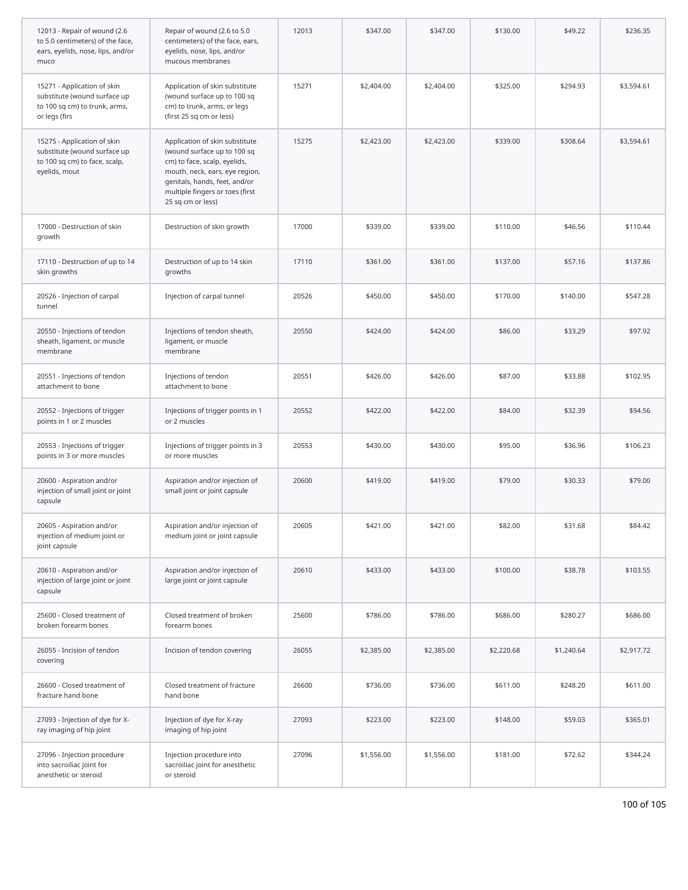| | | | | | | | |
|---|---|---|---|---|---|---|---|
| 12013 - Repair of wound (2.6 to 5.0 centimeters) of the face, ears, eyelids, nose, lips, and/or muco | Repair of wound (2.6 to 5.0 centimeters) of the face, ears, eyelids, nose, lips, and/or mucous membranes | 12013 | $347.00 | $347.00 | $130.00 | $49.22 | $236.35 |
| 15271 - Application of skin substitute (wound surface up to 100 sq cm) to trunk, arms, or legs (firs | Application of skin substitute (wound surface up to 100 sq cm) to trunk, arms, or legs (first 25 sq cm or less) | 15271 | $2,404.00 | $2,404.00 | $325.00 | $294.93 | $3,594.61 |
| 15275 - Application of skin substitute (wound surface up to 100 sq cm) to face, scalp, eyelids, mout | Application of skin substitute (wound surface up to 100 sq cm) to face, scalp, eyelids, mouth, neck, ears, eye region, genitals, hands, feet, and/or multiple fingers or toes (first 25 sq cm or less) | 15275 | $2,423.00 | $2,423.00 | $339.00 | $308.64 | $3,594.61 |
| 17000 - Destruction of skin growth | Destruction of skin growth | 17000 | $339.00 | $339.00 | $110.00 | $46.56 | $110.44 |
| 17110 - Destruction of up to 14 skin growths | Destruction of up to 14 skin growths | 17110 | $361.00 | $361.00 | $137.00 | $57.16 | $137.86 |
| 20526 - Injection of carpal tunnel | Injection of carpal tunnel | 20526 | $450.00 | $450.00 | $170.00 | $140.00 | $547.28 |
| 20550 - Injections of tendon sheath, ligament, or muscle membrane | Injections of tendon sheath, ligament, or muscle membrane | 20550 | $424.00 | $424.00 | $86.00 | $33.29 | $97.92 |
| 20551 - Injections of tendon attachment to bone | Injections of tendon attachment to bone | 20551 | $426.00 | $426.00 | $87.00 | $33.88 | $102.95 |
| 20552 - Injections of trigger points in 1 or 2 muscles | Injections of trigger points in 1 or 2 muscles | 20552 | $422.00 | $422.00 | $84.00 | $32.39 | $94.56 |
| 20553 - Injections of trigger points in 3 or more muscles | Injections of trigger points in 3 or more muscles | 20553 | $430.00 | $430.00 | $95.00 | $36.96 | $106.23 |
| 20600 - Aspiration and/or injection of small joint or joint capsule | Aspiration and/or injection of small joint or joint capsule | 20600 | $419.00 | $419.00 | $79.00 | $30.33 | $79.00 |
| 20605 - Aspiration and/or injection of medium joint or joint capsule | Aspiration and/or injection of medium joint or joint capsule | 20605 | $421.00 | $421.00 | $82.00 | $31.68 | $84.42 |
| 20610 - Aspiration and/or injection of large joint or joint capsule | Aspiration and/or injection of large joint or joint capsule | 20610 | $433.00 | $433.00 | $100.00 | $38.78 | $103.55 |
| 25600 - Closed treatment of broken forearm bones | Closed treatment of broken forearm bones | 25600 | $786.00 | $786.00 | $686.00 | $280.27 | $686.00 |
| 26055 - Incision of tendon covering | Incision of tendon covering | 26055 | $2,385.00 | $2,385.00 | $2,220.68 | $1,240.64 | $2,917.72 |
| 26600 - Closed treatment of fracture hand bone | Closed treatment of fracture hand bone | 26600 | $736.00 | $736.00 | $611.00 | $248.20 | $611.00 |
| 27093 - Injection of dye for X-ray imaging of hip joint | Injection of dye for X-ray imaging of hip joint | 27093 | $223.00 | $223.00 | $148.00 | $59.03 | $365.01 |
| 27096 - Injection procedure into sacroiliac joint for anesthetic or steroid | Injection procedure into sacroiliac joint for anesthetic or steroid | 27096 | $1,556.00 | $1,556.00 | $181.00 | $72.62 | $344.24 |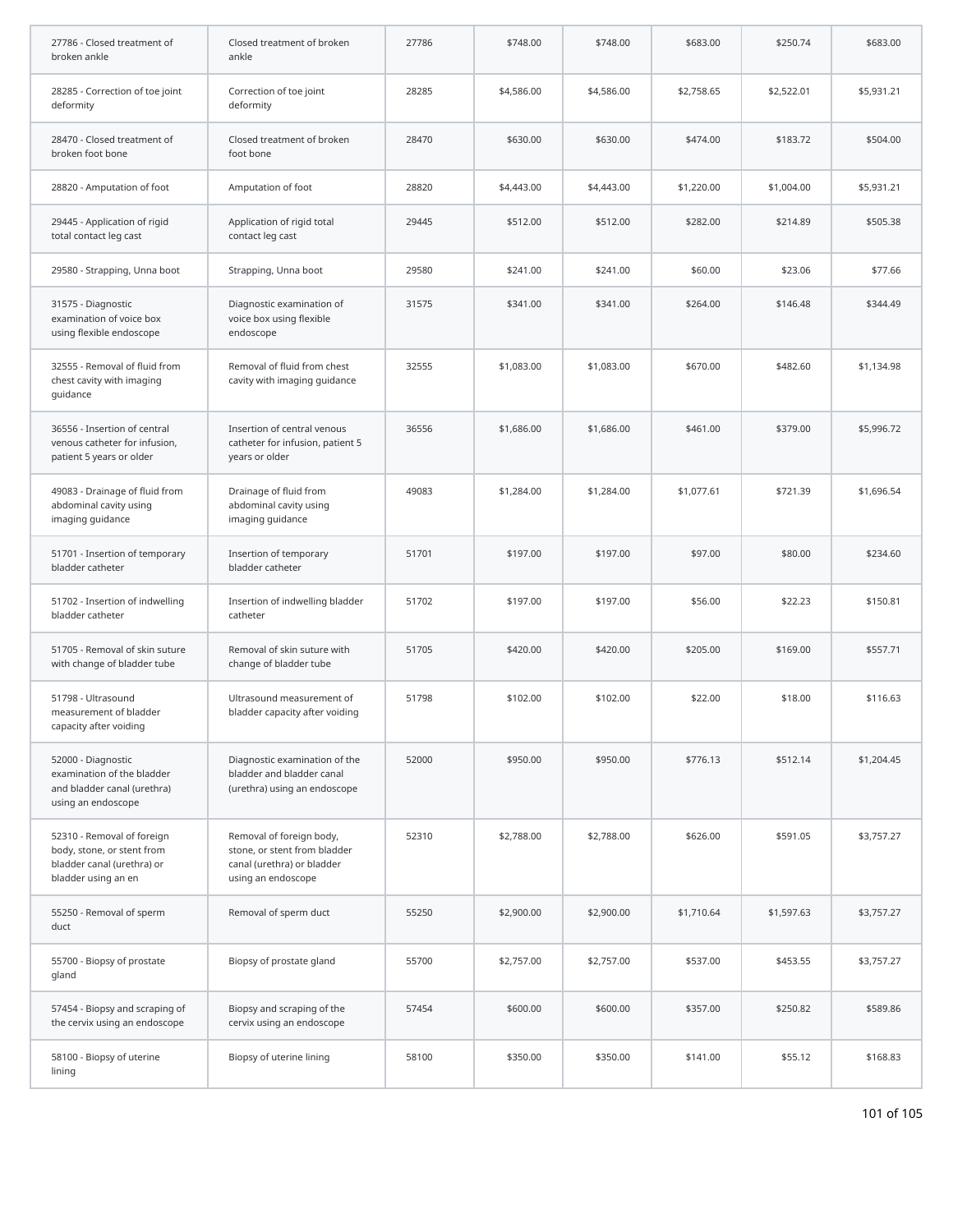| | | | | | | | |
|---|---|---|---|---|---|---|---|
| 27786 - Closed treatment of broken ankle | Closed treatment of broken ankle | 27786 | $748.00 | $748.00 | $683.00 | $250.74 | $683.00 |
| 28285 - Correction of toe joint deformity | Correction of toe joint deformity | 28285 | $4,586.00 | $4,586.00 | $2,758.65 | $2,522.01 | $5,931.21 |
| 28470 - Closed treatment of broken foot bone | Closed treatment of broken foot bone | 28470 | $630.00 | $630.00 | $474.00 | $183.72 | $504.00 |
| 28820 - Amputation of foot | Amputation of foot | 28820 | $4,443.00 | $4,443.00 | $1,220.00 | $1,004.00 | $5,931.21 |
| 29445 - Application of rigid total contact leg cast | Application of rigid total contact leg cast | 29445 | $512.00 | $512.00 | $282.00 | $214.89 | $505.38 |
| 29580 - Strapping, Unna boot | Strapping, Unna boot | 29580 | $241.00 | $241.00 | $60.00 | $23.06 | $77.66 |
| 31575 - Diagnostic examination of voice box using flexible endoscope | Diagnostic examination of voice box using flexible endoscope | 31575 | $341.00 | $341.00 | $264.00 | $146.48 | $344.49 |
| 32555 - Removal of fluid from chest cavity with imaging guidance | Removal of fluid from chest cavity with imaging guidance | 32555 | $1,083.00 | $1,083.00 | $670.00 | $482.60 | $1,134.98 |
| 36556 - Insertion of central venous catheter for infusion, patient 5 years or older | Insertion of central venous catheter for infusion, patient 5 years or older | 36556 | $1,686.00 | $1,686.00 | $461.00 | $379.00 | $5,996.72 |
| 49083 - Drainage of fluid from abdominal cavity using imaging guidance | Drainage of fluid from abdominal cavity using imaging guidance | 49083 | $1,284.00 | $1,284.00 | $1,077.61 | $721.39 | $1,696.54 |
| 51701 - Insertion of temporary bladder catheter | Insertion of temporary bladder catheter | 51701 | $197.00 | $197.00 | $97.00 | $80.00 | $234.60 |
| 51702 - Insertion of indwelling bladder catheter | Insertion of indwelling bladder catheter | 51702 | $197.00 | $197.00 | $56.00 | $22.23 | $150.81 |
| 51705 - Removal of skin suture with change of bladder tube | Removal of skin suture with change of bladder tube | 51705 | $420.00 | $420.00 | $205.00 | $169.00 | $557.71 |
| 51798 - Ultrasound measurement of bladder capacity after voiding | Ultrasound measurement of bladder capacity after voiding | 51798 | $102.00 | $102.00 | $22.00 | $18.00 | $116.63 |
| 52000 - Diagnostic examination of the bladder and bladder canal (urethra) using an endoscope | Diagnostic examination of the bladder and bladder canal (urethra) using an endoscope | 52000 | $950.00 | $950.00 | $776.13 | $512.14 | $1,204.45 |
| 52310 - Removal of foreign body, stone, or stent from bladder canal (urethra) or bladder using an en | Removal of foreign body, stone, or stent from bladder canal (urethra) or bladder using an endoscope | 52310 | $2,788.00 | $2,788.00 | $626.00 | $591.05 | $3,757.27 |
| 55250 - Removal of sperm duct | Removal of sperm duct | 55250 | $2,900.00 | $2,900.00 | $1,710.64 | $1,597.63 | $3,757.27 |
| 55700 - Biopsy of prostate gland | Biopsy of prostate gland | 55700 | $2,757.00 | $2,757.00 | $537.00 | $453.55 | $3,757.27 |
| 57454 - Biopsy and scraping of the cervix using an endoscope | Biopsy and scraping of the cervix using an endoscope | 57454 | $600.00 | $600.00 | $357.00 | $250.82 | $589.86 |
| 58100 - Biopsy of uterine lining | Biopsy of uterine lining | 58100 | $350.00 | $350.00 | $141.00 | $55.12 | $168.83 |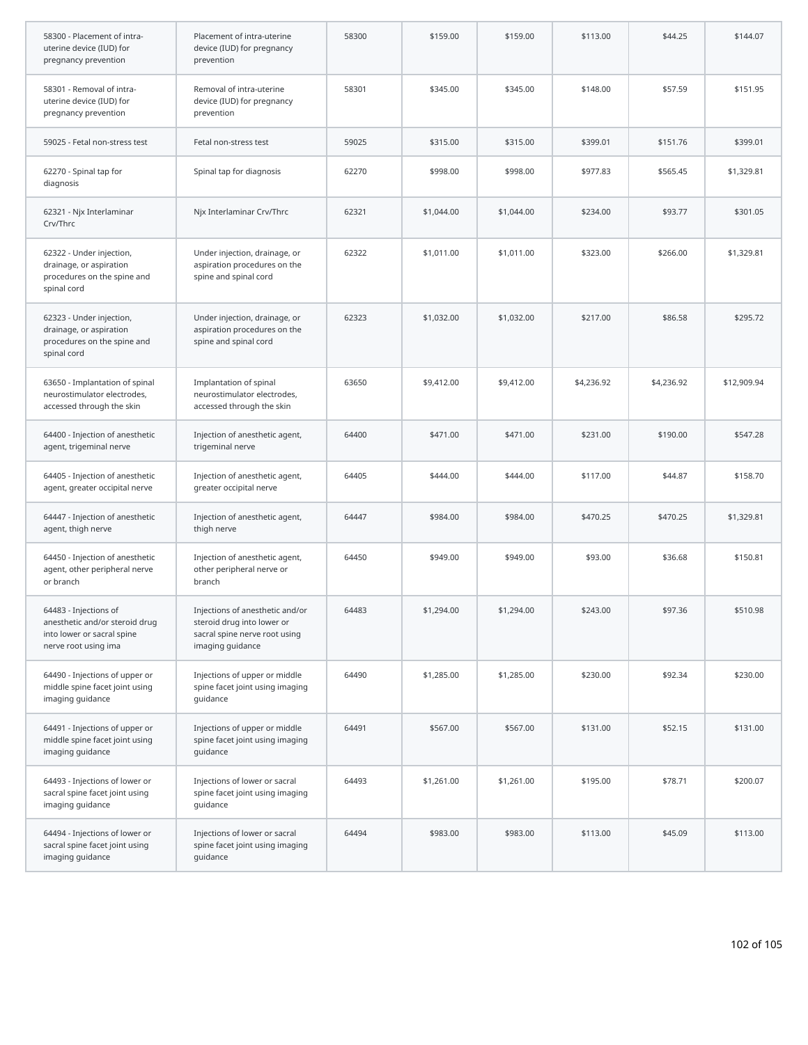| | | | | | | | |
|---|---|---|---|---|---|---|---|
| 58300 - Placement of intra-uterine device (IUD) for pregnancy prevention | Placement of intra-uterine device (IUD) for pregnancy prevention | 58300 | $159.00 | $159.00 | $113.00 | $44.25 | $144.07 |
| 58301 - Removal of intra-uterine device (IUD) for pregnancy prevention | Removal of intra-uterine device (IUD) for pregnancy prevention | 58301 | $345.00 | $345.00 | $148.00 | $57.59 | $151.95 |
| 59025 - Fetal non-stress test | Fetal non-stress test | 59025 | $315.00 | $315.00 | $399.01 | $151.76 | $399.01 |
| 62270 - Spinal tap for diagnosis | Spinal tap for diagnosis | 62270 | $998.00 | $998.00 | $977.83 | $565.45 | $1,329.81 |
| 62321 - Njx Interlaminar Crv/Thrc | Njx Interlaminar Crv/Thrc | 62321 | $1,044.00 | $1,044.00 | $234.00 | $93.77 | $301.05 |
| 62322 - Under injection, drainage, or aspiration procedures on the spine and spinal cord | Under injection, drainage, or aspiration procedures on the spine and spinal cord | 62322 | $1,011.00 | $1,011.00 | $323.00 | $266.00 | $1,329.81 |
| 62323 - Under injection, drainage, or aspiration procedures on the spine and spinal cord | Under injection, drainage, or aspiration procedures on the spine and spinal cord | 62323 | $1,032.00 | $1,032.00 | $217.00 | $86.58 | $295.72 |
| 63650 - Implantation of spinal neurostimulator electrodes, accessed through the skin | Implantation of spinal neurostimulator electrodes, accessed through the skin | 63650 | $9,412.00 | $9,412.00 | $4,236.92 | $4,236.92 | $12,909.94 |
| 64400 - Injection of anesthetic agent, trigeminal nerve | Injection of anesthetic agent, trigeminal nerve | 64400 | $471.00 | $471.00 | $231.00 | $190.00 | $547.28 |
| 64405 - Injection of anesthetic agent, greater occipital nerve | Injection of anesthetic agent, greater occipital nerve | 64405 | $444.00 | $444.00 | $117.00 | $44.87 | $158.70 |
| 64447 - Injection of anesthetic agent, thigh nerve | Injection of anesthetic agent, thigh nerve | 64447 | $984.00 | $984.00 | $470.25 | $470.25 | $1,329.81 |
| 64450 - Injection of anesthetic agent, other peripheral nerve or branch | Injection of anesthetic agent, other peripheral nerve or branch | 64450 | $949.00 | $949.00 | $93.00 | $36.68 | $150.81 |
| 64483 - Injections of anesthetic and/or steroid drug into lower or sacral spine nerve root using ima | Injections of anesthetic and/or steroid drug into lower or sacral spine nerve root using imaging guidance | 64483 | $1,294.00 | $1,294.00 | $243.00 | $97.36 | $510.98 |
| 64490 - Injections of upper or middle spine facet joint using imaging guidance | Injections of upper or middle spine facet joint using imaging guidance | 64490 | $1,285.00 | $1,285.00 | $230.00 | $92.34 | $230.00 |
| 64491 - Injections of upper or middle spine facet joint using imaging guidance | Injections of upper or middle spine facet joint using imaging guidance | 64491 | $567.00 | $567.00 | $131.00 | $52.15 | $131.00 |
| 64493 - Injections of lower or sacral spine facet joint using imaging guidance | Injections of lower or sacral spine facet joint using imaging guidance | 64493 | $1,261.00 | $1,261.00 | $195.00 | $78.71 | $200.07 |
| 64494 - Injections of lower or sacral spine facet joint using imaging guidance | Injections of lower or sacral spine facet joint using imaging guidance | 64494 | $983.00 | $983.00 | $113.00 | $45.09 | $113.00 |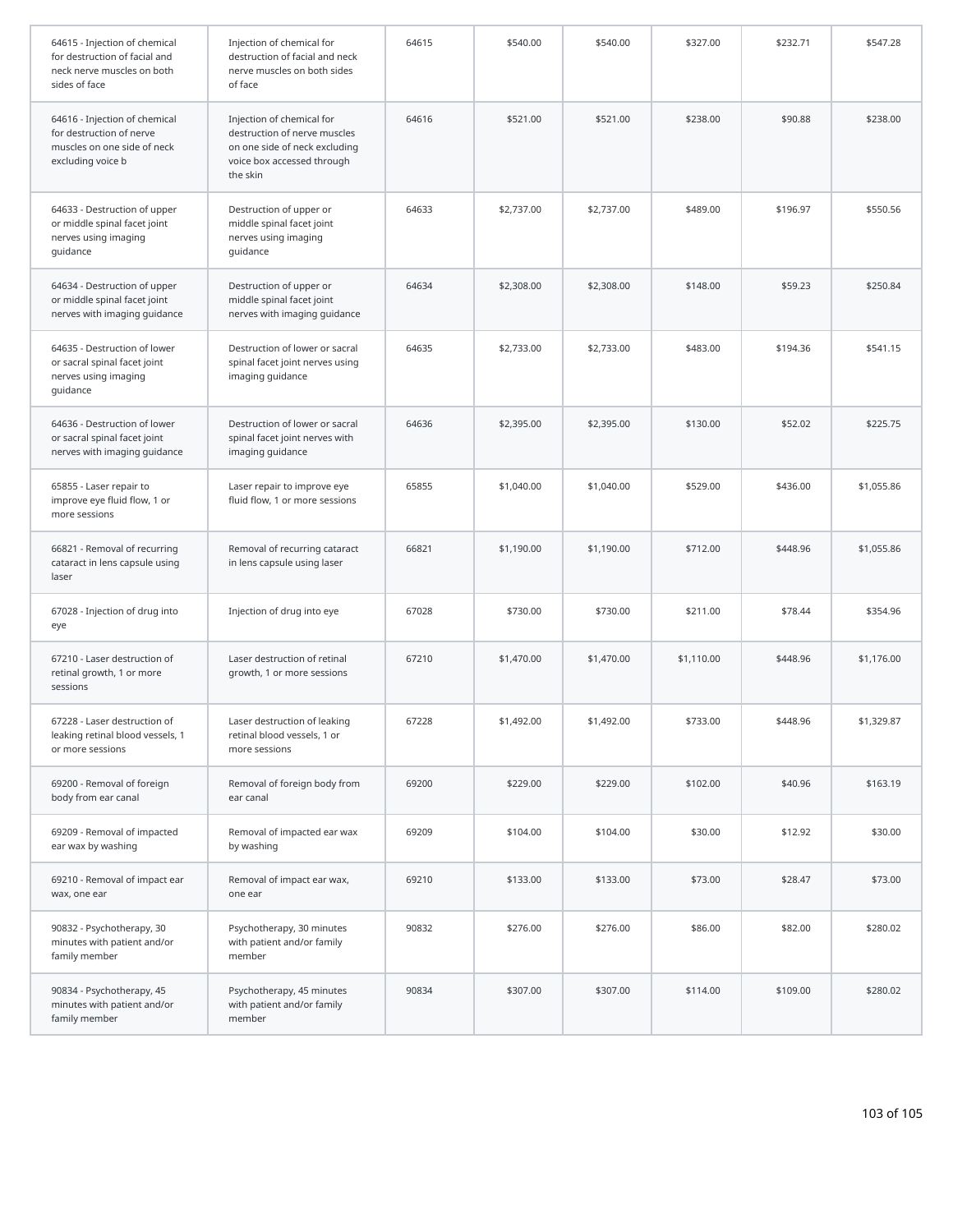| | | | | | | | |
|---|---|---|---|---|---|---|---|
| 64615 - Injection of chemical for destruction of facial and neck nerve muscles on both sides of face | Injection of chemical for destruction of facial and neck nerve muscles on both sides of face | 64615 | $540.00 | $540.00 | $327.00 | $232.71 | $547.28 |
| 64616 - Injection of chemical for destruction of nerve muscles on one side of neck excluding voice b | Injection of chemical for destruction of nerve muscles on one side of neck excluding voice box accessed through the skin | 64616 | $521.00 | $521.00 | $238.00 | $90.88 | $238.00 |
| 64633 - Destruction of upper or middle spinal facet joint nerves using imaging guidance | Destruction of upper or middle spinal facet joint nerves using imaging guidance | 64633 | $2,737.00 | $2,737.00 | $489.00 | $196.97 | $550.56 |
| 64634 - Destruction of upper or middle spinal facet joint nerves with imaging guidance | Destruction of upper or middle spinal facet joint nerves with imaging guidance | 64634 | $2,308.00 | $2,308.00 | $148.00 | $59.23 | $250.84 |
| 64635 - Destruction of lower or sacral spinal facet joint nerves using imaging guidance | Destruction of lower or sacral spinal facet joint nerves using imaging guidance | 64635 | $2,733.00 | $2,733.00 | $483.00 | $194.36 | $541.15 |
| 64636 - Destruction of lower or sacral spinal facet joint nerves with imaging guidance | Destruction of lower or sacral spinal facet joint nerves with imaging guidance | 64636 | $2,395.00 | $2,395.00 | $130.00 | $52.02 | $225.75 |
| 65855 - Laser repair to improve eye fluid flow, 1 or more sessions | Laser repair to improve eye fluid flow, 1 or more sessions | 65855 | $1,040.00 | $1,040.00 | $529.00 | $436.00 | $1,055.86 |
| 66821 - Removal of recurring cataract in lens capsule using laser | Removal of recurring cataract in lens capsule using laser | 66821 | $1,190.00 | $1,190.00 | $712.00 | $448.96 | $1,055.86 |
| 67028 - Injection of drug into eye | Injection of drug into eye | 67028 | $730.00 | $730.00 | $211.00 | $78.44 | $354.96 |
| 67210 - Laser destruction of retinal growth, 1 or more sessions | Laser destruction of retinal growth, 1 or more sessions | 67210 | $1,470.00 | $1,470.00 | $1,110.00 | $448.96 | $1,176.00 |
| 67228 - Laser destruction of leaking retinal blood vessels, 1 or more sessions | Laser destruction of leaking retinal blood vessels, 1 or more sessions | 67228 | $1,492.00 | $1,492.00 | $733.00 | $448.96 | $1,329.87 |
| 69200 - Removal of foreign body from ear canal | Removal of foreign body from ear canal | 69200 | $229.00 | $229.00 | $102.00 | $40.96 | $163.19 |
| 69209 - Removal of impacted ear wax by washing | Removal of impacted ear wax by washing | 69209 | $104.00 | $104.00 | $30.00 | $12.92 | $30.00 |
| 69210 - Removal of impact ear wax, one ear | Removal of impact ear wax, one ear | 69210 | $133.00 | $133.00 | $73.00 | $28.47 | $73.00 |
| 90832 - Psychotherapy, 30 minutes with patient and/or family member | Psychotherapy, 30 minutes with patient and/or family member | 90832 | $276.00 | $276.00 | $86.00 | $82.00 | $280.02 |
| 90834 - Psychotherapy, 45 minutes with patient and/or family member | Psychotherapy, 45 minutes with patient and/or family member | 90834 | $307.00 | $307.00 | $114.00 | $109.00 | $280.02 |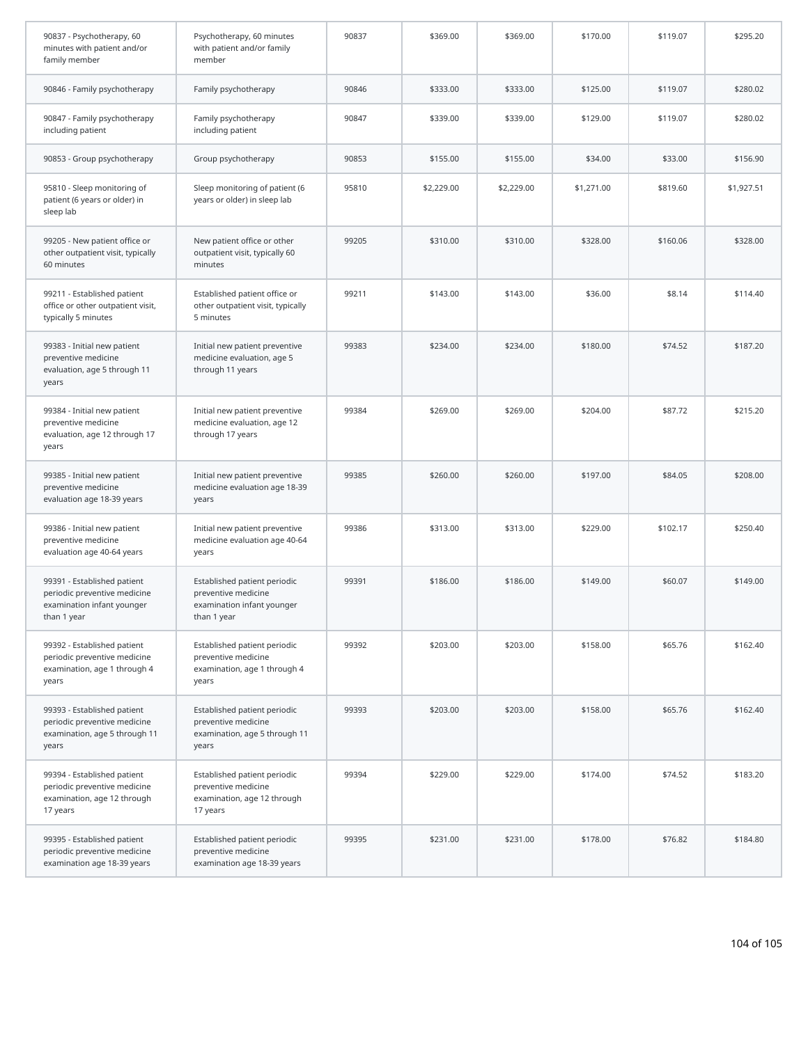| | | | | | | | |
|---|---|---|---|---|---|---|---|
| 90837 - Psychotherapy, 60 minutes with patient and/or family member | Psychotherapy, 60 minutes with patient and/or family member | 90837 | $369.00 | $369.00 | $170.00 | $119.07 | $295.20 |
| 90846 - Family psychotherapy | Family psychotherapy | 90846 | $333.00 | $333.00 | $125.00 | $119.07 | $280.02 |
| 90847 - Family psychotherapy including patient | Family psychotherapy including patient | 90847 | $339.00 | $339.00 | $129.00 | $119.07 | $280.02 |
| 90853 - Group psychotherapy | Group psychotherapy | 90853 | $155.00 | $155.00 | $34.00 | $33.00 | $156.90 |
| 95810 - Sleep monitoring of patient (6 years or older) in sleep lab | Sleep monitoring of patient (6 years or older) in sleep lab | 95810 | $2,229.00 | $2,229.00 | $1,271.00 | $819.60 | $1,927.51 |
| 99205 - New patient office or other outpatient visit, typically 60 minutes | New patient office or other outpatient visit, typically 60 minutes | 99205 | $310.00 | $310.00 | $328.00 | $160.06 | $328.00 |
| 99211 - Established patient office or other outpatient visit, typically 5 minutes | Established patient office or other outpatient visit, typically 5 minutes | 99211 | $143.00 | $143.00 | $36.00 | $8.14 | $114.40 |
| 99383 - Initial new patient preventive medicine evaluation, age 5 through 11 years | Initial new patient preventive medicine evaluation, age 5 through 11 years | 99383 | $234.00 | $234.00 | $180.00 | $74.52 | $187.20 |
| 99384 - Initial new patient preventive medicine evaluation, age 12 through 17 years | Initial new patient preventive medicine evaluation, age 12 through 17 years | 99384 | $269.00 | $269.00 | $204.00 | $87.72 | $215.20 |
| 99385 - Initial new patient preventive medicine evaluation age 18-39 years | Initial new patient preventive medicine evaluation age 18-39 years | 99385 | $260.00 | $260.00 | $197.00 | $84.05 | $208.00 |
| 99386 - Initial new patient preventive medicine evaluation age 40-64 years | Initial new patient preventive medicine evaluation age 40-64 years | 99386 | $313.00 | $313.00 | $229.00 | $102.17 | $250.40 |
| 99391 - Established patient periodic preventive medicine examination infant younger than 1 year | Established patient periodic preventive medicine examination infant younger than 1 year | 99391 | $186.00 | $186.00 | $149.00 | $60.07 | $149.00 |
| 99392 - Established patient periodic preventive medicine examination, age 1 through 4 years | Established patient periodic preventive medicine examination, age 1 through 4 years | 99392 | $203.00 | $203.00 | $158.00 | $65.76 | $162.40 |
| 99393 - Established patient periodic preventive medicine examination, age 5 through 11 years | Established patient periodic preventive medicine examination, age 5 through 11 years | 99393 | $203.00 | $203.00 | $158.00 | $65.76 | $162.40 |
| 99394 - Established patient periodic preventive medicine examination, age 12 through 17 years | Established patient periodic preventive medicine examination, age 12 through 17 years | 99394 | $229.00 | $229.00 | $174.00 | $74.52 | $183.20 |
| 99395 - Established patient periodic preventive medicine examination age 18-39 years | Established patient periodic preventive medicine examination age 18-39 years | 99395 | $231.00 | $231.00 | $178.00 | $76.82 | $184.80 |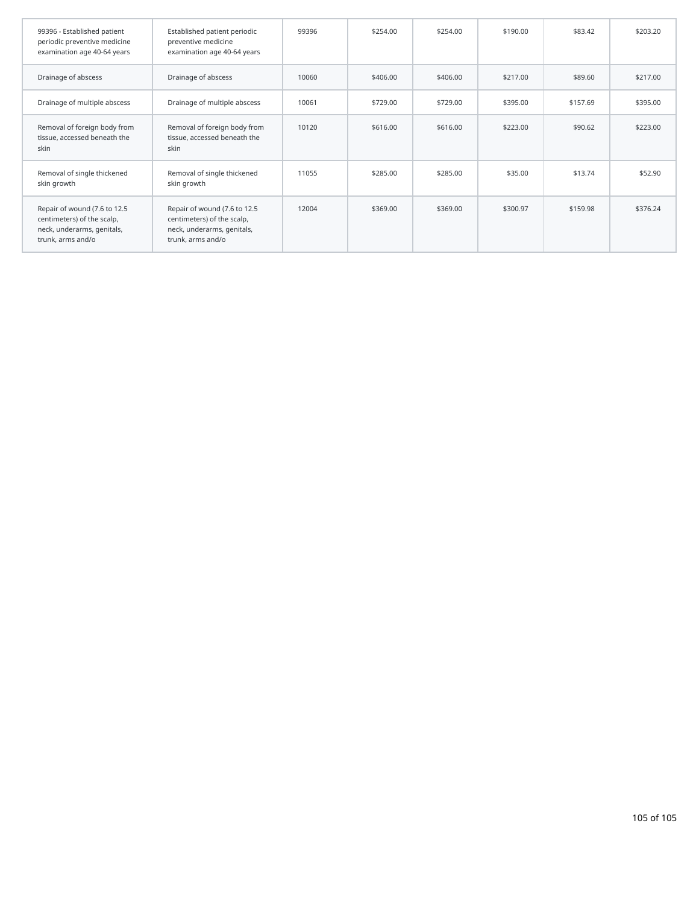| | | | | | | | |
|---|---|---|---|---|---|---|---|
| 99396 - Established patient periodic preventive medicine examination age 40-64 years | Established patient periodic preventive medicine examination age 40-64 years | 99396 | $254.00 | $254.00 | $190.00 | $83.42 | $203.20 |
| Drainage of abscess | Drainage of abscess | 10060 | $406.00 | $406.00 | $217.00 | $89.60 | $217.00 |
| Drainage of multiple abscess | Drainage of multiple abscess | 10061 | $729.00 | $729.00 | $395.00 | $157.69 | $395.00 |
| Removal of foreign body from tissue, accessed beneath the skin | Removal of foreign body from tissue, accessed beneath the skin | 10120 | $616.00 | $616.00 | $223.00 | $90.62 | $223.00 |
| Removal of single thickened skin growth | Removal of single thickened skin growth | 11055 | $285.00 | $285.00 | $35.00 | $13.74 | $52.90 |
| Repair of wound (7.6 to 12.5 centimeters) of the scalp, neck, underarms, genitals, trunk, arms and/o | Repair of wound (7.6 to 12.5 centimeters) of the scalp, neck, underarms, genitals, trunk, arms and/o | 12004 | $369.00 | $369.00 | $300.97 | $159.98 | $376.24 |